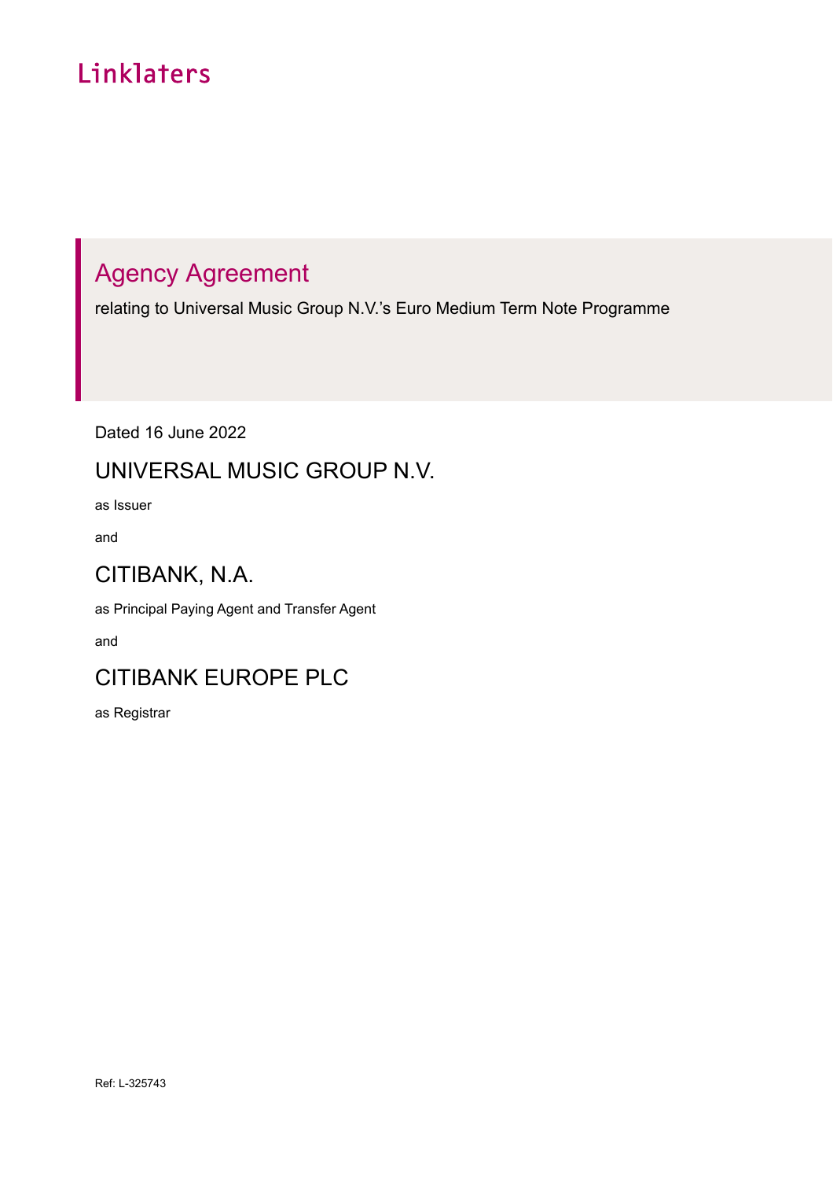Linklaters

# Agency Agreement

relating to Universal Music Group N.V.'s Euro Medium Term Note Programme

Dated 16 June 2022

## UNIVERSAL MUSIC GROUP N.V.

as Issuer

and

## CITIBANK, N.A.

as Principal Paying Agent and Transfer Agent

and

## CITIBANK EUROPE PLC

as Registrar

Ref: L-325743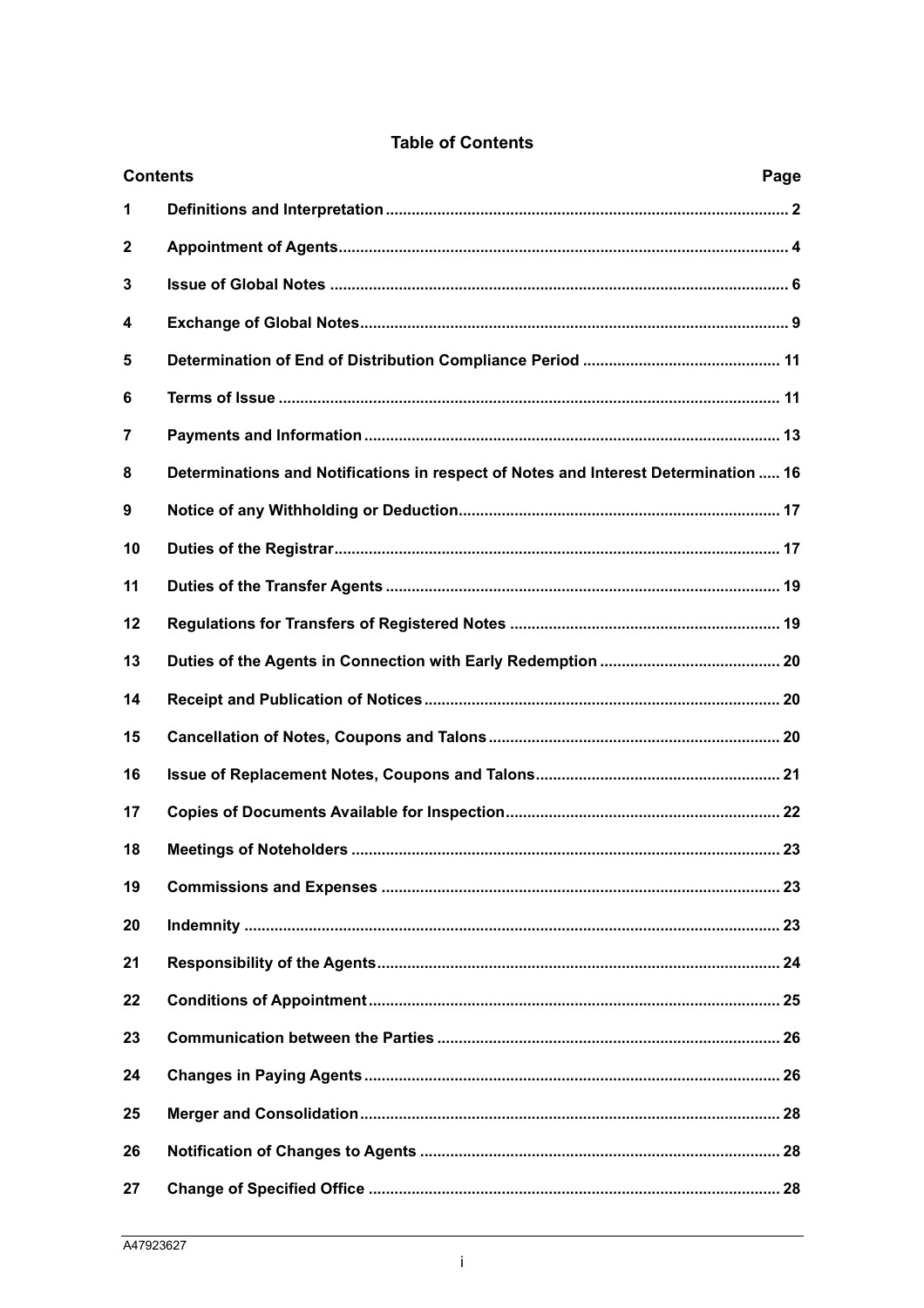## Table of Contents

| Contents | | Page |
|---|---|---|
| 1 | Definitions and Interpretation | 2 |
| 2 | Appointment of Agents | 4 |
| 3 | Issue of Global Notes | 6 |
| 4 | Exchange of Global Notes | 9 |
| 5 | Determination of End of Distribution Compliance Period | 11 |
| 6 | Terms of Issue | 11 |
| 7 | Payments and Information | 13 |
| 8 | Determinations and Notifications in respect of Notes and Interest Determination | 16 |
| 9 | Notice of any Withholding or Deduction | 17 |
| 10 | Duties of the Registrar | 17 |
| 11 | Duties of the Transfer Agents | 19 |
| 12 | Regulations for Transfers of Registered Notes | 19 |
| 13 | Duties of the Agents in Connection with Early Redemption | 20 |
| 14 | Receipt and Publication of Notices | 20 |
| 15 | Cancellation of Notes, Coupons and Talons | 20 |
| 16 | Issue of Replacement Notes, Coupons and Talons | 21 |
| 17 | Copies of Documents Available for Inspection | 22 |
| 18 | Meetings of Noteholders | 23 |
| 19 | Commissions and Expenses | 23 |
| 20 | Indemnity | 23 |
| 21 | Responsibility of the Agents | 24 |
| 22 | Conditions of Appointment | 25 |
| 23 | Communication between the Parties | 26 |
| 24 | Changes in Paying Agents | 26 |
| 25 | Merger and Consolidation | 28 |
| 26 | Notification of Changes to Agents | 28 |
| 27 | Change of Specified Office | 28 |

A47923627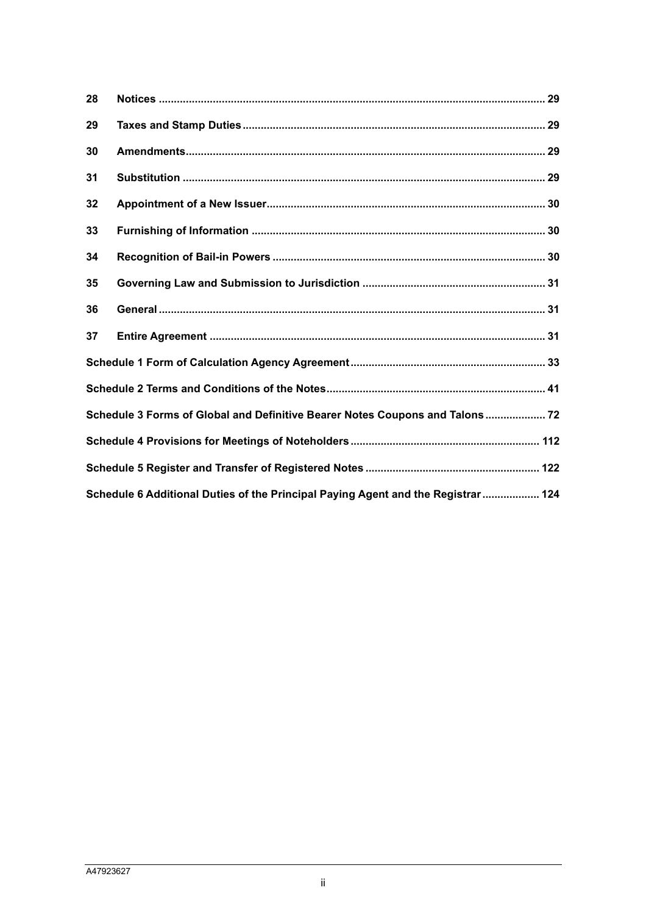| | | |
|---|---|---|
| 28 | **Notices** | **29** |
| 29 | **Taxes and Stamp Duties** | **29** |
| 30 | **Amendments** | **29** |
| 31 | **Substitution** | **29** |
| 32 | **Appointment of a New Issuer** | **30** |
| 33 | **Furnishing of Information** | **30** |
| 34 | **Recognition of Bail-in Powers** | **30** |
| 35 | **Governing Law and Submission to Jurisdiction** | **31** |
| 36 | **General** | **31** |
| 37 | **Entire Agreement** | **31** |
| **Schedule 1 Form of Calculation Agency Agreement** | | **33** |
| **Schedule 2 Terms and Conditions of the Notes** | | **41** |
| **Schedule 3 Forms of Global and Definitive Bearer Notes Coupons and Talons** | | **72** |
| **Schedule 4 Provisions for Meetings of Noteholders** | | **112** |
| **Schedule 5 Register and Transfer of Registered Notes** | | **122** |
| **Schedule 6 Additional Duties of the Principal Paying Agent and the Registrar** | | **124** |

A47923627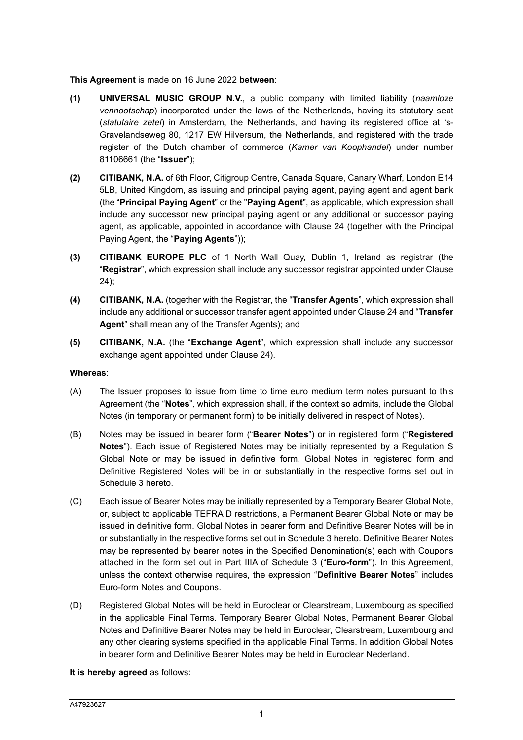**This Agreement** is made on 16 June 2022 **between**:

**(1)** **UNIVERSAL MUSIC GROUP N.V.**, a public company with limited liability (*naamloze vennootschap*) incorporated under the laws of the Netherlands, having its statutory seat (*statutaire zetel*) in Amsterdam, the Netherlands, and having its registered office at 's-Gravelandseweg 80, 1217 EW Hilversum, the Netherlands, and registered with the trade register of the Dutch chamber of commerce (*Kamer van Koophandel*) under number 81106661 (the "**Issuer**");

**(2)** **CITIBANK, N.A.** of 6th Floor, Citigroup Centre, Canada Square, Canary Wharf, London E14 5LB, United Kingdom, as issuing and principal paying agent, paying agent and agent bank (the "**Principal Paying Agent**" or the "**Paying Agent**", as applicable, which expression shall include any successor new principal paying agent or any additional or successor paying agent, as applicable, appointed in accordance with Clause 24 (together with the Principal Paying Agent, the "**Paying Agents**"));

**(3)** **CITIBANK EUROPE PLC** of 1 North Wall Quay, Dublin 1, Ireland as registrar (the "**Registrar**", which expression shall include any successor registrar appointed under Clause 24);

**(4)** **CITIBANK, N.A.** (together with the Registrar, the "**Transfer Agents**", which expression shall include any additional or successor transfer agent appointed under Clause 24 and "**Transfer Agent**" shall mean any of the Transfer Agents); and

**(5)** **CITIBANK, N.A.** (the "**Exchange Agent**", which expression shall include any successor exchange agent appointed under Clause 24).

**Whereas**:

(A) The Issuer proposes to issue from time to time euro medium term notes pursuant to this Agreement (the "**Notes**", which expression shall, if the context so admits, include the Global Notes (in temporary or permanent form) to be initially delivered in respect of Notes).

(B) Notes may be issued in bearer form ("**Bearer Notes**") or in registered form ("**Registered Notes**"). Each issue of Registered Notes may be initially represented by a Regulation S Global Note or may be issued in definitive form. Global Notes in registered form and Definitive Registered Notes will be in or substantially in the respective forms set out in Schedule 3 hereto.

(C) Each issue of Bearer Notes may be initially represented by a Temporary Bearer Global Note, or, subject to applicable TEFRA D restrictions, a Permanent Bearer Global Note or may be issued in definitive form. Global Notes in bearer form and Definitive Bearer Notes will be in or substantially in the respective forms set out in Schedule 3 hereto. Definitive Bearer Notes may be represented by bearer notes in the Specified Denomination(s) each with Coupons attached in the form set out in Part IIIA of Schedule 3 ("**Euro-form**"). In this Agreement, unless the context otherwise requires, the expression "**Definitive Bearer Notes**" includes Euro-form Notes and Coupons.

(D) Registered Global Notes will be held in Euroclear or Clearstream, Luxembourg as specified in the applicable Final Terms. Temporary Bearer Global Notes, Permanent Bearer Global Notes and Definitive Bearer Notes may be held in Euroclear, Clearstream, Luxembourg and any other clearing systems specified in the applicable Final Terms. In addition Global Notes in bearer form and Definitive Bearer Notes may be held in Euroclear Nederland.

**It is hereby agreed** as follows: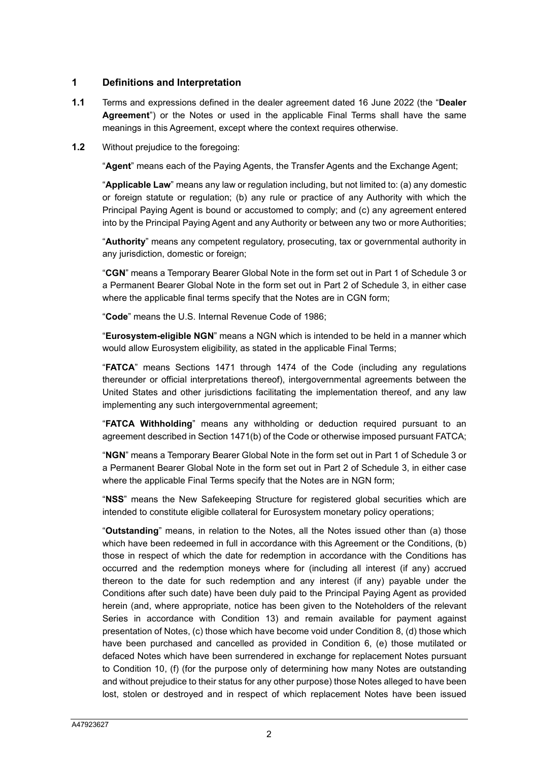## 1 Definitions and Interpretation

**1.1** Terms and expressions defined in the dealer agreement dated 16 June 2022 (the "**Dealer Agreement**") or the Notes or used in the applicable Final Terms shall have the same meanings in this Agreement, except where the context requires otherwise.

**1.2** Without prejudice to the foregoing:

"**Agent**" means each of the Paying Agents, the Transfer Agents and the Exchange Agent;

"**Applicable Law**" means any law or regulation including, but not limited to: (a) any domestic or foreign statute or regulation; (b) any rule or practice of any Authority with which the Principal Paying Agent is bound or accustomed to comply; and (c) any agreement entered into by the Principal Paying Agent and any Authority or between any two or more Authorities;

"**Authority**" means any competent regulatory, prosecuting, tax or governmental authority in any jurisdiction, domestic or foreign;

"**CGN**" means a Temporary Bearer Global Note in the form set out in Part 1 of Schedule 3 or a Permanent Bearer Global Note in the form set out in Part 2 of Schedule 3, in either case where the applicable final terms specify that the Notes are in CGN form;

"**Code**" means the U.S. Internal Revenue Code of 1986;

"**Eurosystem-eligible NGN**" means a NGN which is intended to be held in a manner which would allow Eurosystem eligibility, as stated in the applicable Final Terms;

"**FATCA**" means Sections 1471 through 1474 of the Code (including any regulations thereunder or official interpretations thereof), intergovernmental agreements between the United States and other jurisdictions facilitating the implementation thereof, and any law implementing any such intergovernmental agreement;

"**FATCA Withholding**" means any withholding or deduction required pursuant to an agreement described in Section 1471(b) of the Code or otherwise imposed pursuant FATCA;

"**NGN**" means a Temporary Bearer Global Note in the form set out in Part 1 of Schedule 3 or a Permanent Bearer Global Note in the form set out in Part 2 of Schedule 3, in either case where the applicable Final Terms specify that the Notes are in NGN form;

"**NSS**" means the New Safekeeping Structure for registered global securities which are intended to constitute eligible collateral for Eurosystem monetary policy operations;

"**Outstanding**" means, in relation to the Notes, all the Notes issued other than (a) those which have been redeemed in full in accordance with this Agreement or the Conditions, (b) those in respect of which the date for redemption in accordance with the Conditions has occurred and the redemption moneys where for (including all interest (if any) accrued thereon to the date for such redemption and any interest (if any) payable under the Conditions after such date) have been duly paid to the Principal Paying Agent as provided herein (and, where appropriate, notice has been given to the Noteholders of the relevant Series in accordance with Condition 13) and remain available for payment against presentation of Notes, (c) those which have become void under Condition 8, (d) those which have been purchased and cancelled as provided in Condition 6, (e) those mutilated or defaced Notes which have been surrendered in exchange for replacement Notes pursuant to Condition 10, (f) (for the purpose only of determining how many Notes are outstanding and without prejudice to their status for any other purpose) those Notes alleged to have been lost, stolen or destroyed and in respect of which replacement Notes have been issued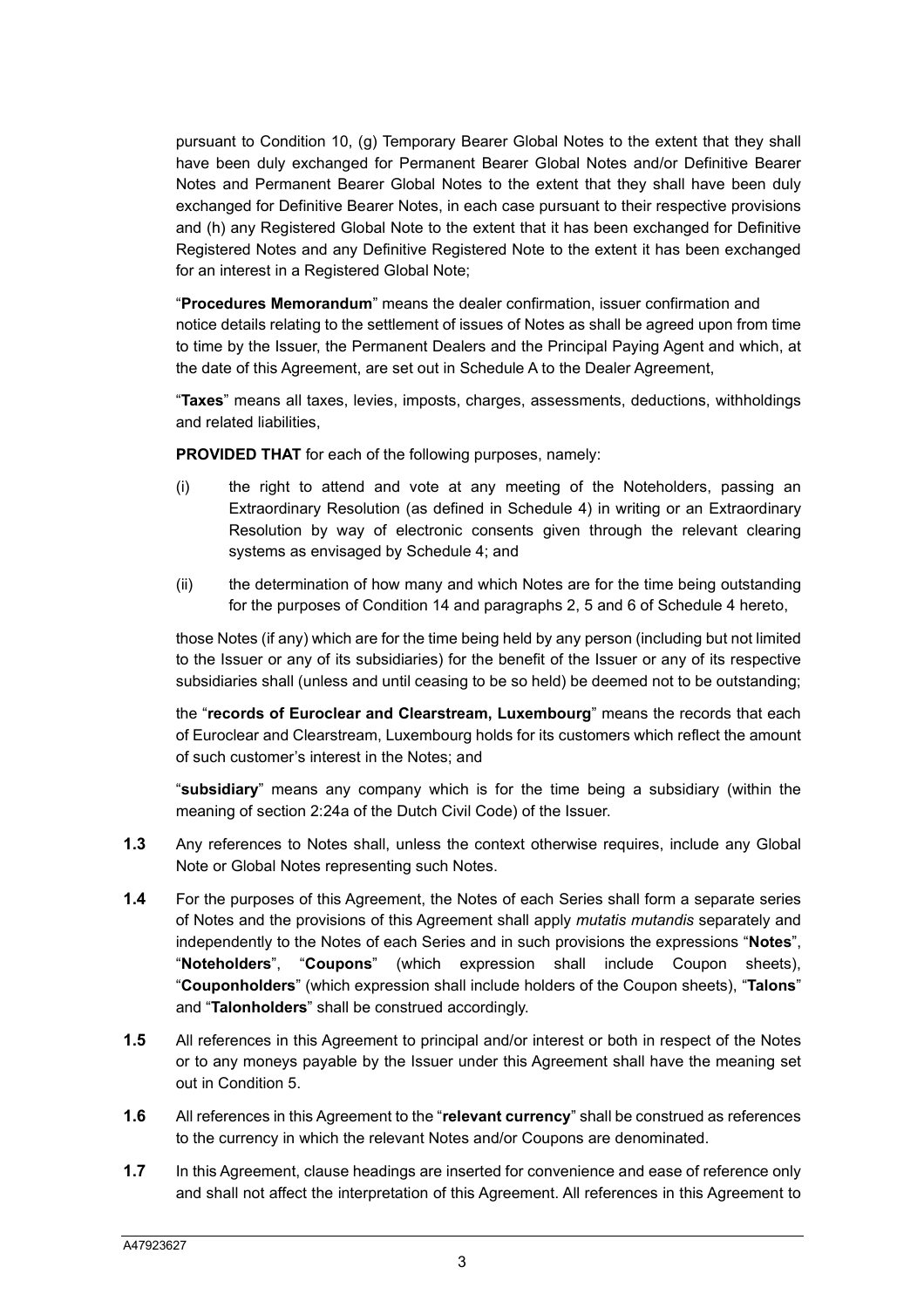pursuant to Condition 10, (g) Temporary Bearer Global Notes to the extent that they shall have been duly exchanged for Permanent Bearer Global Notes and/or Definitive Bearer Notes and Permanent Bearer Global Notes to the extent that they shall have been duly exchanged for Definitive Bearer Notes, in each case pursuant to their respective provisions and (h) any Registered Global Note to the extent that it has been exchanged for Definitive Registered Notes and any Definitive Registered Note to the extent it has been exchanged for an interest in a Registered Global Note;

"**Procedures Memorandum**" means the dealer confirmation, issuer confirmation and notice details relating to the settlement of issues of Notes as shall be agreed upon from time to time by the Issuer, the Permanent Dealers and the Principal Paying Agent and which, at the date of this Agreement, are set out in Schedule A to the Dealer Agreement,

"**Taxes**" means all taxes, levies, imposts, charges, assessments, deductions, withholdings and related liabilities,

**PROVIDED THAT** for each of the following purposes, namely:

(i) the right to attend and vote at any meeting of the Noteholders, passing an Extraordinary Resolution (as defined in Schedule 4) in writing or an Extraordinary Resolution by way of electronic consents given through the relevant clearing systems as envisaged by Schedule 4; and

(ii) the determination of how many and which Notes are for the time being outstanding for the purposes of Condition 14 and paragraphs 2, 5 and 6 of Schedule 4 hereto,

those Notes (if any) which are for the time being held by any person (including but not limited to the Issuer or any of its subsidiaries) for the benefit of the Issuer or any of its respective subsidiaries shall (unless and until ceasing to be so held) be deemed not to be outstanding;

the "**records of Euroclear and Clearstream, Luxembourg**" means the records that each of Euroclear and Clearstream, Luxembourg holds for its customers which reflect the amount of such customer's interest in the Notes; and

"**subsidiary**" means any company which is for the time being a subsidiary (within the meaning of section 2:24a of the Dutch Civil Code) of the Issuer.

**1.3** Any references to Notes shall, unless the context otherwise requires, include any Global Note or Global Notes representing such Notes.

**1.4** For the purposes of this Agreement, the Notes of each Series shall form a separate series of Notes and the provisions of this Agreement shall apply *mutatis mutandis* separately and independently to the Notes of each Series and in such provisions the expressions "**Notes**", "**Noteholders**", "**Coupons**" (which expression shall include Coupon sheets), "**Couponholders**" (which expression shall include holders of the Coupon sheets), "**Talons**" and "**Talonholders**" shall be construed accordingly.

**1.5** All references in this Agreement to principal and/or interest or both in respect of the Notes or to any moneys payable by the Issuer under this Agreement shall have the meaning set out in Condition 5.

**1.6** All references in this Agreement to the "**relevant currency**" shall be construed as references to the currency in which the relevant Notes and/or Coupons are denominated.

**1.7** In this Agreement, clause headings are inserted for convenience and ease of reference only and shall not affect the interpretation of this Agreement. All references in this Agreement to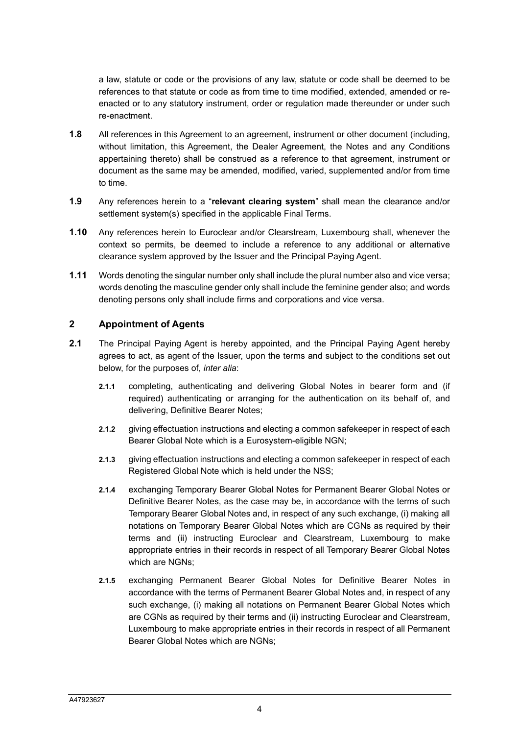a law, statute or code or the provisions of any law, statute or code shall be deemed to be references to that statute or code as from time to time modified, extended, amended or re-enacted or to any statutory instrument, order or regulation made thereunder or under such re-enactment.

**1.8** All references in this Agreement to an agreement, instrument or other document (including, without limitation, this Agreement, the Dealer Agreement, the Notes and any Conditions appertaining thereto) shall be construed as a reference to that agreement, instrument or document as the same may be amended, modified, varied, supplemented and/or from time to time.

**1.9** Any references herein to a "**relevant clearing system**" shall mean the clearance and/or settlement system(s) specified in the applicable Final Terms.

**1.10** Any references herein to Euroclear and/or Clearstream, Luxembourg shall, whenever the context so permits, be deemed to include a reference to any additional or alternative clearance system approved by the Issuer and the Principal Paying Agent.

**1.11** Words denoting the singular number only shall include the plural number also and vice versa; words denoting the masculine gender only shall include the feminine gender also; and words denoting persons only shall include firms and corporations and vice versa.

## 2 Appointment of Agents

**2.1** The Principal Paying Agent is hereby appointed, and the Principal Paying Agent hereby agrees to act, as agent of the Issuer, upon the terms and subject to the conditions set out below, for the purposes of, *inter alia*:

**2.1.1** completing, authenticating and delivering Global Notes in bearer form and (if required) authenticating or arranging for the authentication on its behalf of, and delivering, Definitive Bearer Notes;

**2.1.2** giving effectuation instructions and electing a common safekeeper in respect of each Bearer Global Note which is a Eurosystem-eligible NGN;

**2.1.3** giving effectuation instructions and electing a common safekeeper in respect of each Registered Global Note which is held under the NSS;

**2.1.4** exchanging Temporary Bearer Global Notes for Permanent Bearer Global Notes or Definitive Bearer Notes, as the case may be, in accordance with the terms of such Temporary Bearer Global Notes and, in respect of any such exchange, (i) making all notations on Temporary Bearer Global Notes which are CGNs as required by their terms and (ii) instructing Euroclear and Clearstream, Luxembourg to make appropriate entries in their records in respect of all Temporary Bearer Global Notes which are NGNs;

**2.1.5** exchanging Permanent Bearer Global Notes for Definitive Bearer Notes in accordance with the terms of Permanent Bearer Global Notes and, in respect of any such exchange, (i) making all notations on Permanent Bearer Global Notes which are CGNs as required by their terms and (ii) instructing Euroclear and Clearstream, Luxembourg to make appropriate entries in their records in respect of all Permanent Bearer Global Notes which are NGNs;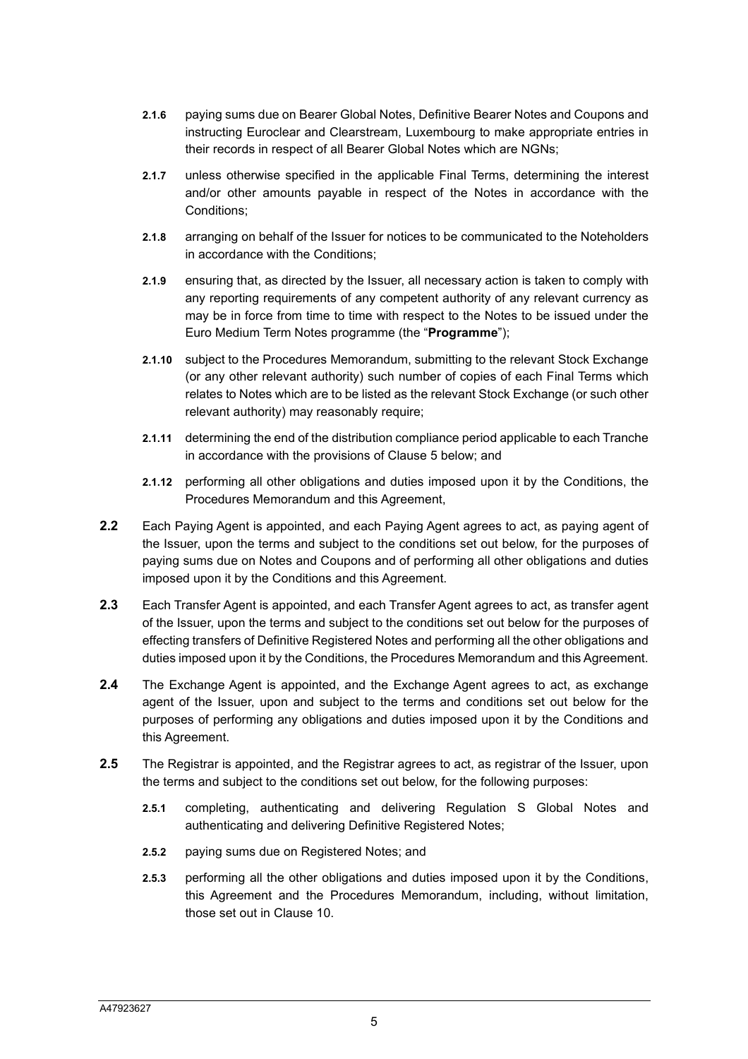**2.1.6** paying sums due on Bearer Global Notes, Definitive Bearer Notes and Coupons and instructing Euroclear and Clearstream, Luxembourg to make appropriate entries in their records in respect of all Bearer Global Notes which are NGNs;

**2.1.7** unless otherwise specified in the applicable Final Terms, determining the interest and/or other amounts payable in respect of the Notes in accordance with the Conditions;

**2.1.8** arranging on behalf of the Issuer for notices to be communicated to the Noteholders in accordance with the Conditions;

**2.1.9** ensuring that, as directed by the Issuer, all necessary action is taken to comply with any reporting requirements of any competent authority of any relevant currency as may be in force from time to time with respect to the Notes to be issued under the Euro Medium Term Notes programme (the "**Programme**");

**2.1.10** subject to the Procedures Memorandum, submitting to the relevant Stock Exchange (or any other relevant authority) such number of copies of each Final Terms which relates to Notes which are to be listed as the relevant Stock Exchange (or such other relevant authority) may reasonably require;

**2.1.11** determining the end of the distribution compliance period applicable to each Tranche in accordance with the provisions of Clause 5 below; and

**2.1.12** performing all other obligations and duties imposed upon it by the Conditions, the Procedures Memorandum and this Agreement,

**2.2** Each Paying Agent is appointed, and each Paying Agent agrees to act, as paying agent of the Issuer, upon the terms and subject to the conditions set out below, for the purposes of paying sums due on Notes and Coupons and of performing all other obligations and duties imposed upon it by the Conditions and this Agreement.

**2.3** Each Transfer Agent is appointed, and each Transfer Agent agrees to act, as transfer agent of the Issuer, upon the terms and subject to the conditions set out below for the purposes of effecting transfers of Definitive Registered Notes and performing all the other obligations and duties imposed upon it by the Conditions, the Procedures Memorandum and this Agreement.

**2.4** The Exchange Agent is appointed, and the Exchange Agent agrees to act, as exchange agent of the Issuer, upon and subject to the terms and conditions set out below for the purposes of performing any obligations and duties imposed upon it by the Conditions and this Agreement.

**2.5** The Registrar is appointed, and the Registrar agrees to act, as registrar of the Issuer, upon the terms and subject to the conditions set out below, for the following purposes:

**2.5.1** completing, authenticating and delivering Regulation S Global Notes and authenticating and delivering Definitive Registered Notes;

**2.5.2** paying sums due on Registered Notes; and

**2.5.3** performing all the other obligations and duties imposed upon it by the Conditions, this Agreement and the Procedures Memorandum, including, without limitation, those set out in Clause 10.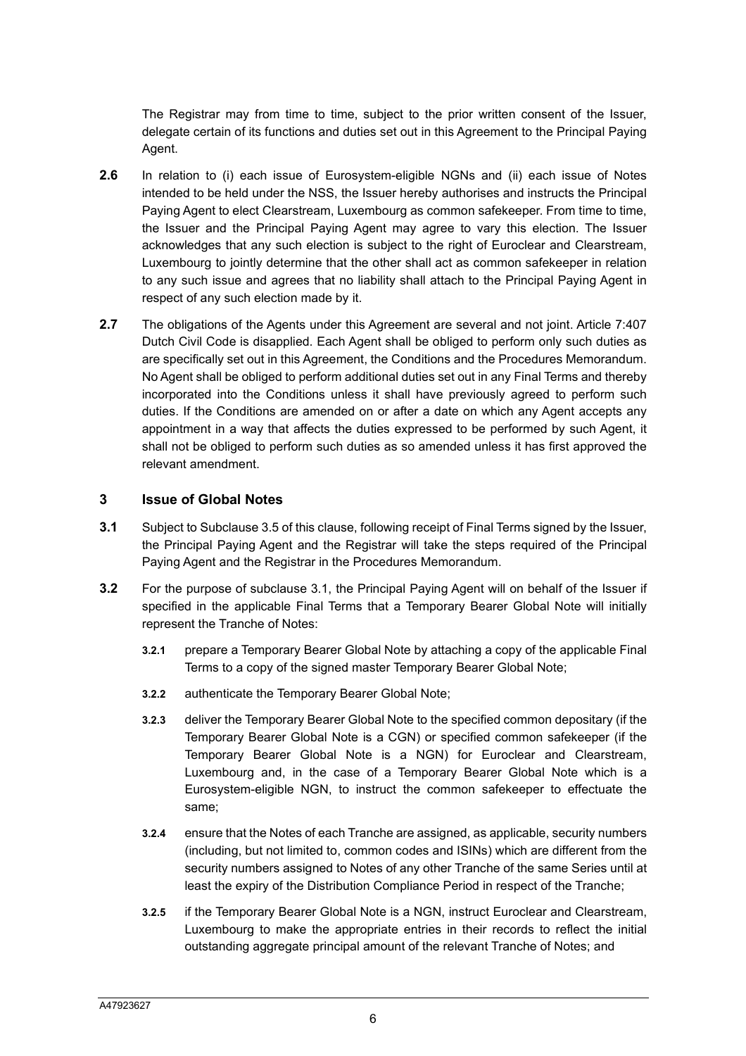The Registrar may from time to time, subject to the prior written consent of the Issuer, delegate certain of its functions and duties set out in this Agreement to the Principal Paying Agent.

**2.6** In relation to (i) each issue of Eurosystem-eligible NGNs and (ii) each issue of Notes intended to be held under the NSS, the Issuer hereby authorises and instructs the Principal Paying Agent to elect Clearstream, Luxembourg as common safekeeper. From time to time, the Issuer and the Principal Paying Agent may agree to vary this election. The Issuer acknowledges that any such election is subject to the right of Euroclear and Clearstream, Luxembourg to jointly determine that the other shall act as common safekeeper in relation to any such issue and agrees that no liability shall attach to the Principal Paying Agent in respect of any such election made by it.

**2.7** The obligations of the Agents under this Agreement are several and not joint. Article 7:407 Dutch Civil Code is disapplied. Each Agent shall be obliged to perform only such duties as are specifically set out in this Agreement, the Conditions and the Procedures Memorandum. No Agent shall be obliged to perform additional duties set out in any Final Terms and thereby incorporated into the Conditions unless it shall have previously agreed to perform such duties. If the Conditions are amended on or after a date on which any Agent accepts any appointment in a way that affects the duties expressed to be performed by such Agent, it shall not be obliged to perform such duties as so amended unless it has first approved the relevant amendment.

## 3 Issue of Global Notes

**3.1** Subject to Subclause 3.5 of this clause, following receipt of Final Terms signed by the Issuer, the Principal Paying Agent and the Registrar will take the steps required of the Principal Paying Agent and the Registrar in the Procedures Memorandum.

**3.2** For the purpose of subclause 3.1, the Principal Paying Agent will on behalf of the Issuer if specified in the applicable Final Terms that a Temporary Bearer Global Note will initially represent the Tranche of Notes:

**3.2.1** prepare a Temporary Bearer Global Note by attaching a copy of the applicable Final Terms to a copy of the signed master Temporary Bearer Global Note;

**3.2.2** authenticate the Temporary Bearer Global Note;

**3.2.3** deliver the Temporary Bearer Global Note to the specified common depositary (if the Temporary Bearer Global Note is a CGN) or specified common safekeeper (if the Temporary Bearer Global Note is a NGN) for Euroclear and Clearstream, Luxembourg and, in the case of a Temporary Bearer Global Note which is a Eurosystem-eligible NGN, to instruct the common safekeeper to effectuate the same;

**3.2.4** ensure that the Notes of each Tranche are assigned, as applicable, security numbers (including, but not limited to, common codes and ISINs) which are different from the security numbers assigned to Notes of any other Tranche of the same Series until at least the expiry of the Distribution Compliance Period in respect of the Tranche;

**3.2.5** if the Temporary Bearer Global Note is a NGN, instruct Euroclear and Clearstream, Luxembourg to make the appropriate entries in their records to reflect the initial outstanding aggregate principal amount of the relevant Tranche of Notes; and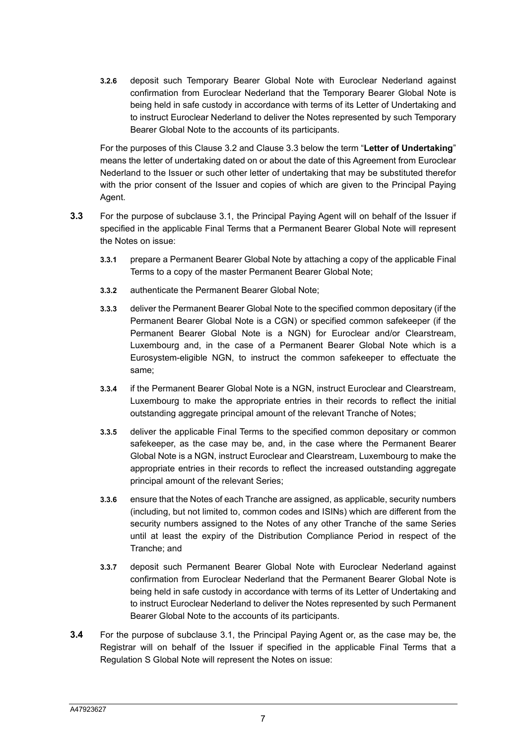**3.2.6** deposit such Temporary Bearer Global Note with Euroclear Nederland against confirmation from Euroclear Nederland that the Temporary Bearer Global Note is being held in safe custody in accordance with terms of its Letter of Undertaking and to instruct Euroclear Nederland to deliver the Notes represented by such Temporary Bearer Global Note to the accounts of its participants.

For the purposes of this Clause 3.2 and Clause 3.3 below the term "**Letter of Undertaking**" means the letter of undertaking dated on or about the date of this Agreement from Euroclear Nederland to the Issuer or such other letter of undertaking that may be substituted therefor with the prior consent of the Issuer and copies of which are given to the Principal Paying Agent.

**3.3** For the purpose of subclause 3.1, the Principal Paying Agent will on behalf of the Issuer if specified in the applicable Final Terms that a Permanent Bearer Global Note will represent the Notes on issue:

**3.3.1** prepare a Permanent Bearer Global Note by attaching a copy of the applicable Final Terms to a copy of the master Permanent Bearer Global Note;

**3.3.2** authenticate the Permanent Bearer Global Note;

**3.3.3** deliver the Permanent Bearer Global Note to the specified common depositary (if the Permanent Bearer Global Note is a CGN) or specified common safekeeper (if the Permanent Bearer Global Note is a NGN) for Euroclear and/or Clearstream, Luxembourg and, in the case of a Permanent Bearer Global Note which is a Eurosystem-eligible NGN, to instruct the common safekeeper to effectuate the same;

**3.3.4** if the Permanent Bearer Global Note is a NGN, instruct Euroclear and Clearstream, Luxembourg to make the appropriate entries in their records to reflect the initial outstanding aggregate principal amount of the relevant Tranche of Notes;

**3.3.5** deliver the applicable Final Terms to the specified common depositary or common safekeeper, as the case may be, and, in the case where the Permanent Bearer Global Note is a NGN, instruct Euroclear and Clearstream, Luxembourg to make the appropriate entries in their records to reflect the increased outstanding aggregate principal amount of the relevant Series;

**3.3.6** ensure that the Notes of each Tranche are assigned, as applicable, security numbers (including, but not limited to, common codes and ISINs) which are different from the security numbers assigned to the Notes of any other Tranche of the same Series until at least the expiry of the Distribution Compliance Period in respect of the Tranche; and

**3.3.7** deposit such Permanent Bearer Global Note with Euroclear Nederland against confirmation from Euroclear Nederland that the Permanent Bearer Global Note is being held in safe custody in accordance with terms of its Letter of Undertaking and to instruct Euroclear Nederland to deliver the Notes represented by such Permanent Bearer Global Note to the accounts of its participants.

**3.4** For the purpose of subclause 3.1, the Principal Paying Agent or, as the case may be, the Registrar will on behalf of the Issuer if specified in the applicable Final Terms that a Regulation S Global Note will represent the Notes on issue: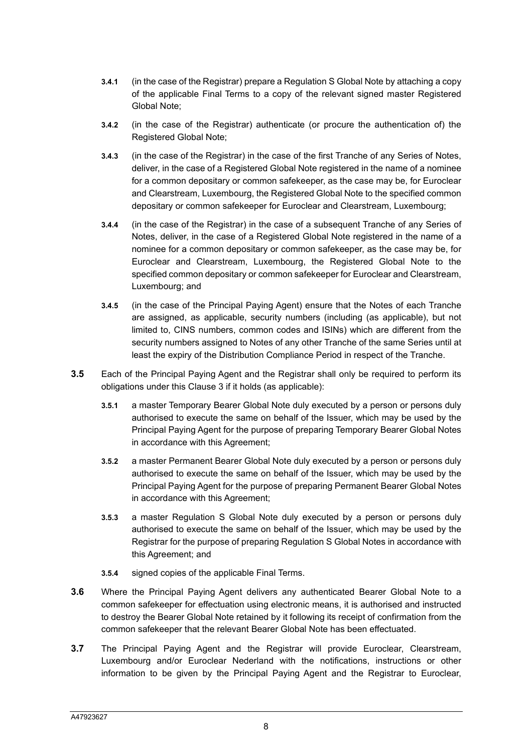**3.4.1** (in the case of the Registrar) prepare a Regulation S Global Note by attaching a copy of the applicable Final Terms to a copy of the relevant signed master Registered Global Note;

**3.4.2** (in the case of the Registrar) authenticate (or procure the authentication of) the Registered Global Note;

**3.4.3** (in the case of the Registrar) in the case of the first Tranche of any Series of Notes, deliver, in the case of a Registered Global Note registered in the name of a nominee for a common depositary or common safekeeper, as the case may be, for Euroclear and Clearstream, Luxembourg, the Registered Global Note to the specified common depositary or common safekeeper for Euroclear and Clearstream, Luxembourg;

**3.4.4** (in the case of the Registrar) in the case of a subsequent Tranche of any Series of Notes, deliver, in the case of a Registered Global Note registered in the name of a nominee for a common depositary or common safekeeper, as the case may be, for Euroclear and Clearstream, Luxembourg, the Registered Global Note to the specified common depositary or common safekeeper for Euroclear and Clearstream, Luxembourg; and

**3.4.5** (in the case of the Principal Paying Agent) ensure that the Notes of each Tranche are assigned, as applicable, security numbers (including (as applicable), but not limited to, CINS numbers, common codes and ISINs) which are different from the security numbers assigned to Notes of any other Tranche of the same Series until at least the expiry of the Distribution Compliance Period in respect of the Tranche.

**3.5** Each of the Principal Paying Agent and the Registrar shall only be required to perform its obligations under this Clause 3 if it holds (as applicable):

**3.5.1** a master Temporary Bearer Global Note duly executed by a person or persons duly authorised to execute the same on behalf of the Issuer, which may be used by the Principal Paying Agent for the purpose of preparing Temporary Bearer Global Notes in accordance with this Agreement;

**3.5.2** a master Permanent Bearer Global Note duly executed by a person or persons duly authorised to execute the same on behalf of the Issuer, which may be used by the Principal Paying Agent for the purpose of preparing Permanent Bearer Global Notes in accordance with this Agreement;

**3.5.3** a master Regulation S Global Note duly executed by a person or persons duly authorised to execute the same on behalf of the Issuer, which may be used by the Registrar for the purpose of preparing Regulation S Global Notes in accordance with this Agreement; and

**3.5.4** signed copies of the applicable Final Terms.

**3.6** Where the Principal Paying Agent delivers any authenticated Bearer Global Note to a common safekeeper for effectuation using electronic means, it is authorised and instructed to destroy the Bearer Global Note retained by it following its receipt of confirmation from the common safekeeper that the relevant Bearer Global Note has been effectuated.

**3.7** The Principal Paying Agent and the Registrar will provide Euroclear, Clearstream, Luxembourg and/or Euroclear Nederland with the notifications, instructions or other information to be given by the Principal Paying Agent and the Registrar to Euroclear,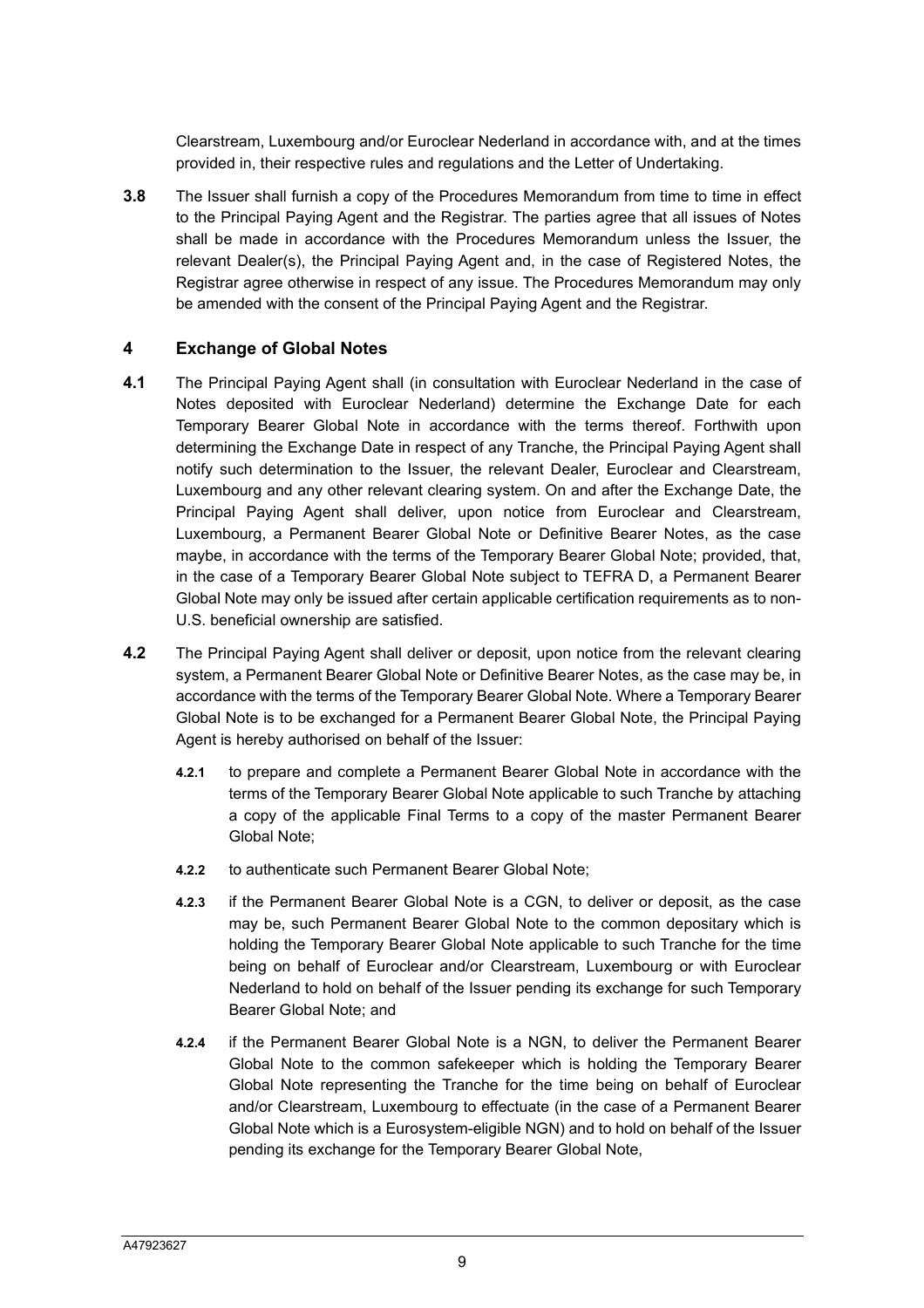Clearstream, Luxembourg and/or Euroclear Nederland in accordance with, and at the times provided in, their respective rules and regulations and the Letter of Undertaking.

**3.8** The Issuer shall furnish a copy of the Procedures Memorandum from time to time in effect to the Principal Paying Agent and the Registrar. The parties agree that all issues of Notes shall be made in accordance with the Procedures Memorandum unless the Issuer, the relevant Dealer(s), the Principal Paying Agent and, in the case of Registered Notes, the Registrar agree otherwise in respect of any issue. The Procedures Memorandum may only be amended with the consent of the Principal Paying Agent and the Registrar.

## 4 Exchange of Global Notes

**4.1** The Principal Paying Agent shall (in consultation with Euroclear Nederland in the case of Notes deposited with Euroclear Nederland) determine the Exchange Date for each Temporary Bearer Global Note in accordance with the terms thereof. Forthwith upon determining the Exchange Date in respect of any Tranche, the Principal Paying Agent shall notify such determination to the Issuer, the relevant Dealer, Euroclear and Clearstream, Luxembourg and any other relevant clearing system. On and after the Exchange Date, the Principal Paying Agent shall deliver, upon notice from Euroclear and Clearstream, Luxembourg, a Permanent Bearer Global Note or Definitive Bearer Notes, as the case maybe, in accordance with the terms of the Temporary Bearer Global Note; provided, that, in the case of a Temporary Bearer Global Note subject to TEFRA D, a Permanent Bearer Global Note may only be issued after certain applicable certification requirements as to non-U.S. beneficial ownership are satisfied.

**4.2** The Principal Paying Agent shall deliver or deposit, upon notice from the relevant clearing system, a Permanent Bearer Global Note or Definitive Bearer Notes, as the case may be, in accordance with the terms of the Temporary Bearer Global Note. Where a Temporary Bearer Global Note is to be exchanged for a Permanent Bearer Global Note, the Principal Paying Agent is hereby authorised on behalf of the Issuer:

**4.2.1** to prepare and complete a Permanent Bearer Global Note in accordance with the terms of the Temporary Bearer Global Note applicable to such Tranche by attaching a copy of the applicable Final Terms to a copy of the master Permanent Bearer Global Note;

**4.2.2** to authenticate such Permanent Bearer Global Note;

**4.2.3** if the Permanent Bearer Global Note is a CGN, to deliver or deposit, as the case may be, such Permanent Bearer Global Note to the common depositary which is holding the Temporary Bearer Global Note applicable to such Tranche for the time being on behalf of Euroclear and/or Clearstream, Luxembourg or with Euroclear Nederland to hold on behalf of the Issuer pending its exchange for such Temporary Bearer Global Note; and

**4.2.4** if the Permanent Bearer Global Note is a NGN, to deliver the Permanent Bearer Global Note to the common safekeeper which is holding the Temporary Bearer Global Note representing the Tranche for the time being on behalf of Euroclear and/or Clearstream, Luxembourg to effectuate (in the case of a Permanent Bearer Global Note which is a Eurosystem-eligible NGN) and to hold on behalf of the Issuer pending its exchange for the Temporary Bearer Global Note,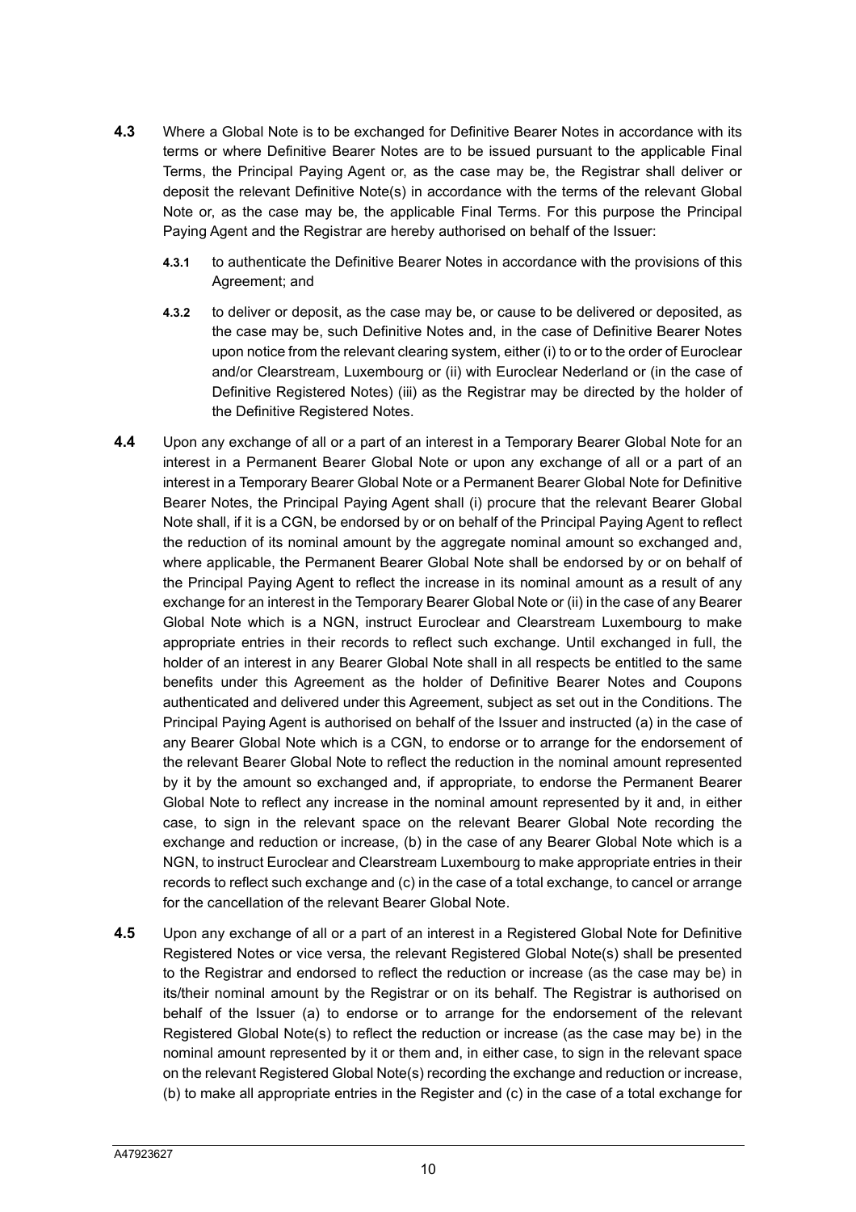**4.3** Where a Global Note is to be exchanged for Definitive Bearer Notes in accordance with its terms or where Definitive Bearer Notes are to be issued pursuant to the applicable Final Terms, the Principal Paying Agent or, as the case may be, the Registrar shall deliver or deposit the relevant Definitive Note(s) in accordance with the terms of the relevant Global Note or, as the case may be, the applicable Final Terms. For this purpose the Principal Paying Agent and the Registrar are hereby authorised on behalf of the Issuer:

**4.3.1** to authenticate the Definitive Bearer Notes in accordance with the provisions of this Agreement; and

**4.3.2** to deliver or deposit, as the case may be, or cause to be delivered or deposited, as the case may be, such Definitive Notes and, in the case of Definitive Bearer Notes upon notice from the relevant clearing system, either (i) to or to the order of Euroclear and/or Clearstream, Luxembourg or (ii) with Euroclear Nederland or (in the case of Definitive Registered Notes) (iii) as the Registrar may be directed by the holder of the Definitive Registered Notes.

**4.4** Upon any exchange of all or a part of an interest in a Temporary Bearer Global Note for an interest in a Permanent Bearer Global Note or upon any exchange of all or a part of an interest in a Temporary Bearer Global Note or a Permanent Bearer Global Note for Definitive Bearer Notes, the Principal Paying Agent shall (i) procure that the relevant Bearer Global Note shall, if it is a CGN, be endorsed by or on behalf of the Principal Paying Agent to reflect the reduction of its nominal amount by the aggregate nominal amount so exchanged and, where applicable, the Permanent Bearer Global Note shall be endorsed by or on behalf of the Principal Paying Agent to reflect the increase in its nominal amount as a result of any exchange for an interest in the Temporary Bearer Global Note or (ii) in the case of any Bearer Global Note which is a NGN, instruct Euroclear and Clearstream Luxembourg to make appropriate entries in their records to reflect such exchange. Until exchanged in full, the holder of an interest in any Bearer Global Note shall in all respects be entitled to the same benefits under this Agreement as the holder of Definitive Bearer Notes and Coupons authenticated and delivered under this Agreement, subject as set out in the Conditions. The Principal Paying Agent is authorised on behalf of the Issuer and instructed (a) in the case of any Bearer Global Note which is a CGN, to endorse or to arrange for the endorsement of the relevant Bearer Global Note to reflect the reduction in the nominal amount represented by it by the amount so exchanged and, if appropriate, to endorse the Permanent Bearer Global Note to reflect any increase in the nominal amount represented by it and, in either case, to sign in the relevant space on the relevant Bearer Global Note recording the exchange and reduction or increase, (b) in the case of any Bearer Global Note which is a NGN, to instruct Euroclear and Clearstream Luxembourg to make appropriate entries in their records to reflect such exchange and (c) in the case of a total exchange, to cancel or arrange for the cancellation of the relevant Bearer Global Note.

**4.5** Upon any exchange of all or a part of an interest in a Registered Global Note for Definitive Registered Notes or vice versa, the relevant Registered Global Note(s) shall be presented to the Registrar and endorsed to reflect the reduction or increase (as the case may be) in its/their nominal amount by the Registrar or on its behalf. The Registrar is authorised on behalf of the Issuer (a) to endorse or to arrange for the endorsement of the relevant Registered Global Note(s) to reflect the reduction or increase (as the case may be) in the nominal amount represented by it or them and, in either case, to sign in the relevant space on the relevant Registered Global Note(s) recording the exchange and reduction or increase, (b) to make all appropriate entries in the Register and (c) in the case of a total exchange for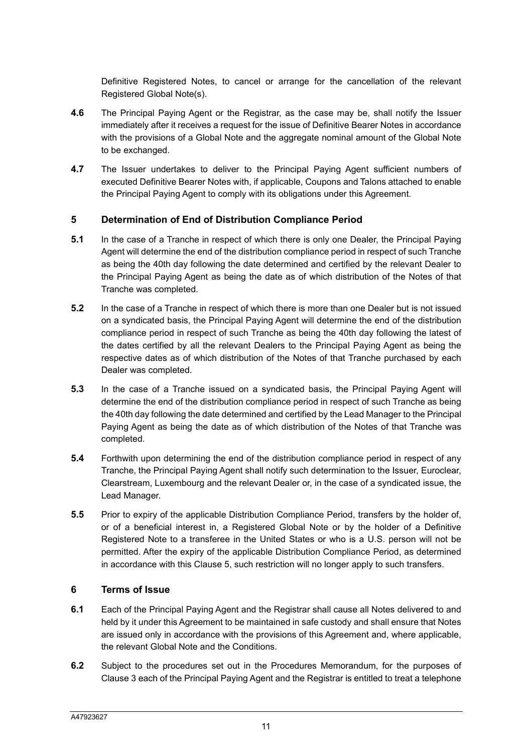Definitive Registered Notes, to cancel or arrange for the cancellation of the relevant Registered Global Note(s).

**4.6** The Principal Paying Agent or the Registrar, as the case may be, shall notify the Issuer immediately after it receives a request for the issue of Definitive Bearer Notes in accordance with the provisions of a Global Note and the aggregate nominal amount of the Global Note to be exchanged.

**4.7** The Issuer undertakes to deliver to the Principal Paying Agent sufficient numbers of executed Definitive Bearer Notes with, if applicable, Coupons and Talons attached to enable the Principal Paying Agent to comply with its obligations under this Agreement.

## 5 Determination of End of Distribution Compliance Period

**5.1** In the case of a Tranche in respect of which there is only one Dealer, the Principal Paying Agent will determine the end of the distribution compliance period in respect of such Tranche as being the 40th day following the date determined and certified by the relevant Dealer to the Principal Paying Agent as being the date as of which distribution of the Notes of that Tranche was completed.

**5.2** In the case of a Tranche in respect of which there is more than one Dealer but is not issued on a syndicated basis, the Principal Paying Agent will determine the end of the distribution compliance period in respect of such Tranche as being the 40th day following the latest of the dates certified by all the relevant Dealers to the Principal Paying Agent as being the respective dates as of which distribution of the Notes of that Tranche purchased by each Dealer was completed.

**5.3** In the case of a Tranche issued on a syndicated basis, the Principal Paying Agent will determine the end of the distribution compliance period in respect of such Tranche as being the 40th day following the date determined and certified by the Lead Manager to the Principal Paying Agent as being the date as of which distribution of the Notes of that Tranche was completed.

**5.4** Forthwith upon determining the end of the distribution compliance period in respect of any Tranche, the Principal Paying Agent shall notify such determination to the Issuer, Euroclear, Clearstream, Luxembourg and the relevant Dealer or, in the case of a syndicated issue, the Lead Manager.

**5.5** Prior to expiry of the applicable Distribution Compliance Period, transfers by the holder of, or of a beneficial interest in, a Registered Global Note or by the holder of a Definitive Registered Note to a transferee in the United States or who is a U.S. person will not be permitted. After the expiry of the applicable Distribution Compliance Period, as determined in accordance with this Clause 5, such restriction will no longer apply to such transfers.

## 6 Terms of Issue

**6.1** Each of the Principal Paying Agent and the Registrar shall cause all Notes delivered to and held by it under this Agreement to be maintained in safe custody and shall ensure that Notes are issued only in accordance with the provisions of this Agreement and, where applicable, the relevant Global Note and the Conditions.

**6.2** Subject to the procedures set out in the Procedures Memorandum, for the purposes of Clause 3 each of the Principal Paying Agent and the Registrar is entitled to treat a telephone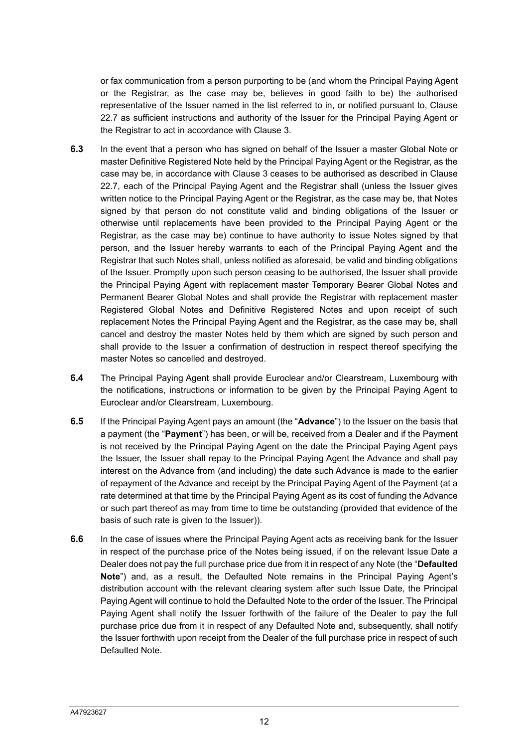or fax communication from a person purporting to be (and whom the Principal Paying Agent or the Registrar, as the case may be, believes in good faith to be) the authorised representative of the Issuer named in the list referred to in, or notified pursuant to, Clause 22.7 as sufficient instructions and authority of the Issuer for the Principal Paying Agent or the Registrar to act in accordance with Clause 3.

**6.3** In the event that a person who has signed on behalf of the Issuer a master Global Note or master Definitive Registered Note held by the Principal Paying Agent or the Registrar, as the case may be, in accordance with Clause 3 ceases to be authorised as described in Clause 22.7, each of the Principal Paying Agent and the Registrar shall (unless the Issuer gives written notice to the Principal Paying Agent or the Registrar, as the case may be, that Notes signed by that person do not constitute valid and binding obligations of the Issuer or otherwise until replacements have been provided to the Principal Paying Agent or the Registrar, as the case may be) continue to have authority to issue Notes signed by that person, and the Issuer hereby warrants to each of the Principal Paying Agent and the Registrar that such Notes shall, unless notified as aforesaid, be valid and binding obligations of the Issuer. Promptly upon such person ceasing to be authorised, the Issuer shall provide the Principal Paying Agent with replacement master Temporary Bearer Global Notes and Permanent Bearer Global Notes and shall provide the Registrar with replacement master Registered Global Notes and Definitive Registered Notes and upon receipt of such replacement Notes the Principal Paying Agent and the Registrar, as the case may be, shall cancel and destroy the master Notes held by them which are signed by such person and shall provide to the Issuer a confirmation of destruction in respect thereof specifying the master Notes so cancelled and destroyed.

**6.4** The Principal Paying Agent shall provide Euroclear and/or Clearstream, Luxembourg with the notifications, instructions or information to be given by the Principal Paying Agent to Euroclear and/or Clearstream, Luxembourg.

**6.5** If the Principal Paying Agent pays an amount (the "**Advance**") to the Issuer on the basis that a payment (the "**Payment**") has been, or will be, received from a Dealer and if the Payment is not received by the Principal Paying Agent on the date the Principal Paying Agent pays the Issuer, the Issuer shall repay to the Principal Paying Agent the Advance and shall pay interest on the Advance from (and including) the date such Advance is made to the earlier of repayment of the Advance and receipt by the Principal Paying Agent of the Payment (at a rate determined at that time by the Principal Paying Agent as its cost of funding the Advance or such part thereof as may from time to time be outstanding (provided that evidence of the basis of such rate is given to the Issuer)).

**6.6** In the case of issues where the Principal Paying Agent acts as receiving bank for the Issuer in respect of the purchase price of the Notes being issued, if on the relevant Issue Date a Dealer does not pay the full purchase price due from it in respect of any Note (the "**Defaulted Note**") and, as a result, the Defaulted Note remains in the Principal Paying Agent's distribution account with the relevant clearing system after such Issue Date, the Principal Paying Agent will continue to hold the Defaulted Note to the order of the Issuer. The Principal Paying Agent shall notify the Issuer forthwith of the failure of the Dealer to pay the full purchase price due from it in respect of any Defaulted Note and, subsequently, shall notify the Issuer forthwith upon receipt from the Dealer of the full purchase price in respect of such Defaulted Note.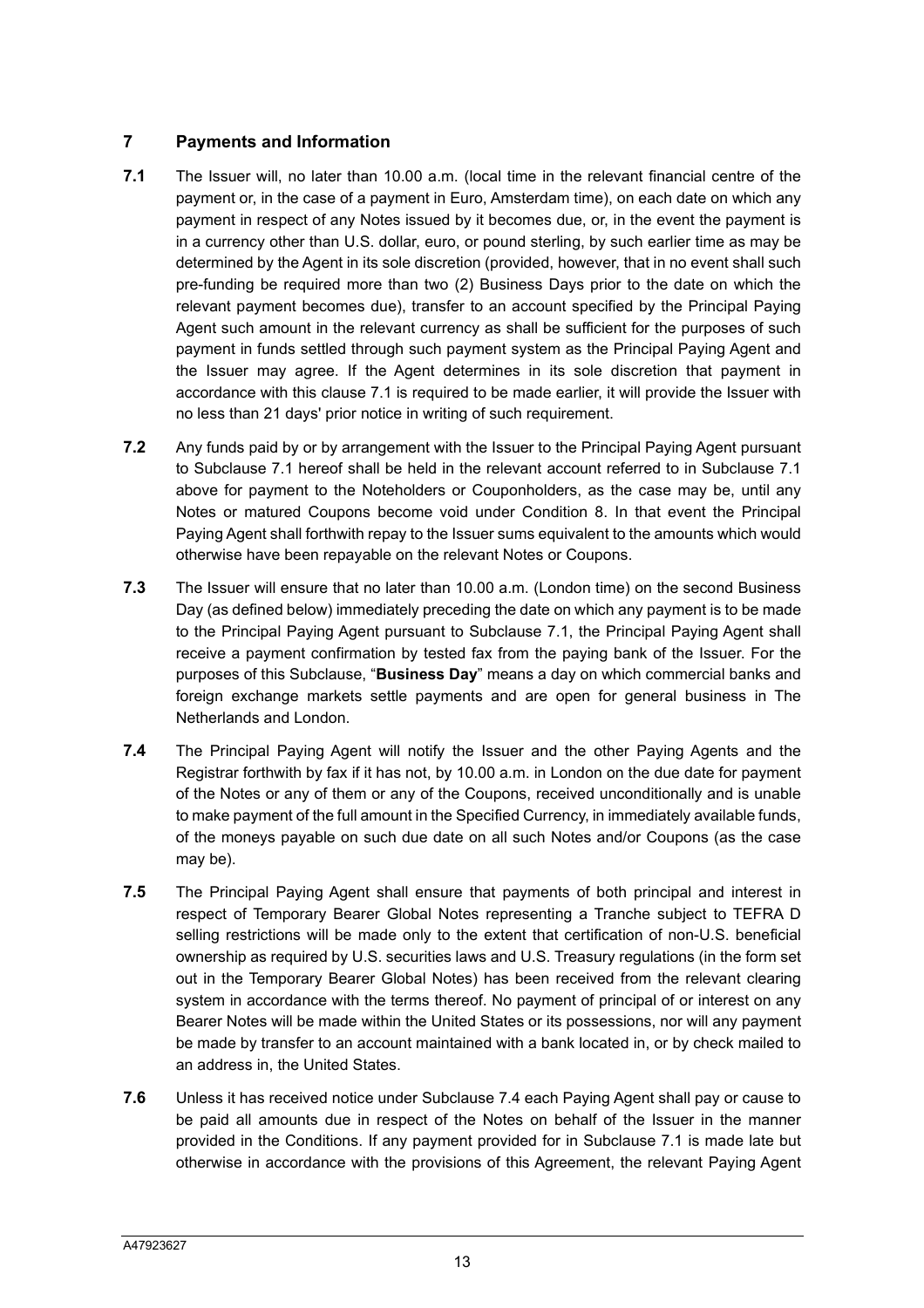## 7 Payments and Information

**7.1** The Issuer will, no later than 10.00 a.m. (local time in the relevant financial centre of the payment or, in the case of a payment in Euro, Amsterdam time), on each date on which any payment in respect of any Notes issued by it becomes due, or, in the event the payment is in a currency other than U.S. dollar, euro, or pound sterling, by such earlier time as may be determined by the Agent in its sole discretion (provided, however, that in no event shall such pre-funding be required more than two (2) Business Days prior to the date on which the relevant payment becomes due), transfer to an account specified by the Principal Paying Agent such amount in the relevant currency as shall be sufficient for the purposes of such payment in funds settled through such payment system as the Principal Paying Agent and the Issuer may agree. If the Agent determines in its sole discretion that payment in accordance with this clause 7.1 is required to be made earlier, it will provide the Issuer with no less than 21 days' prior notice in writing of such requirement.

**7.2** Any funds paid by or by arrangement with the Issuer to the Principal Paying Agent pursuant to Subclause 7.1 hereof shall be held in the relevant account referred to in Subclause 7.1 above for payment to the Noteholders or Couponholders, as the case may be, until any Notes or matured Coupons become void under Condition 8. In that event the Principal Paying Agent shall forthwith repay to the Issuer sums equivalent to the amounts which would otherwise have been repayable on the relevant Notes or Coupons.

**7.3** The Issuer will ensure that no later than 10.00 a.m. (London time) on the second Business Day (as defined below) immediately preceding the date on which any payment is to be made to the Principal Paying Agent pursuant to Subclause 7.1, the Principal Paying Agent shall receive a payment confirmation by tested fax from the paying bank of the Issuer. For the purposes of this Subclause, "**Business Day**" means a day on which commercial banks and foreign exchange markets settle payments and are open for general business in The Netherlands and London.

**7.4** The Principal Paying Agent will notify the Issuer and the other Paying Agents and the Registrar forthwith by fax if it has not, by 10.00 a.m. in London on the due date for payment of the Notes or any of them or any of the Coupons, received unconditionally and is unable to make payment of the full amount in the Specified Currency, in immediately available funds, of the moneys payable on such due date on all such Notes and/or Coupons (as the case may be).

**7.5** The Principal Paying Agent shall ensure that payments of both principal and interest in respect of Temporary Bearer Global Notes representing a Tranche subject to TEFRA D selling restrictions will be made only to the extent that certification of non-U.S. beneficial ownership as required by U.S. securities laws and U.S. Treasury regulations (in the form set out in the Temporary Bearer Global Notes) has been received from the relevant clearing system in accordance with the terms thereof. No payment of principal of or interest on any Bearer Notes will be made within the United States or its possessions, nor will any payment be made by transfer to an account maintained with a bank located in, or by check mailed to an address in, the United States.

**7.6** Unless it has received notice under Subclause 7.4 each Paying Agent shall pay or cause to be paid all amounts due in respect of the Notes on behalf of the Issuer in the manner provided in the Conditions. If any payment provided for in Subclause 7.1 is made late but otherwise in accordance with the provisions of this Agreement, the relevant Paying Agent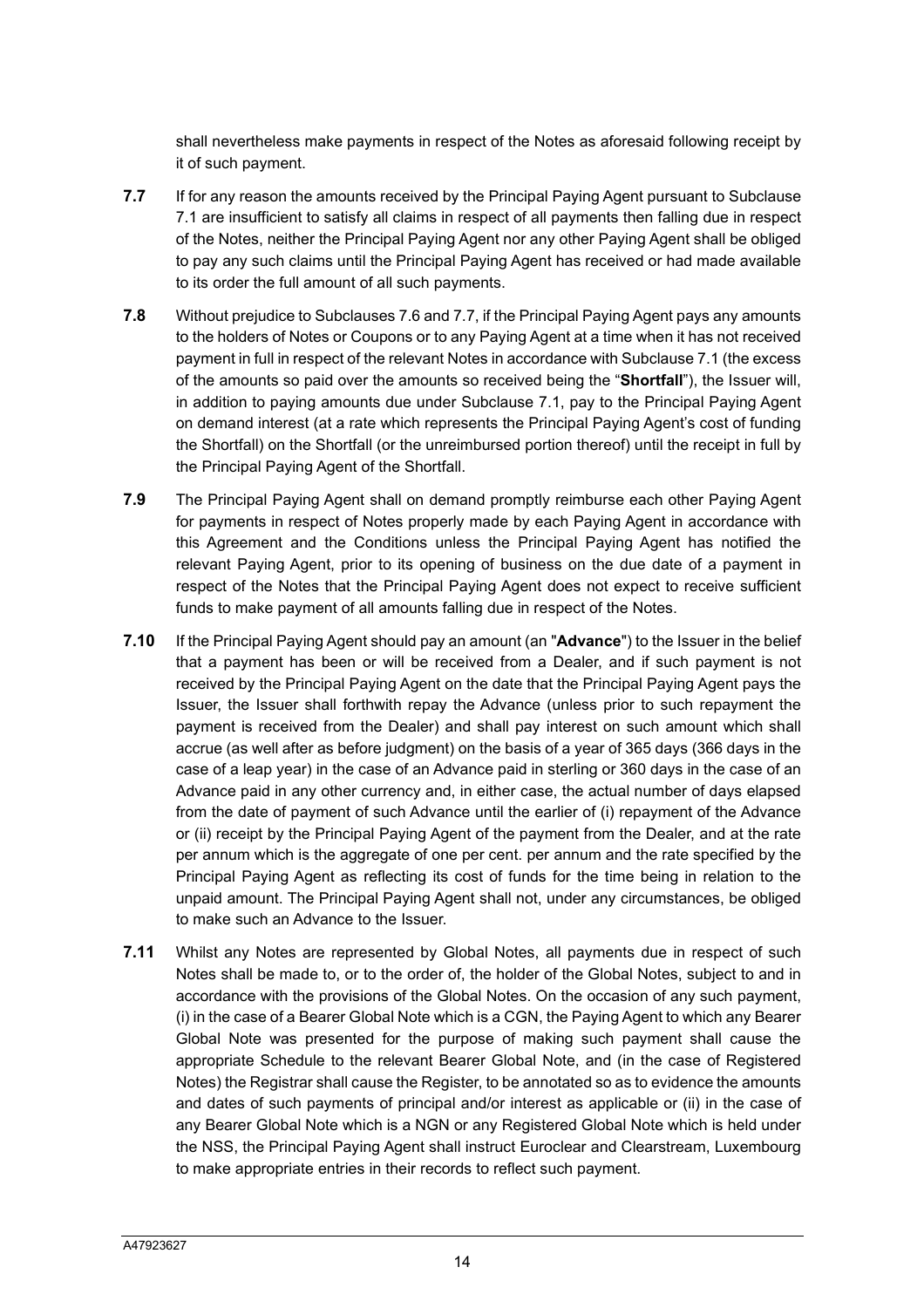shall nevertheless make payments in respect of the Notes as aforesaid following receipt by it of such payment.

**7.7** If for any reason the amounts received by the Principal Paying Agent pursuant to Subclause 7.1 are insufficient to satisfy all claims in respect of all payments then falling due in respect of the Notes, neither the Principal Paying Agent nor any other Paying Agent shall be obliged to pay any such claims until the Principal Paying Agent has received or had made available to its order the full amount of all such payments.

**7.8** Without prejudice to Subclauses 7.6 and 7.7, if the Principal Paying Agent pays any amounts to the holders of Notes or Coupons or to any Paying Agent at a time when it has not received payment in full in respect of the relevant Notes in accordance with Subclause 7.1 (the excess of the amounts so paid over the amounts so received being the "**Shortfall**"), the Issuer will, in addition to paying amounts due under Subclause 7.1, pay to the Principal Paying Agent on demand interest (at a rate which represents the Principal Paying Agent's cost of funding the Shortfall) on the Shortfall (or the unreimbursed portion thereof) until the receipt in full by the Principal Paying Agent of the Shortfall.

**7.9** The Principal Paying Agent shall on demand promptly reimburse each other Paying Agent for payments in respect of Notes properly made by each Paying Agent in accordance with this Agreement and the Conditions unless the Principal Paying Agent has notified the relevant Paying Agent, prior to its opening of business on the due date of a payment in respect of the Notes that the Principal Paying Agent does not expect to receive sufficient funds to make payment of all amounts falling due in respect of the Notes.

**7.10** If the Principal Paying Agent should pay an amount (an "**Advance**") to the Issuer in the belief that a payment has been or will be received from a Dealer, and if such payment is not received by the Principal Paying Agent on the date that the Principal Paying Agent pays the Issuer, the Issuer shall forthwith repay the Advance (unless prior to such repayment the payment is received from the Dealer) and shall pay interest on such amount which shall accrue (as well after as before judgment) on the basis of a year of 365 days (366 days in the case of a leap year) in the case of an Advance paid in sterling or 360 days in the case of an Advance paid in any other currency and, in either case, the actual number of days elapsed from the date of payment of such Advance until the earlier of (i) repayment of the Advance or (ii) receipt by the Principal Paying Agent of the payment from the Dealer, and at the rate per annum which is the aggregate of one per cent. per annum and the rate specified by the Principal Paying Agent as reflecting its cost of funds for the time being in relation to the unpaid amount. The Principal Paying Agent shall not, under any circumstances, be obliged to make such an Advance to the Issuer.

**7.11** Whilst any Notes are represented by Global Notes, all payments due in respect of such Notes shall be made to, or to the order of, the holder of the Global Notes, subject to and in accordance with the provisions of the Global Notes. On the occasion of any such payment, (i) in the case of a Bearer Global Note which is a CGN, the Paying Agent to which any Bearer Global Note was presented for the purpose of making such payment shall cause the appropriate Schedule to the relevant Bearer Global Note, and (in the case of Registered Notes) the Registrar shall cause the Register, to be annotated so as to evidence the amounts and dates of such payments of principal and/or interest as applicable or (ii) in the case of any Bearer Global Note which is a NGN or any Registered Global Note which is held under the NSS, the Principal Paying Agent shall instruct Euroclear and Clearstream, Luxembourg to make appropriate entries in their records to reflect such payment.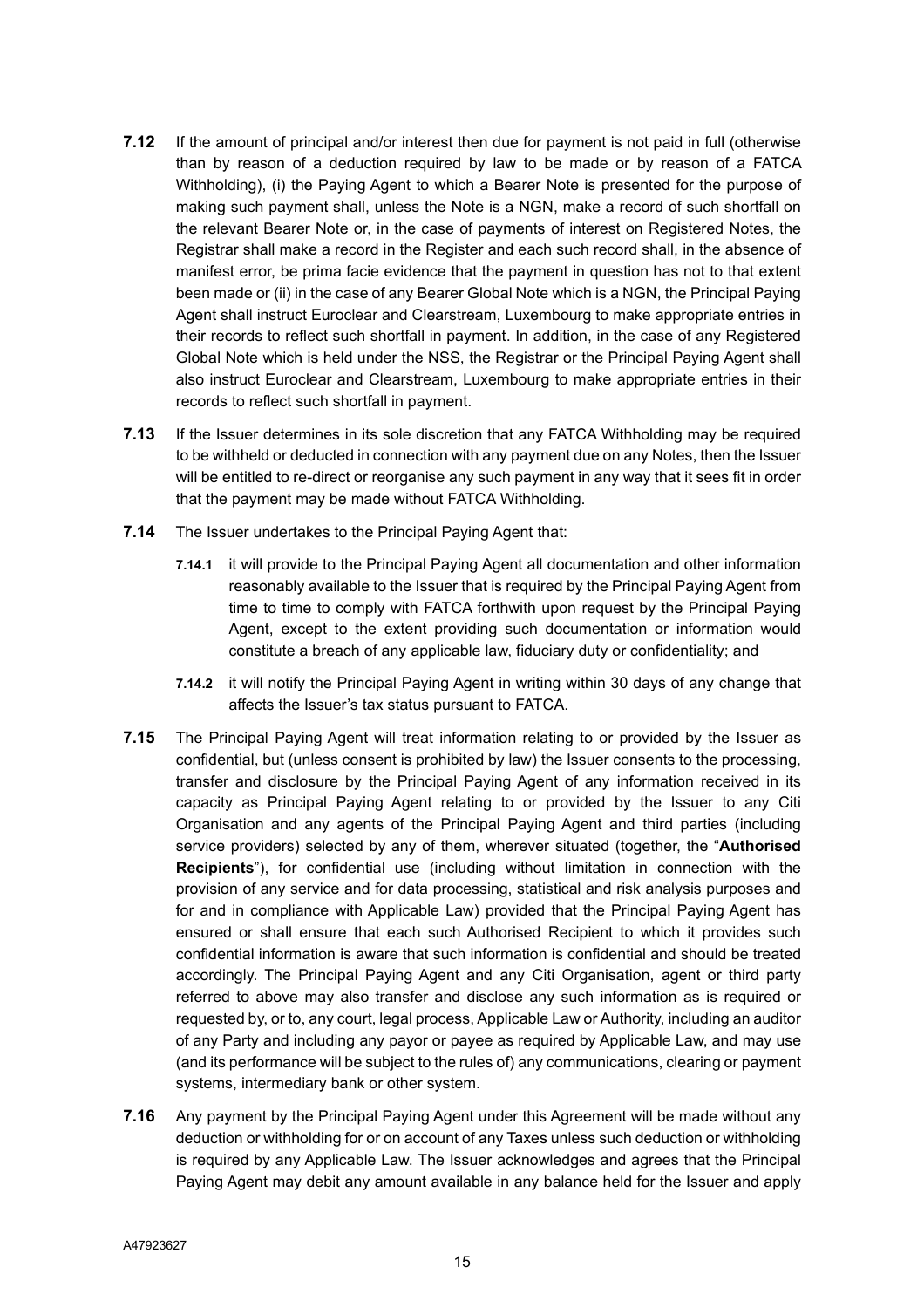**7.12** If the amount of principal and/or interest then due for payment is not paid in full (otherwise than by reason of a deduction required by law to be made or by reason of a FATCA Withholding), (i) the Paying Agent to which a Bearer Note is presented for the purpose of making such payment shall, unless the Note is a NGN, make a record of such shortfall on the relevant Bearer Note or, in the case of payments of interest on Registered Notes, the Registrar shall make a record in the Register and each such record shall, in the absence of manifest error, be prima facie evidence that the payment in question has not to that extent been made or (ii) in the case of any Bearer Global Note which is a NGN, the Principal Paying Agent shall instruct Euroclear and Clearstream, Luxembourg to make appropriate entries in their records to reflect such shortfall in payment. In addition, in the case of any Registered Global Note which is held under the NSS, the Registrar or the Principal Paying Agent shall also instruct Euroclear and Clearstream, Luxembourg to make appropriate entries in their records to reflect such shortfall in payment.

**7.13** If the Issuer determines in its sole discretion that any FATCA Withholding may be required to be withheld or deducted in connection with any payment due on any Notes, then the Issuer will be entitled to re-direct or reorganise any such payment in any way that it sees fit in order that the payment may be made without FATCA Withholding.

**7.14** The Issuer undertakes to the Principal Paying Agent that:

**7.14.1** it will provide to the Principal Paying Agent all documentation and other information reasonably available to the Issuer that is required by the Principal Paying Agent from time to time to comply with FATCA forthwith upon request by the Principal Paying Agent, except to the extent providing such documentation or information would constitute a breach of any applicable law, fiduciary duty or confidentiality; and

**7.14.2** it will notify the Principal Paying Agent in writing within 30 days of any change that affects the Issuer's tax status pursuant to FATCA.

**7.15** The Principal Paying Agent will treat information relating to or provided by the Issuer as confidential, but (unless consent is prohibited by law) the Issuer consents to the processing, transfer and disclosure by the Principal Paying Agent of any information received in its capacity as Principal Paying Agent relating to or provided by the Issuer to any Citi Organisation and any agents of the Principal Paying Agent and third parties (including service providers) selected by any of them, wherever situated (together, the "**Authorised Recipients**"), for confidential use (including without limitation in connection with the provision of any service and for data processing, statistical and risk analysis purposes and for and in compliance with Applicable Law) provided that the Principal Paying Agent has ensured or shall ensure that each such Authorised Recipient to which it provides such confidential information is aware that such information is confidential and should be treated accordingly. The Principal Paying Agent and any Citi Organisation, agent or third party referred to above may also transfer and disclose any such information as is required or requested by, or to, any court, legal process, Applicable Law or Authority, including an auditor of any Party and including any payor or payee as required by Applicable Law, and may use (and its performance will be subject to the rules of) any communications, clearing or payment systems, intermediary bank or other system.

**7.16** Any payment by the Principal Paying Agent under this Agreement will be made without any deduction or withholding for or on account of any Taxes unless such deduction or withholding is required by any Applicable Law. The Issuer acknowledges and agrees that the Principal Paying Agent may debit any amount available in any balance held for the Issuer and apply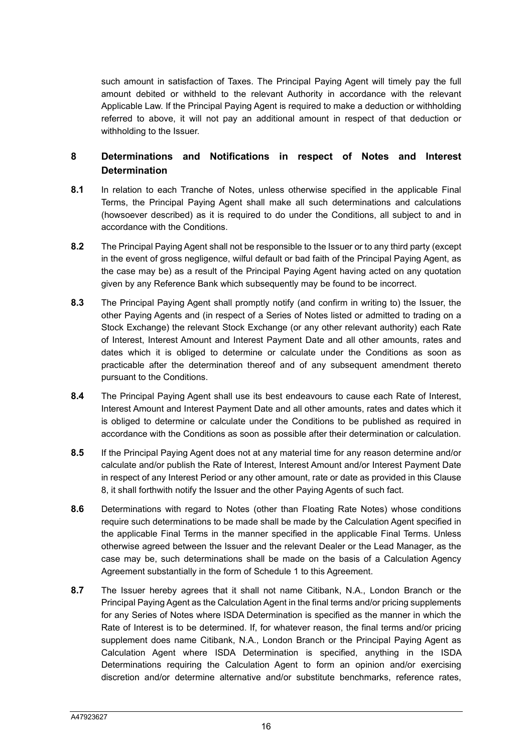such amount in satisfaction of Taxes. The Principal Paying Agent will timely pay the full amount debited or withheld to the relevant Authority in accordance with the relevant Applicable Law. If the Principal Paying Agent is required to make a deduction or withholding referred to above, it will not pay an additional amount in respect of that deduction or withholding to the Issuer.

## 8 Determinations and Notifications in respect of Notes and Interest Determination

**8.1** In relation to each Tranche of Notes, unless otherwise specified in the applicable Final Terms, the Principal Paying Agent shall make all such determinations and calculations (howsoever described) as it is required to do under the Conditions, all subject to and in accordance with the Conditions.

**8.2** The Principal Paying Agent shall not be responsible to the Issuer or to any third party (except in the event of gross negligence, wilful default or bad faith of the Principal Paying Agent, as the case may be) as a result of the Principal Paying Agent having acted on any quotation given by any Reference Bank which subsequently may be found to be incorrect.

**8.3** The Principal Paying Agent shall promptly notify (and confirm in writing to) the Issuer, the other Paying Agents and (in respect of a Series of Notes listed or admitted to trading on a Stock Exchange) the relevant Stock Exchange (or any other relevant authority) each Rate of Interest, Interest Amount and Interest Payment Date and all other amounts, rates and dates which it is obliged to determine or calculate under the Conditions as soon as practicable after the determination thereof and of any subsequent amendment thereto pursuant to the Conditions.

**8.4** The Principal Paying Agent shall use its best endeavours to cause each Rate of Interest, Interest Amount and Interest Payment Date and all other amounts, rates and dates which it is obliged to determine or calculate under the Conditions to be published as required in accordance with the Conditions as soon as possible after their determination or calculation.

**8.5** If the Principal Paying Agent does not at any material time for any reason determine and/or calculate and/or publish the Rate of Interest, Interest Amount and/or Interest Payment Date in respect of any Interest Period or any other amount, rate or date as provided in this Clause 8, it shall forthwith notify the Issuer and the other Paying Agents of such fact.

**8.6** Determinations with regard to Notes (other than Floating Rate Notes) whose conditions require such determinations to be made shall be made by the Calculation Agent specified in the applicable Final Terms in the manner specified in the applicable Final Terms. Unless otherwise agreed between the Issuer and the relevant Dealer or the Lead Manager, as the case may be, such determinations shall be made on the basis of a Calculation Agency Agreement substantially in the form of Schedule 1 to this Agreement.

**8.7** The Issuer hereby agrees that it shall not name Citibank, N.A., London Branch or the Principal Paying Agent as the Calculation Agent in the final terms and/or pricing supplements for any Series of Notes where ISDA Determination is specified as the manner in which the Rate of Interest is to be determined. If, for whatever reason, the final terms and/or pricing supplement does name Citibank, N.A., London Branch or the Principal Paying Agent as Calculation Agent where ISDA Determination is specified, anything in the ISDA Determinations requiring the Calculation Agent to form an opinion and/or exercising discretion and/or determine alternative and/or substitute benchmarks, reference rates,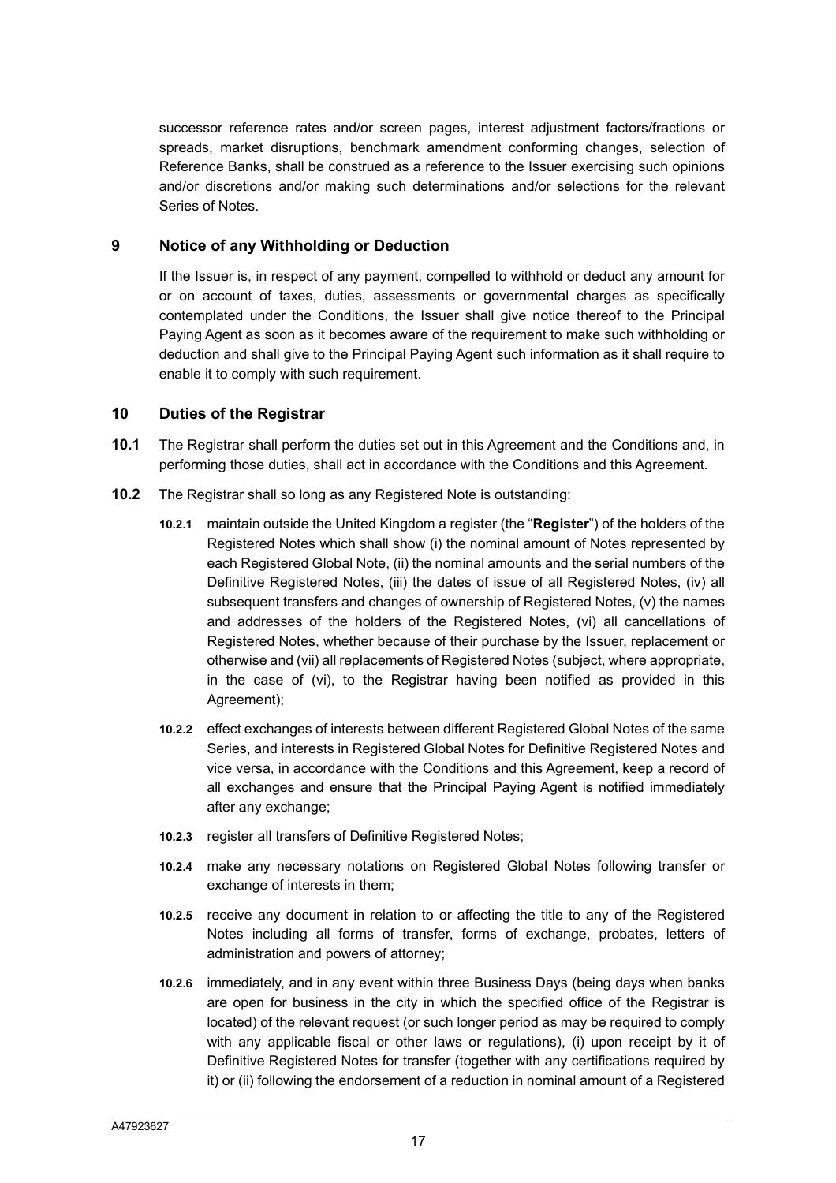successor reference rates and/or screen pages, interest adjustment factors/fractions or spreads, market disruptions, benchmark amendment conforming changes, selection of Reference Banks, shall be construed as a reference to the Issuer exercising such opinions and/or discretions and/or making such determinations and/or selections for the relevant Series of Notes.

## 9 Notice of any Withholding or Deduction

If the Issuer is, in respect of any payment, compelled to withhold or deduct any amount for or on account of taxes, duties, assessments or governmental charges as specifically contemplated under the Conditions, the Issuer shall give notice thereof to the Principal Paying Agent as soon as it becomes aware of the requirement to make such withholding or deduction and shall give to the Principal Paying Agent such information as it shall require to enable it to comply with such requirement.

## 10 Duties of the Registrar

**10.1** The Registrar shall perform the duties set out in this Agreement and the Conditions and, in performing those duties, shall act in accordance with the Conditions and this Agreement.

**10.2** The Registrar shall so long as any Registered Note is outstanding:

**10.2.1** maintain outside the United Kingdom a register (the "**Register**") of the holders of the Registered Notes which shall show (i) the nominal amount of Notes represented by each Registered Global Note, (ii) the nominal amounts and the serial numbers of the Definitive Registered Notes, (iii) the dates of issue of all Registered Notes, (iv) all subsequent transfers and changes of ownership of Registered Notes, (v) the names and addresses of the holders of the Registered Notes, (vi) all cancellations of Registered Notes, whether because of their purchase by the Issuer, replacement or otherwise and (vii) all replacements of Registered Notes (subject, where appropriate, in the case of (vi), to the Registrar having been notified as provided in this Agreement);

**10.2.2** effect exchanges of interests between different Registered Global Notes of the same Series, and interests in Registered Global Notes for Definitive Registered Notes and vice versa, in accordance with the Conditions and this Agreement, keep a record of all exchanges and ensure that the Principal Paying Agent is notified immediately after any exchange;

**10.2.3** register all transfers of Definitive Registered Notes;

**10.2.4** make any necessary notations on Registered Global Notes following transfer or exchange of interests in them;

**10.2.5** receive any document in relation to or affecting the title to any of the Registered Notes including all forms of transfer, forms of exchange, probates, letters of administration and powers of attorney;

**10.2.6** immediately, and in any event within three Business Days (being days when banks are open for business in the city in which the specified office of the Registrar is located) of the relevant request (or such longer period as may be required to comply with any applicable fiscal or other laws or regulations), (i) upon receipt by it of Definitive Registered Notes for transfer (together with any certifications required by it) or (ii) following the endorsement of a reduction in nominal amount of a Registered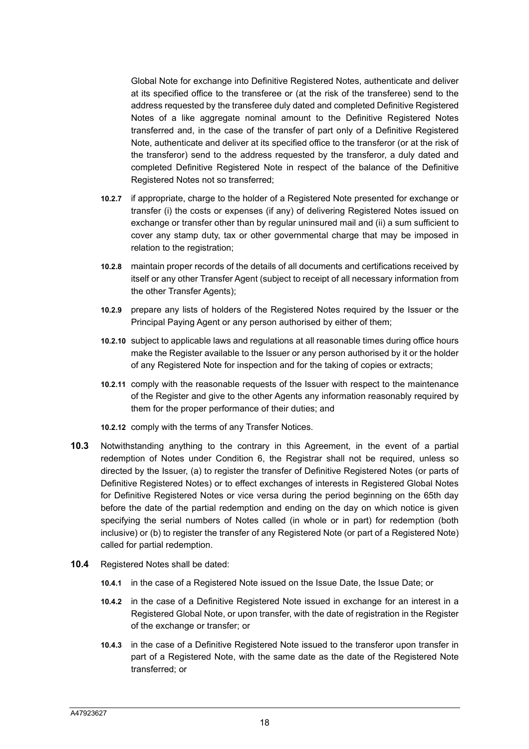Global Note for exchange into Definitive Registered Notes, authenticate and deliver at its specified office to the transferee or (at the risk of the transferee) send to the address requested by the transferee duly dated and completed Definitive Registered Notes of a like aggregate nominal amount to the Definitive Registered Notes transferred and, in the case of the transfer of part only of a Definitive Registered Note, authenticate and deliver at its specified office to the transferor (or at the risk of the transferor) send to the address requested by the transferor, a duly dated and completed Definitive Registered Note in respect of the balance of the Definitive Registered Notes not so transferred;

**10.2.7** if appropriate, charge to the holder of a Registered Note presented for exchange or transfer (i) the costs or expenses (if any) of delivering Registered Notes issued on exchange or transfer other than by regular uninsured mail and (ii) a sum sufficient to cover any stamp duty, tax or other governmental charge that may be imposed in relation to the registration;

**10.2.8** maintain proper records of the details of all documents and certifications received by itself or any other Transfer Agent (subject to receipt of all necessary information from the other Transfer Agents);

**10.2.9** prepare any lists of holders of the Registered Notes required by the Issuer or the Principal Paying Agent or any person authorised by either of them;

**10.2.10** subject to applicable laws and regulations at all reasonable times during office hours make the Register available to the Issuer or any person authorised by it or the holder of any Registered Note for inspection and for the taking of copies or extracts;

**10.2.11** comply with the reasonable requests of the Issuer with respect to the maintenance of the Register and give to the other Agents any information reasonably required by them for the proper performance of their duties; and

**10.2.12** comply with the terms of any Transfer Notices.

**10.3** Notwithstanding anything to the contrary in this Agreement, in the event of a partial redemption of Notes under Condition 6, the Registrar shall not be required, unless so directed by the Issuer, (a) to register the transfer of Definitive Registered Notes (or parts of Definitive Registered Notes) or to effect exchanges of interests in Registered Global Notes for Definitive Registered Notes or vice versa during the period beginning on the 65th day before the date of the partial redemption and ending on the day on which notice is given specifying the serial numbers of Notes called (in whole or in part) for redemption (both inclusive) or (b) to register the transfer of any Registered Note (or part of a Registered Note) called for partial redemption.

**10.4** Registered Notes shall be dated:

**10.4.1** in the case of a Registered Note issued on the Issue Date, the Issue Date; or

**10.4.2** in the case of a Definitive Registered Note issued in exchange for an interest in a Registered Global Note, or upon transfer, with the date of registration in the Register of the exchange or transfer; or

**10.4.3** in the case of a Definitive Registered Note issued to the transferor upon transfer in part of a Registered Note, with the same date as the date of the Registered Note transferred; or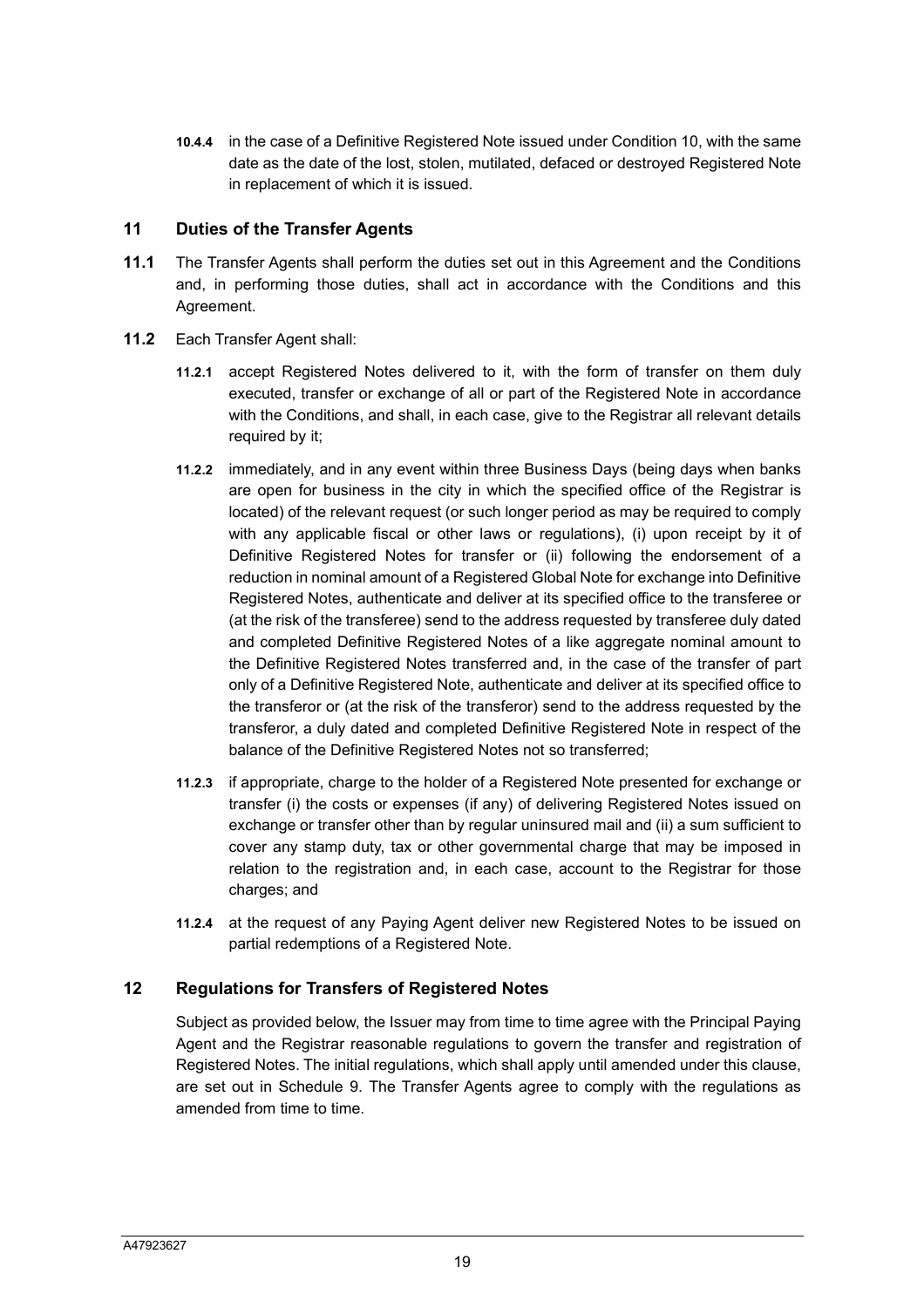**10.4.4** in the case of a Definitive Registered Note issued under Condition 10, with the same date as the date of the lost, stolen, mutilated, defaced or destroyed Registered Note in replacement of which it is issued.

## 11 Duties of the Transfer Agents

**11.1** The Transfer Agents shall perform the duties set out in this Agreement and the Conditions and, in performing those duties, shall act in accordance with the Conditions and this Agreement.

**11.2** Each Transfer Agent shall:

**11.2.1** accept Registered Notes delivered to it, with the form of transfer on them duly executed, transfer or exchange of all or part of the Registered Note in accordance with the Conditions, and shall, in each case, give to the Registrar all relevant details required by it;

**11.2.2** immediately, and in any event within three Business Days (being days when banks are open for business in the city in which the specified office of the Registrar is located) of the relevant request (or such longer period as may be required to comply with any applicable fiscal or other laws or regulations), (i) upon receipt by it of Definitive Registered Notes for transfer or (ii) following the endorsement of a reduction in nominal amount of a Registered Global Note for exchange into Definitive Registered Notes, authenticate and deliver at its specified office to the transferee or (at the risk of the transferee) send to the address requested by transferee duly dated and completed Definitive Registered Notes of a like aggregate nominal amount to the Definitive Registered Notes transferred and, in the case of the transfer of part only of a Definitive Registered Note, authenticate and deliver at its specified office to the transferor or (at the risk of the transferor) send to the address requested by the transferor, a duly dated and completed Definitive Registered Note in respect of the balance of the Definitive Registered Notes not so transferred;

**11.2.3** if appropriate, charge to the holder of a Registered Note presented for exchange or transfer (i) the costs or expenses (if any) of delivering Registered Notes issued on exchange or transfer other than by regular uninsured mail and (ii) a sum sufficient to cover any stamp duty, tax or other governmental charge that may be imposed in relation to the registration and, in each case, account to the Registrar for those charges; and

**11.2.4** at the request of any Paying Agent deliver new Registered Notes to be issued on partial redemptions of a Registered Note.

## 12 Regulations for Transfers of Registered Notes

Subject as provided below, the Issuer may from time to time agree with the Principal Paying Agent and the Registrar reasonable regulations to govern the transfer and registration of Registered Notes. The initial regulations, which shall apply until amended under this clause, are set out in Schedule 9. The Transfer Agents agree to comply with the regulations as amended from time to time.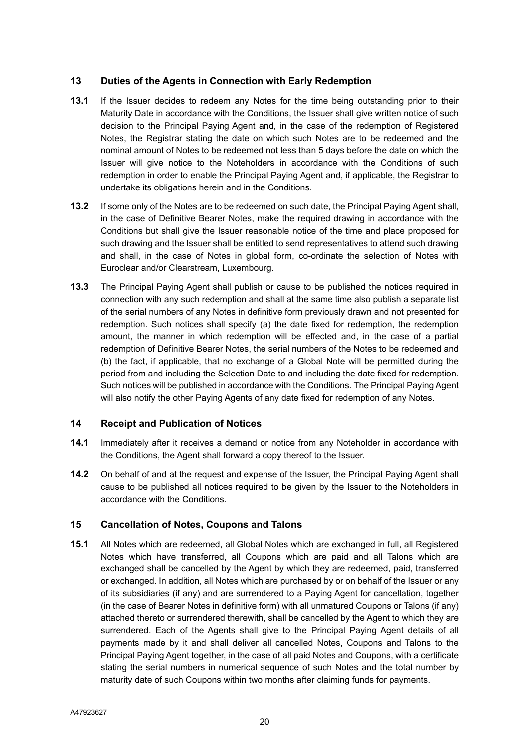## 13 Duties of the Agents in Connection with Early Redemption

**13.1** If the Issuer decides to redeem any Notes for the time being outstanding prior to their Maturity Date in accordance with the Conditions, the Issuer shall give written notice of such decision to the Principal Paying Agent and, in the case of the redemption of Registered Notes, the Registrar stating the date on which such Notes are to be redeemed and the nominal amount of Notes to be redeemed not less than 5 days before the date on which the Issuer will give notice to the Noteholders in accordance with the Conditions of such redemption in order to enable the Principal Paying Agent and, if applicable, the Registrar to undertake its obligations herein and in the Conditions.

**13.2** If some only of the Notes are to be redeemed on such date, the Principal Paying Agent shall, in the case of Definitive Bearer Notes, make the required drawing in accordance with the Conditions but shall give the Issuer reasonable notice of the time and place proposed for such drawing and the Issuer shall be entitled to send representatives to attend such drawing and shall, in the case of Notes in global form, co-ordinate the selection of Notes with Euroclear and/or Clearstream, Luxembourg.

**13.3** The Principal Paying Agent shall publish or cause to be published the notices required in connection with any such redemption and shall at the same time also publish a separate list of the serial numbers of any Notes in definitive form previously drawn and not presented for redemption. Such notices shall specify (a) the date fixed for redemption, the redemption amount, the manner in which redemption will be effected and, in the case of a partial redemption of Definitive Bearer Notes, the serial numbers of the Notes to be redeemed and (b) the fact, if applicable, that no exchange of a Global Note will be permitted during the period from and including the Selection Date to and including the date fixed for redemption. Such notices will be published in accordance with the Conditions. The Principal Paying Agent will also notify the other Paying Agents of any date fixed for redemption of any Notes.

## 14 Receipt and Publication of Notices

**14.1** Immediately after it receives a demand or notice from any Noteholder in accordance with the Conditions, the Agent shall forward a copy thereof to the Issuer.

**14.2** On behalf of and at the request and expense of the Issuer, the Principal Paying Agent shall cause to be published all notices required to be given by the Issuer to the Noteholders in accordance with the Conditions.

## 15 Cancellation of Notes, Coupons and Talons

**15.1** All Notes which are redeemed, all Global Notes which are exchanged in full, all Registered Notes which have transferred, all Coupons which are paid and all Talons which are exchanged shall be cancelled by the Agent by which they are redeemed, paid, transferred or exchanged. In addition, all Notes which are purchased by or on behalf of the Issuer or any of its subsidiaries (if any) and are surrendered to a Paying Agent for cancellation, together (in the case of Bearer Notes in definitive form) with all unmatured Coupons or Talons (if any) attached thereto or surrendered therewith, shall be cancelled by the Agent to which they are surrendered. Each of the Agents shall give to the Principal Paying Agent details of all payments made by it and shall deliver all cancelled Notes, Coupons and Talons to the Principal Paying Agent together, in the case of all paid Notes and Coupons, with a certificate stating the serial numbers in numerical sequence of such Notes and the total number by maturity date of such Coupons within two months after claiming funds for payments.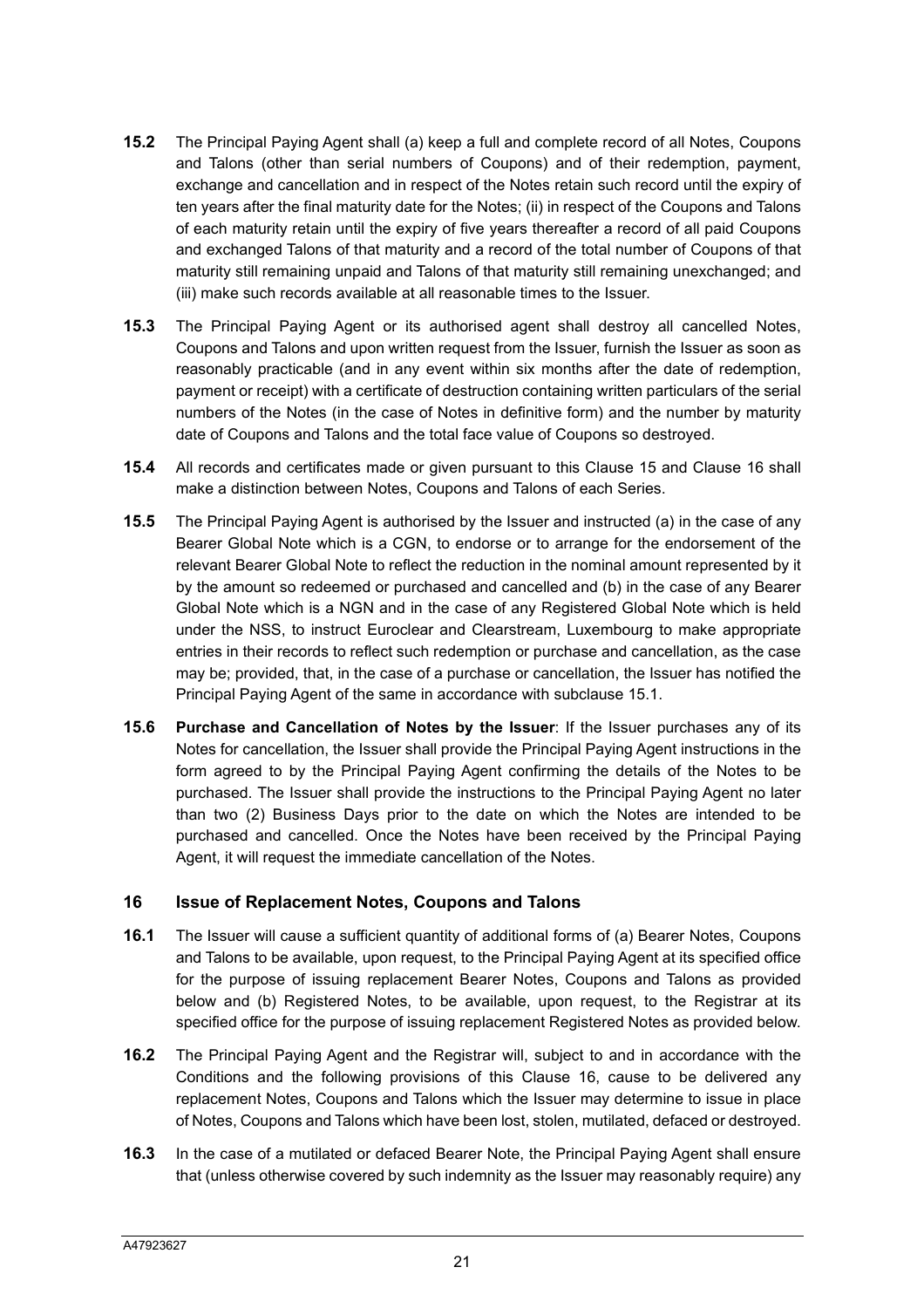**15.2** The Principal Paying Agent shall (a) keep a full and complete record of all Notes, Coupons and Talons (other than serial numbers of Coupons) and of their redemption, payment, exchange and cancellation and in respect of the Notes retain such record until the expiry of ten years after the final maturity date for the Notes; (ii) in respect of the Coupons and Talons of each maturity retain until the expiry of five years thereafter a record of all paid Coupons and exchanged Talons of that maturity and a record of the total number of Coupons of that maturity still remaining unpaid and Talons of that maturity still remaining unexchanged; and (iii) make such records available at all reasonable times to the Issuer.

**15.3** The Principal Paying Agent or its authorised agent shall destroy all cancelled Notes, Coupons and Talons and upon written request from the Issuer, furnish the Issuer as soon as reasonably practicable (and in any event within six months after the date of redemption, payment or receipt) with a certificate of destruction containing written particulars of the serial numbers of the Notes (in the case of Notes in definitive form) and the number by maturity date of Coupons and Talons and the total face value of Coupons so destroyed.

**15.4** All records and certificates made or given pursuant to this Clause 15 and Clause 16 shall make a distinction between Notes, Coupons and Talons of each Series.

**15.5** The Principal Paying Agent is authorised by the Issuer and instructed (a) in the case of any Bearer Global Note which is a CGN, to endorse or to arrange for the endorsement of the relevant Bearer Global Note to reflect the reduction in the nominal amount represented by it by the amount so redeemed or purchased and cancelled and (b) in the case of any Bearer Global Note which is a NGN and in the case of any Registered Global Note which is held under the NSS, to instruct Euroclear and Clearstream, Luxembourg to make appropriate entries in their records to reflect such redemption or purchase and cancellation, as the case may be; provided, that, in the case of a purchase or cancellation, the Issuer has notified the Principal Paying Agent of the same in accordance with subclause 15.1.

**15.6** **Purchase and Cancellation of Notes by the Issuer**: If the Issuer purchases any of its Notes for cancellation, the Issuer shall provide the Principal Paying Agent instructions in the form agreed to by the Principal Paying Agent confirming the details of the Notes to be purchased. The Issuer shall provide the instructions to the Principal Paying Agent no later than two (2) Business Days prior to the date on which the Notes are intended to be purchased and cancelled. Once the Notes have been received by the Principal Paying Agent, it will request the immediate cancellation of the Notes.

## 16 Issue of Replacement Notes, Coupons and Talons

**16.1** The Issuer will cause a sufficient quantity of additional forms of (a) Bearer Notes, Coupons and Talons to be available, upon request, to the Principal Paying Agent at its specified office for the purpose of issuing replacement Bearer Notes, Coupons and Talons as provided below and (b) Registered Notes, to be available, upon request, to the Registrar at its specified office for the purpose of issuing replacement Registered Notes as provided below.

**16.2** The Principal Paying Agent and the Registrar will, subject to and in accordance with the Conditions and the following provisions of this Clause 16, cause to be delivered any replacement Notes, Coupons and Talons which the Issuer may determine to issue in place of Notes, Coupons and Talons which have been lost, stolen, mutilated, defaced or destroyed.

**16.3** In the case of a mutilated or defaced Bearer Note, the Principal Paying Agent shall ensure that (unless otherwise covered by such indemnity as the Issuer may reasonably require) any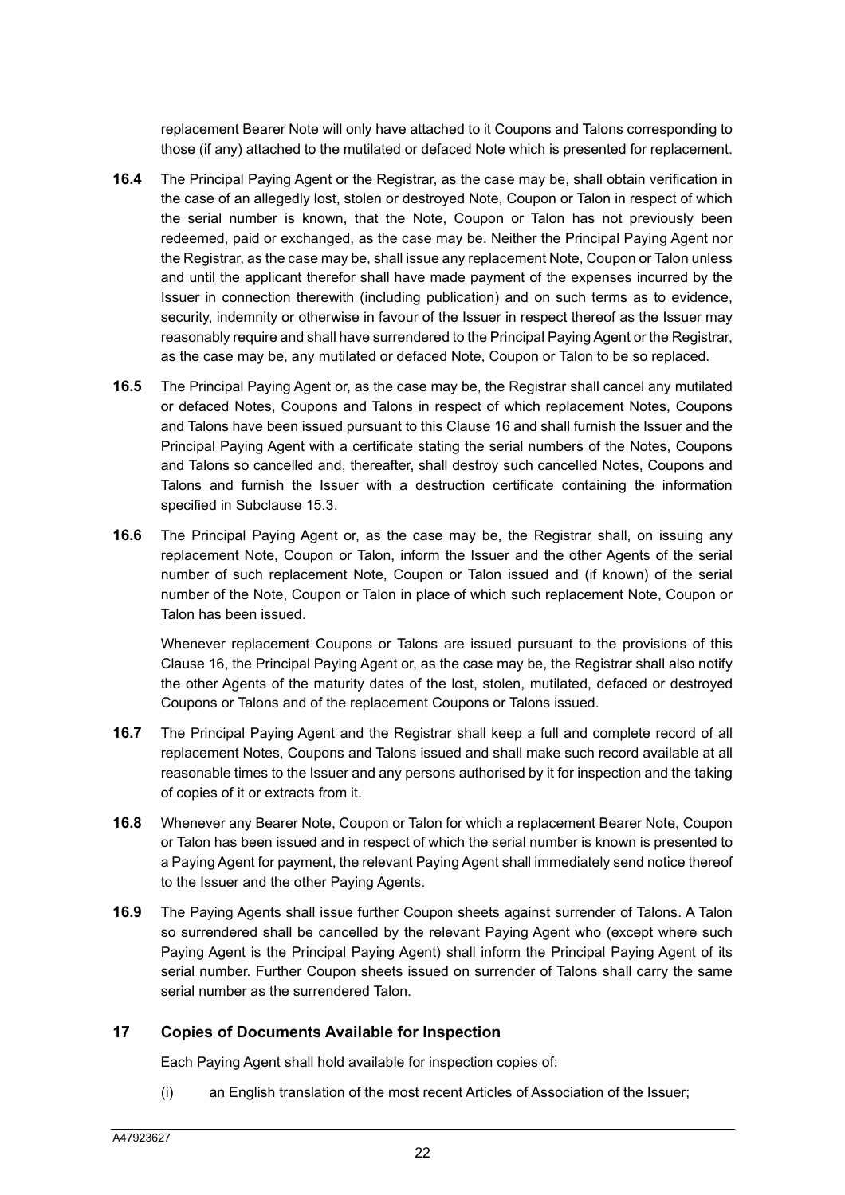replacement Bearer Note will only have attached to it Coupons and Talons corresponding to those (if any) attached to the mutilated or defaced Note which is presented for replacement.

**16.4** The Principal Paying Agent or the Registrar, as the case may be, shall obtain verification in the case of an allegedly lost, stolen or destroyed Note, Coupon or Talon in respect of which the serial number is known, that the Note, Coupon or Talon has not previously been redeemed, paid or exchanged, as the case may be. Neither the Principal Paying Agent nor the Registrar, as the case may be, shall issue any replacement Note, Coupon or Talon unless and until the applicant therefor shall have made payment of the expenses incurred by the Issuer in connection therewith (including publication) and on such terms as to evidence, security, indemnity or otherwise in favour of the Issuer in respect thereof as the Issuer may reasonably require and shall have surrendered to the Principal Paying Agent or the Registrar, as the case may be, any mutilated or defaced Note, Coupon or Talon to be so replaced.

**16.5** The Principal Paying Agent or, as the case may be, the Registrar shall cancel any mutilated or defaced Notes, Coupons and Talons in respect of which replacement Notes, Coupons and Talons have been issued pursuant to this Clause 16 and shall furnish the Issuer and the Principal Paying Agent with a certificate stating the serial numbers of the Notes, Coupons and Talons so cancelled and, thereafter, shall destroy such cancelled Notes, Coupons and Talons and furnish the Issuer with a destruction certificate containing the information specified in Subclause 15.3.

**16.6** The Principal Paying Agent or, as the case may be, the Registrar shall, on issuing any replacement Note, Coupon or Talon, inform the Issuer and the other Agents of the serial number of such replacement Note, Coupon or Talon issued and (if known) of the serial number of the Note, Coupon or Talon in place of which such replacement Note, Coupon or Talon has been issued.

Whenever replacement Coupons or Talons are issued pursuant to the provisions of this Clause 16, the Principal Paying Agent or, as the case may be, the Registrar shall also notify the other Agents of the maturity dates of the lost, stolen, mutilated, defaced or destroyed Coupons or Talons and of the replacement Coupons or Talons issued.

**16.7** The Principal Paying Agent and the Registrar shall keep a full and complete record of all replacement Notes, Coupons and Talons issued and shall make such record available at all reasonable times to the Issuer and any persons authorised by it for inspection and the taking of copies of it or extracts from it.

**16.8** Whenever any Bearer Note, Coupon or Talon for which a replacement Bearer Note, Coupon or Talon has been issued and in respect of which the serial number is known is presented to a Paying Agent for payment, the relevant Paying Agent shall immediately send notice thereof to the Issuer and the other Paying Agents.

**16.9** The Paying Agents shall issue further Coupon sheets against surrender of Talons. A Talon so surrendered shall be cancelled by the relevant Paying Agent who (except where such Paying Agent is the Principal Paying Agent) shall inform the Principal Paying Agent of its serial number. Further Coupon sheets issued on surrender of Talons shall carry the same serial number as the surrendered Talon.

## 17 Copies of Documents Available for Inspection

Each Paying Agent shall hold available for inspection copies of:

(i) an English translation of the most recent Articles of Association of the Issuer;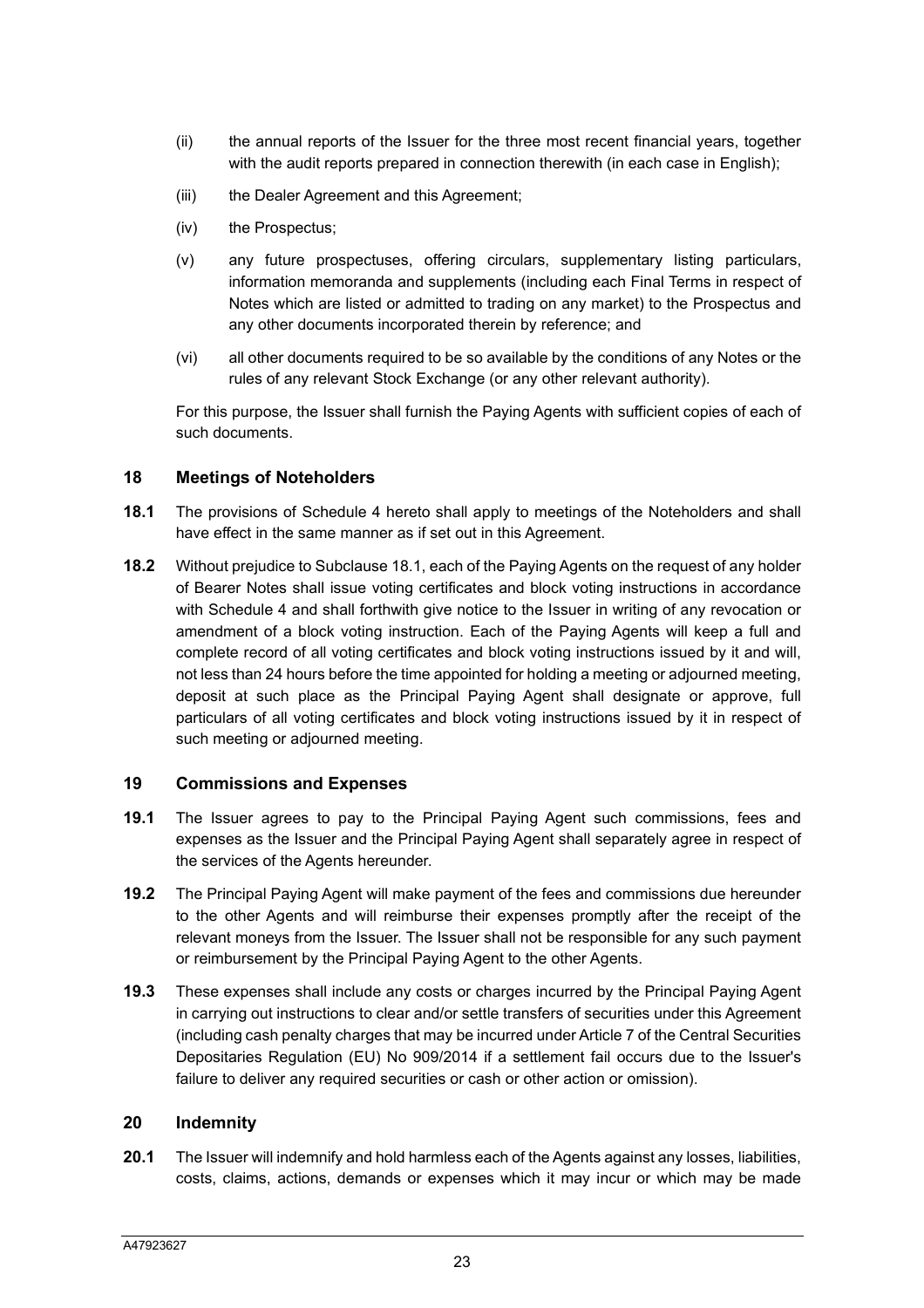(ii) the annual reports of the Issuer for the three most recent financial years, together with the audit reports prepared in connection therewith (in each case in English);

(iii) the Dealer Agreement and this Agreement;

(iv) the Prospectus;

(v) any future prospectuses, offering circulars, supplementary listing particulars, information memoranda and supplements (including each Final Terms in respect of Notes which are listed or admitted to trading on any market) to the Prospectus and any other documents incorporated therein by reference; and

(vi) all other documents required to be so available by the conditions of any Notes or the rules of any relevant Stock Exchange (or any other relevant authority).

For this purpose, the Issuer shall furnish the Paying Agents with sufficient copies of each of such documents.

## 18 Meetings of Noteholders

**18.1** The provisions of Schedule 4 hereto shall apply to meetings of the Noteholders and shall have effect in the same manner as if set out in this Agreement.

**18.2** Without prejudice to Subclause 18.1, each of the Paying Agents on the request of any holder of Bearer Notes shall issue voting certificates and block voting instructions in accordance with Schedule 4 and shall forthwith give notice to the Issuer in writing of any revocation or amendment of a block voting instruction. Each of the Paying Agents will keep a full and complete record of all voting certificates and block voting instructions issued by it and will, not less than 24 hours before the time appointed for holding a meeting or adjourned meeting, deposit at such place as the Principal Paying Agent shall designate or approve, full particulars of all voting certificates and block voting instructions issued by it in respect of such meeting or adjourned meeting.

## 19 Commissions and Expenses

**19.1** The Issuer agrees to pay to the Principal Paying Agent such commissions, fees and expenses as the Issuer and the Principal Paying Agent shall separately agree in respect of the services of the Agents hereunder.

**19.2** The Principal Paying Agent will make payment of the fees and commissions due hereunder to the other Agents and will reimburse their expenses promptly after the receipt of the relevant moneys from the Issuer. The Issuer shall not be responsible for any such payment or reimbursement by the Principal Paying Agent to the other Agents.

**19.3** These expenses shall include any costs or charges incurred by the Principal Paying Agent in carrying out instructions to clear and/or settle transfers of securities under this Agreement (including cash penalty charges that may be incurred under Article 7 of the Central Securities Depositaries Regulation (EU) No 909/2014 if a settlement fail occurs due to the Issuer's failure to deliver any required securities or cash or other action or omission).

## 20 Indemnity

**20.1** The Issuer will indemnify and hold harmless each of the Agents against any losses, liabilities, costs, claims, actions, demands or expenses which it may incur or which may be made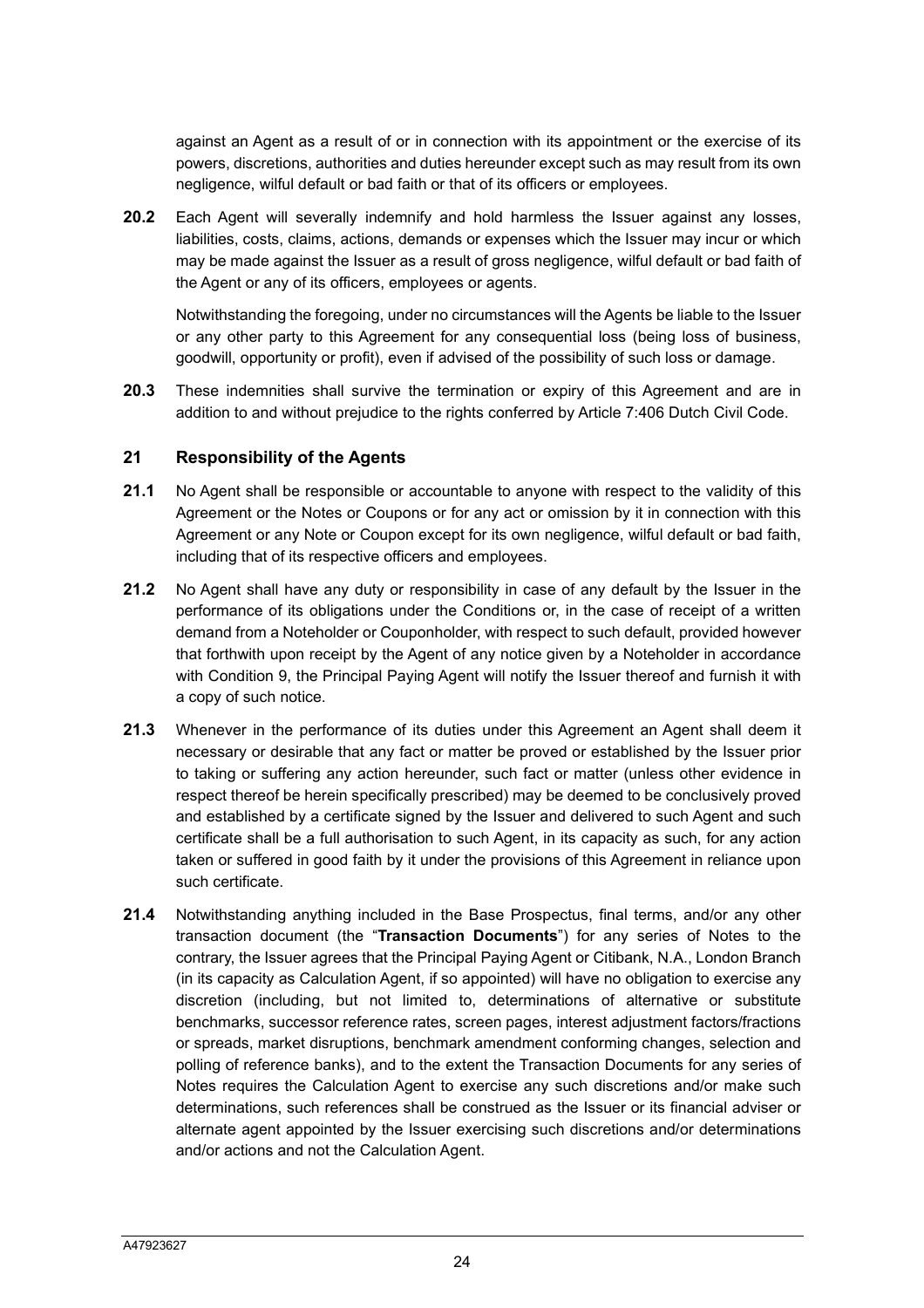against an Agent as a result of or in connection with its appointment or the exercise of its powers, discretions, authorities and duties hereunder except such as may result from its own negligence, wilful default or bad faith or that of its officers or employees.

**20.2** Each Agent will severally indemnify and hold harmless the Issuer against any losses, liabilities, costs, claims, actions, demands or expenses which the Issuer may incur or which may be made against the Issuer as a result of gross negligence, wilful default or bad faith of the Agent or any of its officers, employees or agents.

Notwithstanding the foregoing, under no circumstances will the Agents be liable to the Issuer or any other party to this Agreement for any consequential loss (being loss of business, goodwill, opportunity or profit), even if advised of the possibility of such loss or damage.

**20.3** These indemnities shall survive the termination or expiry of this Agreement and are in addition to and without prejudice to the rights conferred by Article 7:406 Dutch Civil Code.

## 21 Responsibility of the Agents

**21.1** No Agent shall be responsible or accountable to anyone with respect to the validity of this Agreement or the Notes or Coupons or for any act or omission by it in connection with this Agreement or any Note or Coupon except for its own negligence, wilful default or bad faith, including that of its respective officers and employees.

**21.2** No Agent shall have any duty or responsibility in case of any default by the Issuer in the performance of its obligations under the Conditions or, in the case of receipt of a written demand from a Noteholder or Couponholder, with respect to such default, provided however that forthwith upon receipt by the Agent of any notice given by a Noteholder in accordance with Condition 9, the Principal Paying Agent will notify the Issuer thereof and furnish it with a copy of such notice.

**21.3** Whenever in the performance of its duties under this Agreement an Agent shall deem it necessary or desirable that any fact or matter be proved or established by the Issuer prior to taking or suffering any action hereunder, such fact or matter (unless other evidence in respect thereof be herein specifically prescribed) may be deemed to be conclusively proved and established by a certificate signed by the Issuer and delivered to such Agent and such certificate shall be a full authorisation to such Agent, in its capacity as such, for any action taken or suffered in good faith by it under the provisions of this Agreement in reliance upon such certificate.

**21.4** Notwithstanding anything included in the Base Prospectus, final terms, and/or any other transaction document (the "**Transaction Documents**") for any series of Notes to the contrary, the Issuer agrees that the Principal Paying Agent or Citibank, N.A., London Branch (in its capacity as Calculation Agent, if so appointed) will have no obligation to exercise any discretion (including, but not limited to, determinations of alternative or substitute benchmarks, successor reference rates, screen pages, interest adjustment factors/fractions or spreads, market disruptions, benchmark amendment conforming changes, selection and polling of reference banks), and to the extent the Transaction Documents for any series of Notes requires the Calculation Agent to exercise any such discretions and/or make such determinations, such references shall be construed as the Issuer or its financial adviser or alternate agent appointed by the Issuer exercising such discretions and/or determinations and/or actions and not the Calculation Agent.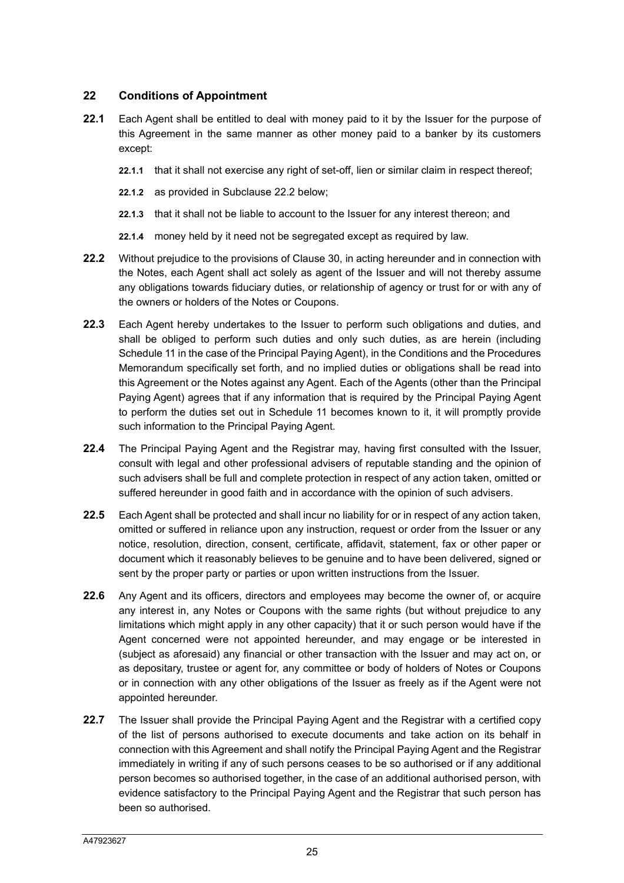## 22 Conditions of Appointment

**22.1** Each Agent shall be entitled to deal with money paid to it by the Issuer for the purpose of this Agreement in the same manner as other money paid to a banker by its customers except:

- **22.1.1** that it shall not exercise any right of set-off, lien or similar claim in respect thereof;
- **22.1.2** as provided in Subclause 22.2 below;
- **22.1.3** that it shall not be liable to account to the Issuer for any interest thereon; and
- **22.1.4** money held by it need not be segregated except as required by law.

**22.2** Without prejudice to the provisions of Clause 30, in acting hereunder and in connection with the Notes, each Agent shall act solely as agent of the Issuer and will not thereby assume any obligations towards fiduciary duties, or relationship of agency or trust for or with any of the owners or holders of the Notes or Coupons.

**22.3** Each Agent hereby undertakes to the Issuer to perform such obligations and duties, and shall be obliged to perform such duties and only such duties, as are herein (including Schedule 11 in the case of the Principal Paying Agent), in the Conditions and the Procedures Memorandum specifically set forth, and no implied duties or obligations shall be read into this Agreement or the Notes against any Agent. Each of the Agents (other than the Principal Paying Agent) agrees that if any information that is required by the Principal Paying Agent to perform the duties set out in Schedule 11 becomes known to it, it will promptly provide such information to the Principal Paying Agent.

**22.4** The Principal Paying Agent and the Registrar may, having first consulted with the Issuer, consult with legal and other professional advisers of reputable standing and the opinion of such advisers shall be full and complete protection in respect of any action taken, omitted or suffered hereunder in good faith and in accordance with the opinion of such advisers.

**22.5** Each Agent shall be protected and shall incur no liability for or in respect of any action taken, omitted or suffered in reliance upon any instruction, request or order from the Issuer or any notice, resolution, direction, consent, certificate, affidavit, statement, fax or other paper or document which it reasonably believes to be genuine and to have been delivered, signed or sent by the proper party or parties or upon written instructions from the Issuer.

**22.6** Any Agent and its officers, directors and employees may become the owner of, or acquire any interest in, any Notes or Coupons with the same rights (but without prejudice to any limitations which might apply in any other capacity) that it or such person would have if the Agent concerned were not appointed hereunder, and may engage or be interested in (subject as aforesaid) any financial or other transaction with the Issuer and may act on, or as depositary, trustee or agent for, any committee or body of holders of Notes or Coupons or in connection with any other obligations of the Issuer as freely as if the Agent were not appointed hereunder.

**22.7** The Issuer shall provide the Principal Paying Agent and the Registrar with a certified copy of the list of persons authorised to execute documents and take action on its behalf in connection with this Agreement and shall notify the Principal Paying Agent and the Registrar immediately in writing if any of such persons ceases to be so authorised or if any additional person becomes so authorised together, in the case of an additional authorised person, with evidence satisfactory to the Principal Paying Agent and the Registrar that such person has been so authorised.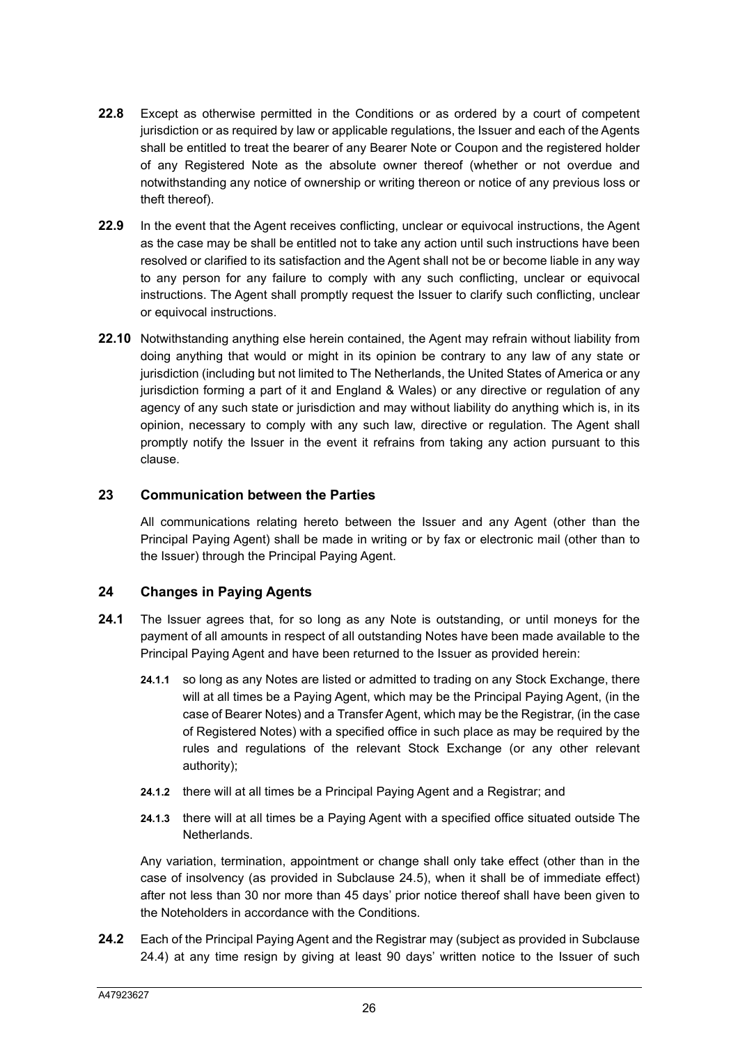**22.8** Except as otherwise permitted in the Conditions or as ordered by a court of competent jurisdiction or as required by law or applicable regulations, the Issuer and each of the Agents shall be entitled to treat the bearer of any Bearer Note or Coupon and the registered holder of any Registered Note as the absolute owner thereof (whether or not overdue and notwithstanding any notice of ownership or writing thereon or notice of any previous loss or theft thereof).

**22.9** In the event that the Agent receives conflicting, unclear or equivocal instructions, the Agent as the case may be shall be entitled not to take any action until such instructions have been resolved or clarified to its satisfaction and the Agent shall not be or become liable in any way to any person for any failure to comply with any such conflicting, unclear or equivocal instructions. The Agent shall promptly request the Issuer to clarify such conflicting, unclear or equivocal instructions.

**22.10** Notwithstanding anything else herein contained, the Agent may refrain without liability from doing anything that would or might in its opinion be contrary to any law of any state or jurisdiction (including but not limited to The Netherlands, the United States of America or any jurisdiction forming a part of it and England & Wales) or any directive or regulation of any agency of any such state or jurisdiction and may without liability do anything which is, in its opinion, necessary to comply with any such law, directive or regulation. The Agent shall promptly notify the Issuer in the event it refrains from taking any action pursuant to this clause.

## 23 Communication between the Parties

All communications relating hereto between the Issuer and any Agent (other than the Principal Paying Agent) shall be made in writing or by fax or electronic mail (other than to the Issuer) through the Principal Paying Agent.

## 24 Changes in Paying Agents

**24.1** The Issuer agrees that, for so long as any Note is outstanding, or until moneys for the payment of all amounts in respect of all outstanding Notes have been made available to the Principal Paying Agent and have been returned to the Issuer as provided herein:

- **24.1.1** so long as any Notes are listed or admitted to trading on any Stock Exchange, there will at all times be a Paying Agent, which may be the Principal Paying Agent, (in the case of Bearer Notes) and a Transfer Agent, which may be the Registrar, (in the case of Registered Notes) with a specified office in such place as may be required by the rules and regulations of the relevant Stock Exchange (or any other relevant authority);
- **24.1.2** there will at all times be a Principal Paying Agent and a Registrar; and
- **24.1.3** there will at all times be a Paying Agent with a specified office situated outside The Netherlands.

Any variation, termination, appointment or change shall only take effect (other than in the case of insolvency (as provided in Subclause 24.5), when it shall be of immediate effect) after not less than 30 nor more than 45 days' prior notice thereof shall have been given to the Noteholders in accordance with the Conditions.

**24.2** Each of the Principal Paying Agent and the Registrar may (subject as provided in Subclause 24.4) at any time resign by giving at least 90 days' written notice to the Issuer of such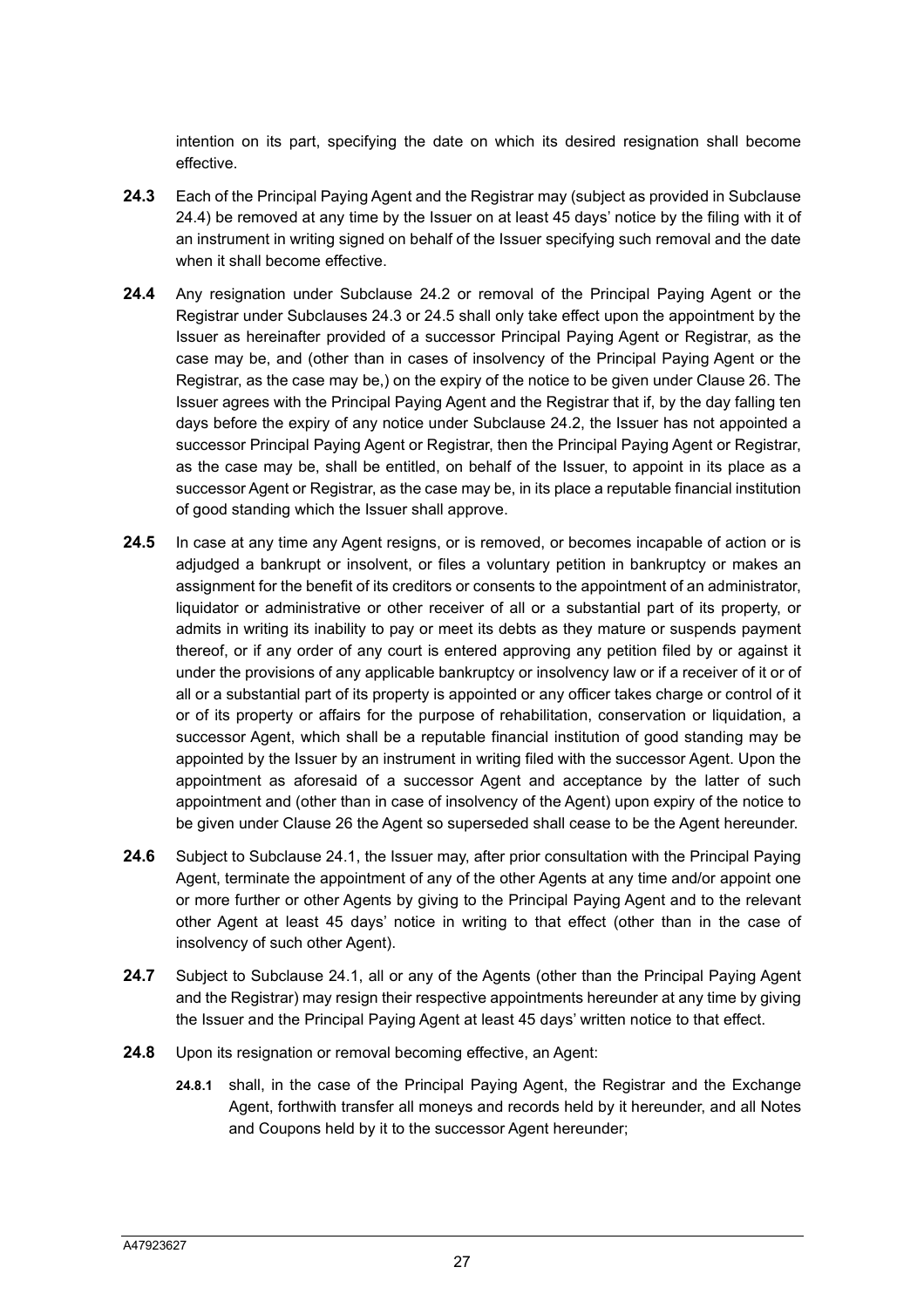intention on its part, specifying the date on which its desired resignation shall become effective.

**24.3** Each of the Principal Paying Agent and the Registrar may (subject as provided in Subclause 24.4) be removed at any time by the Issuer on at least 45 days' notice by the filing with it of an instrument in writing signed on behalf of the Issuer specifying such removal and the date when it shall become effective.

**24.4** Any resignation under Subclause 24.2 or removal of the Principal Paying Agent or the Registrar under Subclauses 24.3 or 24.5 shall only take effect upon the appointment by the Issuer as hereinafter provided of a successor Principal Paying Agent or Registrar, as the case may be, and (other than in cases of insolvency of the Principal Paying Agent or the Registrar, as the case may be,) on the expiry of the notice to be given under Clause 26. The Issuer agrees with the Principal Paying Agent and the Registrar that if, by the day falling ten days before the expiry of any notice under Subclause 24.2, the Issuer has not appointed a successor Principal Paying Agent or Registrar, then the Principal Paying Agent or Registrar, as the case may be, shall be entitled, on behalf of the Issuer, to appoint in its place as a successor Agent or Registrar, as the case may be, in its place a reputable financial institution of good standing which the Issuer shall approve.

**24.5** In case at any time any Agent resigns, or is removed, or becomes incapable of action or is adjudged a bankrupt or insolvent, or files a voluntary petition in bankruptcy or makes an assignment for the benefit of its creditors or consents to the appointment of an administrator, liquidator or administrative or other receiver of all or a substantial part of its property, or admits in writing its inability to pay or meet its debts as they mature or suspends payment thereof, or if any order of any court is entered approving any petition filed by or against it under the provisions of any applicable bankruptcy or insolvency law or if a receiver of it or of all or a substantial part of its property is appointed or any officer takes charge or control of it or of its property or affairs for the purpose of rehabilitation, conservation or liquidation, a successor Agent, which shall be a reputable financial institution of good standing may be appointed by the Issuer by an instrument in writing filed with the successor Agent. Upon the appointment as aforesaid of a successor Agent and acceptance by the latter of such appointment and (other than in case of insolvency of the Agent) upon expiry of the notice to be given under Clause 26 the Agent so superseded shall cease to be the Agent hereunder.

**24.6** Subject to Subclause 24.1, the Issuer may, after prior consultation with the Principal Paying Agent, terminate the appointment of any of the other Agents at any time and/or appoint one or more further or other Agents by giving to the Principal Paying Agent and to the relevant other Agent at least 45 days' notice in writing to that effect (other than in the case of insolvency of such other Agent).

**24.7** Subject to Subclause 24.1, all or any of the Agents (other than the Principal Paying Agent and the Registrar) may resign their respective appointments hereunder at any time by giving the Issuer and the Principal Paying Agent at least 45 days' written notice to that effect.

**24.8** Upon its resignation or removal becoming effective, an Agent:

**24.8.1** shall, in the case of the Principal Paying Agent, the Registrar and the Exchange Agent, forthwith transfer all moneys and records held by it hereunder, and all Notes and Coupons held by it to the successor Agent hereunder;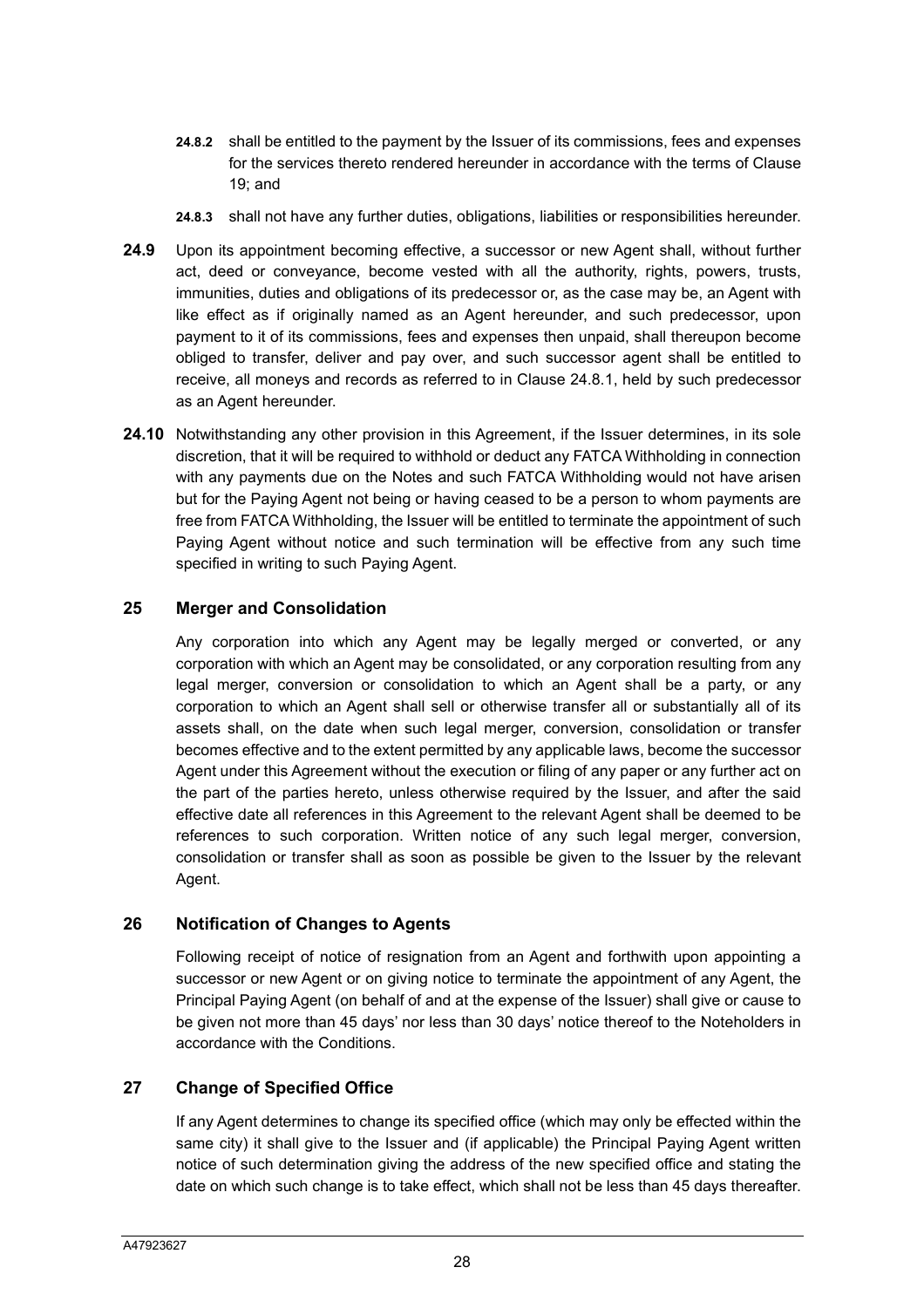**24.8.2** shall be entitled to the payment by the Issuer of its commissions, fees and expenses for the services thereto rendered hereunder in accordance with the terms of Clause 19; and

**24.8.3** shall not have any further duties, obligations, liabilities or responsibilities hereunder.

**24.9** Upon its appointment becoming effective, a successor or new Agent shall, without further act, deed or conveyance, become vested with all the authority, rights, powers, trusts, immunities, duties and obligations of its predecessor or, as the case may be, an Agent with like effect as if originally named as an Agent hereunder, and such predecessor, upon payment to it of its commissions, fees and expenses then unpaid, shall thereupon become obliged to transfer, deliver and pay over, and such successor agent shall be entitled to receive, all moneys and records as referred to in Clause 24.8.1, held by such predecessor as an Agent hereunder.

**24.10** Notwithstanding any other provision in this Agreement, if the Issuer determines, in its sole discretion, that it will be required to withhold or deduct any FATCA Withholding in connection with any payments due on the Notes and such FATCA Withholding would not have arisen but for the Paying Agent not being or having ceased to be a person to whom payments are free from FATCA Withholding, the Issuer will be entitled to terminate the appointment of such Paying Agent without notice and such termination will be effective from any such time specified in writing to such Paying Agent.

## 25 Merger and Consolidation

Any corporation into which any Agent may be legally merged or converted, or any corporation with which an Agent may be consolidated, or any corporation resulting from any legal merger, conversion or consolidation to which an Agent shall be a party, or any corporation to which an Agent shall sell or otherwise transfer all or substantially all of its assets shall, on the date when such legal merger, conversion, consolidation or transfer becomes effective and to the extent permitted by any applicable laws, become the successor Agent under this Agreement without the execution or filing of any paper or any further act on the part of the parties hereto, unless otherwise required by the Issuer, and after the said effective date all references in this Agreement to the relevant Agent shall be deemed to be references to such corporation. Written notice of any such legal merger, conversion, consolidation or transfer shall as soon as possible be given to the Issuer by the relevant Agent.

## 26 Notification of Changes to Agents

Following receipt of notice of resignation from an Agent and forthwith upon appointing a successor or new Agent or on giving notice to terminate the appointment of any Agent, the Principal Paying Agent (on behalf of and at the expense of the Issuer) shall give or cause to be given not more than 45 days' nor less than 30 days' notice thereof to the Noteholders in accordance with the Conditions.

## 27 Change of Specified Office

If any Agent determines to change its specified office (which may only be effected within the same city) it shall give to the Issuer and (if applicable) the Principal Paying Agent written notice of such determination giving the address of the new specified office and stating the date on which such change is to take effect, which shall not be less than 45 days thereafter.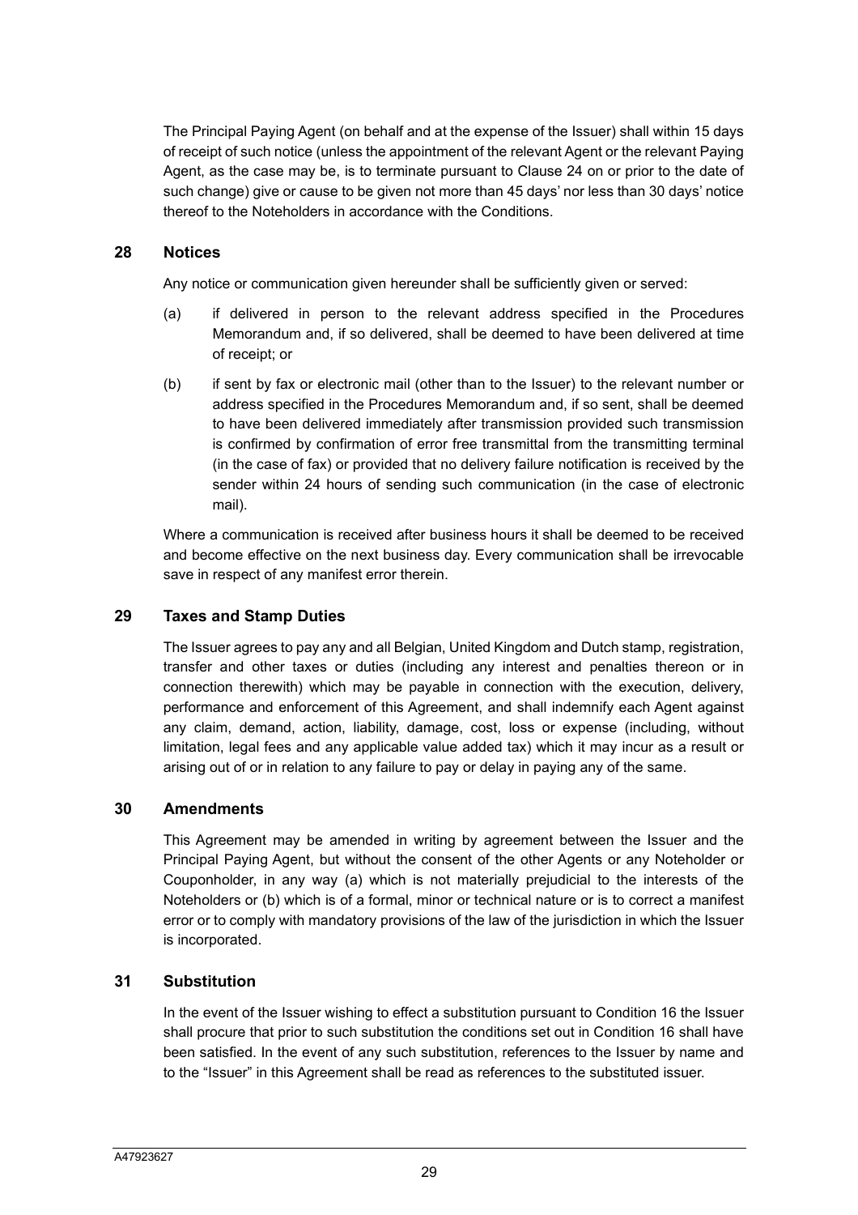The Principal Paying Agent (on behalf and at the expense of the Issuer) shall within 15 days of receipt of such notice (unless the appointment of the relevant Agent or the relevant Paying Agent, as the case may be, is to terminate pursuant to Clause 24 on or prior to the date of such change) give or cause to be given not more than 45 days' nor less than 30 days' notice thereof to the Noteholders in accordance with the Conditions.

## 28 Notices

Any notice or communication given hereunder shall be sufficiently given or served:

(a) if delivered in person to the relevant address specified in the Procedures Memorandum and, if so delivered, shall be deemed to have been delivered at time of receipt; or

(b) if sent by fax or electronic mail (other than to the Issuer) to the relevant number or address specified in the Procedures Memorandum and, if so sent, shall be deemed to have been delivered immediately after transmission provided such transmission is confirmed by confirmation of error free transmittal from the transmitting terminal (in the case of fax) or provided that no delivery failure notification is received by the sender within 24 hours of sending such communication (in the case of electronic mail).

Where a communication is received after business hours it shall be deemed to be received and become effective on the next business day. Every communication shall be irrevocable save in respect of any manifest error therein.

## 29 Taxes and Stamp Duties

The Issuer agrees to pay any and all Belgian, United Kingdom and Dutch stamp, registration, transfer and other taxes or duties (including any interest and penalties thereon or in connection therewith) which may be payable in connection with the execution, delivery, performance and enforcement of this Agreement, and shall indemnify each Agent against any claim, demand, action, liability, damage, cost, loss or expense (including, without limitation, legal fees and any applicable value added tax) which it may incur as a result or arising out of or in relation to any failure to pay or delay in paying any of the same.

## 30 Amendments

This Agreement may be amended in writing by agreement between the Issuer and the Principal Paying Agent, but without the consent of the other Agents or any Noteholder or Couponholder, in any way (a) which is not materially prejudicial to the interests of the Noteholders or (b) which is of a formal, minor or technical nature or is to correct a manifest error or to comply with mandatory provisions of the law of the jurisdiction in which the Issuer is incorporated.

## 31 Substitution

In the event of the Issuer wishing to effect a substitution pursuant to Condition 16 the Issuer shall procure that prior to such substitution the conditions set out in Condition 16 shall have been satisfied. In the event of any such substitution, references to the Issuer by name and to the "Issuer" in this Agreement shall be read as references to the substituted issuer.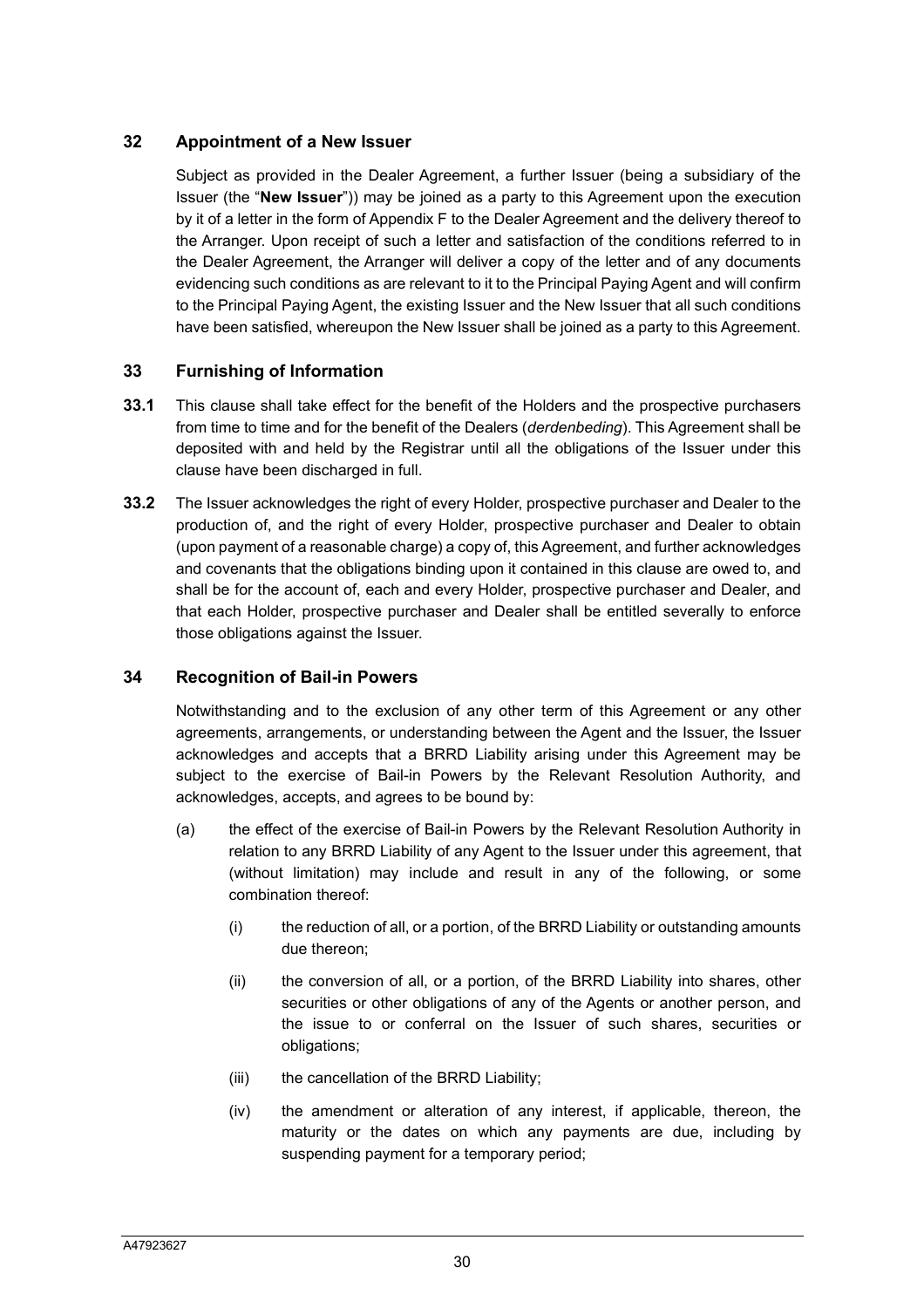## 32 Appointment of a New Issuer

Subject as provided in the Dealer Agreement, a further Issuer (being a subsidiary of the Issuer (the "**New Issuer**")) may be joined as a party to this Agreement upon the execution by it of a letter in the form of Appendix F to the Dealer Agreement and the delivery thereof to the Arranger. Upon receipt of such a letter and satisfaction of the conditions referred to in the Dealer Agreement, the Arranger will deliver a copy of the letter and of any documents evidencing such conditions as are relevant to it to the Principal Paying Agent and will confirm to the Principal Paying Agent, the existing Issuer and the New Issuer that all such conditions have been satisfied, whereupon the New Issuer shall be joined as a party to this Agreement.

## 33 Furnishing of Information

**33.1** This clause shall take effect for the benefit of the Holders and the prospective purchasers from time to time and for the benefit of the Dealers (*derdenbeding*). This Agreement shall be deposited with and held by the Registrar until all the obligations of the Issuer under this clause have been discharged in full.

**33.2** The Issuer acknowledges the right of every Holder, prospective purchaser and Dealer to the production of, and the right of every Holder, prospective purchaser and Dealer to obtain (upon payment of a reasonable charge) a copy of, this Agreement, and further acknowledges and covenants that the obligations binding upon it contained in this clause are owed to, and shall be for the account of, each and every Holder, prospective purchaser and Dealer, and that each Holder, prospective purchaser and Dealer shall be entitled severally to enforce those obligations against the Issuer.

## 34 Recognition of Bail-in Powers

Notwithstanding and to the exclusion of any other term of this Agreement or any other agreements, arrangements, or understanding between the Agent and the Issuer, the Issuer acknowledges and accepts that a BRRD Liability arising under this Agreement may be subject to the exercise of Bail-in Powers by the Relevant Resolution Authority, and acknowledges, accepts, and agrees to be bound by:

(a) the effect of the exercise of Bail-in Powers by the Relevant Resolution Authority in relation to any BRRD Liability of any Agent to the Issuer under this agreement, that (without limitation) may include and result in any of the following, or some combination thereof:

  (i) the reduction of all, or a portion, of the BRRD Liability or outstanding amounts due thereon;

  (ii) the conversion of all, or a portion, of the BRRD Liability into shares, other securities or other obligations of any of the Agents or another person, and the issue to or conferral on the Issuer of such shares, securities or obligations;

  (iii) the cancellation of the BRRD Liability;

  (iv) the amendment or alteration of any interest, if applicable, thereon, the maturity or the dates on which any payments are due, including by suspending payment for a temporary period;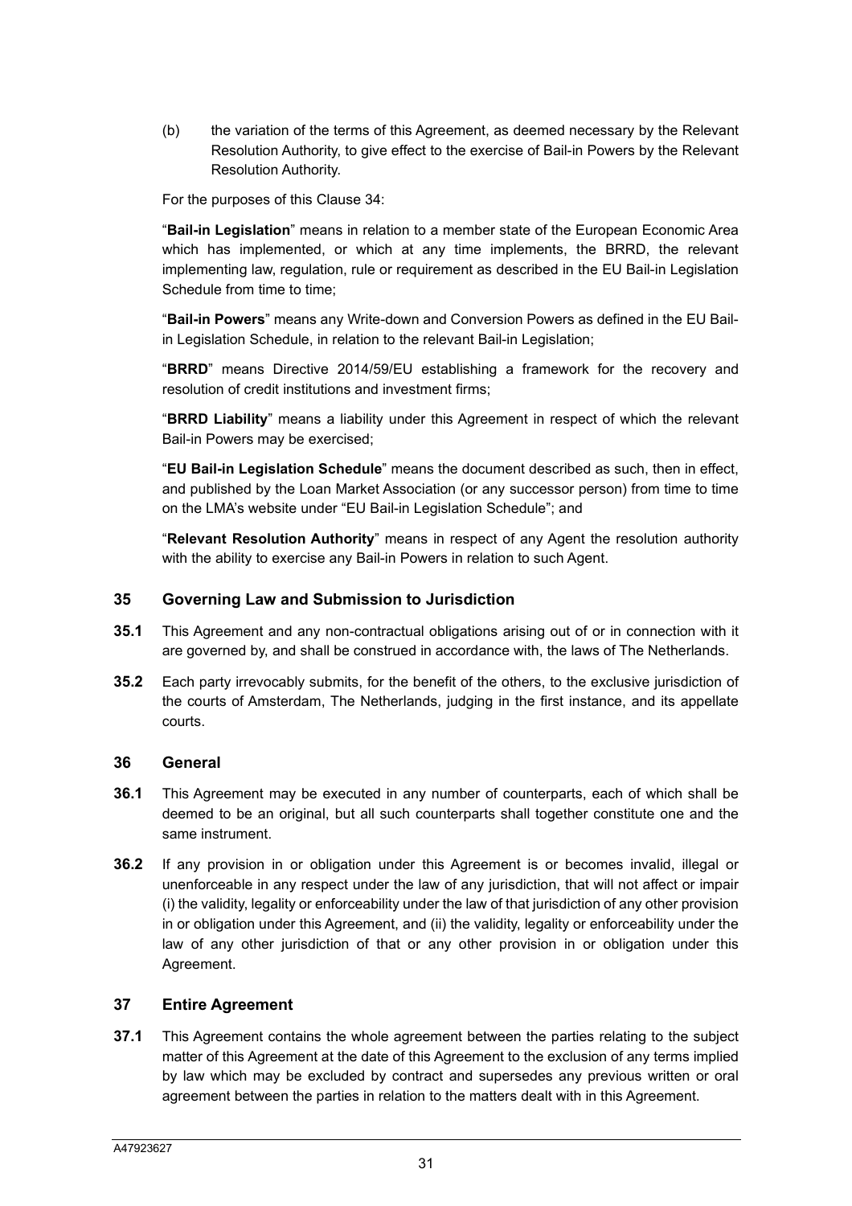(b) the variation of the terms of this Agreement, as deemed necessary by the Relevant Resolution Authority, to give effect to the exercise of Bail-in Powers by the Relevant Resolution Authority.

For the purposes of this Clause 34:

"**Bail-in Legislation**" means in relation to a member state of the European Economic Area which has implemented, or which at any time implements, the BRRD, the relevant implementing law, regulation, rule or requirement as described in the EU Bail-in Legislation Schedule from time to time;

"**Bail-in Powers**" means any Write-down and Conversion Powers as defined in the EU Bail-in Legislation Schedule, in relation to the relevant Bail-in Legislation;

"**BRRD**" means Directive 2014/59/EU establishing a framework for the recovery and resolution of credit institutions and investment firms;

"**BRRD Liability**" means a liability under this Agreement in respect of which the relevant Bail-in Powers may be exercised;

"**EU Bail-in Legislation Schedule**" means the document described as such, then in effect, and published by the Loan Market Association (or any successor person) from time to time on the LMA's website under "EU Bail-in Legislation Schedule"; and

"**Relevant Resolution Authority**" means in respect of any Agent the resolution authority with the ability to exercise any Bail-in Powers in relation to such Agent.

## 35 Governing Law and Submission to Jurisdiction

**35.1** This Agreement and any non-contractual obligations arising out of or in connection with it are governed by, and shall be construed in accordance with, the laws of The Netherlands.

**35.2** Each party irrevocably submits, for the benefit of the others, to the exclusive jurisdiction of the courts of Amsterdam, The Netherlands, judging in the first instance, and its appellate courts.

## 36 General

**36.1** This Agreement may be executed in any number of counterparts, each of which shall be deemed to be an original, but all such counterparts shall together constitute one and the same instrument.

**36.2** If any provision in or obligation under this Agreement is or becomes invalid, illegal or unenforceable in any respect under the law of any jurisdiction, that will not affect or impair (i) the validity, legality or enforceability under the law of that jurisdiction of any other provision in or obligation under this Agreement, and (ii) the validity, legality or enforceability under the law of any other jurisdiction of that or any other provision in or obligation under this Agreement.

## 37 Entire Agreement

**37.1** This Agreement contains the whole agreement between the parties relating to the subject matter of this Agreement at the date of this Agreement to the exclusion of any terms implied by law which may be excluded by contract and supersedes any previous written or oral agreement between the parties in relation to the matters dealt with in this Agreement.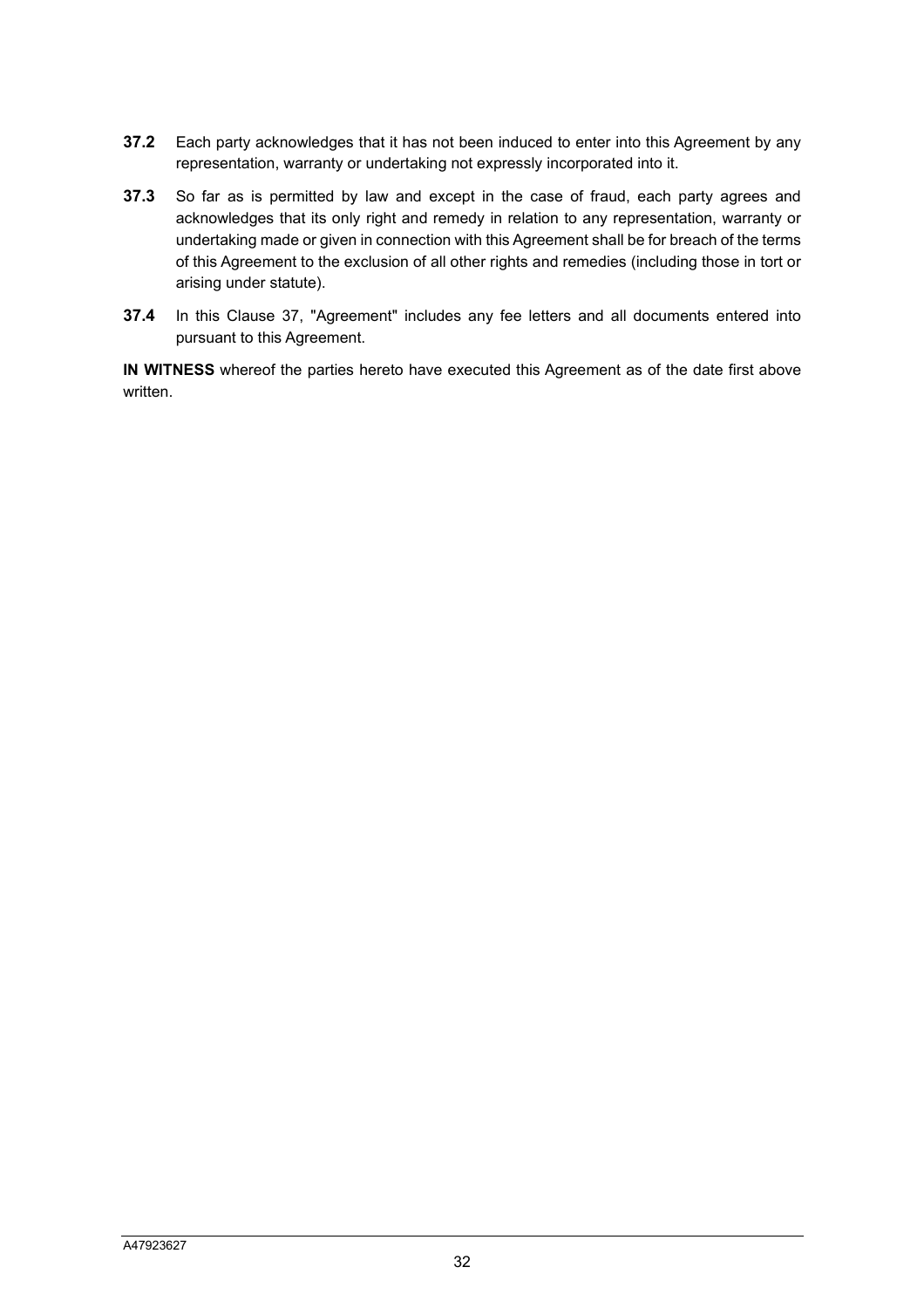**37.2** Each party acknowledges that it has not been induced to enter into this Agreement by any representation, warranty or undertaking not expressly incorporated into it.

**37.3** So far as is permitted by law and except in the case of fraud, each party agrees and acknowledges that its only right and remedy in relation to any representation, warranty or undertaking made or given in connection with this Agreement shall be for breach of the terms of this Agreement to the exclusion of all other rights and remedies (including those in tort or arising under statute).

**37.4** In this Clause 37, "Agreement" includes any fee letters and all documents entered into pursuant to this Agreement.

**IN WITNESS** whereof the parties hereto have executed this Agreement as of the date first above written.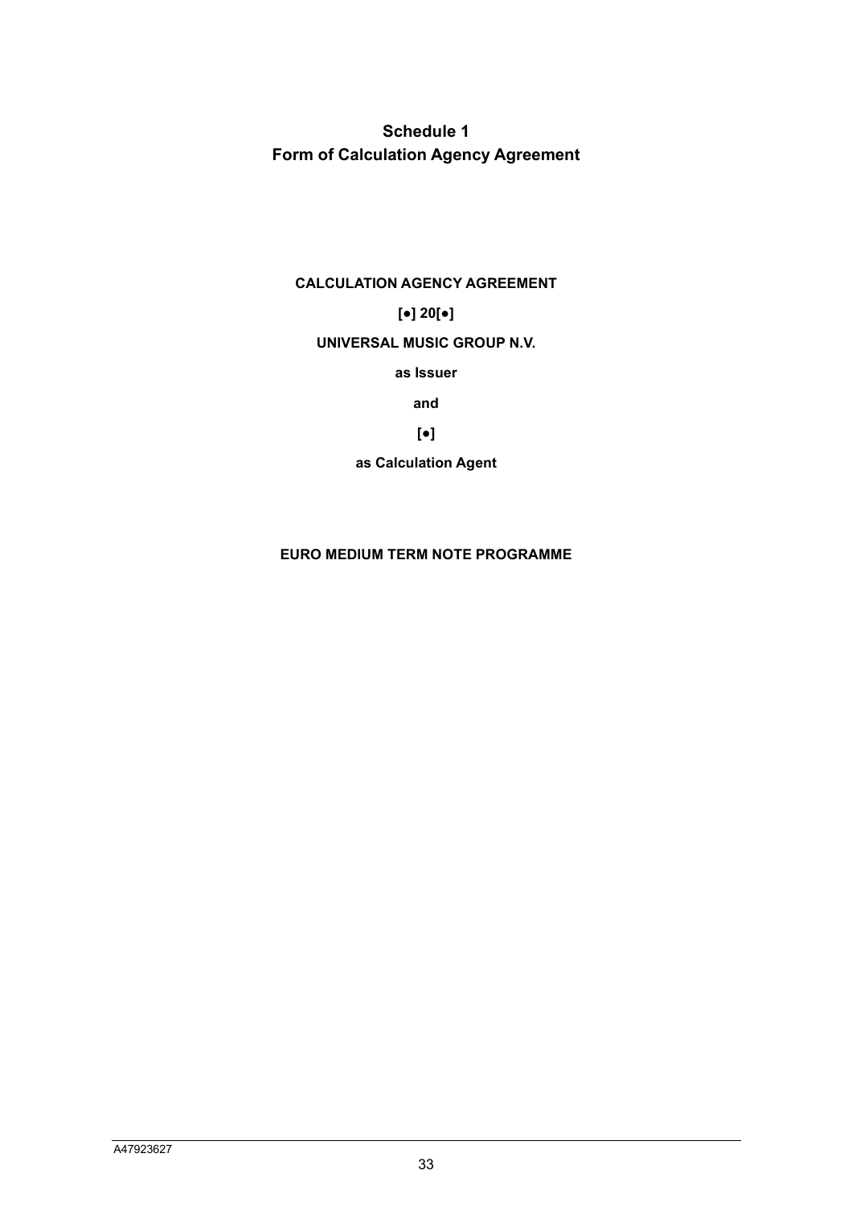# Schedule 1
# Form of Calculation Agency Agreement

**CALCULATION AGENCY AGREEMENT**

**[●] 20[●]**

**UNIVERSAL MUSIC GROUP N.V.**

**as Issuer**

**and**

**[●]**

**as Calculation Agent**

**EURO MEDIUM TERM NOTE PROGRAMME**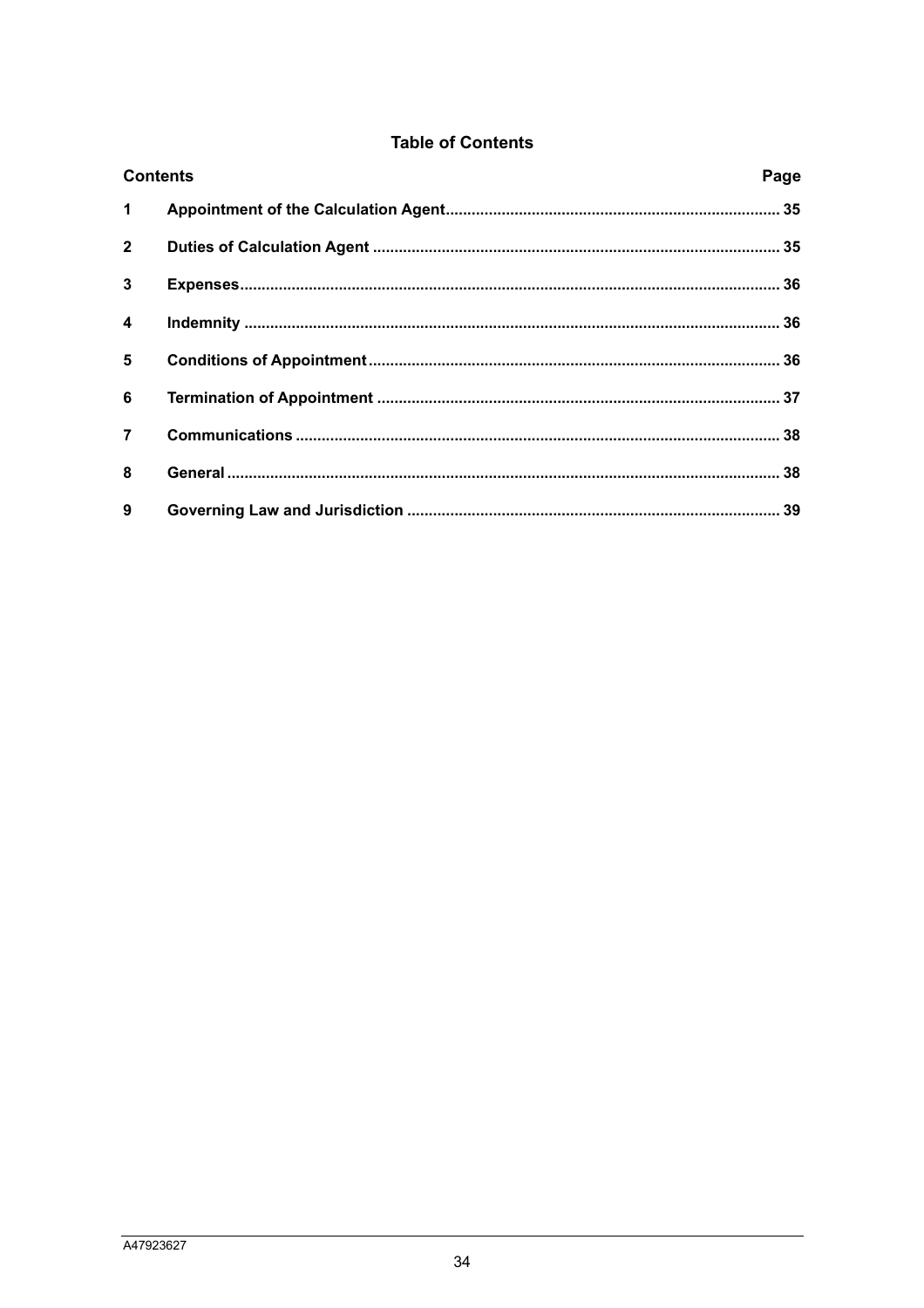## Table of Contents

| Contents | | Page |
|---|---|---|
| **1** | **Appointment of the Calculation Agent** | **35** |
| **2** | **Duties of Calculation Agent** | **35** |
| **3** | **Expenses** | **36** |
| **4** | **Indemnity** | **36** |
| **5** | **Conditions of Appointment** | **36** |
| **6** | **Termination of Appointment** | **37** |
| **7** | **Communications** | **38** |
| **8** | **General** | **38** |
| **9** | **Governing Law and Jurisdiction** | **39** |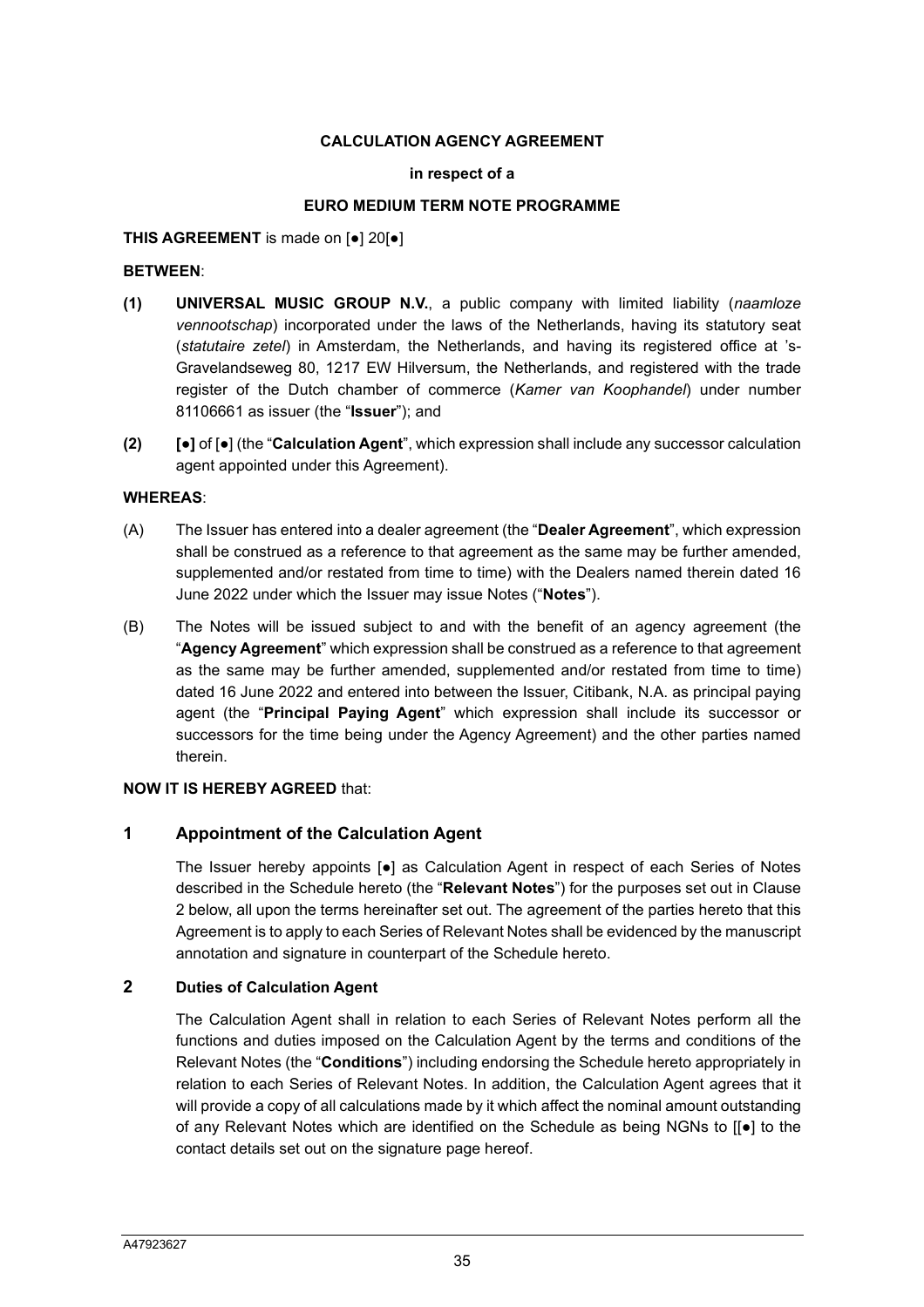**CALCULATION AGENCY AGREEMENT**

**in respect of a**

**EURO MEDIUM TERM NOTE PROGRAMME**

**THIS AGREEMENT** is made on [●] 20[●]

**BETWEEN**:

**(1)** **UNIVERSAL MUSIC GROUP N.V.**, a public company with limited liability (*naamloze vennootschap*) incorporated under the laws of the Netherlands, having its statutory seat (*statutaire zetel*) in Amsterdam, the Netherlands, and having its registered office at 's-Gravelandseweg 80, 1217 EW Hilversum, the Netherlands, and registered with the trade register of the Dutch chamber of commerce (*Kamer van Koophandel*) under number 81106661 as issuer (the "**Issuer**"); and

**(2)** **[●]** of [●] (the "**Calculation Agent**", which expression shall include any successor calculation agent appointed under this Agreement).

**WHEREAS**:

(A) The Issuer has entered into a dealer agreement (the "**Dealer Agreement**", which expression shall be construed as a reference to that agreement as the same may be further amended, supplemented and/or restated from time to time) with the Dealers named therein dated 16 June 2022 under which the Issuer may issue Notes ("**Notes**").

(B) The Notes will be issued subject to and with the benefit of an agency agreement (the "**Agency Agreement**" which expression shall be construed as a reference to that agreement as the same may be further amended, supplemented and/or restated from time to time) dated 16 June 2022 and entered into between the Issuer, Citibank, N.A. as principal paying agent (the "**Principal Paying Agent**" which expression shall include its successor or successors for the time being under the Agency Agreement) and the other parties named therein.

**NOW IT IS HEREBY AGREED** that:

## 1 Appointment of the Calculation Agent

The Issuer hereby appoints [●] as Calculation Agent in respect of each Series of Notes described in the Schedule hereto (the "**Relevant Notes**") for the purposes set out in Clause 2 below, all upon the terms hereinafter set out. The agreement of the parties hereto that this Agreement is to apply to each Series of Relevant Notes shall be evidenced by the manuscript annotation and signature in counterpart of the Schedule hereto.

### 2 Duties of Calculation Agent

The Calculation Agent shall in relation to each Series of Relevant Notes perform all the functions and duties imposed on the Calculation Agent by the terms and conditions of the Relevant Notes (the "**Conditions**") including endorsing the Schedule hereto appropriately in relation to each Series of Relevant Notes. In addition, the Calculation Agent agrees that it will provide a copy of all calculations made by it which affect the nominal amount outstanding of any Relevant Notes which are identified on the Schedule as being NGNs to [[●] to the contact details set out on the signature page hereof.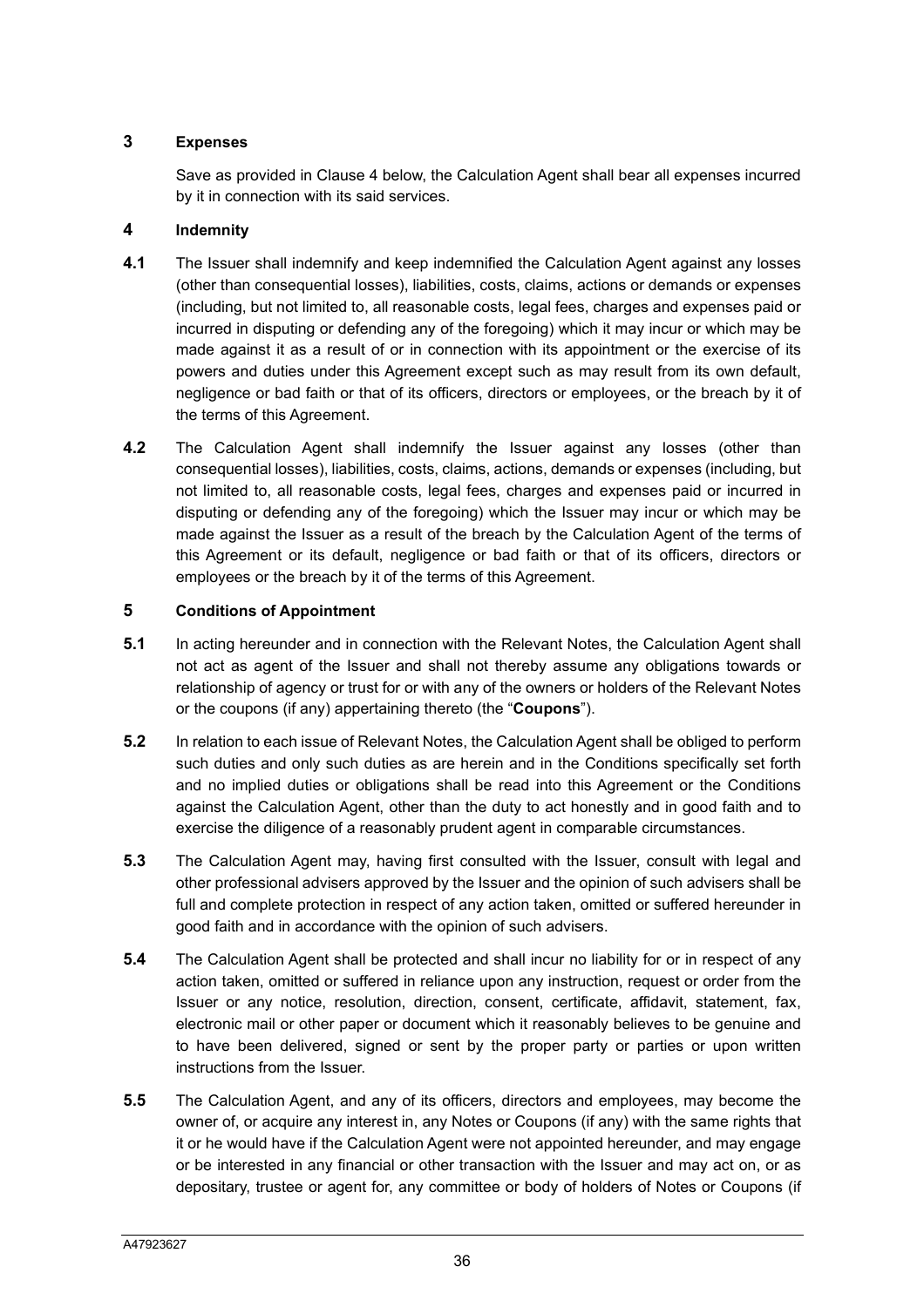## 3 Expenses

Save as provided in Clause 4 below, the Calculation Agent shall bear all expenses incurred by it in connection with its said services.

## 4 Indemnity

**4.1** The Issuer shall indemnify and keep indemnified the Calculation Agent against any losses (other than consequential losses), liabilities, costs, claims, actions or demands or expenses (including, but not limited to, all reasonable costs, legal fees, charges and expenses paid or incurred in disputing or defending any of the foregoing) which it may incur or which may be made against it as a result of or in connection with its appointment or the exercise of its powers and duties under this Agreement except such as may result from its own default, negligence or bad faith or that of its officers, directors or employees, or the breach by it of the terms of this Agreement.

**4.2** The Calculation Agent shall indemnify the Issuer against any losses (other than consequential losses), liabilities, costs, claims, actions, demands or expenses (including, but not limited to, all reasonable costs, legal fees, charges and expenses paid or incurred in disputing or defending any of the foregoing) which the Issuer may incur or which may be made against the Issuer as a result of the breach by the Calculation Agent of the terms of this Agreement or its default, negligence or bad faith or that of its officers, directors or employees or the breach by it of the terms of this Agreement.

## 5 Conditions of Appointment

**5.1** In acting hereunder and in connection with the Relevant Notes, the Calculation Agent shall not act as agent of the Issuer and shall not thereby assume any obligations towards or relationship of agency or trust for or with any of the owners or holders of the Relevant Notes or the coupons (if any) appertaining thereto (the "**Coupons**").

**5.2** In relation to each issue of Relevant Notes, the Calculation Agent shall be obliged to perform such duties and only such duties as are herein and in the Conditions specifically set forth and no implied duties or obligations shall be read into this Agreement or the Conditions against the Calculation Agent, other than the duty to act honestly and in good faith and to exercise the diligence of a reasonably prudent agent in comparable circumstances.

**5.3** The Calculation Agent may, having first consulted with the Issuer, consult with legal and other professional advisers approved by the Issuer and the opinion of such advisers shall be full and complete protection in respect of any action taken, omitted or suffered hereunder in good faith and in accordance with the opinion of such advisers.

**5.4** The Calculation Agent shall be protected and shall incur no liability for or in respect of any action taken, omitted or suffered in reliance upon any instruction, request or order from the Issuer or any notice, resolution, direction, consent, certificate, affidavit, statement, fax, electronic mail or other paper or document which it reasonably believes to be genuine and to have been delivered, signed or sent by the proper party or parties or upon written instructions from the Issuer.

**5.5** The Calculation Agent, and any of its officers, directors and employees, may become the owner of, or acquire any interest in, any Notes or Coupons (if any) with the same rights that it or he would have if the Calculation Agent were not appointed hereunder, and may engage or be interested in any financial or other transaction with the Issuer and may act on, or as depositary, trustee or agent for, any committee or body of holders of Notes or Coupons (if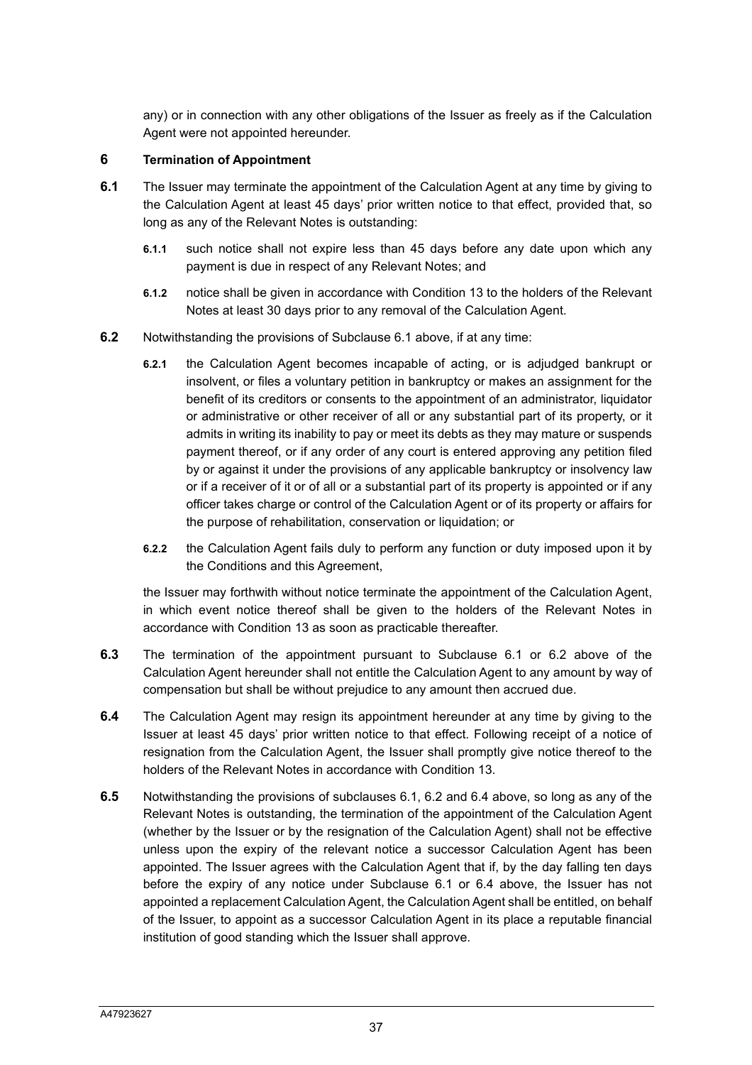any) or in connection with any other obligations of the Issuer as freely as if the Calculation Agent were not appointed hereunder.

## 6 Termination of Appointment

**6.1** The Issuer may terminate the appointment of the Calculation Agent at any time by giving to the Calculation Agent at least 45 days' prior written notice to that effect, provided that, so long as any of the Relevant Notes is outstanding:

**6.1.1** such notice shall not expire less than 45 days before any date upon which any payment is due in respect of any Relevant Notes; and

**6.1.2** notice shall be given in accordance with Condition 13 to the holders of the Relevant Notes at least 30 days prior to any removal of the Calculation Agent.

**6.2** Notwithstanding the provisions of Subclause 6.1 above, if at any time:

**6.2.1** the Calculation Agent becomes incapable of acting, or is adjudged bankrupt or insolvent, or files a voluntary petition in bankruptcy or makes an assignment for the benefit of its creditors or consents to the appointment of an administrator, liquidator or administrative or other receiver of all or any substantial part of its property, or it admits in writing its inability to pay or meet its debts as they may mature or suspends payment thereof, or if any order of any court is entered approving any petition filed by or against it under the provisions of any applicable bankruptcy or insolvency law or if a receiver of it or of all or a substantial part of its property is appointed or if any officer takes charge or control of the Calculation Agent or of its property or affairs for the purpose of rehabilitation, conservation or liquidation; or

**6.2.2** the Calculation Agent fails duly to perform any function or duty imposed upon it by the Conditions and this Agreement,

the Issuer may forthwith without notice terminate the appointment of the Calculation Agent, in which event notice thereof shall be given to the holders of the Relevant Notes in accordance with Condition 13 as soon as practicable thereafter.

**6.3** The termination of the appointment pursuant to Subclause 6.1 or 6.2 above of the Calculation Agent hereunder shall not entitle the Calculation Agent to any amount by way of compensation but shall be without prejudice to any amount then accrued due.

**6.4** The Calculation Agent may resign its appointment hereunder at any time by giving to the Issuer at least 45 days' prior written notice to that effect. Following receipt of a notice of resignation from the Calculation Agent, the Issuer shall promptly give notice thereof to the holders of the Relevant Notes in accordance with Condition 13.

**6.5** Notwithstanding the provisions of subclauses 6.1, 6.2 and 6.4 above, so long as any of the Relevant Notes is outstanding, the termination of the appointment of the Calculation Agent (whether by the Issuer or by the resignation of the Calculation Agent) shall not be effective unless upon the expiry of the relevant notice a successor Calculation Agent has been appointed. The Issuer agrees with the Calculation Agent that if, by the day falling ten days before the expiry of any notice under Subclause 6.1 or 6.4 above, the Issuer has not appointed a replacement Calculation Agent, the Calculation Agent shall be entitled, on behalf of the Issuer, to appoint as a successor Calculation Agent in its place a reputable financial institution of good standing which the Issuer shall approve.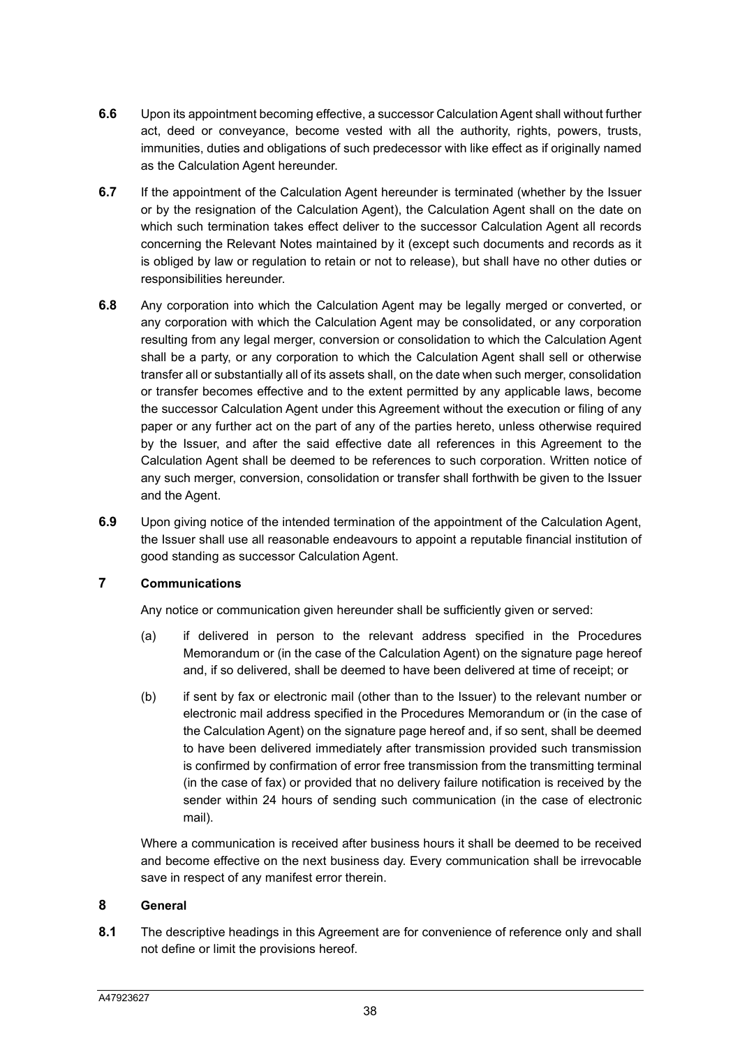**6.6** Upon its appointment becoming effective, a successor Calculation Agent shall without further act, deed or conveyance, become vested with all the authority, rights, powers, trusts, immunities, duties and obligations of such predecessor with like effect as if originally named as the Calculation Agent hereunder.

**6.7** If the appointment of the Calculation Agent hereunder is terminated (whether by the Issuer or by the resignation of the Calculation Agent), the Calculation Agent shall on the date on which such termination takes effect deliver to the successor Calculation Agent all records concerning the Relevant Notes maintained by it (except such documents and records as it is obliged by law or regulation to retain or not to release), but shall have no other duties or responsibilities hereunder.

**6.8** Any corporation into which the Calculation Agent may be legally merged or converted, or any corporation with which the Calculation Agent may be consolidated, or any corporation resulting from any legal merger, conversion or consolidation to which the Calculation Agent shall be a party, or any corporation to which the Calculation Agent shall sell or otherwise transfer all or substantially all of its assets shall, on the date when such merger, consolidation or transfer becomes effective and to the extent permitted by any applicable laws, become the successor Calculation Agent under this Agreement without the execution or filing of any paper or any further act on the part of any of the parties hereto, unless otherwise required by the Issuer, and after the said effective date all references in this Agreement to the Calculation Agent shall be deemed to be references to such corporation. Written notice of any such merger, conversion, consolidation or transfer shall forthwith be given to the Issuer and the Agent.

**6.9** Upon giving notice of the intended termination of the appointment of the Calculation Agent, the Issuer shall use all reasonable endeavours to appoint a reputable financial institution of good standing as successor Calculation Agent.

## 7 Communications

Any notice or communication given hereunder shall be sufficiently given or served:

(a) if delivered in person to the relevant address specified in the Procedures Memorandum or (in the case of the Calculation Agent) on the signature page hereof and, if so delivered, shall be deemed to have been delivered at time of receipt; or

(b) if sent by fax or electronic mail (other than to the Issuer) to the relevant number or electronic mail address specified in the Procedures Memorandum or (in the case of the Calculation Agent) on the signature page hereof and, if so sent, shall be deemed to have been delivered immediately after transmission provided such transmission is confirmed by confirmation of error free transmission from the transmitting terminal (in the case of fax) or provided that no delivery failure notification is received by the sender within 24 hours of sending such communication (in the case of electronic mail).

Where a communication is received after business hours it shall be deemed to be received and become effective on the next business day. Every communication shall be irrevocable save in respect of any manifest error therein.

## 8 General

**8.1** The descriptive headings in this Agreement are for convenience of reference only and shall not define or limit the provisions hereof.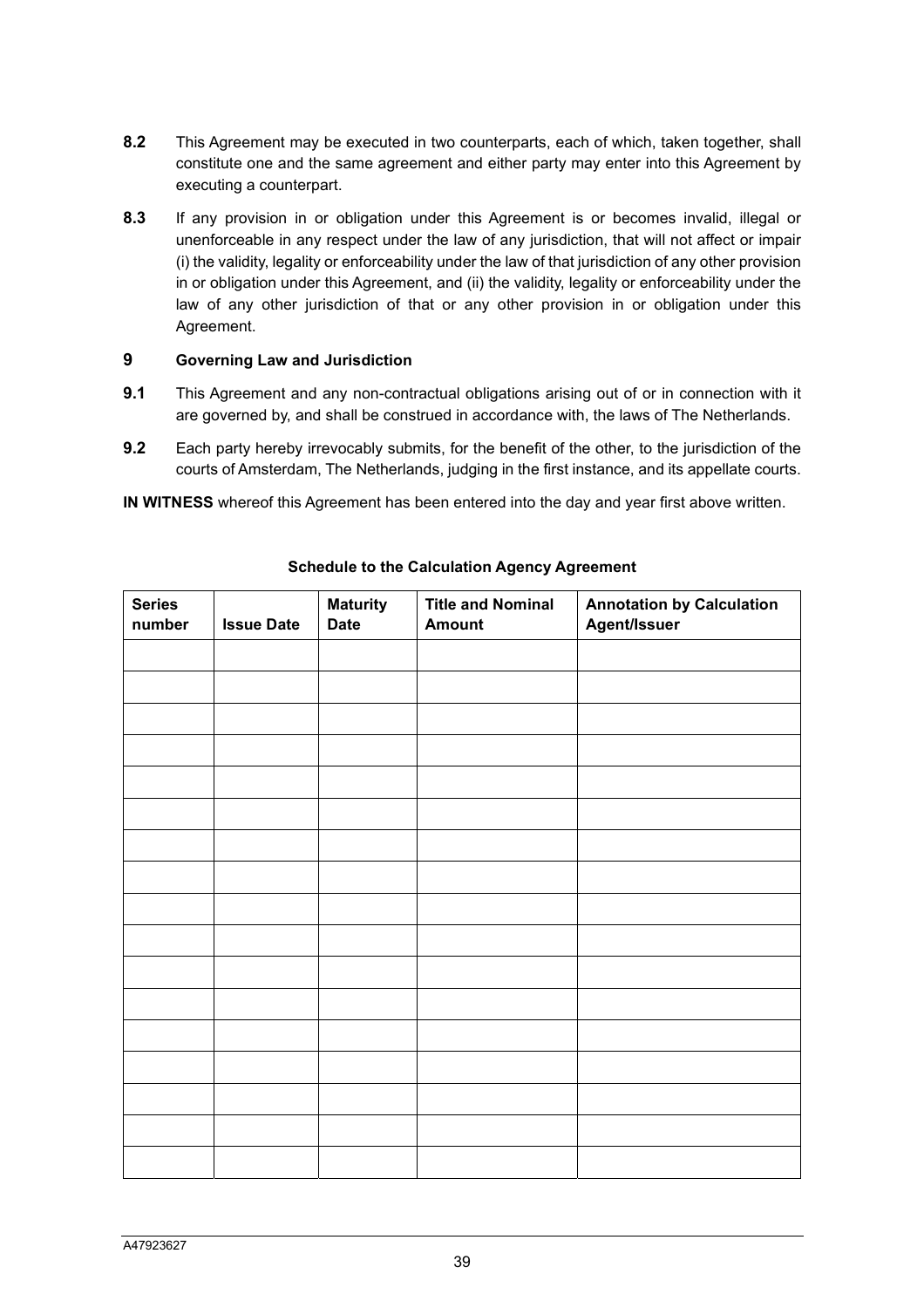**8.2** This Agreement may be executed in two counterparts, each of which, taken together, shall constitute one and the same agreement and either party may enter into this Agreement by executing a counterpart.

**8.3** If any provision in or obligation under this Agreement is or becomes invalid, illegal or unenforceable in any respect under the law of any jurisdiction, that will not affect or impair (i) the validity, legality or enforceability under the law of that jurisdiction of any other provision in or obligation under this Agreement, and (ii) the validity, legality or enforceability under the law of any other jurisdiction of that or any other provision in or obligation under this Agreement.

## 9 Governing Law and Jurisdiction

**9.1** This Agreement and any non-contractual obligations arising out of or in connection with it are governed by, and shall be construed in accordance with, the laws of The Netherlands.

**9.2** Each party hereby irrevocably submits, for the benefit of the other, to the jurisdiction of the courts of Amsterdam, The Netherlands, judging in the first instance, and its appellate courts.

**IN WITNESS** whereof this Agreement has been entered into the day and year first above written.

**Schedule to the Calculation Agency Agreement**

| Series number | Issue Date | Maturity Date | Title and Nominal Amount | Annotation by Calculation Agent/Issuer |
|---|---|---|---|---|
| | | | | |
| | | | | |
| | | | | |
| | | | | |
| | | | | |
| | | | | |
| | | | | |
| | | | | |
| | | | | |
| | | | | |
| | | | | |
| | | | | |
| | | | | |
| | | | | |
| | | | | |
| | | | | |
| | | | | |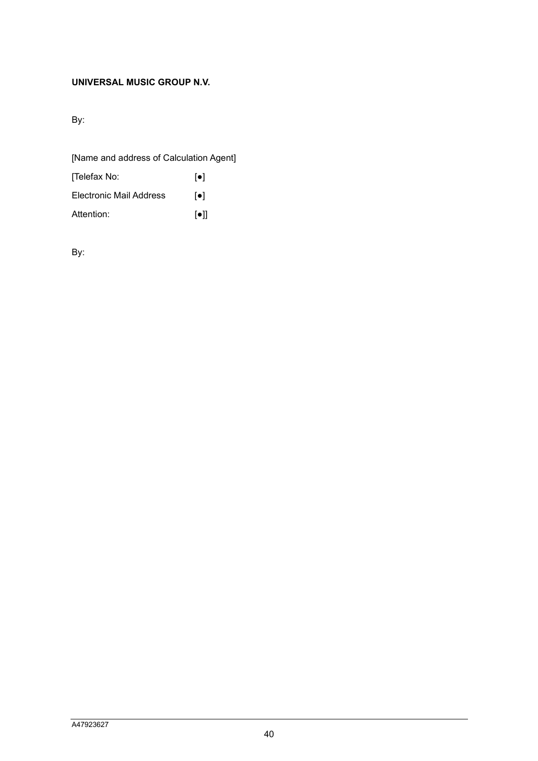**UNIVERSAL MUSIC GROUP N.V.**

By:

[Name and address of Calculation Agent]

[Telefax No: [●]

Electronic Mail Address [●]

Attention: [●]]

By: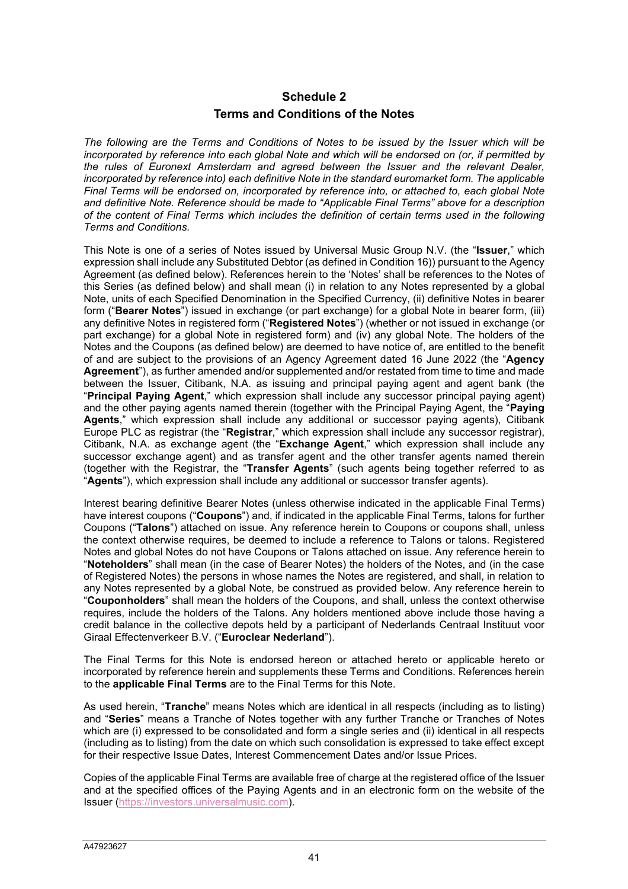# Schedule 2

## Terms and Conditions of the Notes

*The following are the Terms and Conditions of Notes to be issued by the Issuer which will be incorporated by reference into each global Note and which will be endorsed on (or, if permitted by the rules of Euronext Amsterdam and agreed between the Issuer and the relevant Dealer, incorporated by reference into) each definitive Note in the standard euromarket form. The applicable Final Terms will be endorsed on, incorporated by reference into, or attached to, each global Note and definitive Note. Reference should be made to "Applicable Final Terms" above for a description of the content of Final Terms which includes the definition of certain terms used in the following Terms and Conditions.*

This Note is one of a series of Notes issued by Universal Music Group N.V. (the "**Issuer**," which expression shall include any Substituted Debtor (as defined in Condition 16)) pursuant to the Agency Agreement (as defined below). References herein to the 'Notes' shall be references to the Notes of this Series (as defined below) and shall mean (i) in relation to any Notes represented by a global Note, units of each Specified Denomination in the Specified Currency, (ii) definitive Notes in bearer form ("**Bearer Notes**") issued in exchange (or part exchange) for a global Note in bearer form, (iii) any definitive Notes in registered form ("**Registered Notes**") (whether or not issued in exchange (or part exchange) for a global Note in registered form) and (iv) any global Note. The holders of the Notes and the Coupons (as defined below) are deemed to have notice of, are entitled to the benefit of and are subject to the provisions of an Agency Agreement dated 16 June 2022 (the "**Agency Agreement**"), as further amended and/or supplemented and/or restated from time to time and made between the Issuer, Citibank, N.A. as issuing and principal paying agent and agent bank (the "**Principal Paying Agent**," which expression shall include any successor principal paying agent) and the other paying agents named therein (together with the Principal Paying Agent, the "**Paying Agents**," which expression shall include any additional or successor paying agents), Citibank Europe PLC as registrar (the "**Registrar**," which expression shall include any successor registrar), Citibank, N.A. as exchange agent (the "**Exchange Agent**," which expression shall include any successor exchange agent) and as transfer agent and the other transfer agents named therein (together with the Registrar, the "**Transfer Agents**" (such agents being together referred to as "**Agents**"), which expression shall include any additional or successor transfer agents).

Interest bearing definitive Bearer Notes (unless otherwise indicated in the applicable Final Terms) have interest coupons ("**Coupons**") and, if indicated in the applicable Final Terms, talons for further Coupons ("**Talons**") attached on issue. Any reference herein to Coupons or coupons shall, unless the context otherwise requires, be deemed to include a reference to Talons or talons. Registered Notes and global Notes do not have Coupons or Talons attached on issue. Any reference herein to "**Noteholders**" shall mean (in the case of Bearer Notes) the holders of the Notes, and (in the case of Registered Notes) the persons in whose names the Notes are registered, and shall, in relation to any Notes represented by a global Note, be construed as provided below. Any reference herein to "**Couponholders**" shall mean the holders of the Coupons, and shall, unless the context otherwise requires, include the holders of the Talons. Any holders mentioned above include those having a credit balance in the collective depots held by a participant of Nederlands Centraal Instituut voor Giraal Effectenverkeer B.V. ("**Euroclear Nederland**").

The Final Terms for this Note is endorsed hereon or attached hereto or applicable hereto or incorporated by reference herein and supplements these Terms and Conditions. References herein to the **applicable Final Terms** are to the Final Terms for this Note.

As used herein, "**Tranche**" means Notes which are identical in all respects (including as to listing) and "**Series**" means a Tranche of Notes together with any further Tranche or Tranches of Notes which are (i) expressed to be consolidated and form a single series and (ii) identical in all respects (including as to listing) from the date on which such consolidation is expressed to take effect except for their respective Issue Dates, Interest Commencement Dates and/or Issue Prices.

Copies of the applicable Final Terms are available free of charge at the registered office of the Issuer and at the specified offices of the Paying Agents and in an electronic form on the website of the Issuer (https://investors.universalmusic.com).

A47923627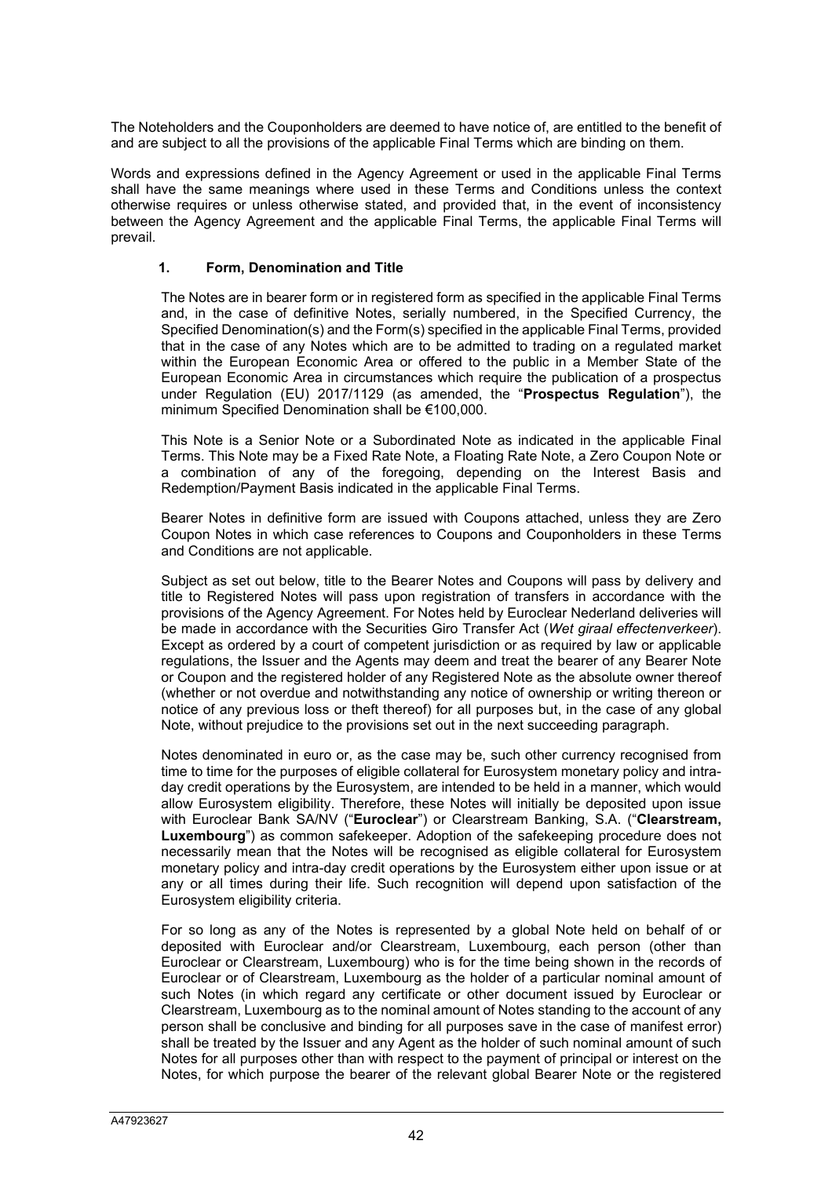The Noteholders and the Couponholders are deemed to have notice of, are entitled to the benefit of and are subject to all the provisions of the applicable Final Terms which are binding on them.

Words and expressions defined in the Agency Agreement or used in the applicable Final Terms shall have the same meanings where used in these Terms and Conditions unless the context otherwise requires or unless otherwise stated, and provided that, in the event of inconsistency between the Agency Agreement and the applicable Final Terms, the applicable Final Terms will prevail.

### 1. Form, Denomination and Title

The Notes are in bearer form or in registered form as specified in the applicable Final Terms and, in the case of definitive Notes, serially numbered, in the Specified Currency, the Specified Denomination(s) and the Form(s) specified in the applicable Final Terms, provided that in the case of any Notes which are to be admitted to trading on a regulated market within the European Economic Area or offered to the public in a Member State of the European Economic Area in circumstances which require the publication of a prospectus under Regulation (EU) 2017/1129 (as amended, the "**Prospectus Regulation**"), the minimum Specified Denomination shall be €100,000.

This Note is a Senior Note or a Subordinated Note as indicated in the applicable Final Terms. This Note may be a Fixed Rate Note, a Floating Rate Note, a Zero Coupon Note or a combination of any of the foregoing, depending on the Interest Basis and Redemption/Payment Basis indicated in the applicable Final Terms.

Bearer Notes in definitive form are issued with Coupons attached, unless they are Zero Coupon Notes in which case references to Coupons and Couponholders in these Terms and Conditions are not applicable.

Subject as set out below, title to the Bearer Notes and Coupons will pass by delivery and title to Registered Notes will pass upon registration of transfers in accordance with the provisions of the Agency Agreement. For Notes held by Euroclear Nederland deliveries will be made in accordance with the Securities Giro Transfer Act (*Wet giraal effectenverkeer*). Except as ordered by a court of competent jurisdiction or as required by law or applicable regulations, the Issuer and the Agents may deem and treat the bearer of any Bearer Note or Coupon and the registered holder of any Registered Note as the absolute owner thereof (whether or not overdue and notwithstanding any notice of ownership or writing thereon or notice of any previous loss or theft thereof) for all purposes but, in the case of any global Note, without prejudice to the provisions set out in the next succeeding paragraph.

Notes denominated in euro or, as the case may be, such other currency recognised from time to time for the purposes of eligible collateral for Eurosystem monetary policy and intra-day credit operations by the Eurosystem, are intended to be held in a manner, which would allow Eurosystem eligibility. Therefore, these Notes will initially be deposited upon issue with Euroclear Bank SA/NV ("**Euroclear**") or Clearstream Banking, S.A. ("**Clearstream, Luxembourg**") as common safekeeper. Adoption of the safekeeping procedure does not necessarily mean that the Notes will be recognised as eligible collateral for Eurosystem monetary policy and intra-day credit operations by the Eurosystem either upon issue or at any or all times during their life. Such recognition will depend upon satisfaction of the Eurosystem eligibility criteria.

For so long as any of the Notes is represented by a global Note held on behalf of or deposited with Euroclear and/or Clearstream, Luxembourg, each person (other than Euroclear or Clearstream, Luxembourg) who is for the time being shown in the records of Euroclear or of Clearstream, Luxembourg as the holder of a particular nominal amount of such Notes (in which regard any certificate or other document issued by Euroclear or Clearstream, Luxembourg as to the nominal amount of Notes standing to the account of any person shall be conclusive and binding for all purposes save in the case of manifest error) shall be treated by the Issuer and any Agent as the holder of such nominal amount of such Notes for all purposes other than with respect to the payment of principal or interest on the Notes, for which purpose the bearer of the relevant global Bearer Note or the registered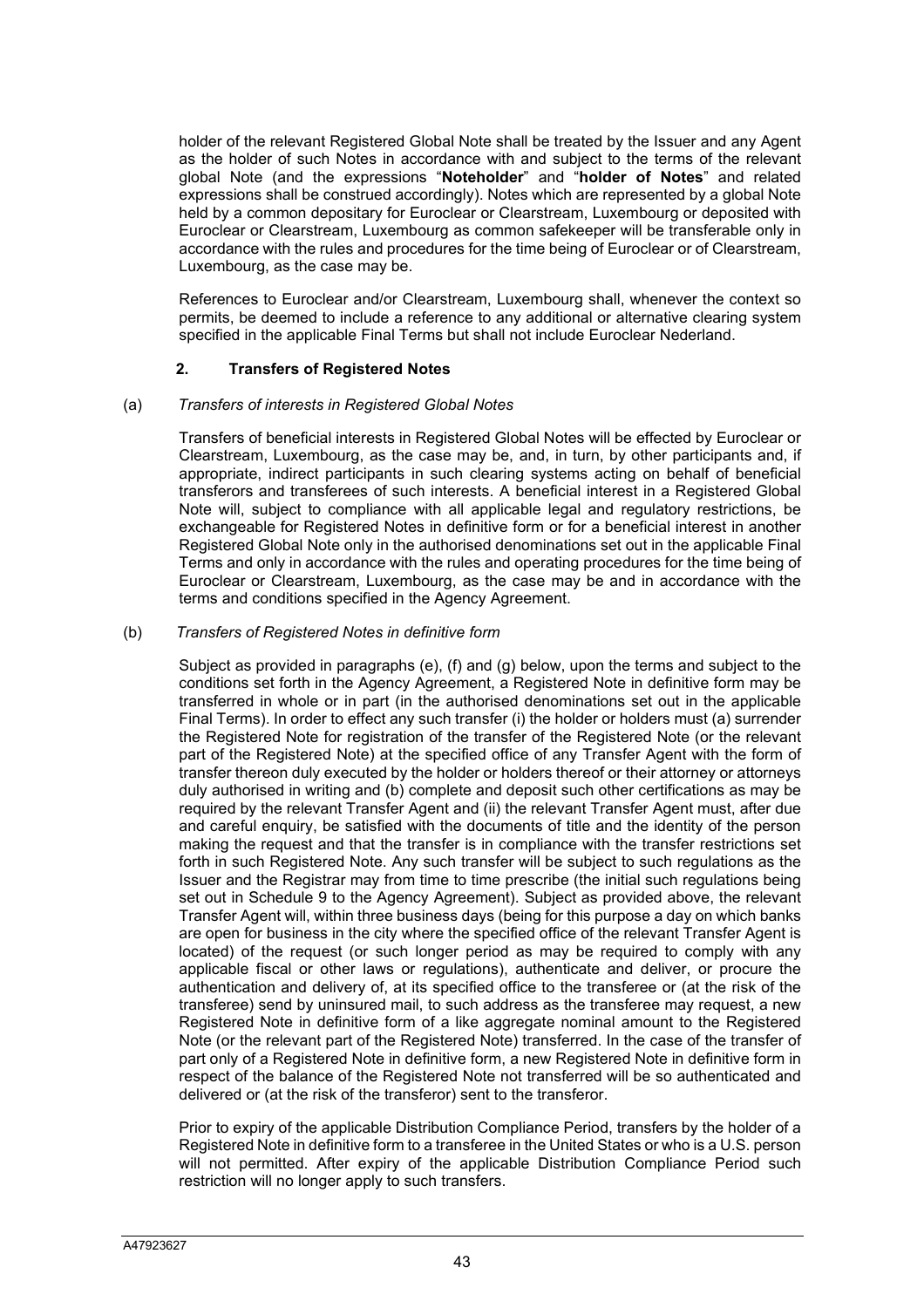holder of the relevant Registered Global Note shall be treated by the Issuer and any Agent as the holder of such Notes in accordance with and subject to the terms of the relevant global Note (and the expressions "**Noteholder**" and "**holder of Notes**" and related expressions shall be construed accordingly). Notes which are represented by a global Note held by a common depositary for Euroclear or Clearstream, Luxembourg or deposited with Euroclear or Clearstream, Luxembourg as common safekeeper will be transferable only in accordance with the rules and procedures for the time being of Euroclear or of Clearstream, Luxembourg, as the case may be.

References to Euroclear and/or Clearstream, Luxembourg shall, whenever the context so permits, be deemed to include a reference to any additional or alternative clearing system specified in the applicable Final Terms but shall not include Euroclear Nederland.

## 2. Transfers of Registered Notes

(a) *Transfers of interests in Registered Global Notes*

Transfers of beneficial interests in Registered Global Notes will be effected by Euroclear or Clearstream, Luxembourg, as the case may be, and, in turn, by other participants and, if appropriate, indirect participants in such clearing systems acting on behalf of beneficial transferors and transferees of such interests. A beneficial interest in a Registered Global Note will, subject to compliance with all applicable legal and regulatory restrictions, be exchangeable for Registered Notes in definitive form or for a beneficial interest in another Registered Global Note only in the authorised denominations set out in the applicable Final Terms and only in accordance with the rules and operating procedures for the time being of Euroclear or Clearstream, Luxembourg, as the case may be and in accordance with the terms and conditions specified in the Agency Agreement.

(b) *Transfers of Registered Notes in definitive form*

Subject as provided in paragraphs (e), (f) and (g) below, upon the terms and subject to the conditions set forth in the Agency Agreement, a Registered Note in definitive form may be transferred in whole or in part (in the authorised denominations set out in the applicable Final Terms). In order to effect any such transfer (i) the holder or holders must (a) surrender the Registered Note for registration of the transfer of the Registered Note (or the relevant part of the Registered Note) at the specified office of any Transfer Agent with the form of transfer thereon duly executed by the holder or holders thereof or their attorney or attorneys duly authorised in writing and (b) complete and deposit such other certifications as may be required by the relevant Transfer Agent and (ii) the relevant Transfer Agent must, after due and careful enquiry, be satisfied with the documents of title and the identity of the person making the request and that the transfer is in compliance with the transfer restrictions set forth in such Registered Note. Any such transfer will be subject to such regulations as the Issuer and the Registrar may from time to time prescribe (the initial such regulations being set out in Schedule 9 to the Agency Agreement). Subject as provided above, the relevant Transfer Agent will, within three business days (being for this purpose a day on which banks are open for business in the city where the specified office of the relevant Transfer Agent is located) of the request (or such longer period as may be required to comply with any applicable fiscal or other laws or regulations), authenticate and deliver, or procure the authentication and delivery of, at its specified office to the transferee or (at the risk of the transferee) send by uninsured mail, to such address as the transferee may request, a new Registered Note in definitive form of a like aggregate nominal amount to the Registered Note (or the relevant part of the Registered Note) transferred. In the case of the transfer of part only of a Registered Note in definitive form, a new Registered Note in definitive form in respect of the balance of the Registered Note not transferred will be so authenticated and delivered or (at the risk of the transferor) sent to the transferor.

Prior to expiry of the applicable Distribution Compliance Period, transfers by the holder of a Registered Note in definitive form to a transferee in the United States or who is a U.S. person will not permitted. After expiry of the applicable Distribution Compliance Period such restriction will no longer apply to such transfers.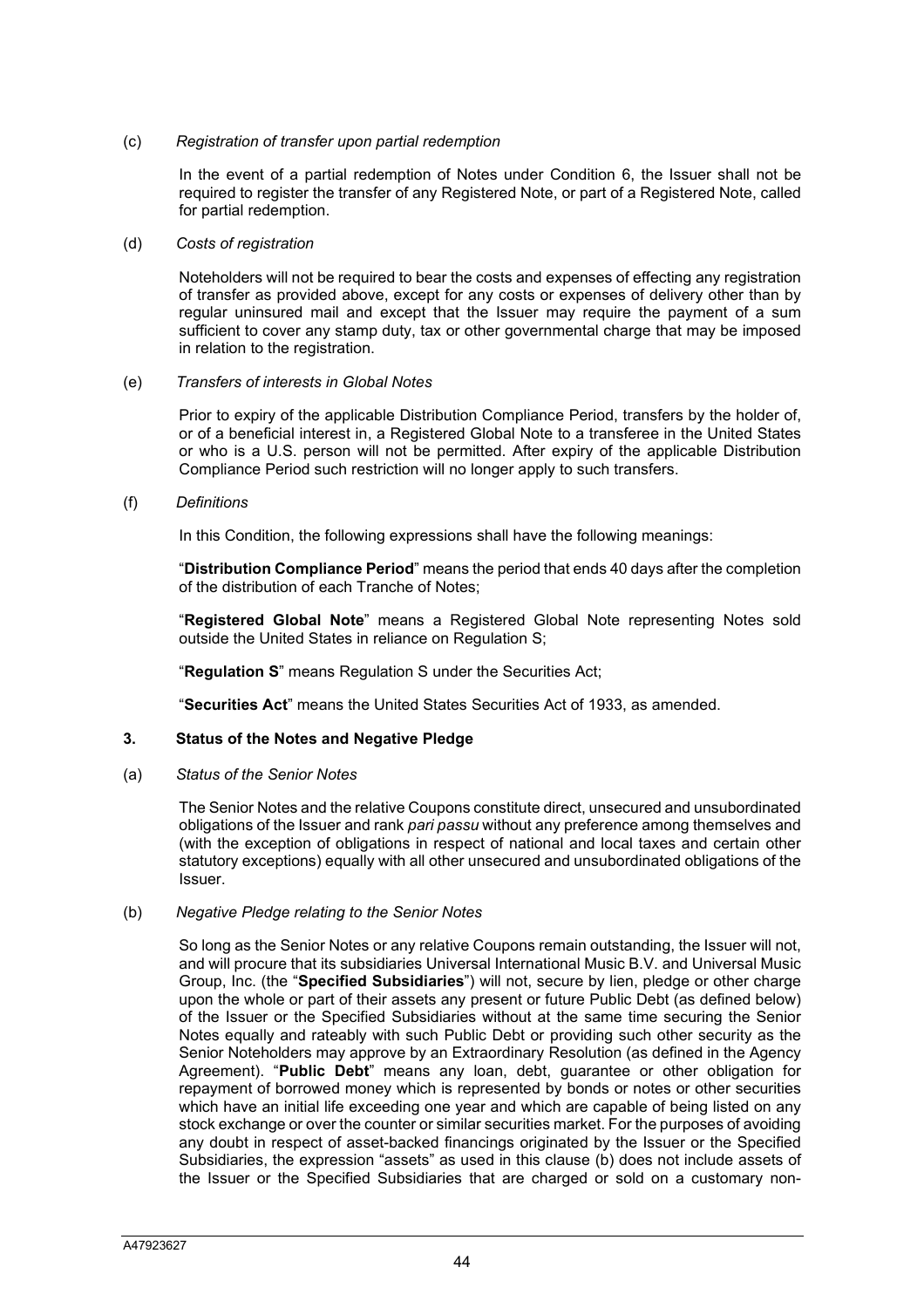(c) *Registration of transfer upon partial redemption*

In the event of a partial redemption of Notes under Condition 6, the Issuer shall not be required to register the transfer of any Registered Note, or part of a Registered Note, called for partial redemption.

(d) *Costs of registration*

Noteholders will not be required to bear the costs and expenses of effecting any registration of transfer as provided above, except for any costs or expenses of delivery other than by regular uninsured mail and except that the Issuer may require the payment of a sum sufficient to cover any stamp duty, tax or other governmental charge that may be imposed in relation to the registration.

(e) *Transfers of interests in Global Notes*

Prior to expiry of the applicable Distribution Compliance Period, transfers by the holder of, or of a beneficial interest in, a Registered Global Note to a transferee in the United States or who is a U.S. person will not be permitted. After expiry of the applicable Distribution Compliance Period such restriction will no longer apply to such transfers.

(f) *Definitions*

In this Condition, the following expressions shall have the following meanings:

"**Distribution Compliance Period**" means the period that ends 40 days after the completion of the distribution of each Tranche of Notes;

"**Registered Global Note**" means a Registered Global Note representing Notes sold outside the United States in reliance on Regulation S;

"**Regulation S**" means Regulation S under the Securities Act;

"**Securities Act**" means the United States Securities Act of 1933, as amended.

### 3. Status of the Notes and Negative Pledge

(a) *Status of the Senior Notes*

The Senior Notes and the relative Coupons constitute direct, unsecured and unsubordinated obligations of the Issuer and rank *pari passu* without any preference among themselves and (with the exception of obligations in respect of national and local taxes and certain other statutory exceptions) equally with all other unsecured and unsubordinated obligations of the Issuer.

(b) *Negative Pledge relating to the Senior Notes*

So long as the Senior Notes or any relative Coupons remain outstanding, the Issuer will not, and will procure that its subsidiaries Universal International Music B.V. and Universal Music Group, Inc. (the "**Specified Subsidiaries**") will not, secure by lien, pledge or other charge upon the whole or part of their assets any present or future Public Debt (as defined below) of the Issuer or the Specified Subsidiaries without at the same time securing the Senior Notes equally and rateably with such Public Debt or providing such other security as the Senior Noteholders may approve by an Extraordinary Resolution (as defined in the Agency Agreement). "**Public Debt**" means any loan, debt, guarantee or other obligation for repayment of borrowed money which is represented by bonds or notes or other securities which have an initial life exceeding one year and which are capable of being listed on any stock exchange or over the counter or similar securities market. For the purposes of avoiding any doubt in respect of asset-backed financings originated by the Issuer or the Specified Subsidiaries, the expression "assets" as used in this clause (b) does not include assets of the Issuer or the Specified Subsidiaries that are charged or sold on a customary non-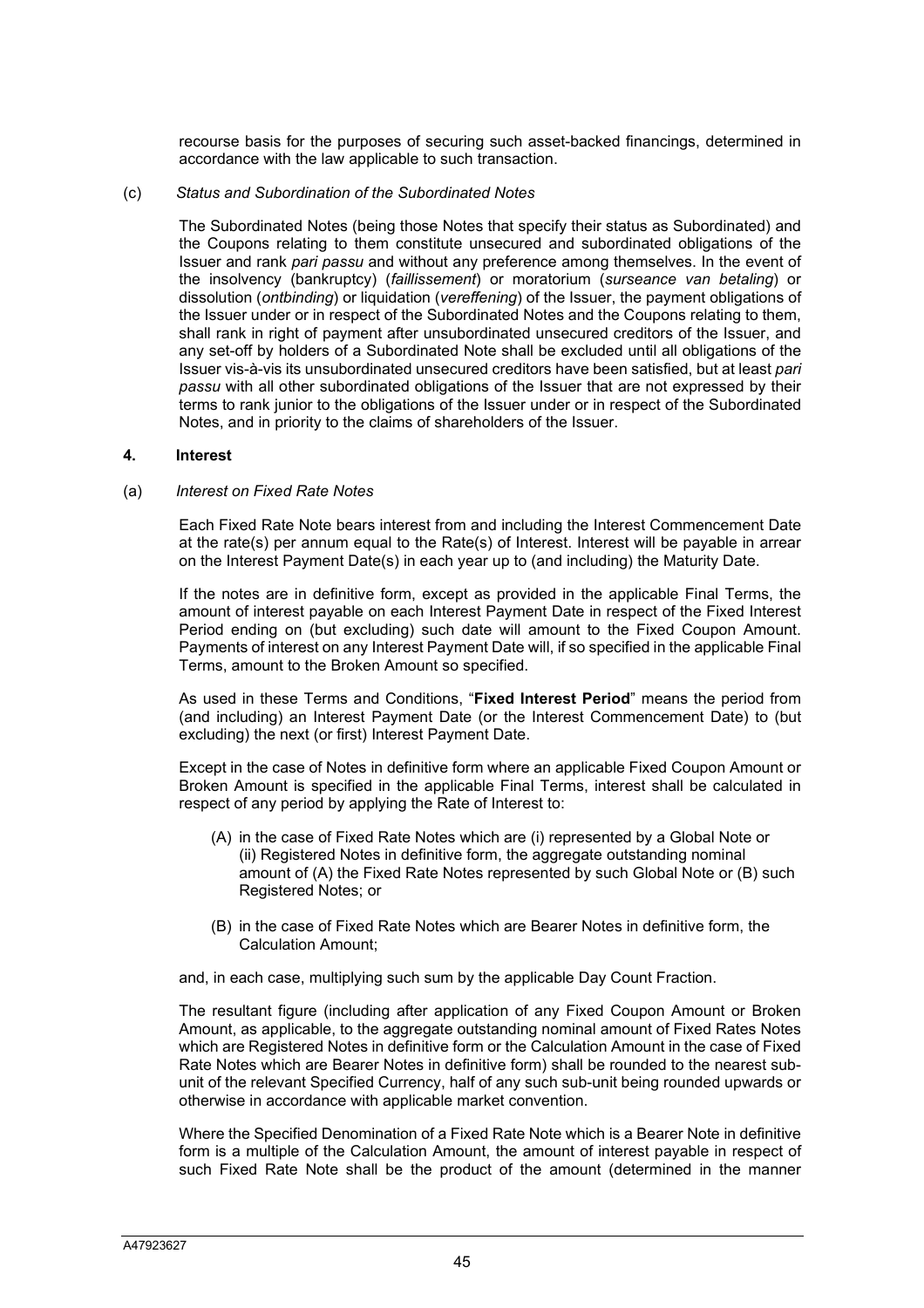recourse basis for the purposes of securing such asset-backed financings, determined in accordance with the law applicable to such transaction.

(c) *Status and Subordination of the Subordinated Notes*

The Subordinated Notes (being those Notes that specify their status as Subordinated) and the Coupons relating to them constitute unsecured and subordinated obligations of the Issuer and rank *pari passu* and without any preference among themselves. In the event of the insolvency (bankruptcy) (*faillissement*) or moratorium (*surseance van betaling*) or dissolution (*ontbinding*) or liquidation (*vereffening*) of the Issuer, the payment obligations of the Issuer under or in respect of the Subordinated Notes and the Coupons relating to them, shall rank in right of payment after unsubordinated unsecured creditors of the Issuer, and any set-off by holders of a Subordinated Note shall be excluded until all obligations of the Issuer vis-à-vis its unsubordinated unsecured creditors have been satisfied, but at least *pari passu* with all other subordinated obligations of the Issuer that are not expressed by their terms to rank junior to the obligations of the Issuer under or in respect of the Subordinated Notes, and in priority to the claims of shareholders of the Issuer.

## 4. Interest

(a) *Interest on Fixed Rate Notes*

Each Fixed Rate Note bears interest from and including the Interest Commencement Date at the rate(s) per annum equal to the Rate(s) of Interest. Interest will be payable in arrear on the Interest Payment Date(s) in each year up to (and including) the Maturity Date.

If the notes are in definitive form, except as provided in the applicable Final Terms, the amount of interest payable on each Interest Payment Date in respect of the Fixed Interest Period ending on (but excluding) such date will amount to the Fixed Coupon Amount. Payments of interest on any Interest Payment Date will, if so specified in the applicable Final Terms, amount to the Broken Amount so specified.

As used in these Terms and Conditions, "**Fixed Interest Period**" means the period from (and including) an Interest Payment Date (or the Interest Commencement Date) to (but excluding) the next (or first) Interest Payment Date.

Except in the case of Notes in definitive form where an applicable Fixed Coupon Amount or Broken Amount is specified in the applicable Final Terms, interest shall be calculated in respect of any period by applying the Rate of Interest to:

(A) in the case of Fixed Rate Notes which are (i) represented by a Global Note or (ii) Registered Notes in definitive form, the aggregate outstanding nominal amount of (A) the Fixed Rate Notes represented by such Global Note or (B) such Registered Notes; or

(B) in the case of Fixed Rate Notes which are Bearer Notes in definitive form, the Calculation Amount;

and, in each case, multiplying such sum by the applicable Day Count Fraction.

The resultant figure (including after application of any Fixed Coupon Amount or Broken Amount, as applicable, to the aggregate outstanding nominal amount of Fixed Rates Notes which are Registered Notes in definitive form or the Calculation Amount in the case of Fixed Rate Notes which are Bearer Notes in definitive form) shall be rounded to the nearest sub-unit of the relevant Specified Currency, half of any such sub-unit being rounded upwards or otherwise in accordance with applicable market convention.

Where the Specified Denomination of a Fixed Rate Note which is a Bearer Note in definitive form is a multiple of the Calculation Amount, the amount of interest payable in respect of such Fixed Rate Note shall be the product of the amount (determined in the manner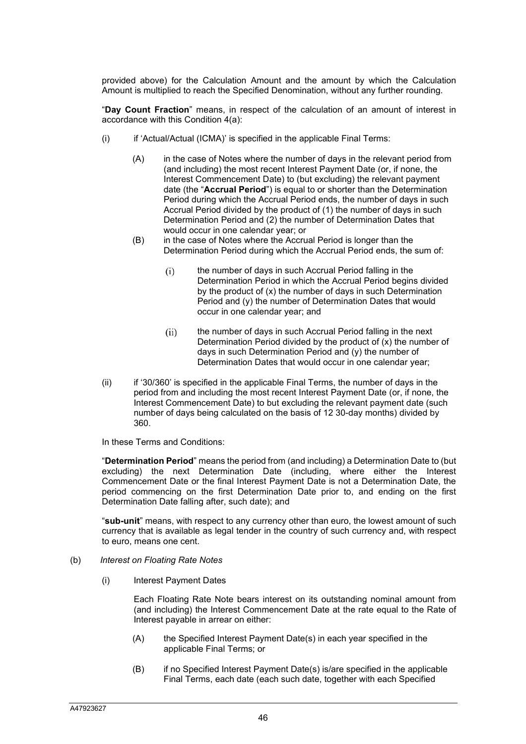provided above) for the Calculation Amount and the amount by which the Calculation Amount is multiplied to reach the Specified Denomination, without any further rounding.

"**Day Count Fraction**" means, in respect of the calculation of an amount of interest in accordance with this Condition 4(a):

(i) if 'Actual/Actual (ICMA)' is specified in the applicable Final Terms:

  (A) in the case of Notes where the number of days in the relevant period from (and including) the most recent Interest Payment Date (or, if none, the Interest Commencement Date) to (but excluding) the relevant payment date (the "**Accrual Period**") is equal to or shorter than the Determination Period during which the Accrual Period ends, the number of days in such Accrual Period divided by the product of (1) the number of days in such Determination Period and (2) the number of Determination Dates that would occur in one calendar year; or

  (B) in the case of Notes where the Accrual Period is longer than the Determination Period during which the Accrual Period ends, the sum of:

    (i) the number of days in such Accrual Period falling in the Determination Period in which the Accrual Period begins divided by the product of (x) the number of days in such Determination Period and (y) the number of Determination Dates that would occur in one calendar year; and

    (ii) the number of days in such Accrual Period falling in the next Determination Period divided by the product of (x) the number of days in such Determination Period and (y) the number of Determination Dates that would occur in one calendar year;

(ii) if '30/360' is specified in the applicable Final Terms, the number of days in the period from and including the most recent Interest Payment Date (or, if none, the Interest Commencement Date) to but excluding the relevant payment date (such number of days being calculated on the basis of 12 30-day months) divided by 360.

In these Terms and Conditions:

"**Determination Period**" means the period from (and including) a Determination Date to (but excluding) the next Determination Date (including, where either the Interest Commencement Date or the final Interest Payment Date is not a Determination Date, the period commencing on the first Determination Date prior to, and ending on the first Determination Date falling after, such date); and

"**sub-unit**" means, with respect to any currency other than euro, the lowest amount of such currency that is available as legal tender in the country of such currency and, with respect to euro, means one cent.

(b) *Interest on Floating Rate Notes*

  (i) Interest Payment Dates

  Each Floating Rate Note bears interest on its outstanding nominal amount from (and including) the Interest Commencement Date at the rate equal to the Rate of Interest payable in arrear on either:

    (A) the Specified Interest Payment Date(s) in each year specified in the applicable Final Terms; or

    (B) if no Specified Interest Payment Date(s) is/are specified in the applicable Final Terms, each date (each such date, together with each Specified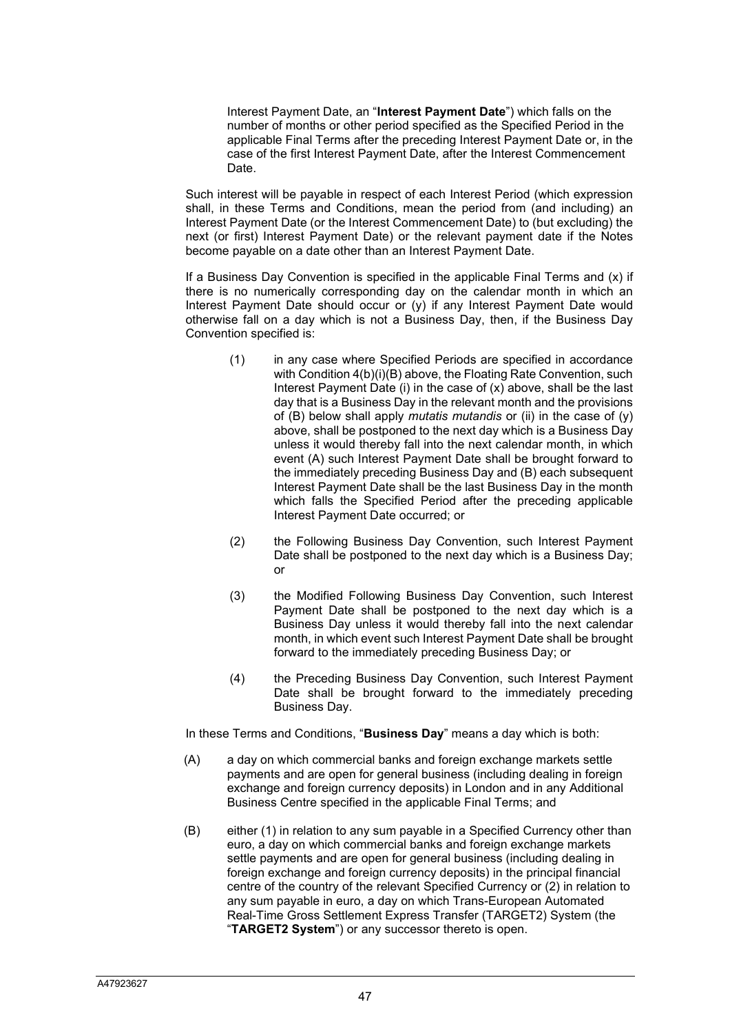Interest Payment Date, an "**Interest Payment Date**") which falls on the number of months or other period specified as the Specified Period in the applicable Final Terms after the preceding Interest Payment Date or, in the case of the first Interest Payment Date, after the Interest Commencement Date.

Such interest will be payable in respect of each Interest Period (which expression shall, in these Terms and Conditions, mean the period from (and including) an Interest Payment Date (or the Interest Commencement Date) to (but excluding) the next (or first) Interest Payment Date) or the relevant payment date if the Notes become payable on a date other than an Interest Payment Date.

If a Business Day Convention is specified in the applicable Final Terms and (x) if there is no numerically corresponding day on the calendar month in which an Interest Payment Date should occur or (y) if any Interest Payment Date would otherwise fall on a day which is not a Business Day, then, if the Business Day Convention specified is:

(1) in any case where Specified Periods are specified in accordance with Condition 4(b)(i)(B) above, the Floating Rate Convention, such Interest Payment Date (i) in the case of (x) above, shall be the last day that is a Business Day in the relevant month and the provisions of (B) below shall apply *mutatis mutandis* or (ii) in the case of (y) above, shall be postponed to the next day which is a Business Day unless it would thereby fall into the next calendar month, in which event (A) such Interest Payment Date shall be brought forward to the immediately preceding Business Day and (B) each subsequent Interest Payment Date shall be the last Business Day in the month which falls the Specified Period after the preceding applicable Interest Payment Date occurred; or

(2) the Following Business Day Convention, such Interest Payment Date shall be postponed to the next day which is a Business Day; or

(3) the Modified Following Business Day Convention, such Interest Payment Date shall be postponed to the next day which is a Business Day unless it would thereby fall into the next calendar month, in which event such Interest Payment Date shall be brought forward to the immediately preceding Business Day; or

(4) the Preceding Business Day Convention, such Interest Payment Date shall be brought forward to the immediately preceding Business Day.

In these Terms and Conditions, "**Business Day**" means a day which is both:

(A) a day on which commercial banks and foreign exchange markets settle payments and are open for general business (including dealing in foreign exchange and foreign currency deposits) in London and in any Additional Business Centre specified in the applicable Final Terms; and

(B) either (1) in relation to any sum payable in a Specified Currency other than euro, a day on which commercial banks and foreign exchange markets settle payments and are open for general business (including dealing in foreign exchange and foreign currency deposits) in the principal financial centre of the country of the relevant Specified Currency or (2) in relation to any sum payable in euro, a day on which Trans-European Automated Real-Time Gross Settlement Express Transfer (TARGET2) System (the "**TARGET2 System**") or any successor thereto is open.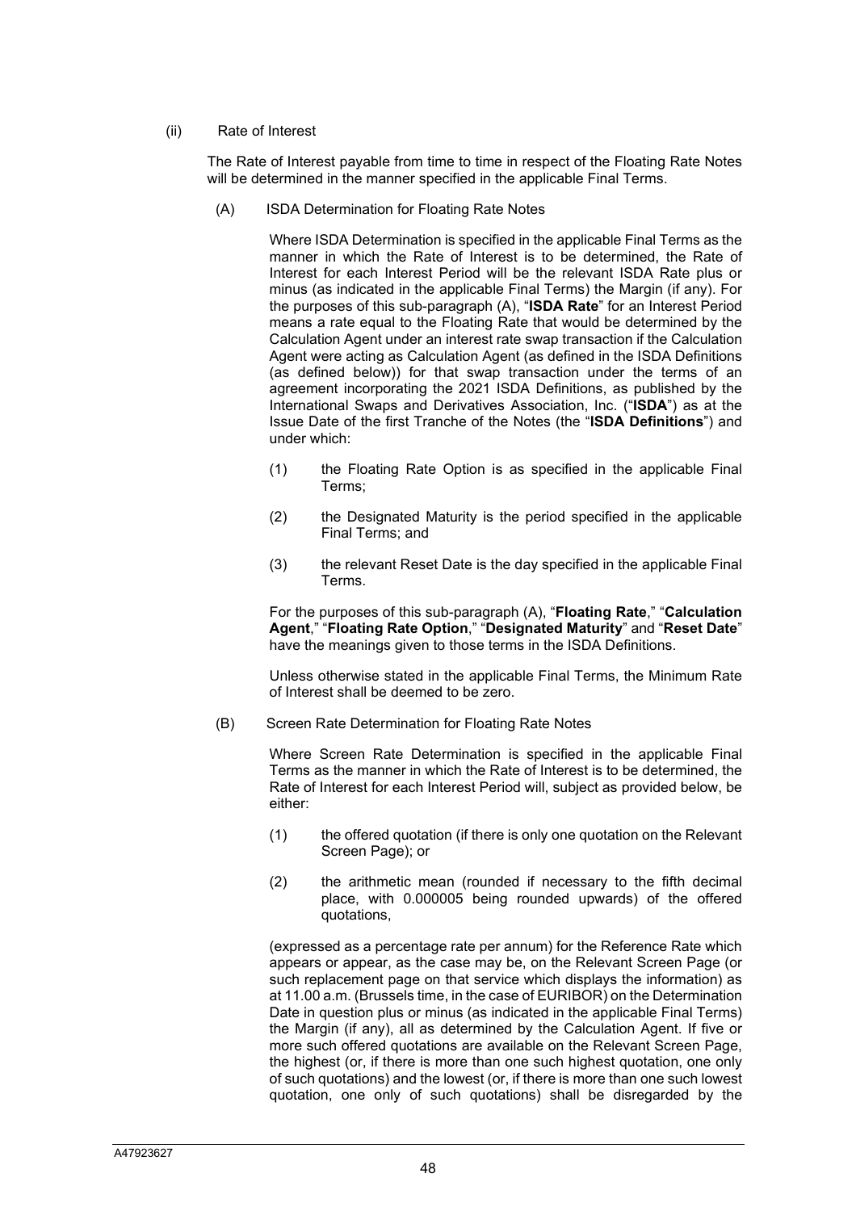(ii) Rate of Interest

The Rate of Interest payable from time to time in respect of the Floating Rate Notes will be determined in the manner specified in the applicable Final Terms.

(A) ISDA Determination for Floating Rate Notes

Where ISDA Determination is specified in the applicable Final Terms as the manner in which the Rate of Interest is to be determined, the Rate of Interest for each Interest Period will be the relevant ISDA Rate plus or minus (as indicated in the applicable Final Terms) the Margin (if any). For the purposes of this sub-paragraph (A), "**ISDA Rate**" for an Interest Period means a rate equal to the Floating Rate that would be determined by the Calculation Agent under an interest rate swap transaction if the Calculation Agent were acting as Calculation Agent (as defined in the ISDA Definitions (as defined below)) for that swap transaction under the terms of an agreement incorporating the 2021 ISDA Definitions, as published by the International Swaps and Derivatives Association, Inc. ("**ISDA**") as at the Issue Date of the first Tranche of the Notes (the "**ISDA Definitions**") and under which:

(1) the Floating Rate Option is as specified in the applicable Final Terms;

(2) the Designated Maturity is the period specified in the applicable Final Terms; and

(3) the relevant Reset Date is the day specified in the applicable Final Terms.

For the purposes of this sub-paragraph (A), "**Floating Rate**," "**Calculation Agent**," "**Floating Rate Option**," "**Designated Maturity**" and "**Reset Date**" have the meanings given to those terms in the ISDA Definitions.

Unless otherwise stated in the applicable Final Terms, the Minimum Rate of Interest shall be deemed to be zero.

(B) Screen Rate Determination for Floating Rate Notes

Where Screen Rate Determination is specified in the applicable Final Terms as the manner in which the Rate of Interest is to be determined, the Rate of Interest for each Interest Period will, subject as provided below, be either:

(1) the offered quotation (if there is only one quotation on the Relevant Screen Page); or

(2) the arithmetic mean (rounded if necessary to the fifth decimal place, with 0.000005 being rounded upwards) of the offered quotations,

(expressed as a percentage rate per annum) for the Reference Rate which appears or appear, as the case may be, on the Relevant Screen Page (or such replacement page on that service which displays the information) as at 11.00 a.m. (Brussels time, in the case of EURIBOR) on the Determination Date in question plus or minus (as indicated in the applicable Final Terms) the Margin (if any), all as determined by the Calculation Agent. If five or more such offered quotations are available on the Relevant Screen Page, the highest (or, if there is more than one such highest quotation, one only of such quotations) and the lowest (or, if there is more than one such lowest quotation, one only of such quotations) shall be disregarded by the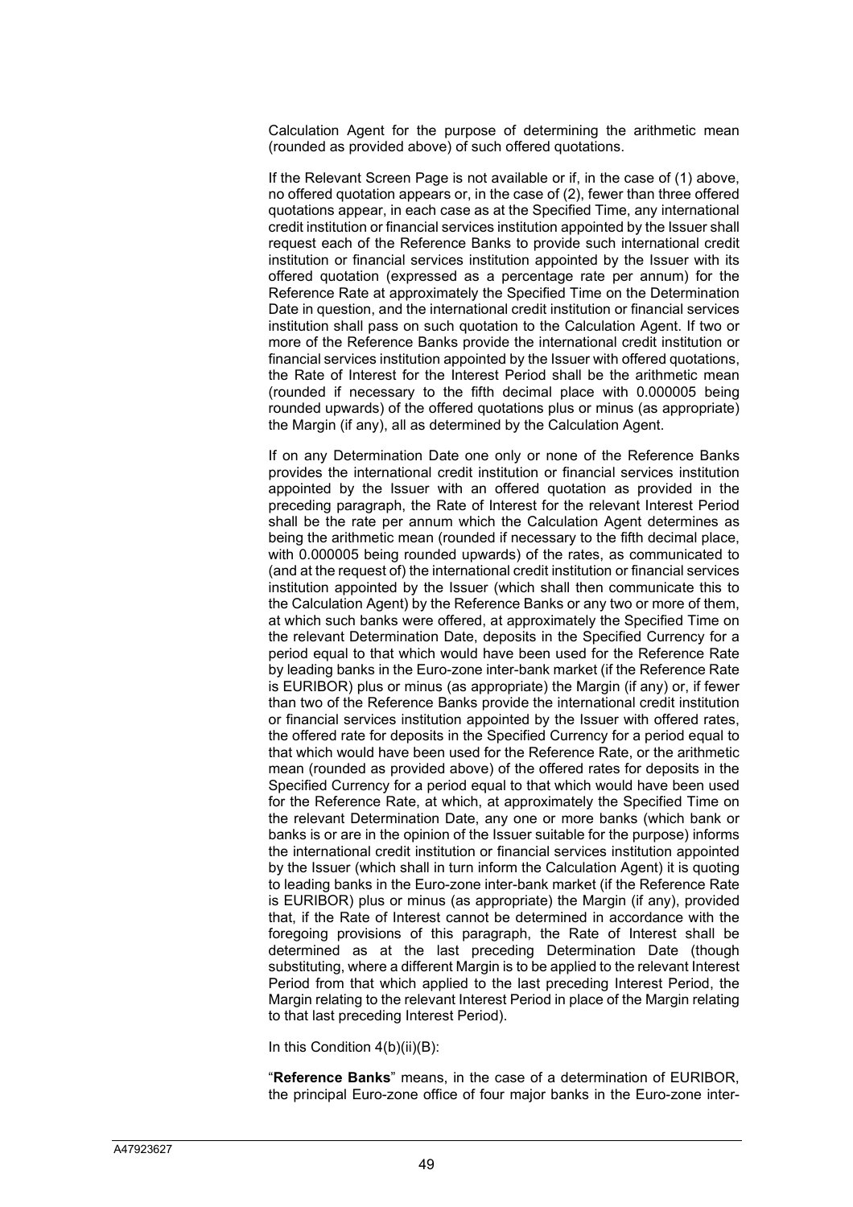Calculation Agent for the purpose of determining the arithmetic mean (rounded as provided above) of such offered quotations.

If the Relevant Screen Page is not available or if, in the case of (1) above, no offered quotation appears or, in the case of (2), fewer than three offered quotations appear, in each case as at the Specified Time, any international credit institution or financial services institution appointed by the Issuer shall request each of the Reference Banks to provide such international credit institution or financial services institution appointed by the Issuer with its offered quotation (expressed as a percentage rate per annum) for the Reference Rate at approximately the Specified Time on the Determination Date in question, and the international credit institution or financial services institution shall pass on such quotation to the Calculation Agent. If two or more of the Reference Banks provide the international credit institution or financial services institution appointed by the Issuer with offered quotations, the Rate of Interest for the Interest Period shall be the arithmetic mean (rounded if necessary to the fifth decimal place with 0.000005 being rounded upwards) of the offered quotations plus or minus (as appropriate) the Margin (if any), all as determined by the Calculation Agent.

If on any Determination Date one only or none of the Reference Banks provides the international credit institution or financial services institution appointed by the Issuer with an offered quotation as provided in the preceding paragraph, the Rate of Interest for the relevant Interest Period shall be the rate per annum which the Calculation Agent determines as being the arithmetic mean (rounded if necessary to the fifth decimal place, with 0.000005 being rounded upwards) of the rates, as communicated to (and at the request of) the international credit institution or financial services institution appointed by the Issuer (which shall then communicate this to the Calculation Agent) by the Reference Banks or any two or more of them, at which such banks were offered, at approximately the Specified Time on the relevant Determination Date, deposits in the Specified Currency for a period equal to that which would have been used for the Reference Rate by leading banks in the Euro-zone inter-bank market (if the Reference Rate is EURIBOR) plus or minus (as appropriate) the Margin (if any) or, if fewer than two of the Reference Banks provide the international credit institution or financial services institution appointed by the Issuer with offered rates, the offered rate for deposits in the Specified Currency for a period equal to that which would have been used for the Reference Rate, or the arithmetic mean (rounded as provided above) of the offered rates for deposits in the Specified Currency for a period equal to that which would have been used for the Reference Rate, at which, at approximately the Specified Time on the relevant Determination Date, any one or more banks (which bank or banks is or are in the opinion of the Issuer suitable for the purpose) informs the international credit institution or financial services institution appointed by the Issuer (which shall in turn inform the Calculation Agent) it is quoting to leading banks in the Euro-zone inter-bank market (if the Reference Rate is EURIBOR) plus or minus (as appropriate) the Margin (if any), provided that, if the Rate of Interest cannot be determined in accordance with the foregoing provisions of this paragraph, the Rate of Interest shall be determined as at the last preceding Determination Date (though substituting, where a different Margin is to be applied to the relevant Interest Period from that which applied to the last preceding Interest Period, the Margin relating to the relevant Interest Period in place of the Margin relating to that last preceding Interest Period).

In this Condition 4(b)(ii)(B):

"**Reference Banks**" means, in the case of a determination of EURIBOR, the principal Euro-zone office of four major banks in the Euro-zone inter-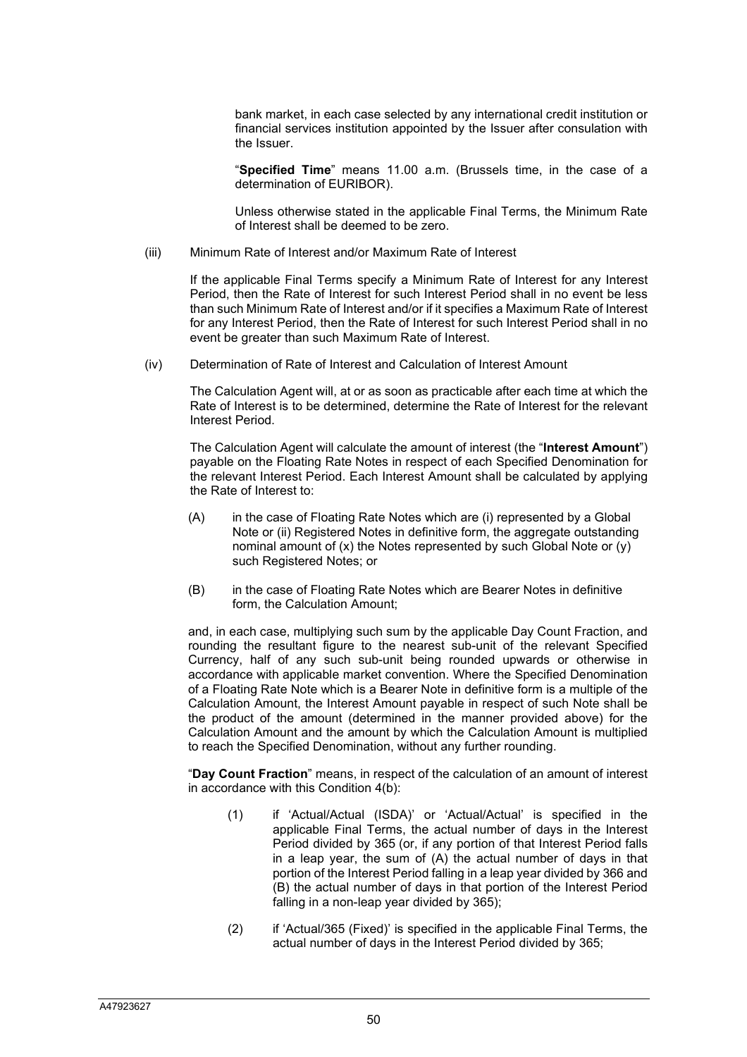bank market, in each case selected by any international credit institution or financial services institution appointed by the Issuer after consulation with the Issuer.

"**Specified Time**" means 11.00 a.m. (Brussels time, in the case of a determination of EURIBOR).

Unless otherwise stated in the applicable Final Terms, the Minimum Rate of Interest shall be deemed to be zero.

(iii) Minimum Rate of Interest and/or Maximum Rate of Interest

If the applicable Final Terms specify a Minimum Rate of Interest for any Interest Period, then the Rate of Interest for such Interest Period shall in no event be less than such Minimum Rate of Interest and/or if it specifies a Maximum Rate of Interest for any Interest Period, then the Rate of Interest for such Interest Period shall in no event be greater than such Maximum Rate of Interest.

(iv) Determination of Rate of Interest and Calculation of Interest Amount

The Calculation Agent will, at or as soon as practicable after each time at which the Rate of Interest is to be determined, determine the Rate of Interest for the relevant Interest Period.

The Calculation Agent will calculate the amount of interest (the "**Interest Amount**") payable on the Floating Rate Notes in respect of each Specified Denomination for the relevant Interest Period. Each Interest Amount shall be calculated by applying the Rate of Interest to:

(A) in the case of Floating Rate Notes which are (i) represented by a Global Note or (ii) Registered Notes in definitive form, the aggregate outstanding nominal amount of (x) the Notes represented by such Global Note or (y) such Registered Notes; or

(B) in the case of Floating Rate Notes which are Bearer Notes in definitive form, the Calculation Amount;

and, in each case, multiplying such sum by the applicable Day Count Fraction, and rounding the resultant figure to the nearest sub-unit of the relevant Specified Currency, half of any such sub-unit being rounded upwards or otherwise in accordance with applicable market convention. Where the Specified Denomination of a Floating Rate Note which is a Bearer Note in definitive form is a multiple of the Calculation Amount, the Interest Amount payable in respect of such Note shall be the product of the amount (determined in the manner provided above) for the Calculation Amount and the amount by which the Calculation Amount is multiplied to reach the Specified Denomination, without any further rounding.

"**Day Count Fraction**" means, in respect of the calculation of an amount of interest in accordance with this Condition 4(b):

(1) if 'Actual/Actual (ISDA)' or 'Actual/Actual' is specified in the applicable Final Terms, the actual number of days in the Interest Period divided by 365 (or, if any portion of that Interest Period falls in a leap year, the sum of (A) the actual number of days in that portion of the Interest Period falling in a leap year divided by 366 and (B) the actual number of days in that portion of the Interest Period falling in a non-leap year divided by 365);

(2) if 'Actual/365 (Fixed)' is specified in the applicable Final Terms, the actual number of days in the Interest Period divided by 365;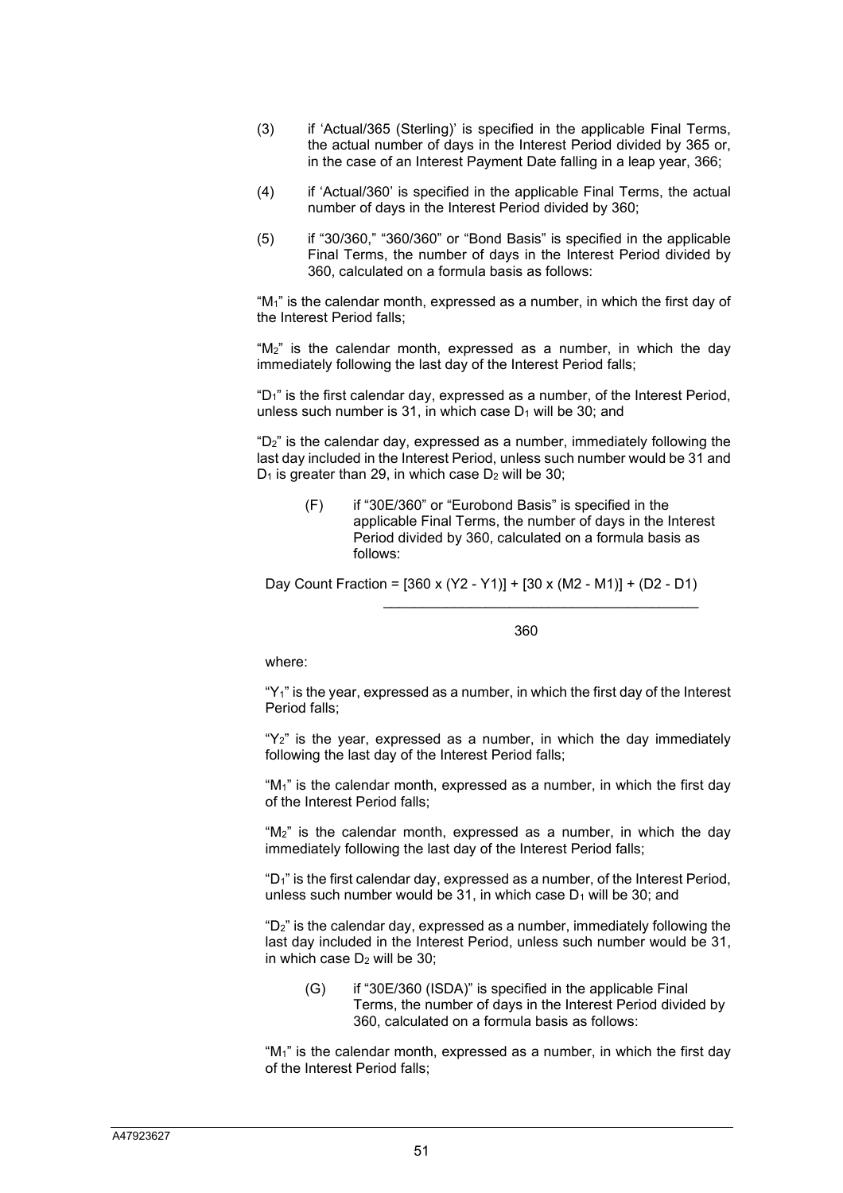(3) if 'Actual/365 (Sterling)' is specified in the applicable Final Terms, the actual number of days in the Interest Period divided by 365 or, in the case of an Interest Payment Date falling in a leap year, 366;

(4) if 'Actual/360' is specified in the applicable Final Terms, the actual number of days in the Interest Period divided by 360;

(5) if "30/360," "360/360" or "Bond Basis" is specified in the applicable Final Terms, the number of days in the Interest Period divided by 360, calculated on a formula basis as follows:

"$M_1$" is the calendar month, expressed as a number, in which the first day of the Interest Period falls;

"$M_2$" is the calendar month, expressed as a number, in which the day immediately following the last day of the Interest Period falls;

"$D_1$" is the first calendar day, expressed as a number, of the Interest Period, unless such number is 31, in which case $D_1$ will be 30; and

"$D_2$" is the calendar day, expressed as a number, immediately following the last day included in the Interest Period, unless such number would be 31 and $D_1$ is greater than 29, in which case $D_2$ will be 30;

(F) if "30E/360" or "Eurobond Basis" is specified in the applicable Final Terms, the number of days in the Interest Period divided by 360, calculated on a formula basis as follows:

$$\text{Day Count Fraction} = \frac{[360 \times (Y2 - Y1)] + [30 \times (M2 - M1)] + (D2 - D1)}{360}$$

where:

"$Y_1$" is the year, expressed as a number, in which the first day of the Interest Period falls;

"$Y_2$" is the year, expressed as a number, in which the day immediately following the last day of the Interest Period falls;

"$M_1$" is the calendar month, expressed as a number, in which the first day of the Interest Period falls;

"$M_2$" is the calendar month, expressed as a number, in which the day immediately following the last day of the Interest Period falls;

"$D_1$" is the first calendar day, expressed as a number, of the Interest Period, unless such number would be 31, in which case $D_1$ will be 30; and

"$D_2$" is the calendar day, expressed as a number, immediately following the last day included in the Interest Period, unless such number would be 31, in which case $D_2$ will be 30;

(G) if "30E/360 (ISDA)" is specified in the applicable Final Terms, the number of days in the Interest Period divided by 360, calculated on a formula basis as follows:

"$M_1$" is the calendar month, expressed as a number, in which the first day of the Interest Period falls;

A47923627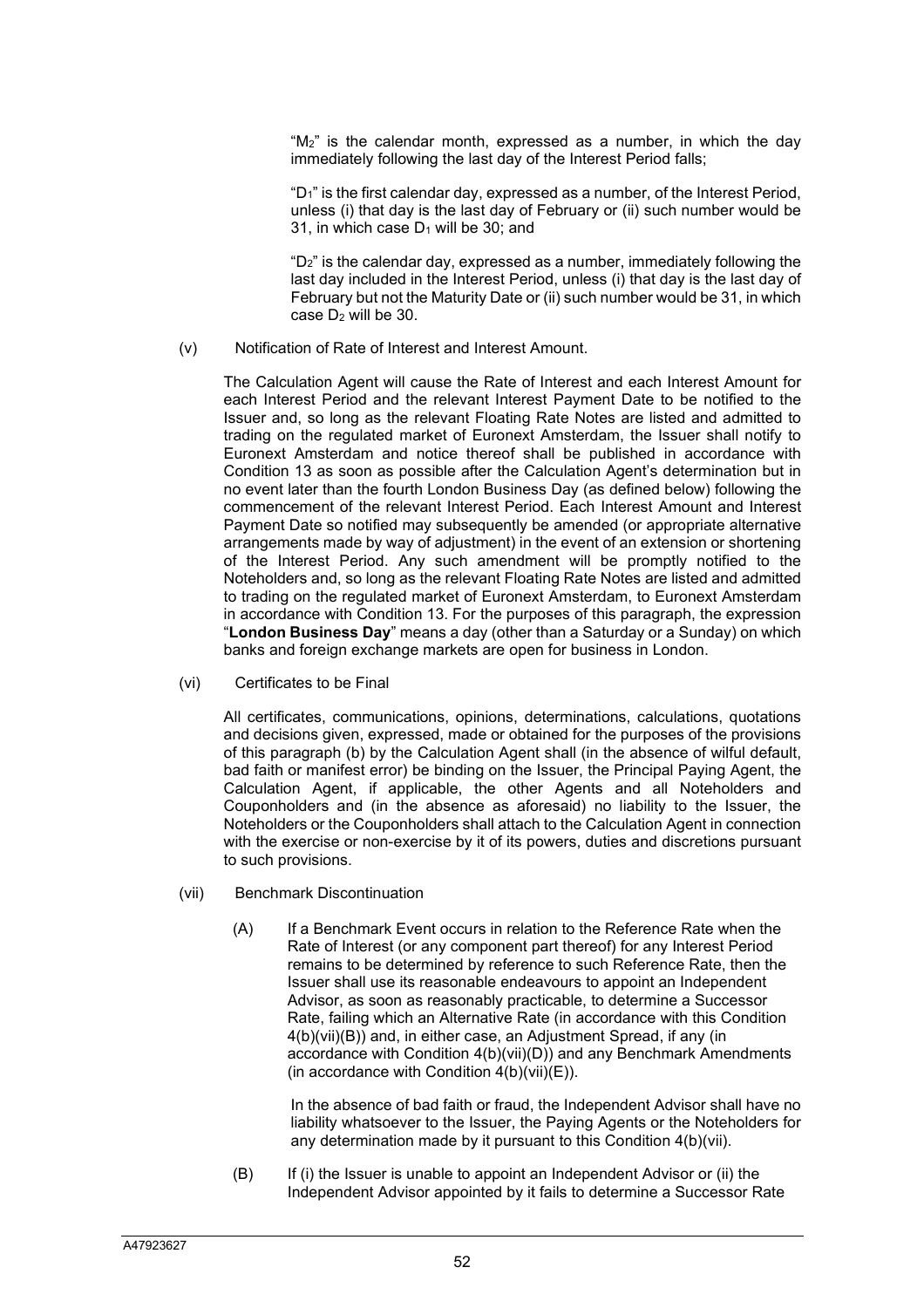"$M_2$" is the calendar month, expressed as a number, in which the day immediately following the last day of the Interest Period falls;

"$D_1$" is the first calendar day, expressed as a number, of the Interest Period, unless (i) that day is the last day of February or (ii) such number would be 31, in which case $D_1$ will be 30; and

"$D_2$" is the calendar day, expressed as a number, immediately following the last day included in the Interest Period, unless (i) that day is the last day of February but not the Maturity Date or (ii) such number would be 31, in which case $D_2$ will be 30.

(v) Notification of Rate of Interest and Interest Amount.

The Calculation Agent will cause the Rate of Interest and each Interest Amount for each Interest Period and the relevant Interest Payment Date to be notified to the Issuer and, so long as the relevant Floating Rate Notes are listed and admitted to trading on the regulated market of Euronext Amsterdam, the Issuer shall notify to Euronext Amsterdam and notice thereof shall be published in accordance with Condition 13 as soon as possible after the Calculation Agent's determination but in no event later than the fourth London Business Day (as defined below) following the commencement of the relevant Interest Period. Each Interest Amount and Interest Payment Date so notified may subsequently be amended (or appropriate alternative arrangements made by way of adjustment) in the event of an extension or shortening of the Interest Period. Any such amendment will be promptly notified to the Noteholders and, so long as the relevant Floating Rate Notes are listed and admitted to trading on the regulated market of Euronext Amsterdam, to Euronext Amsterdam in accordance with Condition 13. For the purposes of this paragraph, the expression "**London Business Day**" means a day (other than a Saturday or a Sunday) on which banks and foreign exchange markets are open for business in London.

(vi) Certificates to be Final

All certificates, communications, opinions, determinations, calculations, quotations and decisions given, expressed, made or obtained for the purposes of the provisions of this paragraph (b) by the Calculation Agent shall (in the absence of wilful default, bad faith or manifest error) be binding on the Issuer, the Principal Paying Agent, the Calculation Agent, if applicable, the other Agents and all Noteholders and Couponholders and (in the absence as aforesaid) no liability to the Issuer, the Noteholders or the Couponholders shall attach to the Calculation Agent in connection with the exercise or non-exercise by it of its powers, duties and discretions pursuant to such provisions.

(vii) Benchmark Discontinuation

(A) If a Benchmark Event occurs in relation to the Reference Rate when the Rate of Interest (or any component part thereof) for any Interest Period remains to be determined by reference to such Reference Rate, then the Issuer shall use its reasonable endeavours to appoint an Independent Advisor, as soon as reasonably practicable, to determine a Successor Rate, failing which an Alternative Rate (in accordance with this Condition 4(b)(vii)(B)) and, in either case, an Adjustment Spread, if any (in accordance with Condition 4(b)(vii)(D)) and any Benchmark Amendments (in accordance with Condition 4(b)(vii)(E)).

In the absence of bad faith or fraud, the Independent Advisor shall have no liability whatsoever to the Issuer, the Paying Agents or the Noteholders for any determination made by it pursuant to this Condition 4(b)(vii).

(B) If (i) the Issuer is unable to appoint an Independent Advisor or (ii) the Independent Advisor appointed by it fails to determine a Successor Rate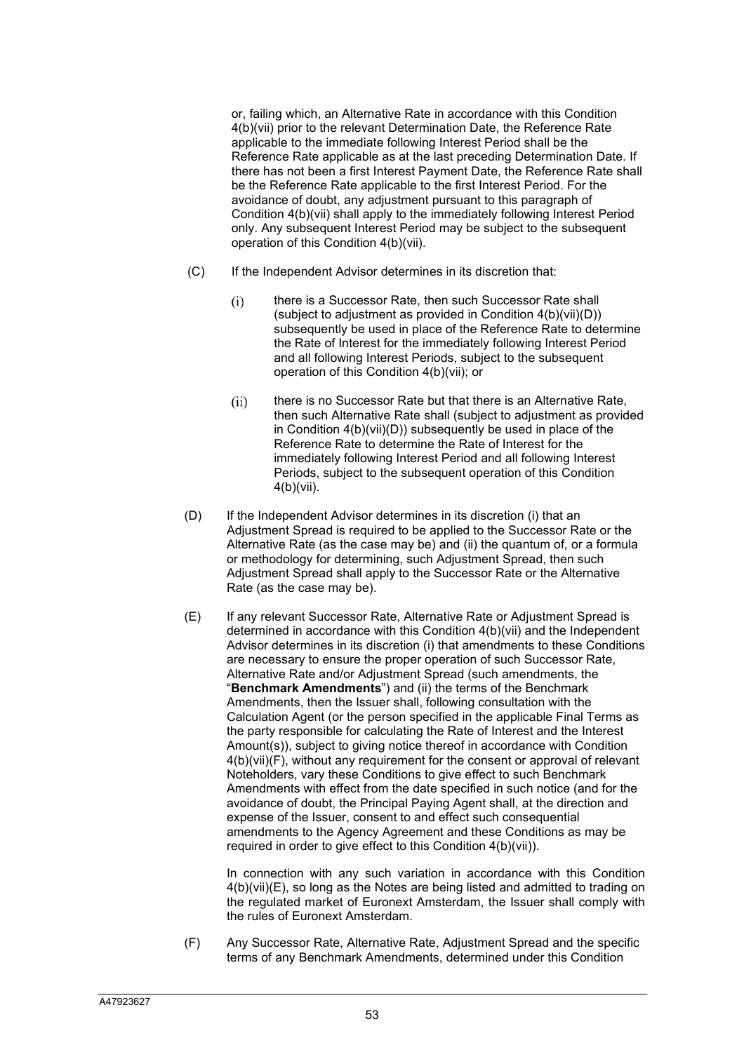or, failing which, an Alternative Rate in accordance with this Condition 4(b)(vii) prior to the relevant Determination Date, the Reference Rate applicable to the immediate following Interest Period shall be the Reference Rate applicable as at the last preceding Determination Date. If there has not been a first Interest Payment Date, the Reference Rate shall be the Reference Rate applicable to the first Interest Period. For the avoidance of doubt, any adjustment pursuant to this paragraph of Condition 4(b)(vii) shall apply to the immediately following Interest Period only. Any subsequent Interest Period may be subject to the subsequent operation of this Condition 4(b)(vii).

(C) If the Independent Advisor determines in its discretion that:

(i) there is a Successor Rate, then such Successor Rate shall (subject to adjustment as provided in Condition 4(b)(vii)(D)) subsequently be used in place of the Reference Rate to determine the Rate of Interest for the immediately following Interest Period and all following Interest Periods, subject to the subsequent operation of this Condition 4(b)(vii); or

(ii) there is no Successor Rate but that there is an Alternative Rate, then such Alternative Rate shall (subject to adjustment as provided in Condition 4(b)(vii)(D)) subsequently be used in place of the Reference Rate to determine the Rate of Interest for the immediately following Interest Period and all following Interest Periods, subject to the subsequent operation of this Condition 4(b)(vii).

(D) If the Independent Advisor determines in its discretion (i) that an Adjustment Spread is required to be applied to the Successor Rate or the Alternative Rate (as the case may be) and (ii) the quantum of, or a formula or methodology for determining, such Adjustment Spread, then such Adjustment Spread shall apply to the Successor Rate or the Alternative Rate (as the case may be).

(E) If any relevant Successor Rate, Alternative Rate or Adjustment Spread is determined in accordance with this Condition 4(b)(vii) and the Independent Advisor determines in its discretion (i) that amendments to these Conditions are necessary to ensure the proper operation of such Successor Rate, Alternative Rate and/or Adjustment Spread (such amendments, the "**Benchmark Amendments**") and (ii) the terms of the Benchmark Amendments, then the Issuer shall, following consultation with the Calculation Agent (or the person specified in the applicable Final Terms as the party responsible for calculating the Rate of Interest and the Interest Amount(s)), subject to giving notice thereof in accordance with Condition 4(b)(vii)(F), without any requirement for the consent or approval of relevant Noteholders, vary these Conditions to give effect to such Benchmark Amendments with effect from the date specified in such notice (and for the avoidance of doubt, the Principal Paying Agent shall, at the direction and expense of the Issuer, consent to and effect such consequential amendments to the Agency Agreement and these Conditions as may be required in order to give effect to this Condition 4(b)(vii)).

In connection with any such variation in accordance with this Condition 4(b)(vii)(E), so long as the Notes are being listed and admitted to trading on the regulated market of Euronext Amsterdam, the Issuer shall comply with the rules of Euronext Amsterdam.

(F) Any Successor Rate, Alternative Rate, Adjustment Spread and the specific terms of any Benchmark Amendments, determined under this Condition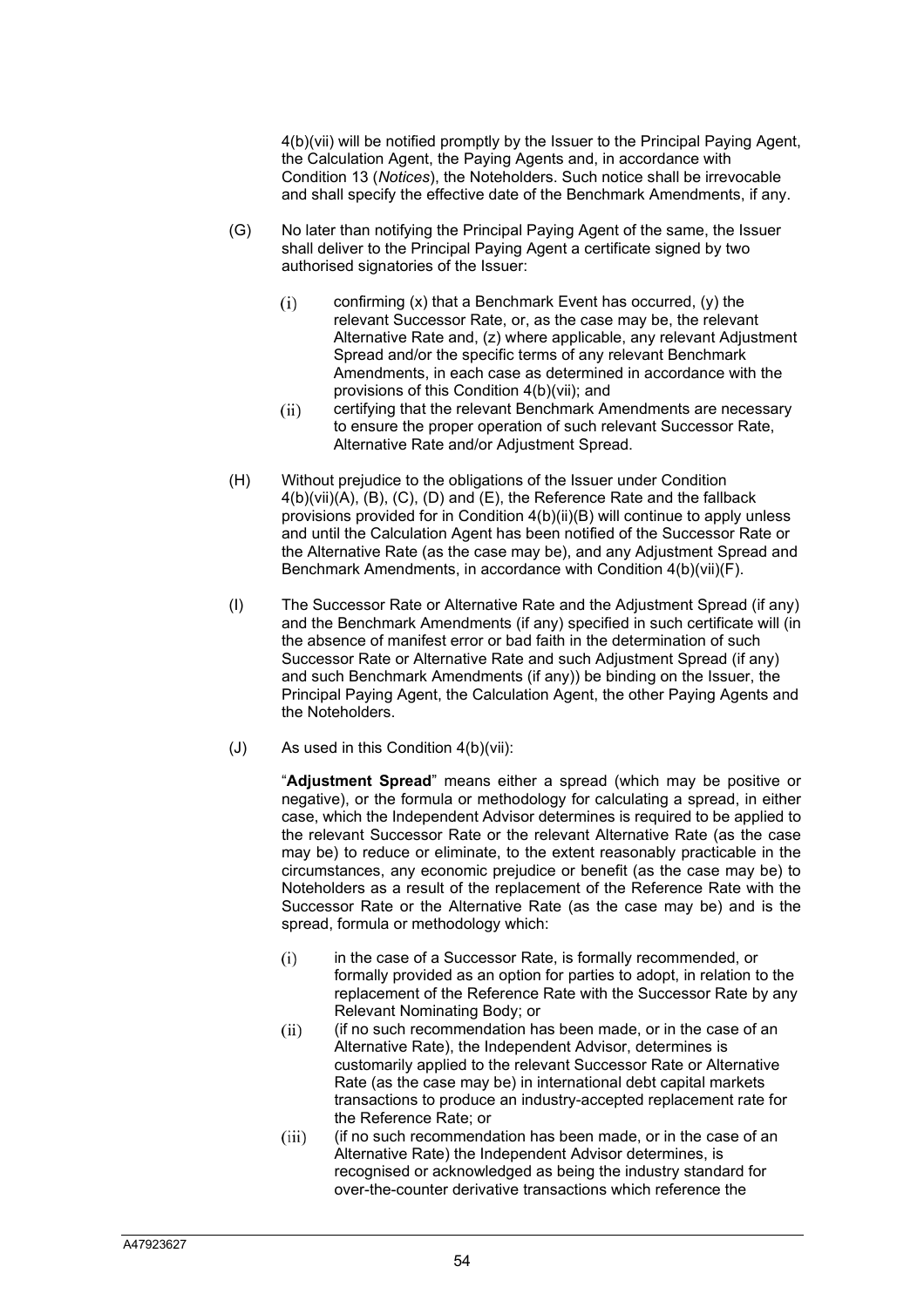4(b)(vii) will be notified promptly by the Issuer to the Principal Paying Agent, the Calculation Agent, the Paying Agents and, in accordance with Condition 13 (*Notices*), the Noteholders. Such notice shall be irrevocable and shall specify the effective date of the Benchmark Amendments, if any.

(G) No later than notifying the Principal Paying Agent of the same, the Issuer shall deliver to the Principal Paying Agent a certificate signed by two authorised signatories of the Issuer:

(i) confirming (x) that a Benchmark Event has occurred, (y) the relevant Successor Rate, or, as the case may be, the relevant Alternative Rate and, (z) where applicable, any relevant Adjustment Spread and/or the specific terms of any relevant Benchmark Amendments, in each case as determined in accordance with the provisions of this Condition 4(b)(vii); and

(ii) certifying that the relevant Benchmark Amendments are necessary to ensure the proper operation of such relevant Successor Rate, Alternative Rate and/or Adjustment Spread.

(H) Without prejudice to the obligations of the Issuer under Condition 4(b)(vii)(A), (B), (C), (D) and (E), the Reference Rate and the fallback provisions provided for in Condition 4(b)(ii)(B) will continue to apply unless and until the Calculation Agent has been notified of the Successor Rate or the Alternative Rate (as the case may be), and any Adjustment Spread and Benchmark Amendments, in accordance with Condition 4(b)(vii)(F).

(I) The Successor Rate or Alternative Rate and the Adjustment Spread (if any) and the Benchmark Amendments (if any) specified in such certificate will (in the absence of manifest error or bad faith in the determination of such Successor Rate or Alternative Rate and such Adjustment Spread (if any) and such Benchmark Amendments (if any)) be binding on the Issuer, the Principal Paying Agent, the Calculation Agent, the other Paying Agents and the Noteholders.

(J) As used in this Condition 4(b)(vii):

"**Adjustment Spread**" means either a spread (which may be positive or negative), or the formula or methodology for calculating a spread, in either case, which the Independent Advisor determines is required to be applied to the relevant Successor Rate or the relevant Alternative Rate (as the case may be) to reduce or eliminate, to the extent reasonably practicable in the circumstances, any economic prejudice or benefit (as the case may be) to Noteholders as a result of the replacement of the Reference Rate with the Successor Rate or the Alternative Rate (as the case may be) and is the spread, formula or methodology which:

(i) in the case of a Successor Rate, is formally recommended, or formally provided as an option for parties to adopt, in relation to the replacement of the Reference Rate with the Successor Rate by any Relevant Nominating Body; or

(ii) (if no such recommendation has been made, or in the case of an Alternative Rate), the Independent Advisor, determines is customarily applied to the relevant Successor Rate or Alternative Rate (as the case may be) in international debt capital markets transactions to produce an industry-accepted replacement rate for the Reference Rate; or

(iii) (if no such recommendation has been made, or in the case of an Alternative Rate) the Independent Advisor determines, is recognised or acknowledged as being the industry standard for over-the-counter derivative transactions which reference the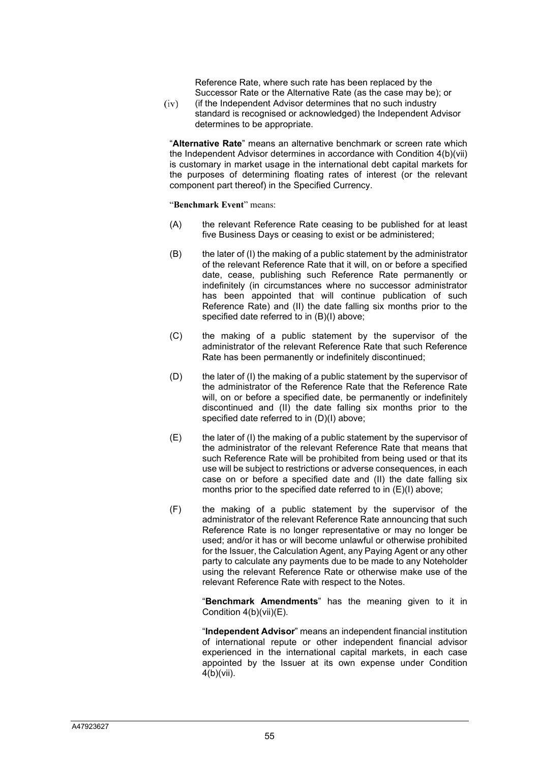Reference Rate, where such rate has been replaced by the Successor Rate or the Alternative Rate (as the case may be); or

(iv) (if the Independent Advisor determines that no such industry standard is recognised or acknowledged) the Independent Advisor determines to be appropriate.

"**Alternative Rate**" means an alternative benchmark or screen rate which the Independent Advisor determines in accordance with Condition 4(b)(vii) is customary in market usage in the international debt capital markets for the purposes of determining floating rates of interest (or the relevant component part thereof) in the Specified Currency.

"**Benchmark Event**" means:

(A) the relevant Reference Rate ceasing to be published for at least five Business Days or ceasing to exist or be administered;

(B) the later of (I) the making of a public statement by the administrator of the relevant Reference Rate that it will, on or before a specified date, cease, publishing such Reference Rate permanently or indefinitely (in circumstances where no successor administrator has been appointed that will continue publication of such Reference Rate) and (II) the date falling six months prior to the specified date referred to in (B)(I) above;

(C) the making of a public statement by the supervisor of the administrator of the relevant Reference Rate that such Reference Rate has been permanently or indefinitely discontinued;

(D) the later of (I) the making of a public statement by the supervisor of the administrator of the Reference Rate that the Reference Rate will, on or before a specified date, be permanently or indefinitely discontinued and (II) the date falling six months prior to the specified date referred to in (D)(I) above;

(E) the later of (I) the making of a public statement by the supervisor of the administrator of the relevant Reference Rate that means that such Reference Rate will be prohibited from being used or that its use will be subject to restrictions or adverse consequences, in each case on or before a specified date and (II) the date falling six months prior to the specified date referred to in (E)(I) above;

(F) the making of a public statement by the supervisor of the administrator of the relevant Reference Rate announcing that such Reference Rate is no longer representative or may no longer be used; and/or it has or will become unlawful or otherwise prohibited for the Issuer, the Calculation Agent, any Paying Agent or any other party to calculate any payments due to be made to any Noteholder using the relevant Reference Rate or otherwise make use of the relevant Reference Rate with respect to the Notes.

"**Benchmark Amendments**" has the meaning given to it in Condition 4(b)(vii)(E).

"**Independent Advisor**" means an independent financial institution of international repute or other independent financial advisor experienced in the international capital markets, in each case appointed by the Issuer at its own expense under Condition 4(b)(vii).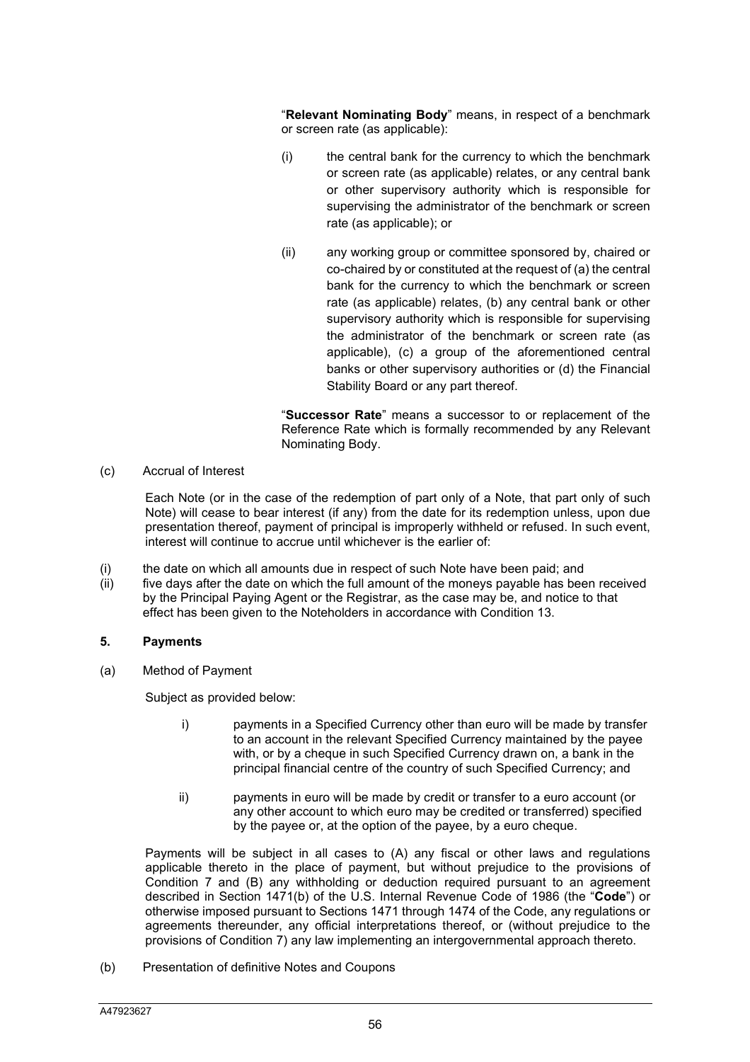"**Relevant Nominating Body**" means, in respect of a benchmark or screen rate (as applicable):

(i) the central bank for the currency to which the benchmark or screen rate (as applicable) relates, or any central bank or other supervisory authority which is responsible for supervising the administrator of the benchmark or screen rate (as applicable); or

(ii) any working group or committee sponsored by, chaired or co-chaired by or constituted at the request of (a) the central bank for the currency to which the benchmark or screen rate (as applicable) relates, (b) any central bank or other supervisory authority which is responsible for supervising the administrator of the benchmark or screen rate (as applicable), (c) a group of the aforementioned central banks or other supervisory authorities or (d) the Financial Stability Board or any part thereof.

"**Successor Rate**" means a successor to or replacement of the Reference Rate which is formally recommended by any Relevant Nominating Body.

(c) Accrual of Interest

Each Note (or in the case of the redemption of part only of a Note, that part only of such Note) will cease to bear interest (if any) from the date for its redemption unless, upon due presentation thereof, payment of principal is improperly withheld or refused. In such event, interest will continue to accrue until whichever is the earlier of:

(i) the date on which all amounts due in respect of such Note have been paid; and
(ii) five days after the date on which the full amount of the moneys payable has been received by the Principal Paying Agent or the Registrar, as the case may be, and notice to that effect has been given to the Noteholders in accordance with Condition 13.

## 5. Payments

(a) Method of Payment

Subject as provided below:

i) payments in a Specified Currency other than euro will be made by transfer to an account in the relevant Specified Currency maintained by the payee with, or by a cheque in such Specified Currency drawn on, a bank in the principal financial centre of the country of such Specified Currency; and

ii) payments in euro will be made by credit or transfer to a euro account (or any other account to which euro may be credited or transferred) specified by the payee or, at the option of the payee, by a euro cheque.

Payments will be subject in all cases to (A) any fiscal or other laws and regulations applicable thereto in the place of payment, but without prejudice to the provisions of Condition 7 and (B) any withholding or deduction required pursuant to an agreement described in Section 1471(b) of the U.S. Internal Revenue Code of 1986 (the "**Code**") or otherwise imposed pursuant to Sections 1471 through 1474 of the Code, any regulations or agreements thereunder, any official interpretations thereof, or (without prejudice to the provisions of Condition 7) any law implementing an intergovernmental approach thereto.

(b) Presentation of definitive Notes and Coupons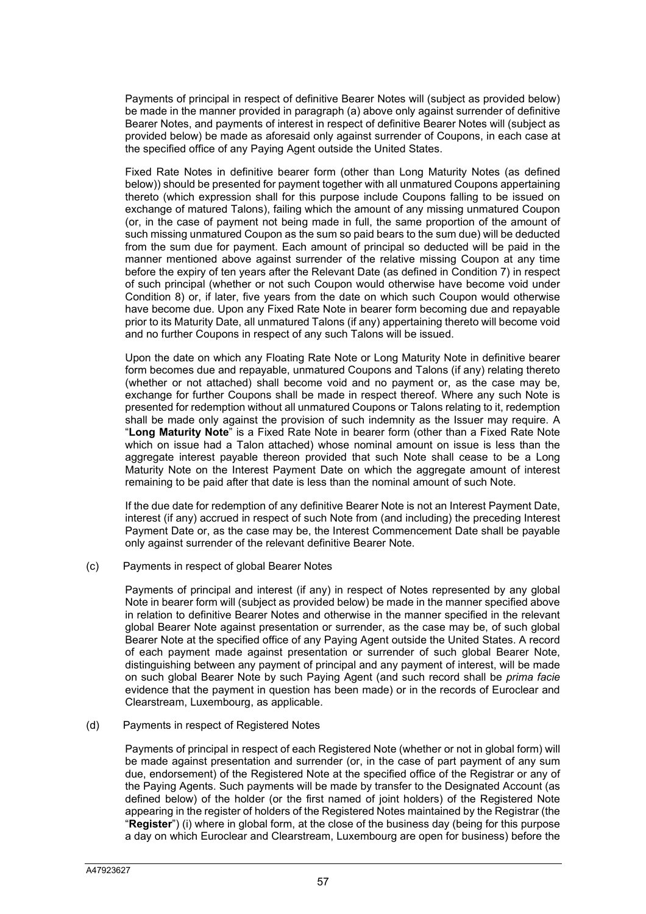Payments of principal in respect of definitive Bearer Notes will (subject as provided below) be made in the manner provided in paragraph (a) above only against surrender of definitive Bearer Notes, and payments of interest in respect of definitive Bearer Notes will (subject as provided below) be made as aforesaid only against surrender of Coupons, in each case at the specified office of any Paying Agent outside the United States.

Fixed Rate Notes in definitive bearer form (other than Long Maturity Notes (as defined below)) should be presented for payment together with all unmatured Coupons appertaining thereto (which expression shall for this purpose include Coupons falling to be issued on exchange of matured Talons), failing which the amount of any missing unmatured Coupon (or, in the case of payment not being made in full, the same proportion of the amount of such missing unmatured Coupon as the sum so paid bears to the sum due) will be deducted from the sum due for payment. Each amount of principal so deducted will be paid in the manner mentioned above against surrender of the relative missing Coupon at any time before the expiry of ten years after the Relevant Date (as defined in Condition 7) in respect of such principal (whether or not such Coupon would otherwise have become void under Condition 8) or, if later, five years from the date on which such Coupon would otherwise have become due. Upon any Fixed Rate Note in bearer form becoming due and repayable prior to its Maturity Date, all unmatured Talons (if any) appertaining thereto will become void and no further Coupons in respect of any such Talons will be issued.

Upon the date on which any Floating Rate Note or Long Maturity Note in definitive bearer form becomes due and repayable, unmatured Coupons and Talons (if any) relating thereto (whether or not attached) shall become void and no payment or, as the case may be, exchange for further Coupons shall be made in respect thereof. Where any such Note is presented for redemption without all unmatured Coupons or Talons relating to it, redemption shall be made only against the provision of such indemnity as the Issuer may require. A "**Long Maturity Note**" is a Fixed Rate Note in bearer form (other than a Fixed Rate Note which on issue had a Talon attached) whose nominal amount on issue is less than the aggregate interest payable thereon provided that such Note shall cease to be a Long Maturity Note on the Interest Payment Date on which the aggregate amount of interest remaining to be paid after that date is less than the nominal amount of such Note.

If the due date for redemption of any definitive Bearer Note is not an Interest Payment Date, interest (if any) accrued in respect of such Note from (and including) the preceding Interest Payment Date or, as the case may be, the Interest Commencement Date shall be payable only against surrender of the relevant definitive Bearer Note.

(c) Payments in respect of global Bearer Notes

Payments of principal and interest (if any) in respect of Notes represented by any global Note in bearer form will (subject as provided below) be made in the manner specified above in relation to definitive Bearer Notes and otherwise in the manner specified in the relevant global Bearer Note against presentation or surrender, as the case may be, of such global Bearer Note at the specified office of any Paying Agent outside the United States. A record of each payment made against presentation or surrender of such global Bearer Note, distinguishing between any payment of principal and any payment of interest, will be made on such global Bearer Note by such Paying Agent (and such record shall be *prima facie* evidence that the payment in question has been made) or in the records of Euroclear and Clearstream, Luxembourg, as applicable.

(d) Payments in respect of Registered Notes

Payments of principal in respect of each Registered Note (whether or not in global form) will be made against presentation and surrender (or, in the case of part payment of any sum due, endorsement) of the Registered Note at the specified office of the Registrar or any of the Paying Agents. Such payments will be made by transfer to the Designated Account (as defined below) of the holder (or the first named of joint holders) of the Registered Note appearing in the register of holders of the Registered Notes maintained by the Registrar (the "**Register**") (i) where in global form, at the close of the business day (being for this purpose a day on which Euroclear and Clearstream, Luxembourg are open for business) before the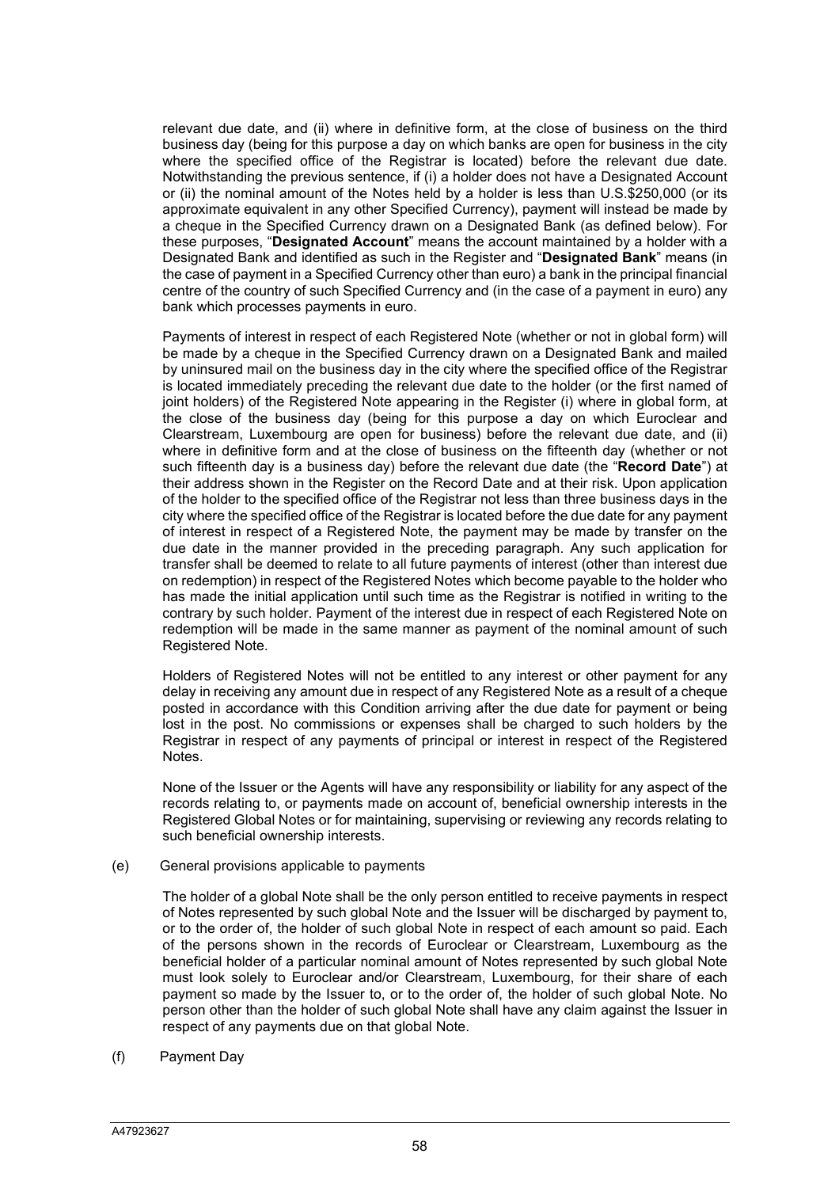relevant due date, and (ii) where in definitive form, at the close of business on the third business day (being for this purpose a day on which banks are open for business in the city where the specified office of the Registrar is located) before the relevant due date. Notwithstanding the previous sentence, if (i) a holder does not have a Designated Account or (ii) the nominal amount of the Notes held by a holder is less than U.S.$250,000 (or its approximate equivalent in any other Specified Currency), payment will instead be made by a cheque in the Specified Currency drawn on a Designated Bank (as defined below). For these purposes, "**Designated Account**" means the account maintained by a holder with a Designated Bank and identified as such in the Register and "**Designated Bank**" means (in the case of payment in a Specified Currency other than euro) a bank in the principal financial centre of the country of such Specified Currency and (in the case of a payment in euro) any bank which processes payments in euro.

Payments of interest in respect of each Registered Note (whether or not in global form) will be made by a cheque in the Specified Currency drawn on a Designated Bank and mailed by uninsured mail on the business day in the city where the specified office of the Registrar is located immediately preceding the relevant due date to the holder (or the first named of joint holders) of the Registered Note appearing in the Register (i) where in global form, at the close of the business day (being for this purpose a day on which Euroclear and Clearstream, Luxembourg are open for business) before the relevant due date, and (ii) where in definitive form and at the close of business on the fifteenth day (whether or not such fifteenth day is a business day) before the relevant due date (the "**Record Date**") at their address shown in the Register on the Record Date and at their risk. Upon application of the holder to the specified office of the Registrar not less than three business days in the city where the specified office of the Registrar is located before the due date for any payment of interest in respect of a Registered Note, the payment may be made by transfer on the due date in the manner provided in the preceding paragraph. Any such application for transfer shall be deemed to relate to all future payments of interest (other than interest due on redemption) in respect of the Registered Notes which become payable to the holder who has made the initial application until such time as the Registrar is notified in writing to the contrary by such holder. Payment of the interest due in respect of each Registered Note on redemption will be made in the same manner as payment of the nominal amount of such Registered Note.

Holders of Registered Notes will not be entitled to any interest or other payment for any delay in receiving any amount due in respect of any Registered Note as a result of a cheque posted in accordance with this Condition arriving after the due date for payment or being lost in the post. No commissions or expenses shall be charged to such holders by the Registrar in respect of any payments of principal or interest in respect of the Registered Notes.

None of the Issuer or the Agents will have any responsibility or liability for any aspect of the records relating to, or payments made on account of, beneficial ownership interests in the Registered Global Notes or for maintaining, supervising or reviewing any records relating to such beneficial ownership interests.

(e) General provisions applicable to payments

The holder of a global Note shall be the only person entitled to receive payments in respect of Notes represented by such global Note and the Issuer will be discharged by payment to, or to the order of, the holder of such global Note in respect of each amount so paid. Each of the persons shown in the records of Euroclear or Clearstream, Luxembourg as the beneficial holder of a particular nominal amount of Notes represented by such global Note must look solely to Euroclear and/or Clearstream, Luxembourg, for their share of each payment so made by the Issuer to, or to the order of, the holder of such global Note. No person other than the holder of such global Note shall have any claim against the Issuer in respect of any payments due on that global Note.

(f) Payment Day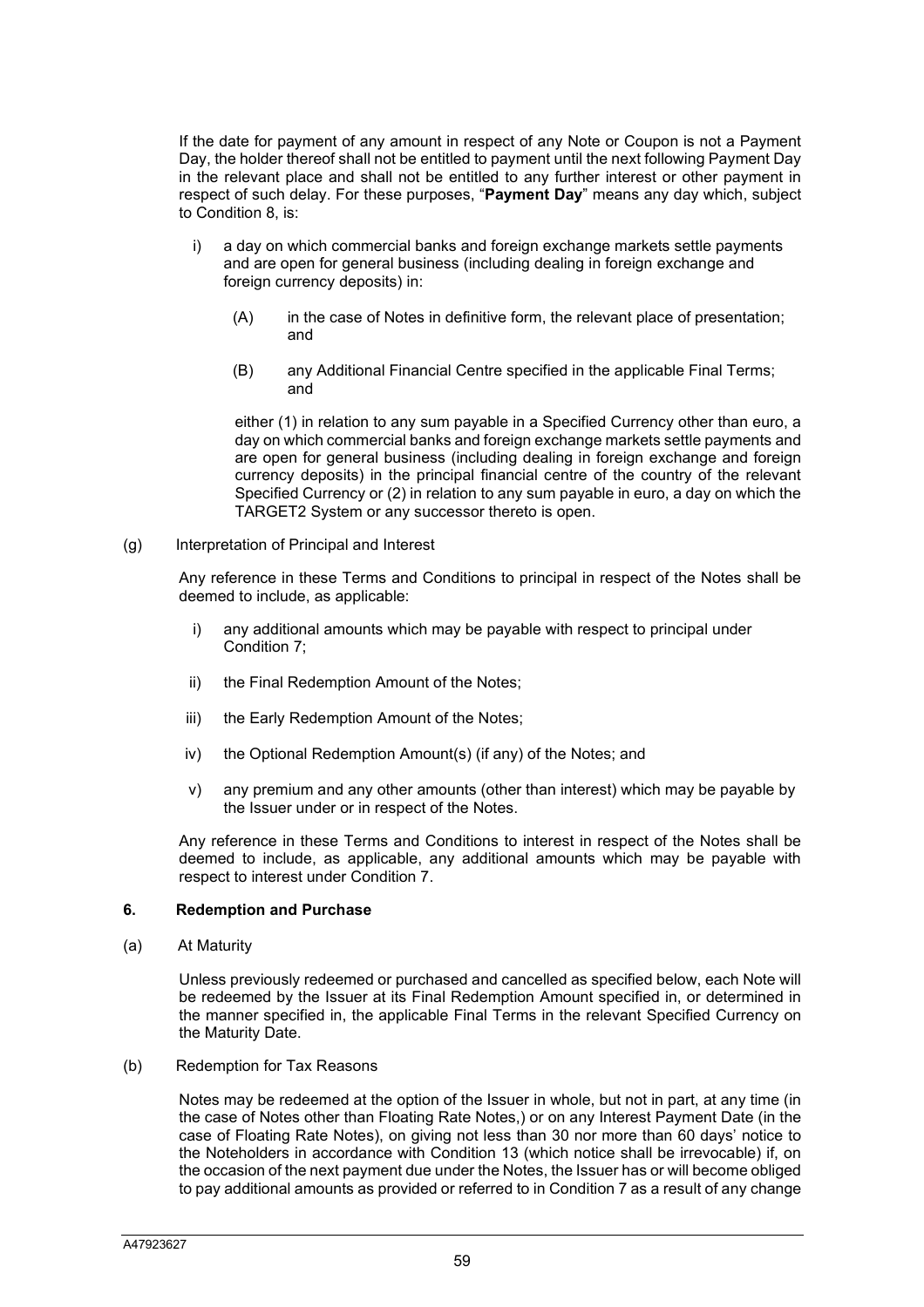If the date for payment of any amount in respect of any Note or Coupon is not a Payment Day, the holder thereof shall not be entitled to payment until the next following Payment Day in the relevant place and shall not be entitled to any further interest or other payment in respect of such delay. For these purposes, "**Payment Day**" means any day which, subject to Condition 8, is:

i) a day on which commercial banks and foreign exchange markets settle payments and are open for general business (including dealing in foreign exchange and foreign currency deposits) in:

    (A) in the case of Notes in definitive form, the relevant place of presentation; and

    (B) any Additional Financial Centre specified in the applicable Final Terms; and

    either (1) in relation to any sum payable in a Specified Currency other than euro, a day on which commercial banks and foreign exchange markets settle payments and are open for general business (including dealing in foreign exchange and foreign currency deposits) in the principal financial centre of the country of the relevant Specified Currency or (2) in relation to any sum payable in euro, a day on which the TARGET2 System or any successor thereto is open.

(g) Interpretation of Principal and Interest

Any reference in these Terms and Conditions to principal in respect of the Notes shall be deemed to include, as applicable:

i) any additional amounts which may be payable with respect to principal under Condition 7;

ii) the Final Redemption Amount of the Notes;

iii) the Early Redemption Amount of the Notes;

iv) the Optional Redemption Amount(s) (if any) of the Notes; and

v) any premium and any other amounts (other than interest) which may be payable by the Issuer under or in respect of the Notes.

Any reference in these Terms and Conditions to interest in respect of the Notes shall be deemed to include, as applicable, any additional amounts which may be payable with respect to interest under Condition 7.

## 6. Redemption and Purchase

(a) At Maturity

Unless previously redeemed or purchased and cancelled as specified below, each Note will be redeemed by the Issuer at its Final Redemption Amount specified in, or determined in the manner specified in, the applicable Final Terms in the relevant Specified Currency on the Maturity Date.

(b) Redemption for Tax Reasons

Notes may be redeemed at the option of the Issuer in whole, but not in part, at any time (in the case of Notes other than Floating Rate Notes,) or on any Interest Payment Date (in the case of Floating Rate Notes), on giving not less than 30 nor more than 60 days' notice to the Noteholders in accordance with Condition 13 (which notice shall be irrevocable) if, on the occasion of the next payment due under the Notes, the Issuer has or will become obliged to pay additional amounts as provided or referred to in Condition 7 as a result of any change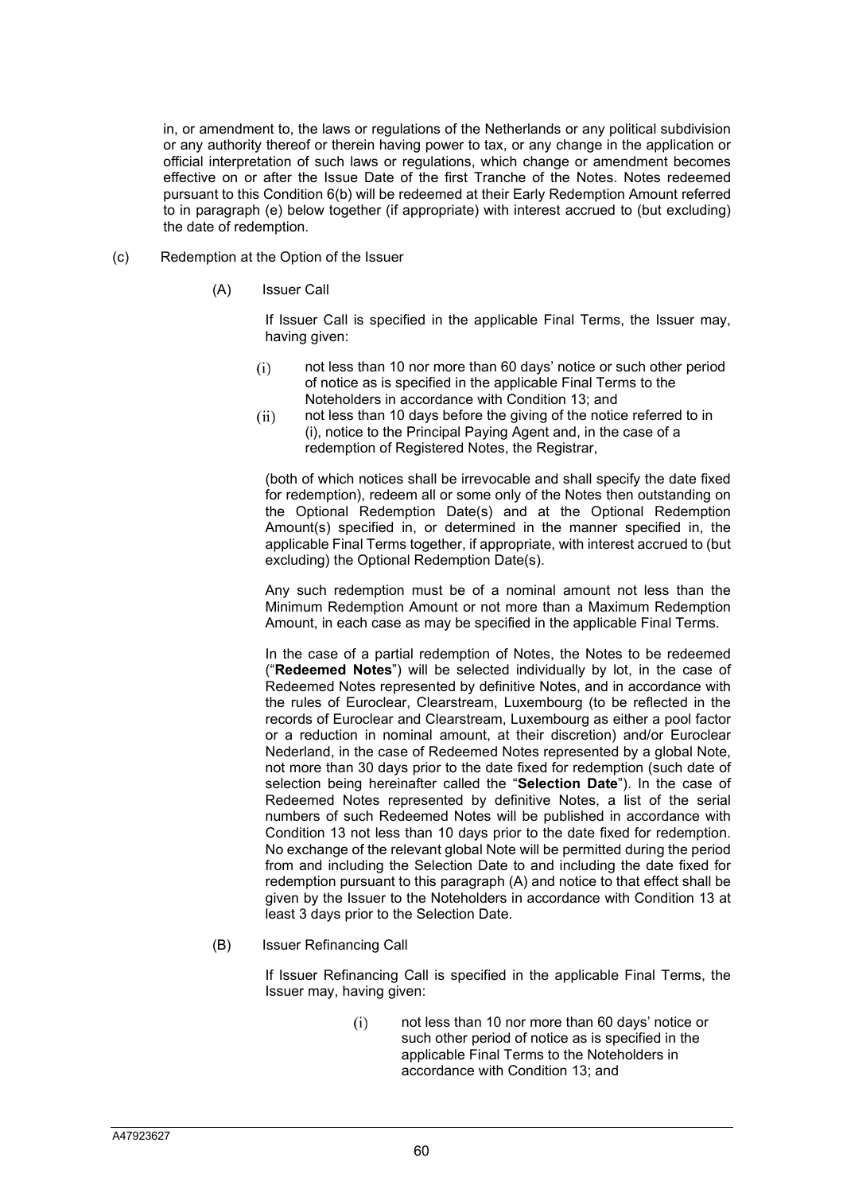in, or amendment to, the laws or regulations of the Netherlands or any political subdivision or any authority thereof or therein having power to tax, or any change in the application or official interpretation of such laws or regulations, which change or amendment becomes effective on or after the Issue Date of the first Tranche of the Notes. Notes redeemed pursuant to this Condition 6(b) will be redeemed at their Early Redemption Amount referred to in paragraph (e) below together (if appropriate) with interest accrued to (but excluding) the date of redemption.

(c) Redemption at the Option of the Issuer

(A) Issuer Call

If Issuer Call is specified in the applicable Final Terms, the Issuer may, having given:

(i) not less than 10 nor more than 60 days' notice or such other period of notice as is specified in the applicable Final Terms to the Noteholders in accordance with Condition 13; and

(ii) not less than 10 days before the giving of the notice referred to in (i), notice to the Principal Paying Agent and, in the case of a redemption of Registered Notes, the Registrar,

(both of which notices shall be irrevocable and shall specify the date fixed for redemption), redeem all or some only of the Notes then outstanding on the Optional Redemption Date(s) and at the Optional Redemption Amount(s) specified in, or determined in the manner specified in, the applicable Final Terms together, if appropriate, with interest accrued to (but excluding) the Optional Redemption Date(s).

Any such redemption must be of a nominal amount not less than the Minimum Redemption Amount or not more than a Maximum Redemption Amount, in each case as may be specified in the applicable Final Terms.

In the case of a partial redemption of Notes, the Notes to be redeemed ("**Redeemed Notes**") will be selected individually by lot, in the case of Redeemed Notes represented by definitive Notes, and in accordance with the rules of Euroclear, Clearstream, Luxembourg (to be reflected in the records of Euroclear and Clearstream, Luxembourg as either a pool factor or a reduction in nominal amount, at their discretion) and/or Euroclear Nederland, in the case of Redeemed Notes represented by a global Note, not more than 30 days prior to the date fixed for redemption (such date of selection being hereinafter called the "**Selection Date**"). In the case of Redeemed Notes represented by definitive Notes, a list of the serial numbers of such Redeemed Notes will be published in accordance with Condition 13 not less than 10 days prior to the date fixed for redemption. No exchange of the relevant global Note will be permitted during the period from and including the Selection Date to and including the date fixed for redemption pursuant to this paragraph (A) and notice to that effect shall be given by the Issuer to the Noteholders in accordance with Condition 13 at least 3 days prior to the Selection Date.

(B) Issuer Refinancing Call

If Issuer Refinancing Call is specified in the applicable Final Terms, the Issuer may, having given:

(i) not less than 10 nor more than 60 days' notice or such other period of notice as is specified in the applicable Final Terms to the Noteholders in accordance with Condition 13; and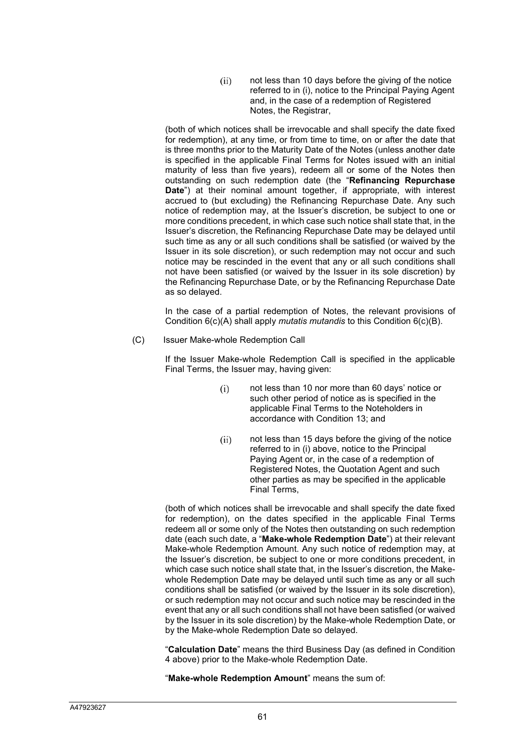(ii) not less than 10 days before the giving of the notice referred to in (i), notice to the Principal Paying Agent and, in the case of a redemption of Registered Notes, the Registrar,

(both of which notices shall be irrevocable and shall specify the date fixed for redemption), at any time, or from time to time, on or after the date that is three months prior to the Maturity Date of the Notes (unless another date is specified in the applicable Final Terms for Notes issued with an initial maturity of less than five years), redeem all or some of the Notes then outstanding on such redemption date (the "**Refinancing Repurchase Date**") at their nominal amount together, if appropriate, with interest accrued to (but excluding) the Refinancing Repurchase Date. Any such notice of redemption may, at the Issuer's discretion, be subject to one or more conditions precedent, in which case such notice shall state that, in the Issuer's discretion, the Refinancing Repurchase Date may be delayed until such time as any or all such conditions shall be satisfied (or waived by the Issuer in its sole discretion), or such redemption may not occur and such notice may be rescinded in the event that any or all such conditions shall not have been satisfied (or waived by the Issuer in its sole discretion) by the Refinancing Repurchase Date, or by the Refinancing Repurchase Date as so delayed.

In the case of a partial redemption of Notes, the relevant provisions of Condition 6(c)(A) shall apply *mutatis mutandis* to this Condition 6(c)(B).

(C) Issuer Make-whole Redemption Call

If the Issuer Make-whole Redemption Call is specified in the applicable Final Terms, the Issuer may, having given:

(i) not less than 10 nor more than 60 days' notice or such other period of notice as is specified in the applicable Final Terms to the Noteholders in accordance with Condition 13; and

(ii) not less than 15 days before the giving of the notice referred to in (i) above, notice to the Principal Paying Agent or, in the case of a redemption of Registered Notes, the Quotation Agent and such other parties as may be specified in the applicable Final Terms,

(both of which notices shall be irrevocable and shall specify the date fixed for redemption), on the dates specified in the applicable Final Terms redeem all or some only of the Notes then outstanding on such redemption date (each such date, a "**Make-whole Redemption Date**") at their relevant Make-whole Redemption Amount. Any such notice of redemption may, at the Issuer's discretion, be subject to one or more conditions precedent, in which case such notice shall state that, in the Issuer's discretion, the Make-whole Redemption Date may be delayed until such time as any or all such conditions shall be satisfied (or waived by the Issuer in its sole discretion), or such redemption may not occur and such notice may be rescinded in the event that any or all such conditions shall not have been satisfied (or waived by the Issuer in its sole discretion) by the Make-whole Redemption Date, or by the Make-whole Redemption Date so delayed.

"**Calculation Date**" means the third Business Day (as defined in Condition 4 above) prior to the Make-whole Redemption Date.

"**Make-whole Redemption Amount**" means the sum of: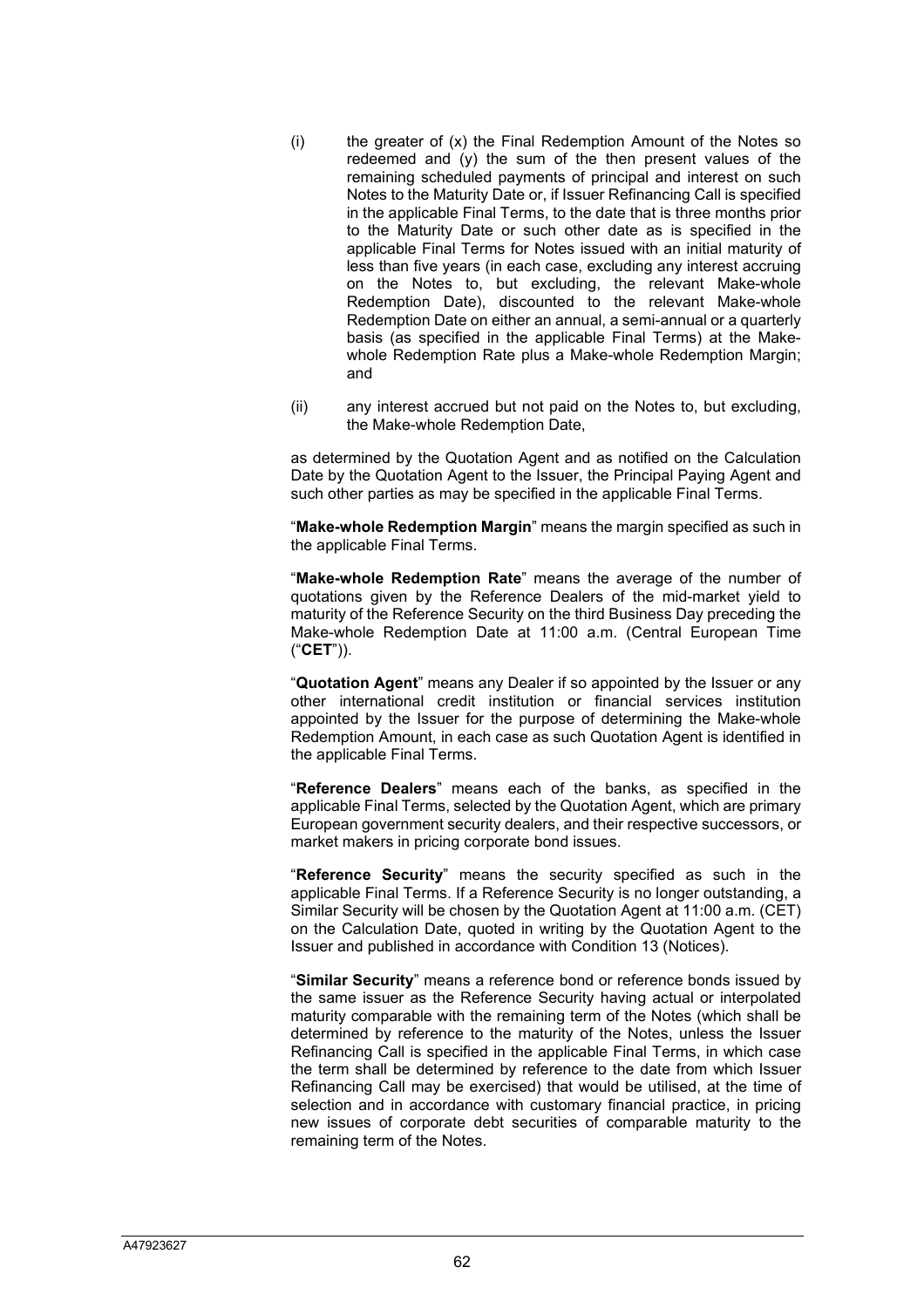(i) the greater of (x) the Final Redemption Amount of the Notes so redeemed and (y) the sum of the then present values of the remaining scheduled payments of principal and interest on such Notes to the Maturity Date or, if Issuer Refinancing Call is specified in the applicable Final Terms, to the date that is three months prior to the Maturity Date or such other date as is specified in the applicable Final Terms for Notes issued with an initial maturity of less than five years (in each case, excluding any interest accruing on the Notes to, but excluding, the relevant Make-whole Redemption Date), discounted to the relevant Make-whole Redemption Date on either an annual, a semi-annual or a quarterly basis (as specified in the applicable Final Terms) at the Make-whole Redemption Rate plus a Make-whole Redemption Margin; and

(ii) any interest accrued but not paid on the Notes to, but excluding, the Make-whole Redemption Date,

as determined by the Quotation Agent and as notified on the Calculation Date by the Quotation Agent to the Issuer, the Principal Paying Agent and such other parties as may be specified in the applicable Final Terms.

"**Make-whole Redemption Margin**" means the margin specified as such in the applicable Final Terms.

"**Make-whole Redemption Rate**" means the average of the number of quotations given by the Reference Dealers of the mid-market yield to maturity of the Reference Security on the third Business Day preceding the Make-whole Redemption Date at 11:00 a.m. (Central European Time ("**CET**")).

"**Quotation Agent**" means any Dealer if so appointed by the Issuer or any other international credit institution or financial services institution appointed by the Issuer for the purpose of determining the Make-whole Redemption Amount, in each case as such Quotation Agent is identified in the applicable Final Terms.

"**Reference Dealers**" means each of the banks, as specified in the applicable Final Terms, selected by the Quotation Agent, which are primary European government security dealers, and their respective successors, or market makers in pricing corporate bond issues.

"**Reference Security**" means the security specified as such in the applicable Final Terms. If a Reference Security is no longer outstanding, a Similar Security will be chosen by the Quotation Agent at 11:00 a.m. (CET) on the Calculation Date, quoted in writing by the Quotation Agent to the Issuer and published in accordance with Condition 13 (Notices).

"**Similar Security**" means a reference bond or reference bonds issued by the same issuer as the Reference Security having actual or interpolated maturity comparable with the remaining term of the Notes (which shall be determined by reference to the maturity of the Notes, unless the Issuer Refinancing Call is specified in the applicable Final Terms, in which case the term shall be determined by reference to the date from which Issuer Refinancing Call may be exercised) that would be utilised, at the time of selection and in accordance with customary financial practice, in pricing new issues of corporate debt securities of comparable maturity to the remaining term of the Notes.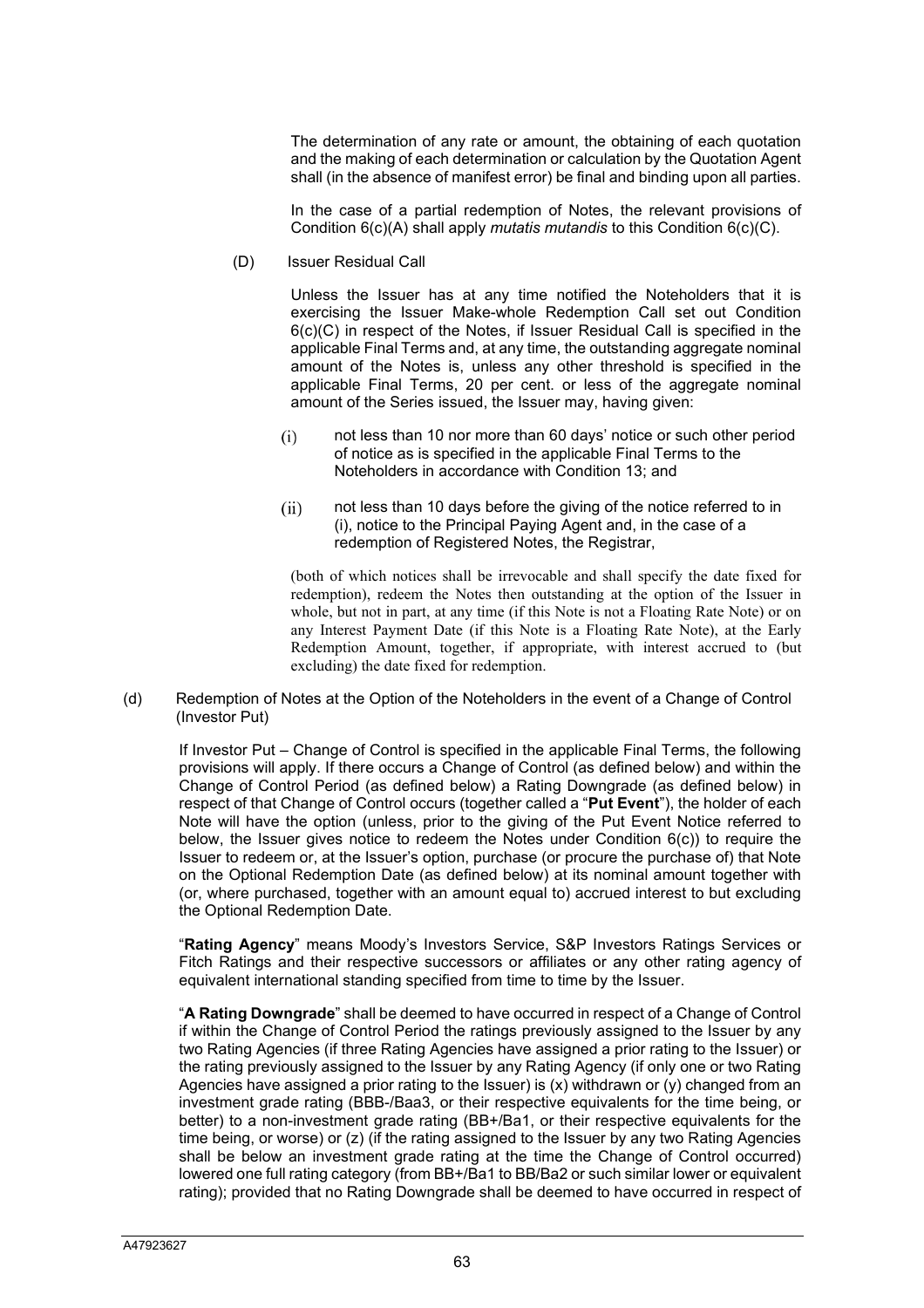The determination of any rate or amount, the obtaining of each quotation and the making of each determination or calculation by the Quotation Agent shall (in the absence of manifest error) be final and binding upon all parties.

In the case of a partial redemption of Notes, the relevant provisions of Condition 6(c)(A) shall apply *mutatis mutandis* to this Condition 6(c)(C).

(D) Issuer Residual Call

Unless the Issuer has at any time notified the Noteholders that it is exercising the Issuer Make-whole Redemption Call set out Condition 6(c)(C) in respect of the Notes, if Issuer Residual Call is specified in the applicable Final Terms and, at any time, the outstanding aggregate nominal amount of the Notes is, unless any other threshold is specified in the applicable Final Terms, 20 per cent. or less of the aggregate nominal amount of the Series issued, the Issuer may, having given:

(i) not less than 10 nor more than 60 days' notice or such other period of notice as is specified in the applicable Final Terms to the Noteholders in accordance with Condition 13; and

(ii) not less than 10 days before the giving of the notice referred to in (i), notice to the Principal Paying Agent and, in the case of a redemption of Registered Notes, the Registrar,

(both of which notices shall be irrevocable and shall specify the date fixed for redemption), redeem the Notes then outstanding at the option of the Issuer in whole, but not in part, at any time (if this Note is not a Floating Rate Note) or on any Interest Payment Date (if this Note is a Floating Rate Note), at the Early Redemption Amount, together, if appropriate, with interest accrued to (but excluding) the date fixed for redemption.

(d) Redemption of Notes at the Option of the Noteholders in the event of a Change of Control (Investor Put)

If Investor Put – Change of Control is specified in the applicable Final Terms, the following provisions will apply. If there occurs a Change of Control (as defined below) and within the Change of Control Period (as defined below) a Rating Downgrade (as defined below) in respect of that Change of Control occurs (together called a "**Put Event**"), the holder of each Note will have the option (unless, prior to the giving of the Put Event Notice referred to below, the Issuer gives notice to redeem the Notes under Condition 6(c)) to require the Issuer to redeem or, at the Issuer's option, purchase (or procure the purchase of) that Note on the Optional Redemption Date (as defined below) at its nominal amount together with (or, where purchased, together with an amount equal to) accrued interest to but excluding the Optional Redemption Date.

"**Rating Agency**" means Moody's Investors Service, S&P Investors Ratings Services or Fitch Ratings and their respective successors or affiliates or any other rating agency of equivalent international standing specified from time to time by the Issuer.

"**A Rating Downgrade**" shall be deemed to have occurred in respect of a Change of Control if within the Change of Control Period the ratings previously assigned to the Issuer by any two Rating Agencies (if three Rating Agencies have assigned a prior rating to the Issuer) or the rating previously assigned to the Issuer by any Rating Agency (if only one or two Rating Agencies have assigned a prior rating to the Issuer) is (x) withdrawn or (y) changed from an investment grade rating (BBB-/Baa3, or their respective equivalents for the time being, or better) to a non-investment grade rating (BB+/Ba1, or their respective equivalents for the time being, or worse) or (z) (if the rating assigned to the Issuer by any two Rating Agencies shall be below an investment grade rating at the time the Change of Control occurred) lowered one full rating category (from BB+/Ba1 to BB/Ba2 or such similar lower or equivalent rating); provided that no Rating Downgrade shall be deemed to have occurred in respect of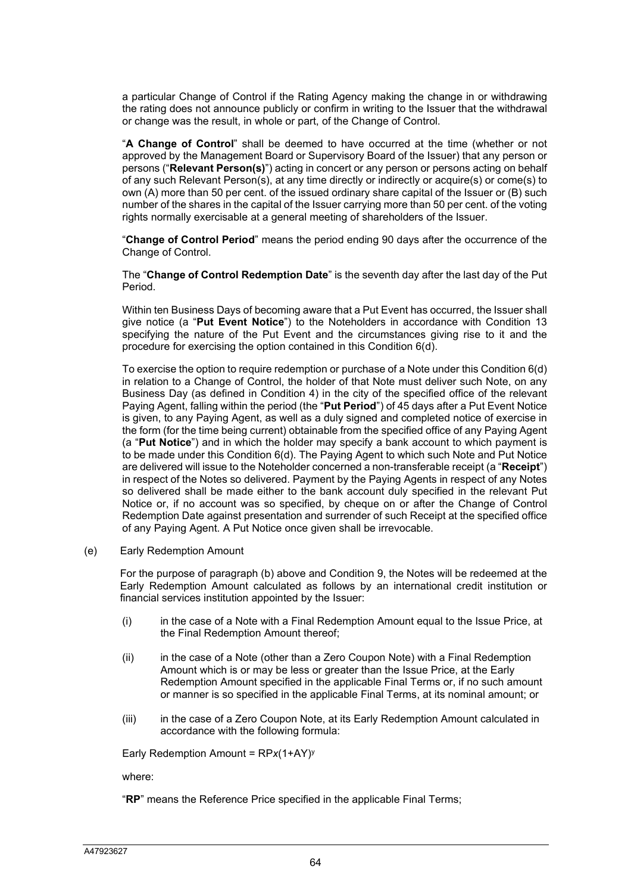a particular Change of Control if the Rating Agency making the change in or withdrawing the rating does not announce publicly or confirm in writing to the Issuer that the withdrawal or change was the result, in whole or part, of the Change of Control.

"**A Change of Control**" shall be deemed to have occurred at the time (whether or not approved by the Management Board or Supervisory Board of the Issuer) that any person or persons ("**Relevant Person(s)**") acting in concert or any person or persons acting on behalf of any such Relevant Person(s), at any time directly or indirectly or acquire(s) or come(s) to own (A) more than 50 per cent. of the issued ordinary share capital of the Issuer or (B) such number of the shares in the capital of the Issuer carrying more than 50 per cent. of the voting rights normally exercisable at a general meeting of shareholders of the Issuer.

"**Change of Control Period**" means the period ending 90 days after the occurrence of the Change of Control.

The "**Change of Control Redemption Date**" is the seventh day after the last day of the Put Period.

Within ten Business Days of becoming aware that a Put Event has occurred, the Issuer shall give notice (a "**Put Event Notice**") to the Noteholders in accordance with Condition 13 specifying the nature of the Put Event and the circumstances giving rise to it and the procedure for exercising the option contained in this Condition 6(d).

To exercise the option to require redemption or purchase of a Note under this Condition 6(d) in relation to a Change of Control, the holder of that Note must deliver such Note, on any Business Day (as defined in Condition 4) in the city of the specified office of the relevant Paying Agent, falling within the period (the "**Put Period**") of 45 days after a Put Event Notice is given, to any Paying Agent, as well as a duly signed and completed notice of exercise in the form (for the time being current) obtainable from the specified office of any Paying Agent (a "**Put Notice**") and in which the holder may specify a bank account to which payment is to be made under this Condition 6(d). The Paying Agent to which such Note and Put Notice are delivered will issue to the Noteholder concerned a non-transferable receipt (a "**Receipt**") in respect of the Notes so delivered. Payment by the Paying Agents in respect of any Notes so delivered shall be made either to the bank account duly specified in the relevant Put Notice or, if no account was so specified, by cheque on or after the Change of Control Redemption Date against presentation and surrender of such Receipt at the specified office of any Paying Agent. A Put Notice once given shall be irrevocable.

(e) Early Redemption Amount

For the purpose of paragraph (b) above and Condition 9, the Notes will be redeemed at the Early Redemption Amount calculated as follows by an international credit institution or financial services institution appointed by the Issuer:

(i) in the case of a Note with a Final Redemption Amount equal to the Issue Price, at the Final Redemption Amount thereof;

(ii) in the case of a Note (other than a Zero Coupon Note) with a Final Redemption Amount which is or may be less or greater than the Issue Price, at the Early Redemption Amount specified in the applicable Final Terms or, if no such amount or manner is so specified in the applicable Final Terms, at its nominal amount; or

(iii) in the case of a Zero Coupon Note, at its Early Redemption Amount calculated in accordance with the following formula:

Early Redemption Amount = $RP x (1+AY)^{y}$

where:

"**RP**" means the Reference Price specified in the applicable Final Terms;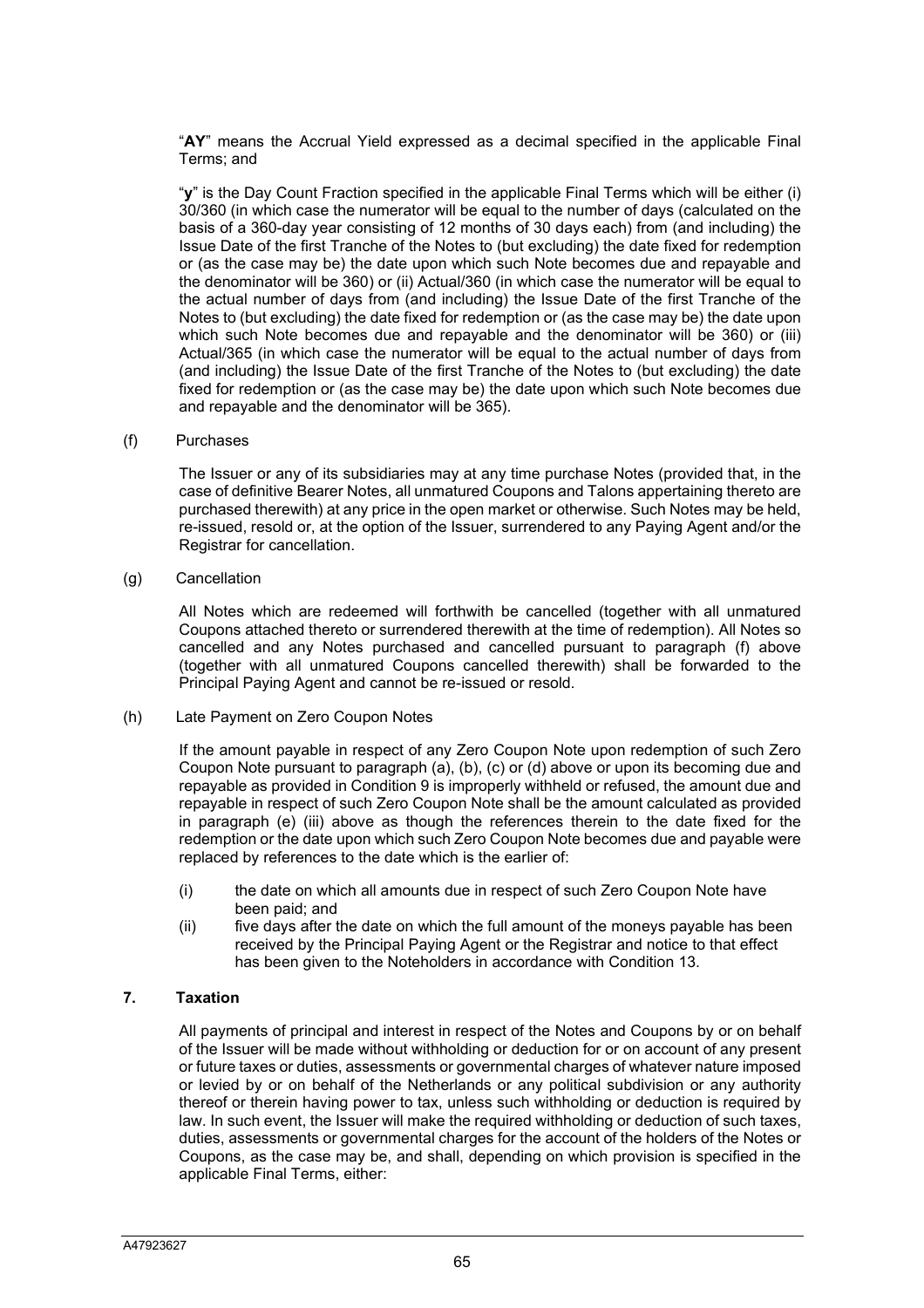"**AY**" means the Accrual Yield expressed as a decimal specified in the applicable Final Terms; and

"**y**" is the Day Count Fraction specified in the applicable Final Terms which will be either (i) 30/360 (in which case the numerator will be equal to the number of days (calculated on the basis of a 360-day year consisting of 12 months of 30 days each) from (and including) the Issue Date of the first Tranche of the Notes to (but excluding) the date fixed for redemption or (as the case may be) the date upon which such Note becomes due and repayable and the denominator will be 360) or (ii) Actual/360 (in which case the numerator will be equal to the actual number of days from (and including) the Issue Date of the first Tranche of the Notes to (but excluding) the date fixed for redemption or (as the case may be) the date upon which such Note becomes due and repayable and the denominator will be 360) or (iii) Actual/365 (in which case the numerator will be equal to the actual number of days from (and including) the Issue Date of the first Tranche of the Notes to (but excluding) the date fixed for redemption or (as the case may be) the date upon which such Note becomes due and repayable and the denominator will be 365).

(f) Purchases

The Issuer or any of its subsidiaries may at any time purchase Notes (provided that, in the case of definitive Bearer Notes, all unmatured Coupons and Talons appertaining thereto are purchased therewith) at any price in the open market or otherwise. Such Notes may be held, re-issued, resold or, at the option of the Issuer, surrendered to any Paying Agent and/or the Registrar for cancellation.

(g) Cancellation

All Notes which are redeemed will forthwith be cancelled (together with all unmatured Coupons attached thereto or surrendered therewith at the time of redemption). All Notes so cancelled and any Notes purchased and cancelled pursuant to paragraph (f) above (together with all unmatured Coupons cancelled therewith) shall be forwarded to the Principal Paying Agent and cannot be re-issued or resold.

(h) Late Payment on Zero Coupon Notes

If the amount payable in respect of any Zero Coupon Note upon redemption of such Zero Coupon Note pursuant to paragraph (a), (b), (c) or (d) above or upon its becoming due and repayable as provided in Condition 9 is improperly withheld or refused, the amount due and repayable in respect of such Zero Coupon Note shall be the amount calculated as provided in paragraph (e) (iii) above as though the references therein to the date fixed for the redemption or the date upon which such Zero Coupon Note becomes due and payable were replaced by references to the date which is the earlier of:

(i) the date on which all amounts due in respect of such Zero Coupon Note have been paid; and

(ii) five days after the date on which the full amount of the moneys payable has been received by the Principal Paying Agent or the Registrar and notice to that effect has been given to the Noteholders in accordance with Condition 13.

## 7. Taxation

All payments of principal and interest in respect of the Notes and Coupons by or on behalf of the Issuer will be made without withholding or deduction for or on account of any present or future taxes or duties, assessments or governmental charges of whatever nature imposed or levied by or on behalf of the Netherlands or any political subdivision or any authority thereof or therein having power to tax, unless such withholding or deduction is required by law. In such event, the Issuer will make the required withholding or deduction of such taxes, duties, assessments or governmental charges for the account of the holders of the Notes or Coupons, as the case may be, and shall, depending on which provision is specified in the applicable Final Terms, either: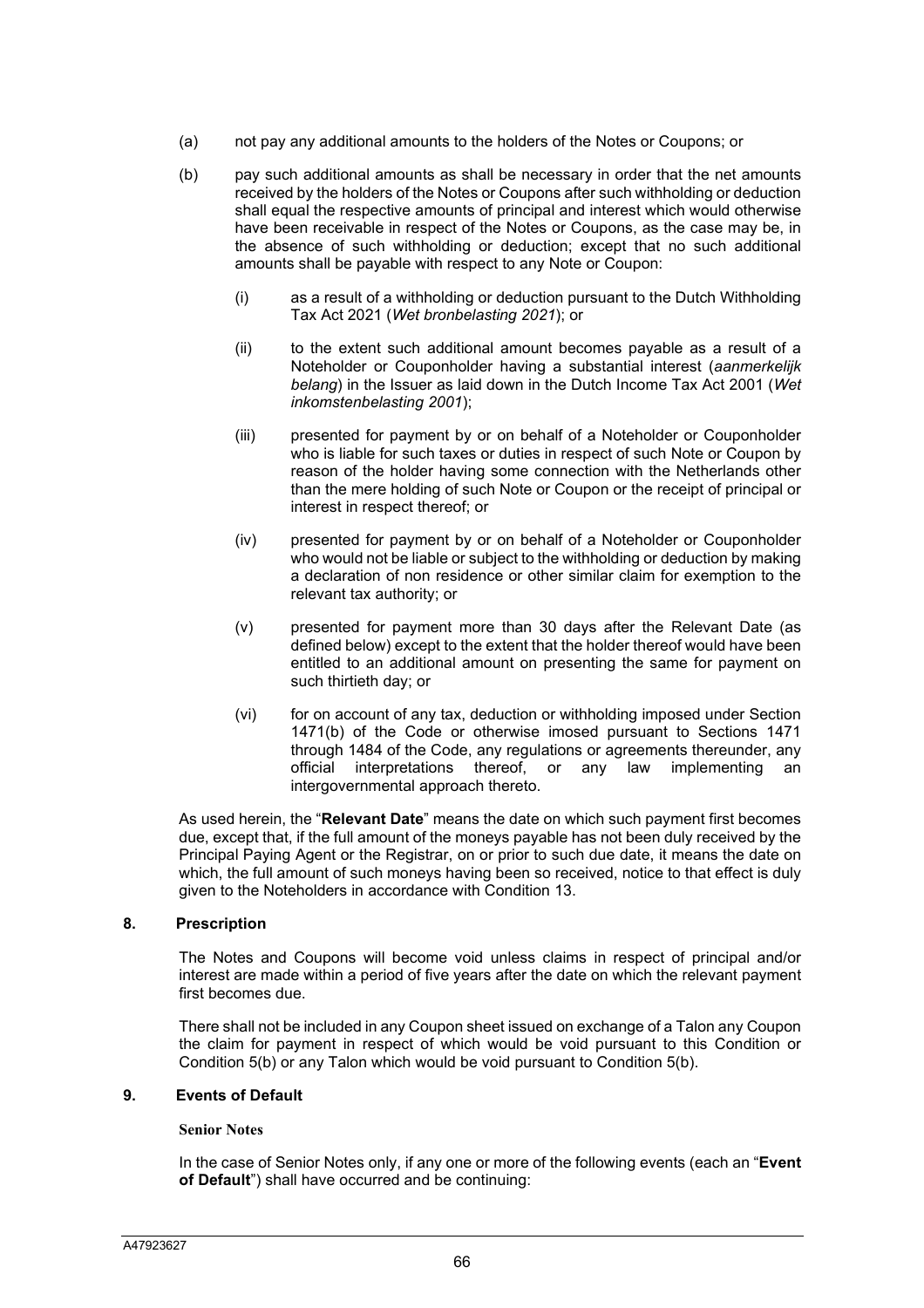(a) not pay any additional amounts to the holders of the Notes or Coupons; or

(b) pay such additional amounts as shall be necessary in order that the net amounts received by the holders of the Notes or Coupons after such withholding or deduction shall equal the respective amounts of principal and interest which would otherwise have been receivable in respect of the Notes or Coupons, as the case may be, in the absence of such withholding or deduction; except that no such additional amounts shall be payable with respect to any Note or Coupon:

   (i) as a result of a withholding or deduction pursuant to the Dutch Withholding Tax Act 2021 (*Wet bronbelasting 2021*); or

   (ii) to the extent such additional amount becomes payable as a result of a Noteholder or Couponholder having a substantial interest (*aanmerkelijk belang*) in the Issuer as laid down in the Dutch Income Tax Act 2001 (*Wet inkomstenbelasting 2001*);

   (iii) presented for payment by or on behalf of a Noteholder or Couponholder who is liable for such taxes or duties in respect of such Note or Coupon by reason of the holder having some connection with the Netherlands other than the mere holding of such Note or Coupon or the receipt of principal or interest in respect thereof; or

   (iv) presented for payment by or on behalf of a Noteholder or Couponholder who would not be liable or subject to the withholding or deduction by making a declaration of non residence or other similar claim for exemption to the relevant tax authority; or

   (v) presented for payment more than 30 days after the Relevant Date (as defined below) except to the extent that the holder thereof would have been entitled to an additional amount on presenting the same for payment on such thirtieth day; or

   (vi) for on account of any tax, deduction or withholding imposed under Section 1471(b) of the Code or otherwise imosed pursuant to Sections 1471 through 1484 of the Code, any regulations or agreements thereunder, any official interpretations thereof, or any law implementing an intergovernmental approach thereto.

As used herein, the "**Relevant Date**" means the date on which such payment first becomes due, except that, if the full amount of the moneys payable has not been duly received by the Principal Paying Agent or the Registrar, on or prior to such due date, it means the date on which, the full amount of such moneys having been so received, notice to that effect is duly given to the Noteholders in accordance with Condition 13.

## 8. Prescription

The Notes and Coupons will become void unless claims in respect of principal and/or interest are made within a period of five years after the date on which the relevant payment first becomes due.

There shall not be included in any Coupon sheet issued on exchange of a Talon any Coupon the claim for payment in respect of which would be void pursuant to this Condition or Condition 5(b) or any Talon which would be void pursuant to Condition 5(b).

## 9. Events of Default

**Senior Notes**

In the case of Senior Notes only, if any one or more of the following events (each an "**Event of Default**") shall have occurred and be continuing: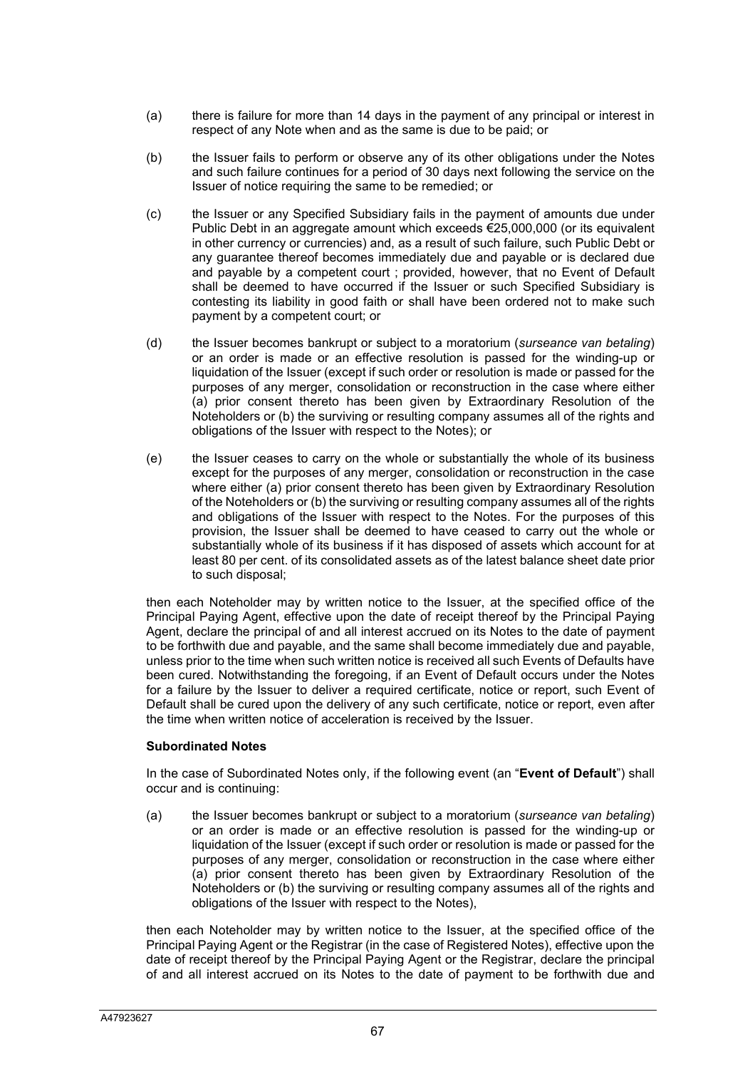(a) there is failure for more than 14 days in the payment of any principal or interest in respect of any Note when and as the same is due to be paid; or

(b) the Issuer fails to perform or observe any of its other obligations under the Notes and such failure continues for a period of 30 days next following the service on the Issuer of notice requiring the same to be remedied; or

(c) the Issuer or any Specified Subsidiary fails in the payment of amounts due under Public Debt in an aggregate amount which exceeds €25,000,000 (or its equivalent in other currency or currencies) and, as a result of such failure, such Public Debt or any guarantee thereof becomes immediately due and payable or is declared due and payable by a competent court ; provided, however, that no Event of Default shall be deemed to have occurred if the Issuer or such Specified Subsidiary is contesting its liability in good faith or shall have been ordered not to make such payment by a competent court; or

(d) the Issuer becomes bankrupt or subject to a moratorium (*surseance van betaling*) or an order is made or an effective resolution is passed for the winding-up or liquidation of the Issuer (except if such order or resolution is made or passed for the purposes of any merger, consolidation or reconstruction in the case where either (a) prior consent thereto has been given by Extraordinary Resolution of the Noteholders or (b) the surviving or resulting company assumes all of the rights and obligations of the Issuer with respect to the Notes); or

(e) the Issuer ceases to carry on the whole or substantially the whole of its business except for the purposes of any merger, consolidation or reconstruction in the case where either (a) prior consent thereto has been given by Extraordinary Resolution of the Noteholders or (b) the surviving or resulting company assumes all of the rights and obligations of the Issuer with respect to the Notes. For the purposes of this provision, the Issuer shall be deemed to have ceased to carry out the whole or substantially whole of its business if it has disposed of assets which account for at least 80 per cent. of its consolidated assets as of the latest balance sheet date prior to such disposal;

then each Noteholder may by written notice to the Issuer, at the specified office of the Principal Paying Agent, effective upon the date of receipt thereof by the Principal Paying Agent, declare the principal of and all interest accrued on its Notes to the date of payment to be forthwith due and payable, and the same shall become immediately due and payable, unless prior to the time when such written notice is received all such Events of Defaults have been cured. Notwithstanding the foregoing, if an Event of Default occurs under the Notes for a failure by the Issuer to deliver a required certificate, notice or report, such Event of Default shall be cured upon the delivery of any such certificate, notice or report, even after the time when written notice of acceleration is received by the Issuer.

**Subordinated Notes**

In the case of Subordinated Notes only, if the following event (an "**Event of Default**") shall occur and is continuing:

(a) the Issuer becomes bankrupt or subject to a moratorium (*surseance van betaling*) or an order is made or an effective resolution is passed for the winding-up or liquidation of the Issuer (except if such order or resolution is made or passed for the purposes of any merger, consolidation or reconstruction in the case where either (a) prior consent thereto has been given by Extraordinary Resolution of the Noteholders or (b) the surviving or resulting company assumes all of the rights and obligations of the Issuer with respect to the Notes),

then each Noteholder may by written notice to the Issuer, at the specified office of the Principal Paying Agent or the Registrar (in the case of Registered Notes), effective upon the date of receipt thereof by the Principal Paying Agent or the Registrar, declare the principal of and all interest accrued on its Notes to the date of payment to be forthwith due and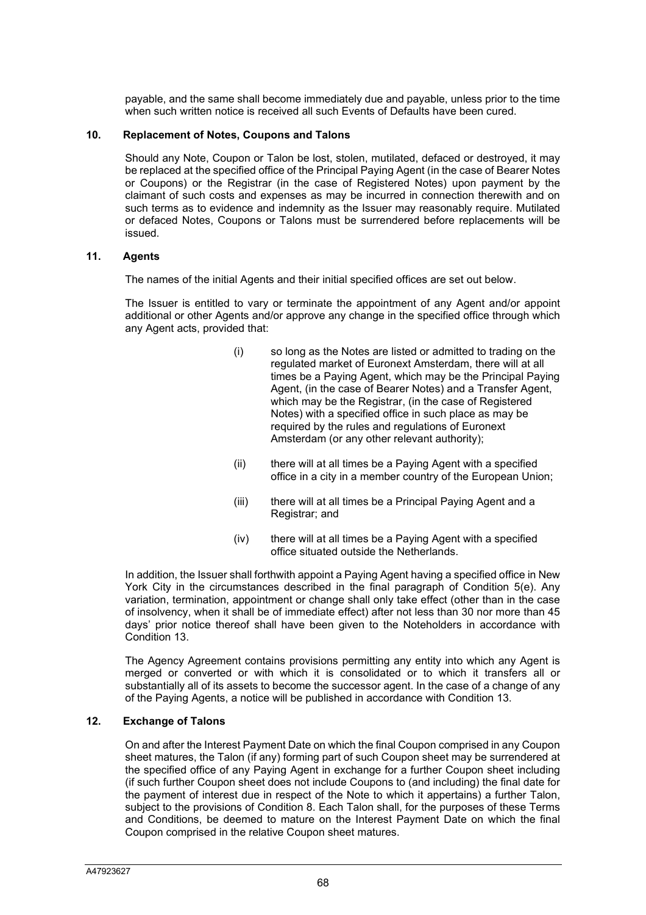payable, and the same shall become immediately due and payable, unless prior to the time when such written notice is received all such Events of Defaults have been cured.

## 10. Replacement of Notes, Coupons and Talons

Should any Note, Coupon or Talon be lost, stolen, mutilated, defaced or destroyed, it may be replaced at the specified office of the Principal Paying Agent (in the case of Bearer Notes or Coupons) or the Registrar (in the case of Registered Notes) upon payment by the claimant of such costs and expenses as may be incurred in connection therewith and on such terms as to evidence and indemnity as the Issuer may reasonably require. Mutilated or defaced Notes, Coupons or Talons must be surrendered before replacements will be issued.

## 11. Agents

The names of the initial Agents and their initial specified offices are set out below.

The Issuer is entitled to vary or terminate the appointment of any Agent and/or appoint additional or other Agents and/or approve any change in the specified office through which any Agent acts, provided that:

(i) so long as the Notes are listed or admitted to trading on the regulated market of Euronext Amsterdam, there will at all times be a Paying Agent, which may be the Principal Paying Agent, (in the case of Bearer Notes) and a Transfer Agent, which may be the Registrar, (in the case of Registered Notes) with a specified office in such place as may be required by the rules and regulations of Euronext Amsterdam (or any other relevant authority);

(ii) there will at all times be a Paying Agent with a specified office in a city in a member country of the European Union;

(iii) there will at all times be a Principal Paying Agent and a Registrar; and

(iv) there will at all times be a Paying Agent with a specified office situated outside the Netherlands.

In addition, the Issuer shall forthwith appoint a Paying Agent having a specified office in New York City in the circumstances described in the final paragraph of Condition 5(e). Any variation, termination, appointment or change shall only take effect (other than in the case of insolvency, when it shall be of immediate effect) after not less than 30 nor more than 45 days' prior notice thereof shall have been given to the Noteholders in accordance with Condition 13.

The Agency Agreement contains provisions permitting any entity into which any Agent is merged or converted or with which it is consolidated or to which it transfers all or substantially all of its assets to become the successor agent. In the case of a change of any of the Paying Agents, a notice will be published in accordance with Condition 13.

## 12. Exchange of Talons

On and after the Interest Payment Date on which the final Coupon comprised in any Coupon sheet matures, the Talon (if any) forming part of such Coupon sheet may be surrendered at the specified office of any Paying Agent in exchange for a further Coupon sheet including (if such further Coupon sheet does not include Coupons to (and including) the final date for the payment of interest due in respect of the Note to which it appertains) a further Talon, subject to the provisions of Condition 8. Each Talon shall, for the purposes of these Terms and Conditions, be deemed to mature on the Interest Payment Date on which the final Coupon comprised in the relative Coupon sheet matures.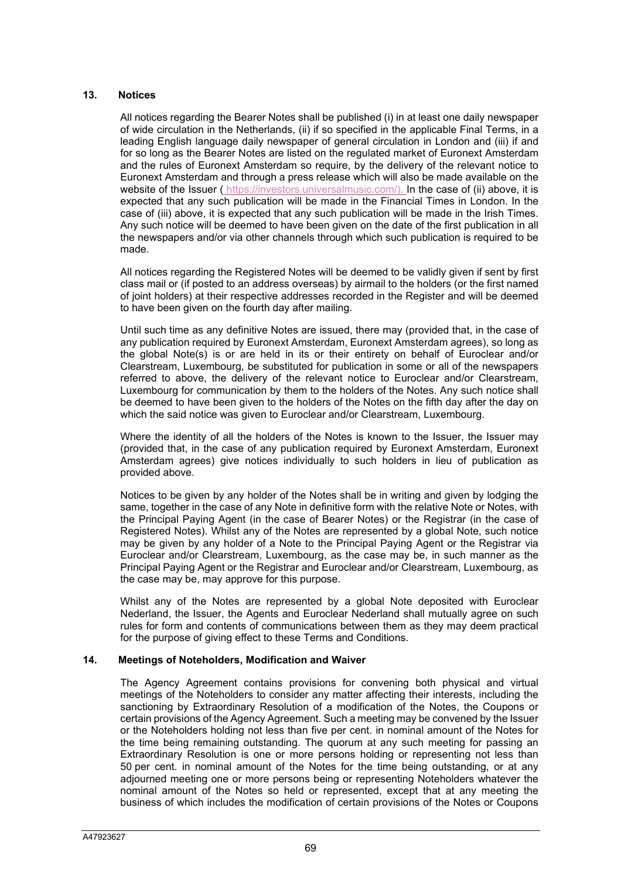## 13. Notices

All notices regarding the Bearer Notes shall be published (i) in at least one daily newspaper of wide circulation in the Netherlands, (ii) if so specified in the applicable Final Terms, in a leading English language daily newspaper of general circulation in London and (iii) if and for so long as the Bearer Notes are listed on the regulated market of Euronext Amsterdam and the rules of Euronext Amsterdam so require, by the delivery of the relevant notice to Euronext Amsterdam and through a press release which will also be made available on the website of the Issuer ( https://investors.universalmusic.com/). In the case of (ii) above, it is expected that any such publication will be made in the Financial Times in London. In the case of (iii) above, it is expected that any such publication will be made in the Irish Times. Any such notice will be deemed to have been given on the date of the first publication in all the newspapers and/or via other channels through which such publication is required to be made.

All notices regarding the Registered Notes will be deemed to be validly given if sent by first class mail or (if posted to an address overseas) by airmail to the holders (or the first named of joint holders) at their respective addresses recorded in the Register and will be deemed to have been given on the fourth day after mailing.

Until such time as any definitive Notes are issued, there may (provided that, in the case of any publication required by Euronext Amsterdam, Euronext Amsterdam agrees), so long as the global Note(s) is or are held in its or their entirety on behalf of Euroclear and/or Clearstream, Luxembourg, be substituted for publication in some or all of the newspapers referred to above, the delivery of the relevant notice to Euroclear and/or Clearstream, Luxembourg for communication by them to the holders of the Notes. Any such notice shall be deemed to have been given to the holders of the Notes on the fifth day after the day on which the said notice was given to Euroclear and/or Clearstream, Luxembourg.

Where the identity of all the holders of the Notes is known to the Issuer, the Issuer may (provided that, in the case of any publication required by Euronext Amsterdam, Euronext Amsterdam agrees) give notices individually to such holders in lieu of publication as provided above.

Notices to be given by any holder of the Notes shall be in writing and given by lodging the same, together in the case of any Note in definitive form with the relative Note or Notes, with the Principal Paying Agent (in the case of Bearer Notes) or the Registrar (in the case of Registered Notes). Whilst any of the Notes are represented by a global Note, such notice may be given by any holder of a Note to the Principal Paying Agent or the Registrar via Euroclear and/or Clearstream, Luxembourg, as the case may be, in such manner as the Principal Paying Agent or the Registrar and Euroclear and/or Clearstream, Luxembourg, as the case may be, may approve for this purpose.

Whilst any of the Notes are represented by a global Note deposited with Euroclear Nederland, the Issuer, the Agents and Euroclear Nederland shall mutually agree on such rules for form and contents of communications between them as they may deem practical for the purpose of giving effect to these Terms and Conditions.

## 14. Meetings of Noteholders, Modification and Waiver

The Agency Agreement contains provisions for convening both physical and virtual meetings of the Noteholders to consider any matter affecting their interests, including the sanctioning by Extraordinary Resolution of a modification of the Notes, the Coupons or certain provisions of the Agency Agreement. Such a meeting may be convened by the Issuer or the Noteholders holding not less than five per cent. in nominal amount of the Notes for the time being remaining outstanding. The quorum at any such meeting for passing an Extraordinary Resolution is one or more persons holding or representing not less than 50 per cent. in nominal amount of the Notes for the time being outstanding, or at any adjourned meeting one or more persons being or representing Noteholders whatever the nominal amount of the Notes so held or represented, except that at any meeting the business of which includes the modification of certain provisions of the Notes or Coupons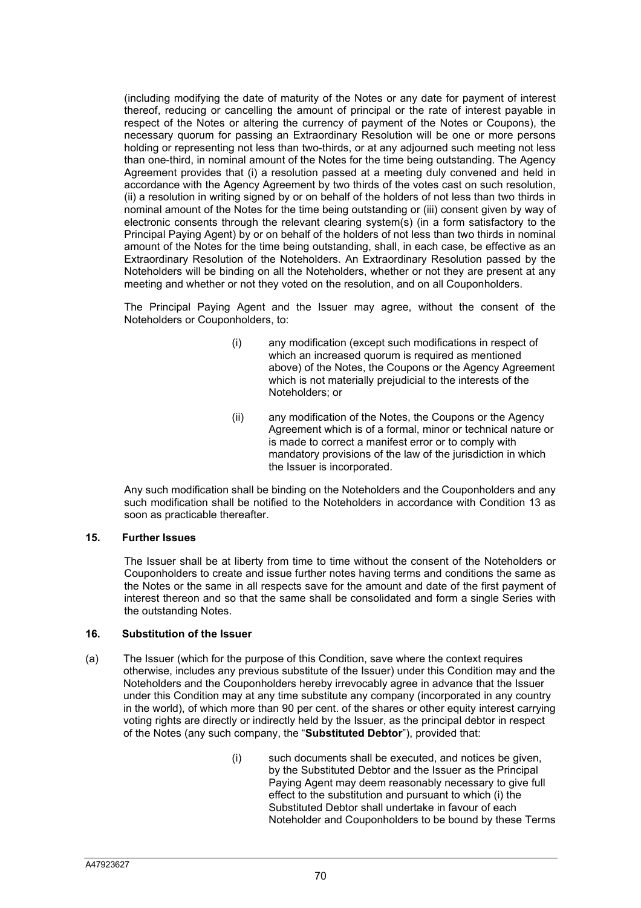(including modifying the date of maturity of the Notes or any date for payment of interest thereof, reducing or cancelling the amount of principal or the rate of interest payable in respect of the Notes or altering the currency of payment of the Notes or Coupons), the necessary quorum for passing an Extraordinary Resolution will be one or more persons holding or representing not less than two-thirds, or at any adjourned such meeting not less than one-third, in nominal amount of the Notes for the time being outstanding. The Agency Agreement provides that (i) a resolution passed at a meeting duly convened and held in accordance with the Agency Agreement by two thirds of the votes cast on such resolution, (ii) a resolution in writing signed by or on behalf of the holders of not less than two thirds in nominal amount of the Notes for the time being outstanding or (iii) consent given by way of electronic consents through the relevant clearing system(s) (in a form satisfactory to the Principal Paying Agent) by or on behalf of the holders of not less than two thirds in nominal amount of the Notes for the time being outstanding, shall, in each case, be effective as an Extraordinary Resolution of the Noteholders. An Extraordinary Resolution passed by the Noteholders will be binding on all the Noteholders, whether or not they are present at any meeting and whether or not they voted on the resolution, and on all Couponholders.

The Principal Paying Agent and the Issuer may agree, without the consent of the Noteholders or Couponholders, to:

(i) any modification (except such modifications in respect of which an increased quorum is required as mentioned above) of the Notes, the Coupons or the Agency Agreement which is not materially prejudicial to the interests of the Noteholders; or

(ii) any modification of the Notes, the Coupons or the Agency Agreement which is of a formal, minor or technical nature or is made to correct a manifest error or to comply with mandatory provisions of the law of the jurisdiction in which the Issuer is incorporated.

Any such modification shall be binding on the Noteholders and the Couponholders and any such modification shall be notified to the Noteholders in accordance with Condition 13 as soon as practicable thereafter.

## 15. Further Issues

The Issuer shall be at liberty from time to time without the consent of the Noteholders or Couponholders to create and issue further notes having terms and conditions the same as the Notes or the same in all respects save for the amount and date of the first payment of interest thereon and so that the same shall be consolidated and form a single Series with the outstanding Notes.

## 16. Substitution of the Issuer

(a) The Issuer (which for the purpose of this Condition, save where the context requires otherwise, includes any previous substitute of the Issuer) under this Condition may and the Noteholders and the Couponholders hereby irrevocably agree in advance that the Issuer under this Condition may at any time substitute any company (incorporated in any country in the world), of which more than 90 per cent. of the shares or other equity interest carrying voting rights are directly or indirectly held by the Issuer, as the principal debtor in respect of the Notes (any such company, the "**Substituted Debtor**"), provided that:

(i) such documents shall be executed, and notices be given, by the Substituted Debtor and the Issuer as the Principal Paying Agent may deem reasonably necessary to give full effect to the substitution and pursuant to which (i) the Substituted Debtor shall undertake in favour of each Noteholder and Couponholders to be bound by these Terms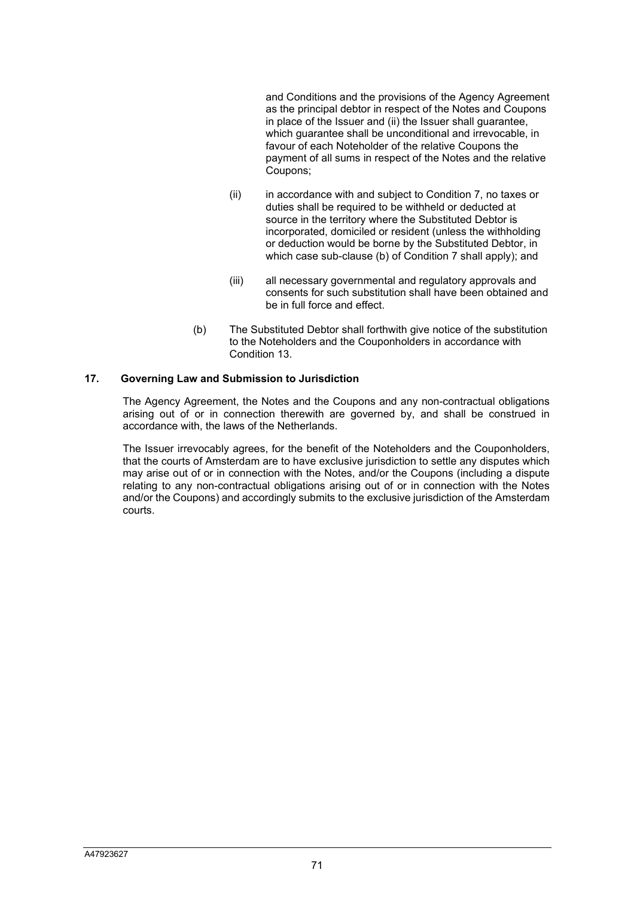and Conditions and the provisions of the Agency Agreement as the principal debtor in respect of the Notes and Coupons in place of the Issuer and (ii) the Issuer shall guarantee, which guarantee shall be unconditional and irrevocable, in favour of each Noteholder of the relative Coupons the payment of all sums in respect of the Notes and the relative Coupons;

(ii) in accordance with and subject to Condition 7, no taxes or duties shall be required to be withheld or deducted at source in the territory where the Substituted Debtor is incorporated, domiciled or resident (unless the withholding or deduction would be borne by the Substituted Debtor, in which case sub-clause (b) of Condition 7 shall apply); and

(iii) all necessary governmental and regulatory approvals and consents for such substitution shall have been obtained and be in full force and effect.

(b) The Substituted Debtor shall forthwith give notice of the substitution to the Noteholders and the Couponholders in accordance with Condition 13.

**17. Governing Law and Submission to Jurisdiction**

The Agency Agreement, the Notes and the Coupons and any non-contractual obligations arising out of or in connection therewith are governed by, and shall be construed in accordance with, the laws of the Netherlands.

The Issuer irrevocably agrees, for the benefit of the Noteholders and the Couponholders, that the courts of Amsterdam are to have exclusive jurisdiction to settle any disputes which may arise out of or in connection with the Notes, and/or the Coupons (including a dispute relating to any non-contractual obligations arising out of or in connection with the Notes and/or the Coupons) and accordingly submits to the exclusive jurisdiction of the Amsterdam courts.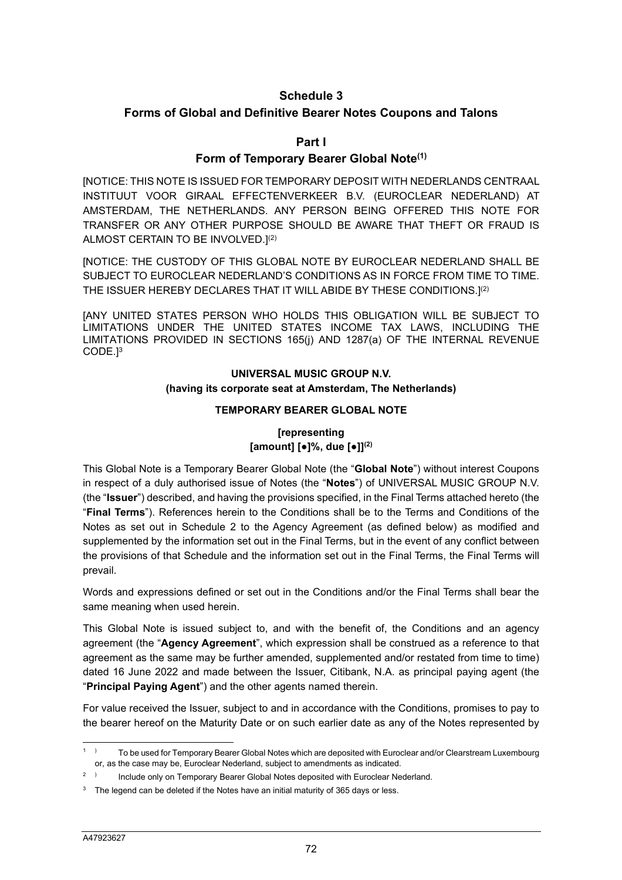# Schedule 3

## Forms of Global and Definitive Bearer Notes Coupons and Talons

### Part I

### Form of Temporary Bearer Global Note[(1)]

[NOTICE: THIS NOTE IS ISSUED FOR TEMPORARY DEPOSIT WITH NEDERLANDS CENTRAAL INSTITUUT VOOR GIRAAL EFFECTENVERKEER B.V. (EUROCLEAR NEDERLAND) AT AMSTERDAM, THE NETHERLANDS. ANY PERSON BEING OFFERED THIS NOTE FOR TRANSFER OR ANY OTHER PURPOSE SHOULD BE AWARE THAT THEFT OR FRAUD IS ALMOST CERTAIN TO BE INVOLVED.][(2)]

[NOTICE: THE CUSTODY OF THIS GLOBAL NOTE BY EUROCLEAR NEDERLAND SHALL BE SUBJECT TO EUROCLEAR NEDERLAND'S CONDITIONS AS IN FORCE FROM TIME TO TIME. THE ISSUER HEREBY DECLARES THAT IT WILL ABIDE BY THESE CONDITIONS.][(2)]

[ANY UNITED STATES PERSON WHO HOLDS THIS OBLIGATION WILL BE SUBJECT TO LIMITATIONS UNDER THE UNITED STATES INCOME TAX LAWS, INCLUDING THE LIMITATIONS PROVIDED IN SECTIONS 165(j) AND 1287(a) OF THE INTERNAL REVENUE CODE.][3]

**UNIVERSAL MUSIC GROUP N.V.**
**(having its corporate seat at Amsterdam, The Netherlands)**

**TEMPORARY BEARER GLOBAL NOTE**

**[representing**
**[amount] [●]%, due [●]][(2)]**

This Global Note is a Temporary Bearer Global Note (the "**Global Note**") without interest Coupons in respect of a duly authorised issue of Notes (the "**Notes**") of UNIVERSAL MUSIC GROUP N.V. (the "**Issuer**") described, and having the provisions specified, in the Final Terms attached hereto (the "**Final Terms**"). References herein to the Conditions shall be to the Terms and Conditions of the Notes as set out in Schedule 2 to the Agency Agreement (as defined below) as modified and supplemented by the information set out in the Final Terms, but in the event of any conflict between the provisions of that Schedule and the information set out in the Final Terms, the Final Terms will prevail.

Words and expressions defined or set out in the Conditions and/or the Final Terms shall bear the same meaning when used herein.

This Global Note is issued subject to, and with the benefit of, the Conditions and an agency agreement (the "**Agency Agreement**", which expression shall be construed as a reference to that agreement as the same may be further amended, supplemented and/or restated from time to time) dated 16 June 2022 and made between the Issuer, Citibank, N.A. as principal paying agent (the "**Principal Paying Agent**") and the other agents named therein.

For value received the Issuer, subject to and in accordance with the Conditions, promises to pay to the bearer hereof on the Maturity Date or on such earlier date as any of the Notes represented by

---

1) To be used for Temporary Bearer Global Notes which are deposited with Euroclear and/or Clearstream Luxembourg or, as the case may be, Euroclear Nederland, subject to amendments as indicated.

2) Include only on Temporary Bearer Global Notes deposited with Euroclear Nederland.

3 The legend can be deleted if the Notes have an initial maturity of 365 days or less.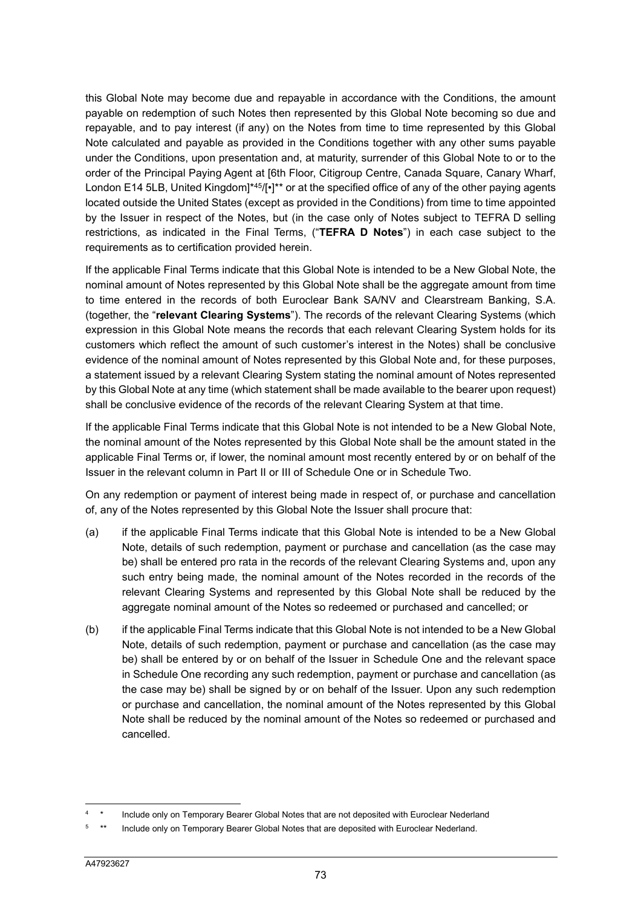this Global Note may become due and repayable in accordance with the Conditions, the amount payable on redemption of such Notes then represented by this Global Note becoming so due and repayable, and to pay interest (if any) on the Notes from time to time represented by this Global Note calculated and payable as provided in the Conditions together with any other sums payable under the Conditions, upon presentation and, at maturity, surrender of this Global Note to or to the order of the Principal Paying Agent at [6th Floor, Citigroup Centre, Canada Square, Canary Wharf, London E14 5LB, United Kingdom]*[4][5]/[•]** or at the specified office of any of the other paying agents located outside the United States (except as provided in the Conditions) from time to time appointed by the Issuer in respect of the Notes, but (in the case only of Notes subject to TEFRA D selling restrictions, as indicated in the Final Terms, ("**TEFRA D Notes**") in each case subject to the requirements as to certification provided herein.

If the applicable Final Terms indicate that this Global Note is intended to be a New Global Note, the nominal amount of Notes represented by this Global Note shall be the aggregate amount from time to time entered in the records of both Euroclear Bank SA/NV and Clearstream Banking, S.A. (together, the "**relevant Clearing Systems**"). The records of the relevant Clearing Systems (which expression in this Global Note means the records that each relevant Clearing System holds for its customers which reflect the amount of such customer's interest in the Notes) shall be conclusive evidence of the nominal amount of Notes represented by this Global Note and, for these purposes, a statement issued by a relevant Clearing System stating the nominal amount of Notes represented by this Global Note at any time (which statement shall be made available to the bearer upon request) shall be conclusive evidence of the records of the relevant Clearing System at that time.

If the applicable Final Terms indicate that this Global Note is not intended to be a New Global Note, the nominal amount of the Notes represented by this Global Note shall be the amount stated in the applicable Final Terms or, if lower, the nominal amount most recently entered by or on behalf of the Issuer in the relevant column in Part II or III of Schedule One or in Schedule Two.

On any redemption or payment of interest being made in respect of, or purchase and cancellation of, any of the Notes represented by this Global Note the Issuer shall procure that:

(a) if the applicable Final Terms indicate that this Global Note is intended to be a New Global Note, details of such redemption, payment or purchase and cancellation (as the case may be) shall be entered pro rata in the records of the relevant Clearing Systems and, upon any such entry being made, the nominal amount of the Notes recorded in the records of the relevant Clearing Systems and represented by this Global Note shall be reduced by the aggregate nominal amount of the Notes so redeemed or purchased and cancelled; or

(b) if the applicable Final Terms indicate that this Global Note is not intended to be a New Global Note, details of such redemption, payment or purchase and cancellation (as the case may be) shall be entered by or on behalf of the Issuer in Schedule One and the relevant space in Schedule One recording any such redemption, payment or purchase and cancellation (as the case may be) shall be signed by or on behalf of the Issuer. Upon any such redemption or purchase and cancellation, the nominal amount of the Notes represented by this Global Note shall be reduced by the nominal amount of the Notes so redeemed or purchased and cancelled.

---

[4] * Include only on Temporary Bearer Global Notes that are not deposited with Euroclear Nederland

[5] ** Include only on Temporary Bearer Global Notes that are deposited with Euroclear Nederland.

A47923627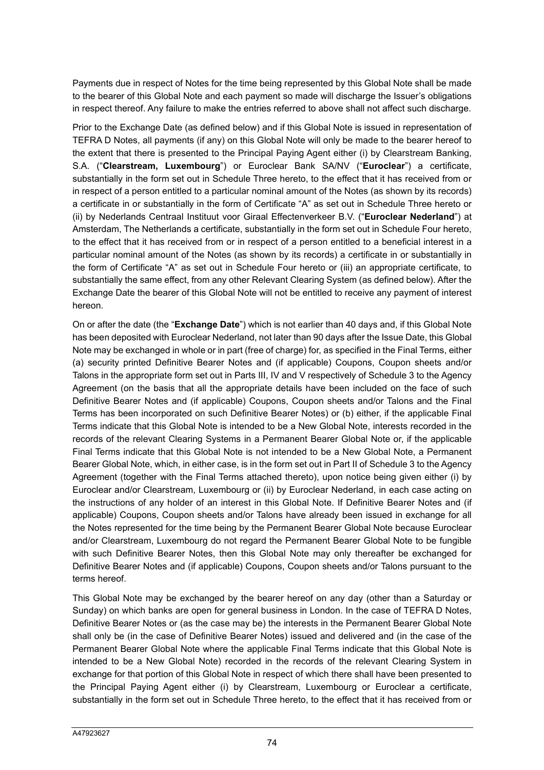Payments due in respect of Notes for the time being represented by this Global Note shall be made to the bearer of this Global Note and each payment so made will discharge the Issuer's obligations in respect thereof. Any failure to make the entries referred to above shall not affect such discharge.

Prior to the Exchange Date (as defined below) and if this Global Note is issued in representation of TEFRA D Notes, all payments (if any) on this Global Note will only be made to the bearer hereof to the extent that there is presented to the Principal Paying Agent either (i) by Clearstream Banking, S.A. ("**Clearstream, Luxembourg**") or Euroclear Bank SA/NV ("**Euroclear**") a certificate, substantially in the form set out in Schedule Three hereto, to the effect that it has received from or in respect of a person entitled to a particular nominal amount of the Notes (as shown by its records) a certificate in or substantially in the form of Certificate "A" as set out in Schedule Three hereto or (ii) by Nederlands Centraal Instituut voor Giraal Effectenverkeer B.V. ("**Euroclear Nederland**") at Amsterdam, The Netherlands a certificate, substantially in the form set out in Schedule Four hereto, to the effect that it has received from or in respect of a person entitled to a beneficial interest in a particular nominal amount of the Notes (as shown by its records) a certificate in or substantially in the form of Certificate "A" as set out in Schedule Four hereto or (iii) an appropriate certificate, to substantially the same effect, from any other Relevant Clearing System (as defined below). After the Exchange Date the bearer of this Global Note will not be entitled to receive any payment of interest hereon.

On or after the date (the "**Exchange Date**") which is not earlier than 40 days and, if this Global Note has been deposited with Euroclear Nederland, not later than 90 days after the Issue Date, this Global Note may be exchanged in whole or in part (free of charge) for, as specified in the Final Terms, either (a) security printed Definitive Bearer Notes and (if applicable) Coupons, Coupon sheets and/or Talons in the appropriate form set out in Parts III, IV and V respectively of Schedule 3 to the Agency Agreement (on the basis that all the appropriate details have been included on the face of such Definitive Bearer Notes and (if applicable) Coupons, Coupon sheets and/or Talons and the Final Terms has been incorporated on such Definitive Bearer Notes) or (b) either, if the applicable Final Terms indicate that this Global Note is intended to be a New Global Note, interests recorded in the records of the relevant Clearing Systems in a Permanent Bearer Global Note or, if the applicable Final Terms indicate that this Global Note is not intended to be a New Global Note, a Permanent Bearer Global Note, which, in either case, is in the form set out in Part II of Schedule 3 to the Agency Agreement (together with the Final Terms attached thereto), upon notice being given either (i) by Euroclear and/or Clearstream, Luxembourg or (ii) by Euroclear Nederland, in each case acting on the instructions of any holder of an interest in this Global Note. If Definitive Bearer Notes and (if applicable) Coupons, Coupon sheets and/or Talons have already been issued in exchange for all the Notes represented for the time being by the Permanent Bearer Global Note because Euroclear and/or Clearstream, Luxembourg do not regard the Permanent Bearer Global Note to be fungible with such Definitive Bearer Notes, then this Global Note may only thereafter be exchanged for Definitive Bearer Notes and (if applicable) Coupons, Coupon sheets and/or Talons pursuant to the terms hereof.

This Global Note may be exchanged by the bearer hereof on any day (other than a Saturday or Sunday) on which banks are open for general business in London. In the case of TEFRA D Notes, Definitive Bearer Notes or (as the case may be) the interests in the Permanent Bearer Global Note shall only be (in the case of Definitive Bearer Notes) issued and delivered and (in the case of the Permanent Bearer Global Note where the applicable Final Terms indicate that this Global Note is intended to be a New Global Note) recorded in the records of the relevant Clearing System in exchange for that portion of this Global Note in respect of which there shall have been presented to the Principal Paying Agent either (i) by Clearstream, Luxembourg or Euroclear a certificate, substantially in the form set out in Schedule Three hereto, to the effect that it has received from or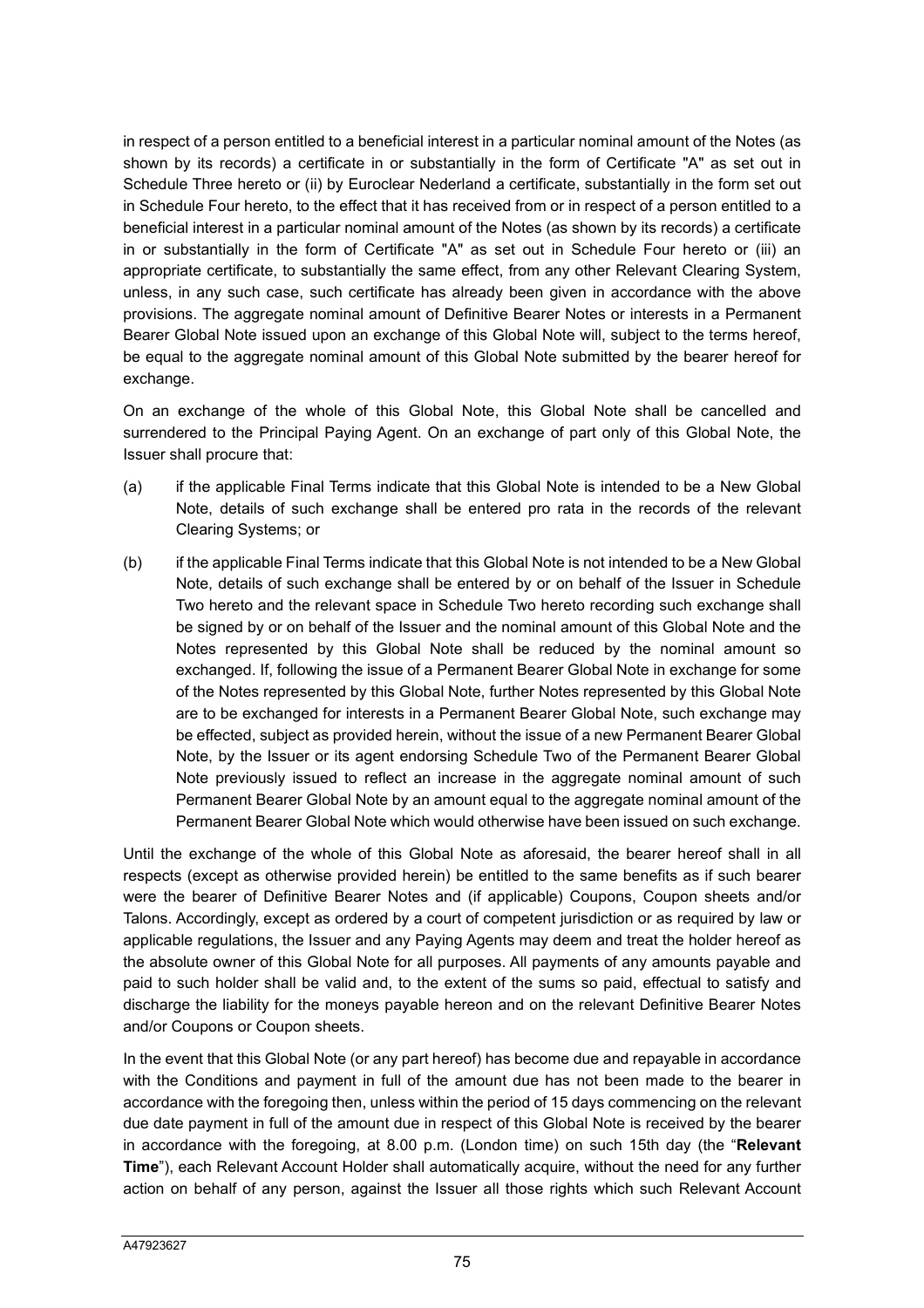in respect of a person entitled to a beneficial interest in a particular nominal amount of the Notes (as shown by its records) a certificate in or substantially in the form of Certificate "A" as set out in Schedule Three hereto or (ii) by Euroclear Nederland a certificate, substantially in the form set out in Schedule Four hereto, to the effect that it has received from or in respect of a person entitled to a beneficial interest in a particular nominal amount of the Notes (as shown by its records) a certificate in or substantially in the form of Certificate "A" as set out in Schedule Four hereto or (iii) an appropriate certificate, to substantially the same effect, from any other Relevant Clearing System, unless, in any such case, such certificate has already been given in accordance with the above provisions. The aggregate nominal amount of Definitive Bearer Notes or interests in a Permanent Bearer Global Note issued upon an exchange of this Global Note will, subject to the terms hereof, be equal to the aggregate nominal amount of this Global Note submitted by the bearer hereof for exchange.

On an exchange of the whole of this Global Note, this Global Note shall be cancelled and surrendered to the Principal Paying Agent. On an exchange of part only of this Global Note, the Issuer shall procure that:

(a) if the applicable Final Terms indicate that this Global Note is intended to be a New Global Note, details of such exchange shall be entered pro rata in the records of the relevant Clearing Systems; or

(b) if the applicable Final Terms indicate that this Global Note is not intended to be a New Global Note, details of such exchange shall be entered by or on behalf of the Issuer in Schedule Two hereto and the relevant space in Schedule Two hereto recording such exchange shall be signed by or on behalf of the Issuer and the nominal amount of this Global Note and the Notes represented by this Global Note shall be reduced by the nominal amount so exchanged. If, following the issue of a Permanent Bearer Global Note in exchange for some of the Notes represented by this Global Note, further Notes represented by this Global Note are to be exchanged for interests in a Permanent Bearer Global Note, such exchange may be effected, subject as provided herein, without the issue of a new Permanent Bearer Global Note, by the Issuer or its agent endorsing Schedule Two of the Permanent Bearer Global Note previously issued to reflect an increase in the aggregate nominal amount of such Permanent Bearer Global Note by an amount equal to the aggregate nominal amount of the Permanent Bearer Global Note which would otherwise have been issued on such exchange.

Until the exchange of the whole of this Global Note as aforesaid, the bearer hereof shall in all respects (except as otherwise provided herein) be entitled to the same benefits as if such bearer were the bearer of Definitive Bearer Notes and (if applicable) Coupons, Coupon sheets and/or Talons. Accordingly, except as ordered by a court of competent jurisdiction or as required by law or applicable regulations, the Issuer and any Paying Agents may deem and treat the holder hereof as the absolute owner of this Global Note for all purposes. All payments of any amounts payable and paid to such holder shall be valid and, to the extent of the sums so paid, effectual to satisfy and discharge the liability for the moneys payable hereon and on the relevant Definitive Bearer Notes and/or Coupons or Coupon sheets.

In the event that this Global Note (or any part hereof) has become due and repayable in accordance with the Conditions and payment in full of the amount due has not been made to the bearer in accordance with the foregoing then, unless within the period of 15 days commencing on the relevant due date payment in full of the amount due in respect of this Global Note is received by the bearer in accordance with the foregoing, at 8.00 p.m. (London time) on such 15th day (the "**Relevant Time**"), each Relevant Account Holder shall automatically acquire, without the need for any further action on behalf of any person, against the Issuer all those rights which such Relevant Account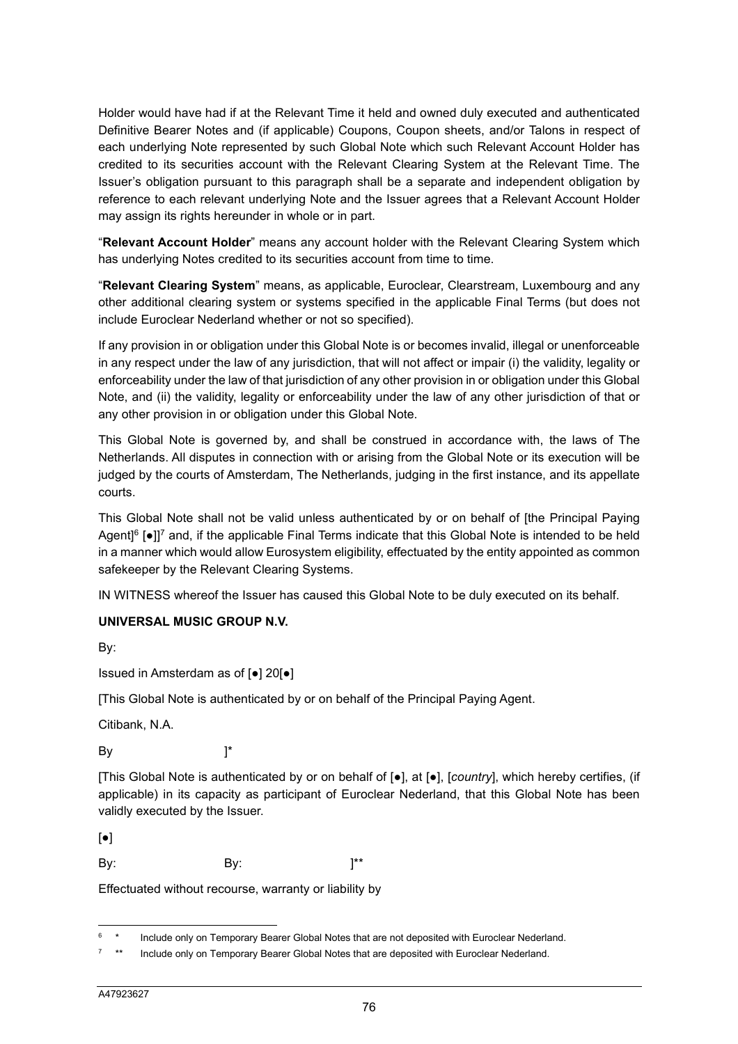Holder would have had if at the Relevant Time it held and owned duly executed and authenticated Definitive Bearer Notes and (if applicable) Coupons, Coupon sheets, and/or Talons in respect of each underlying Note represented by such Global Note which such Relevant Account Holder has credited to its securities account with the Relevant Clearing System at the Relevant Time. The Issuer's obligation pursuant to this paragraph shall be a separate and independent obligation by reference to each relevant underlying Note and the Issuer agrees that a Relevant Account Holder may assign its rights hereunder in whole or in part.

"**Relevant Account Holder**" means any account holder with the Relevant Clearing System which has underlying Notes credited to its securities account from time to time.

"**Relevant Clearing System**" means, as applicable, Euroclear, Clearstream, Luxembourg and any other additional clearing system or systems specified in the applicable Final Terms (but does not include Euroclear Nederland whether or not so specified).

If any provision in or obligation under this Global Note is or becomes invalid, illegal or unenforceable in any respect under the law of any jurisdiction, that will not affect or impair (i) the validity, legality or enforceability under the law of that jurisdiction of any other provision in or obligation under this Global Note, and (ii) the validity, legality or enforceability under the law of any other jurisdiction of that or any other provision in or obligation under this Global Note.

This Global Note is governed by, and shall be construed in accordance with, the laws of The Netherlands. All disputes in connection with or arising from the Global Note or its execution will be judged by the courts of Amsterdam, The Netherlands, judging in the first instance, and its appellate courts.

This Global Note shall not be valid unless authenticated by or on behalf of [the Principal Paying Agent][6] [●]][7] and, if the applicable Final Terms indicate that this Global Note is intended to be held in a manner which would allow Eurosystem eligibility, effectuated by the entity appointed as common safekeeper by the Relevant Clearing Systems.

IN WITNESS whereof the Issuer has caused this Global Note to be duly executed on its behalf.

**UNIVERSAL MUSIC GROUP N.V.**

By:

Issued in Amsterdam as of [●] 20[●]

[This Global Note is authenticated by or on behalf of the Principal Paying Agent.

Citibank, N.A.

By ]*

[This Global Note is authenticated by or on behalf of [●], at [●], [*country*], which hereby certifies, (if applicable) in its capacity as participant of Euroclear Nederland, that this Global Note has been validly executed by the Issuer.

[●]

By: By: ]**

Effectuated without recourse, warranty or liability by

---

[6] * Include only on Temporary Bearer Global Notes that are not deposited with Euroclear Nederland.

[7] ** Include only on Temporary Bearer Global Notes that are deposited with Euroclear Nederland.

A47923627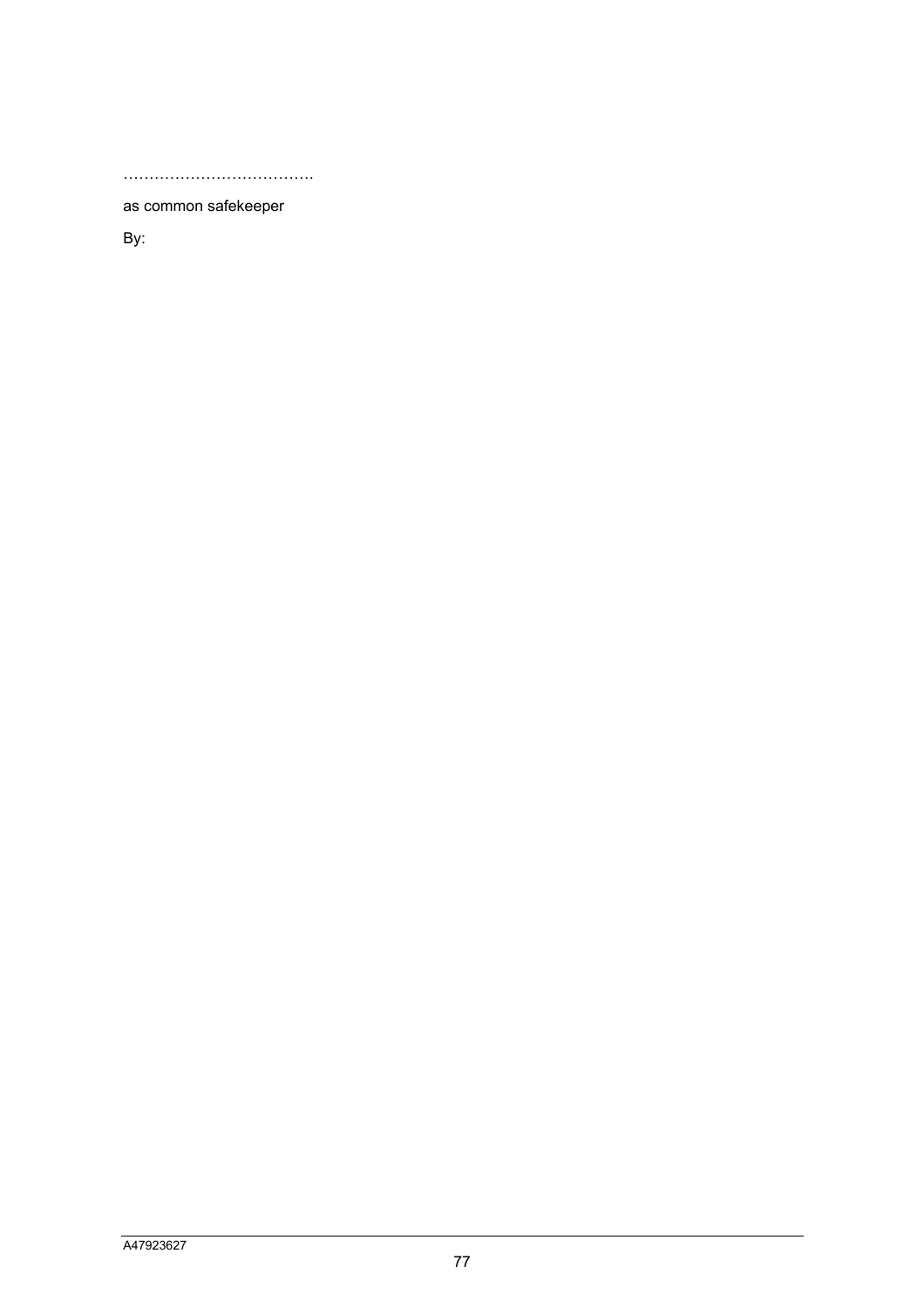……………………………….

as common safekeeper

By: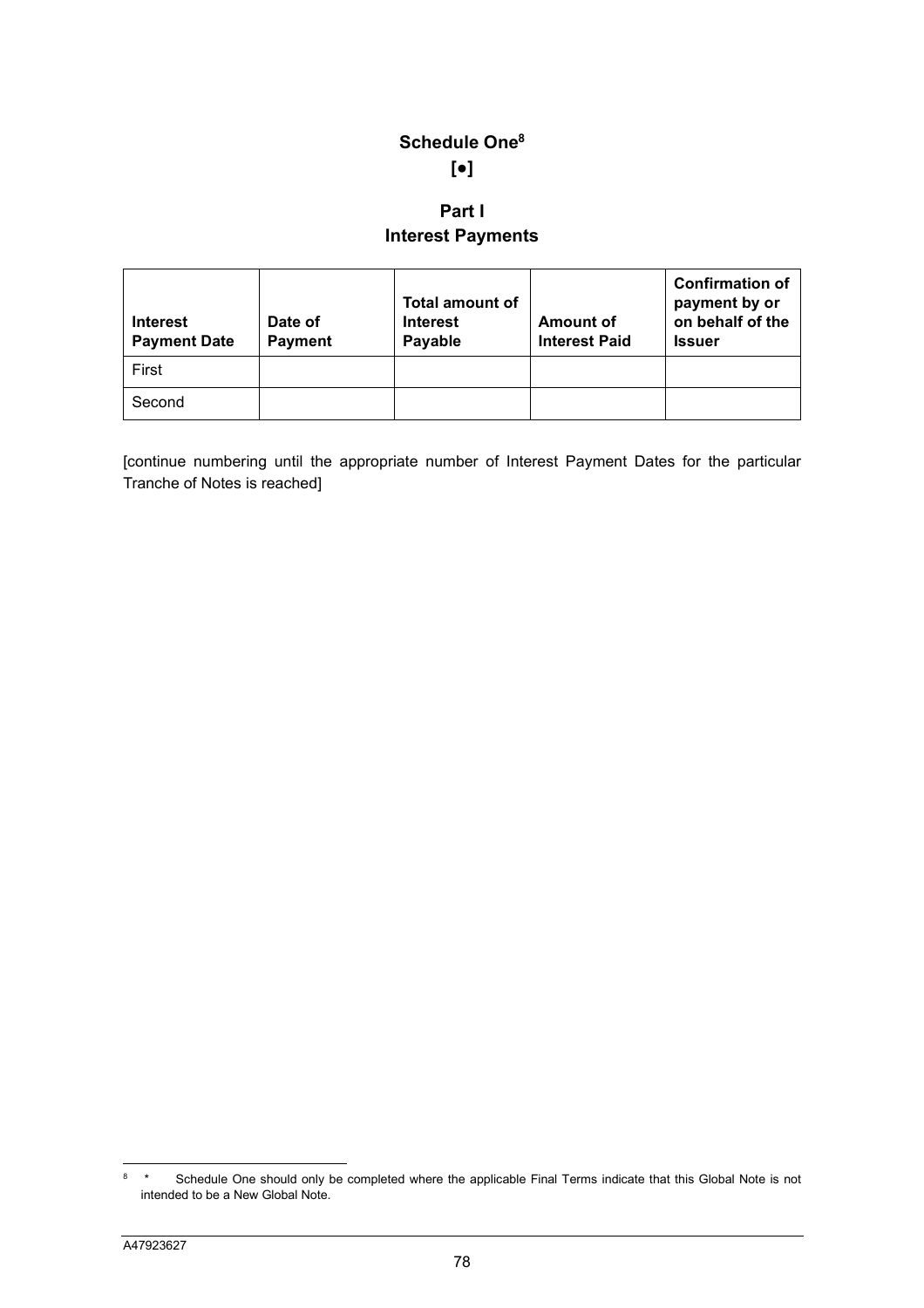# Schedule One[8]

**[●]**

## Part I

## Interest Payments

| Interest Payment Date | Date of Payment | Total amount of Interest Payable | Amount of Interest Paid | Confirmation of payment by or on behalf of the Issuer |
|---|---|---|---|---|
| First | | | | |
| Second | | | | |

[continue numbering until the appropriate number of Interest Payment Dates for the particular Tranche of Notes is reached]

---

[8] * Schedule One should only be completed where the applicable Final Terms indicate that this Global Note is not intended to be a New Global Note.

A47923627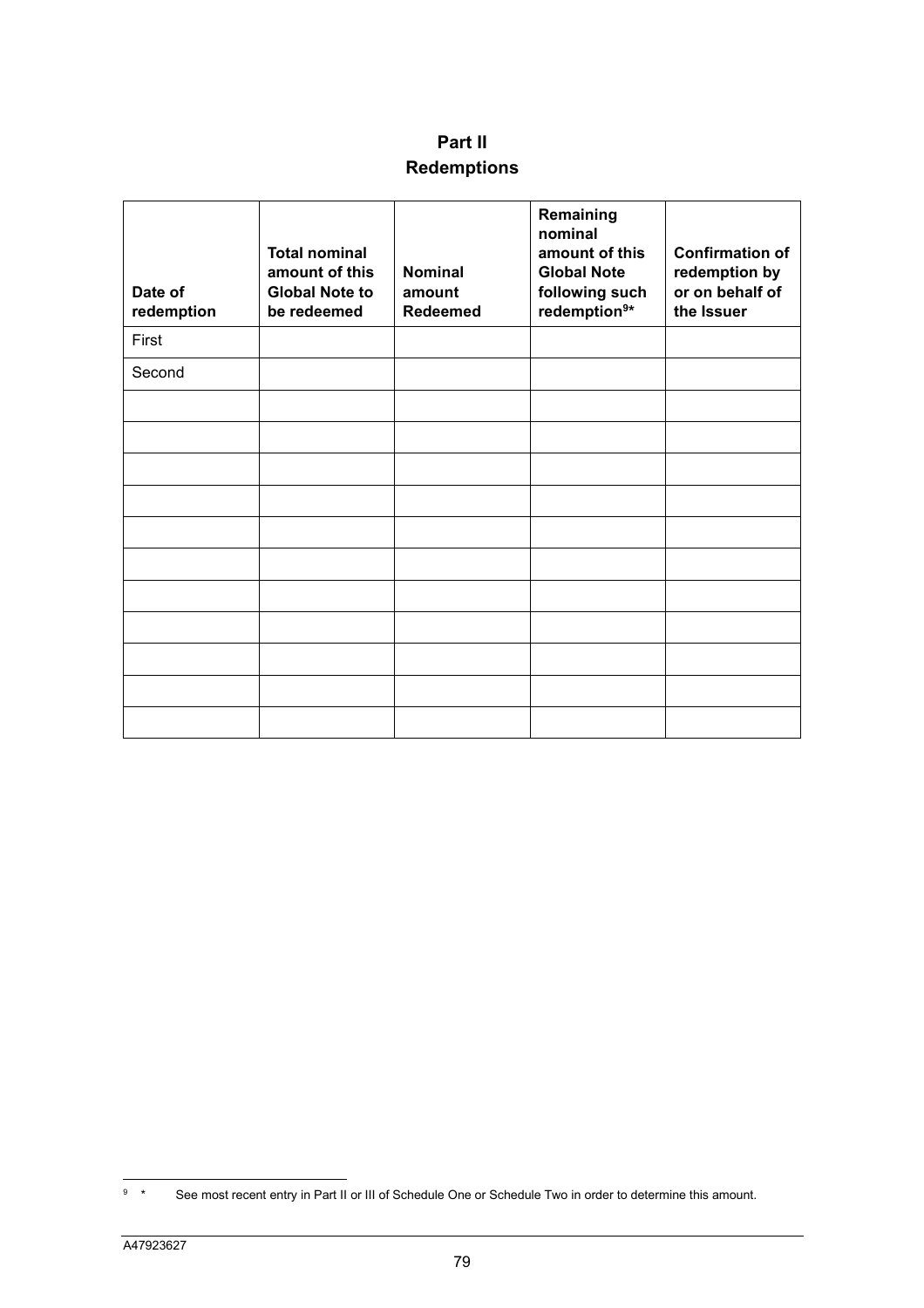# Part II
## Redemptions

| Date of redemption | Total nominal amount of this Global Note to be redeemed | Nominal amount Redeemed | Remaining nominal amount of this Global Note following such redemption[9]* | Confirmation of redemption by or on behalf of the Issuer |
|---|---|---|---|---|
| First | | | | |
| Second | | | | |
| | | | | |
| | | | | |
| | | | | |
| | | | | |
| | | | | |
| | | | | |
| | | | | |
| | | | | |
| | | | | |
| | | | | |
| | | | | |

[9] * See most recent entry in Part II or III of Schedule One or Schedule Two in order to determine this amount.

A47923627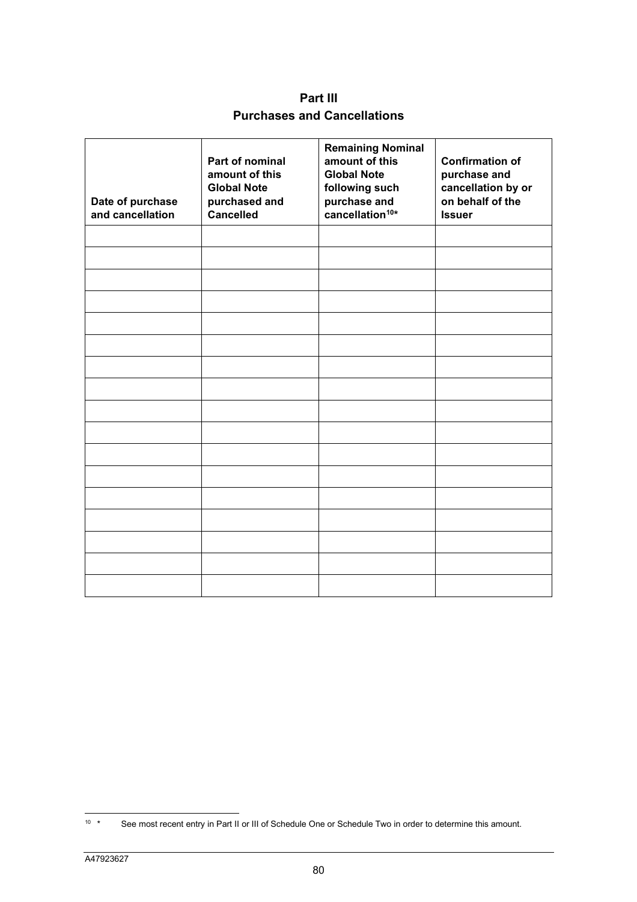## Part III
## Purchases and Cancellations

| Date of purchase and cancellation | Part of nominal amount of this Global Note purchased and Cancelled | Remaining Nominal amount of this Global Note following such purchase and cancellation[10]* | Confirmation of purchase and cancellation by or on behalf of the Issuer |
|---|---|---|---|
| | | | |
| | | | |
| | | | |
| | | | |
| | | | |
| | | | |
| | | | |
| | | | |
| | | | |
| | | | |
| | | | |
| | | | |
| | | | |
| | | | |
| | | | |
| | | | |
| | | | |

[10] * See most recent entry in Part II or III of Schedule One or Schedule Two in order to determine this amount.

A47923627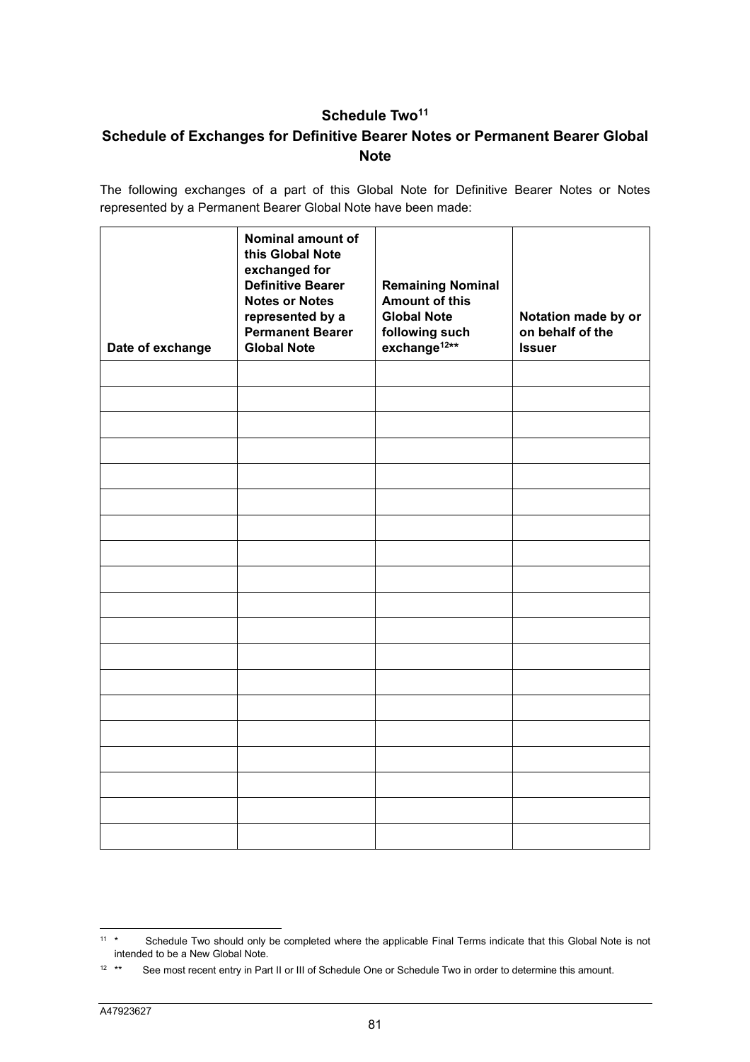## Schedule Two[11]

## Schedule of Exchanges for Definitive Bearer Notes or Permanent Bearer Global Note

The following exchanges of a part of this Global Note for Definitive Bearer Notes or Notes represented by a Permanent Bearer Global Note have been made:

| Date of exchange | Nominal amount of this Global Note exchanged for Definitive Bearer Notes or Notes represented by a Permanent Bearer Global Note | Remaining Nominal Amount of this Global Note following such exchange[12]** | Notation made by or on behalf of the Issuer |
|---|---|---|---|
| | | | |
| | | | |
| | | | |
| | | | |
| | | | |
| | | | |
| | | | |
| | | | |
| | | | |
| | | | |
| | | | |
| | | | |
| | | | |
| | | | |
| | | | |
| | | | |
| | | | |
| | | | |
| | | | |

[11] * Schedule Two should only be completed where the applicable Final Terms indicate that this Global Note is not intended to be a New Global Note.

[12] ** See most recent entry in Part II or III of Schedule One or Schedule Two in order to determine this amount.

A47923627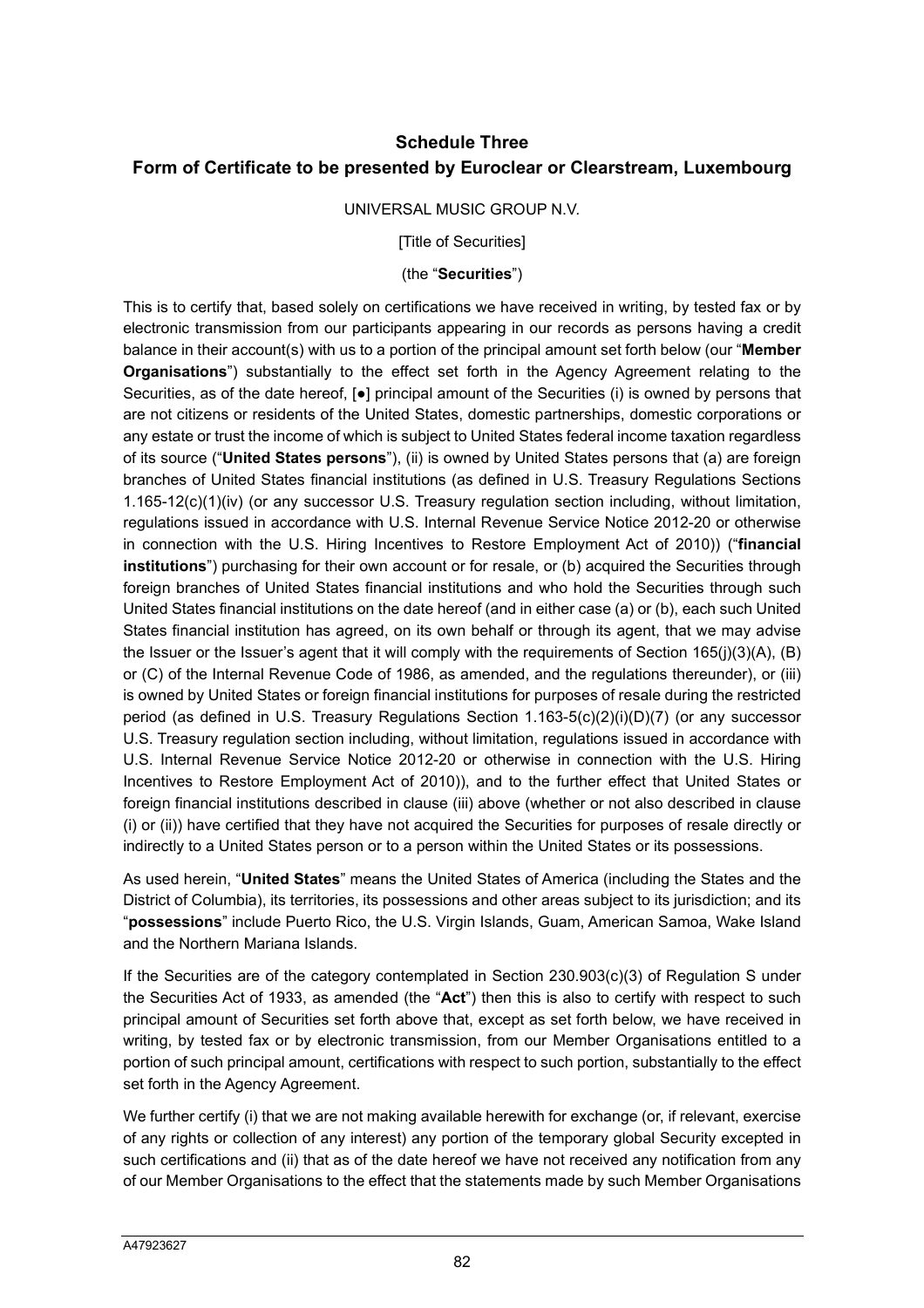## Schedule Three
## Form of Certificate to be presented by Euroclear or Clearstream, Luxembourg

UNIVERSAL MUSIC GROUP N.V.

[Title of Securities]

(the "**Securities**")

This is to certify that, based solely on certifications we have received in writing, by tested fax or by electronic transmission from our participants appearing in our records as persons having a credit balance in their account(s) with us to a portion of the principal amount set forth below (our "**Member Organisations**") substantially to the effect set forth in the Agency Agreement relating to the Securities, as of the date hereof, [●] principal amount of the Securities (i) is owned by persons that are not citizens or residents of the United States, domestic partnerships, domestic corporations or any estate or trust the income of which is subject to United States federal income taxation regardless of its source ("**United States persons**"), (ii) is owned by United States persons that (a) are foreign branches of United States financial institutions (as defined in U.S. Treasury Regulations Sections 1.165-12(c)(1)(iv) (or any successor U.S. Treasury regulation section including, without limitation, regulations issued in accordance with U.S. Internal Revenue Service Notice 2012-20 or otherwise in connection with the U.S. Hiring Incentives to Restore Employment Act of 2010)) ("**financial institutions**") purchasing for their own account or for resale, or (b) acquired the Securities through foreign branches of United States financial institutions and who hold the Securities through such United States financial institutions on the date hereof (and in either case (a) or (b), each such United States financial institution has agreed, on its own behalf or through its agent, that we may advise the Issuer or the Issuer's agent that it will comply with the requirements of Section 165(j)(3)(A), (B) or (C) of the Internal Revenue Code of 1986, as amended, and the regulations thereunder), or (iii) is owned by United States or foreign financial institutions for purposes of resale during the restricted period (as defined in U.S. Treasury Regulations Section 1.163-5(c)(2)(i)(D)(7) (or any successor U.S. Treasury regulation section including, without limitation, regulations issued in accordance with U.S. Internal Revenue Service Notice 2012-20 or otherwise in connection with the U.S. Hiring Incentives to Restore Employment Act of 2010)), and to the further effect that United States or foreign financial institutions described in clause (iii) above (whether or not also described in clause (i) or (ii)) have certified that they have not acquired the Securities for purposes of resale directly or indirectly to a United States person or to a person within the United States or its possessions.

As used herein, "**United States**" means the United States of America (including the States and the District of Columbia), its territories, its possessions and other areas subject to its jurisdiction; and its "**possessions**" include Puerto Rico, the U.S. Virgin Islands, Guam, American Samoa, Wake Island and the Northern Mariana Islands.

If the Securities are of the category contemplated in Section 230.903(c)(3) of Regulation S under the Securities Act of 1933, as amended (the "**Act**") then this is also to certify with respect to such principal amount of Securities set forth above that, except as set forth below, we have received in writing, by tested fax or by electronic transmission, from our Member Organisations entitled to a portion of such principal amount, certifications with respect to such portion, substantially to the effect set forth in the Agency Agreement.

We further certify (i) that we are not making available herewith for exchange (or, if relevant, exercise of any rights or collection of any interest) any portion of the temporary global Security excepted in such certifications and (ii) that as of the date hereof we have not received any notification from any of our Member Organisations to the effect that the statements made by such Member Organisations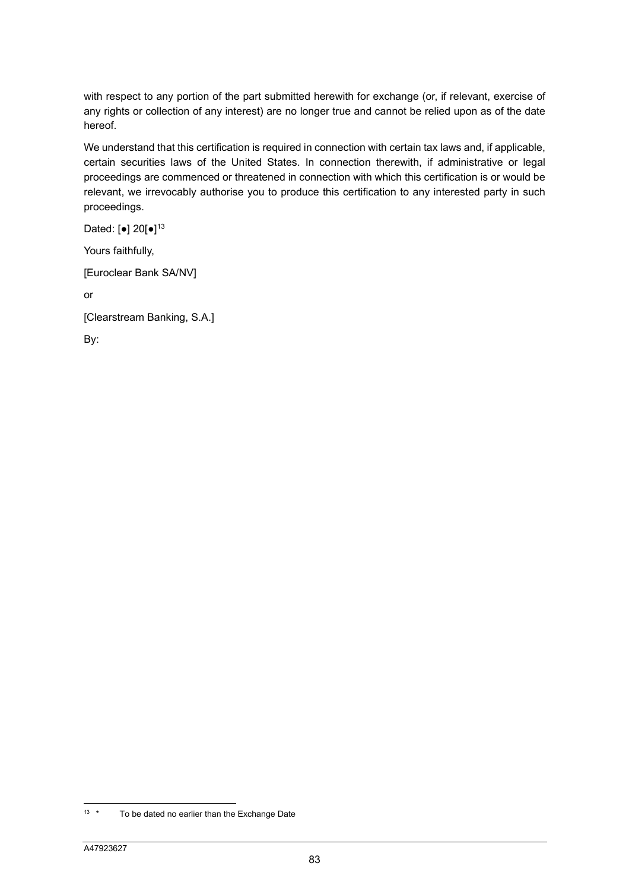with respect to any portion of the part submitted herewith for exchange (or, if relevant, exercise of any rights or collection of any interest) are no longer true and cannot be relied upon as of the date hereof.

We understand that this certification is required in connection with certain tax laws and, if applicable, certain securities laws of the United States. In connection therewith, if administrative or legal proceedings are commenced or threatened in connection with which this certification is or would be relevant, we irrevocably authorise you to produce this certification to any interested party in such proceedings.

Dated: [●] 20[●][13]

Yours faithfully,

[Euroclear Bank SA/NV]

or

[Clearstream Banking, S.A.]

By:

---

[13] * To be dated no earlier than the Exchange Date

A47923627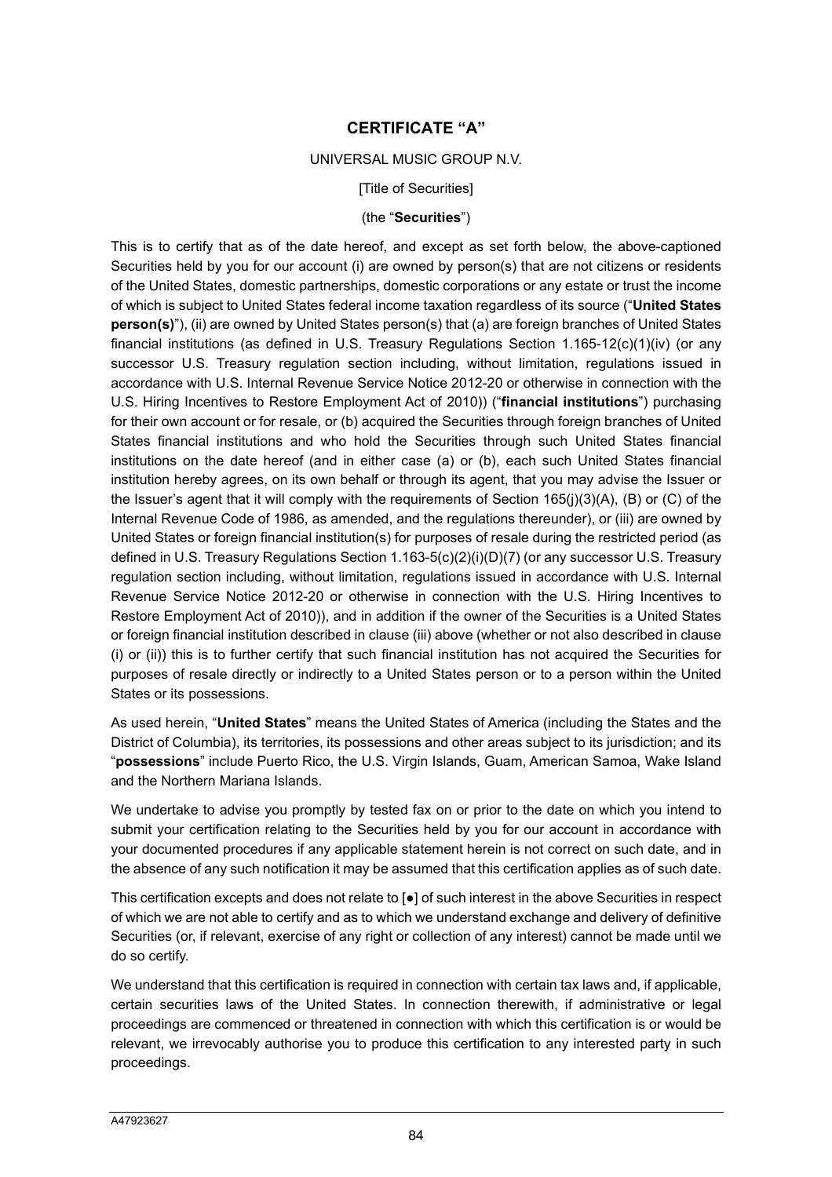## CERTIFICATE "A"

UNIVERSAL MUSIC GROUP N.V.

[Title of Securities]

(the "**Securities**")

This is to certify that as of the date hereof, and except as set forth below, the above-captioned Securities held by you for our account (i) are owned by person(s) that are not citizens or residents of the United States, domestic partnerships, domestic corporations or any estate or trust the income of which is subject to United States federal income taxation regardless of its source ("**United States person(s)**"), (ii) are owned by United States person(s) that (a) are foreign branches of United States financial institutions (as defined in U.S. Treasury Regulations Section 1.165-12(c)(1)(iv) (or any successor U.S. Treasury regulation section including, without limitation, regulations issued in accordance with U.S. Internal Revenue Service Notice 2012-20 or otherwise in connection with the U.S. Hiring Incentives to Restore Employment Act of 2010)) ("**financial institutions**") purchasing for their own account or for resale, or (b) acquired the Securities through foreign branches of United States financial institutions and who hold the Securities through such United States financial institutions on the date hereof (and in either case (a) or (b), each such United States financial institution hereby agrees, on its own behalf or through its agent, that you may advise the Issuer or the Issuer's agent that it will comply with the requirements of Section 165(j)(3)(A), (B) or (C) of the Internal Revenue Code of 1986, as amended, and the regulations thereunder), or (iii) are owned by United States or foreign financial institution(s) for purposes of resale during the restricted period (as defined in U.S. Treasury Regulations Section 1.163-5(c)(2)(i)(D)(7) (or any successor U.S. Treasury regulation section including, without limitation, regulations issued in accordance with U.S. Internal Revenue Service Notice 2012-20 or otherwise in connection with the U.S. Hiring Incentives to Restore Employment Act of 2010)), and in addition if the owner of the Securities is a United States or foreign financial institution described in clause (iii) above (whether or not also described in clause (i) or (ii)) this is to further certify that such financial institution has not acquired the Securities for purposes of resale directly or indirectly to a United States person or to a person within the United States or its possessions.

As used herein, "**United States**" means the United States of America (including the States and the District of Columbia), its territories, its possessions and other areas subject to its jurisdiction; and its "**possessions**" include Puerto Rico, the U.S. Virgin Islands, Guam, American Samoa, Wake Island and the Northern Mariana Islands.

We undertake to advise you promptly by tested fax on or prior to the date on which you intend to submit your certification relating to the Securities held by you for our account in accordance with your documented procedures if any applicable statement herein is not correct on such date, and in the absence of any such notification it may be assumed that this certification applies as of such date.

This certification excepts and does not relate to [●] of such interest in the above Securities in respect of which we are not able to certify and as to which we understand exchange and delivery of definitive Securities (or, if relevant, exercise of any right or collection of any interest) cannot be made until we do so certify.

We understand that this certification is required in connection with certain tax laws and, if applicable, certain securities laws of the United States. In connection therewith, if administrative or legal proceedings are commenced or threatened in connection with which this certification is or would be relevant, we irrevocably authorise you to produce this certification to any interested party in such proceedings.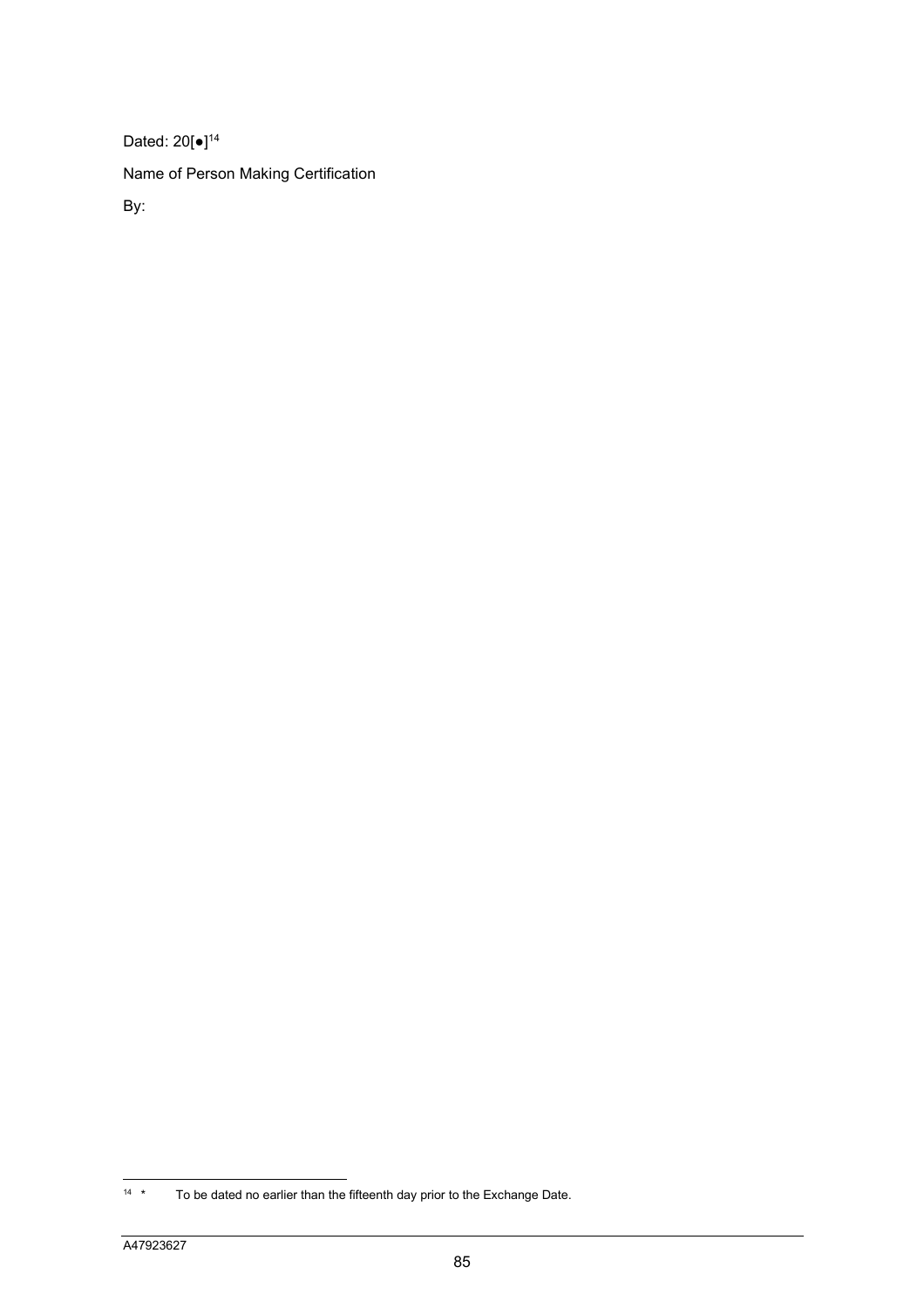Dated: 20[●][14]

Name of Person Making Certification

By:

[14] * To be dated no earlier than the fifteenth day prior to the Exchange Date.

A47923627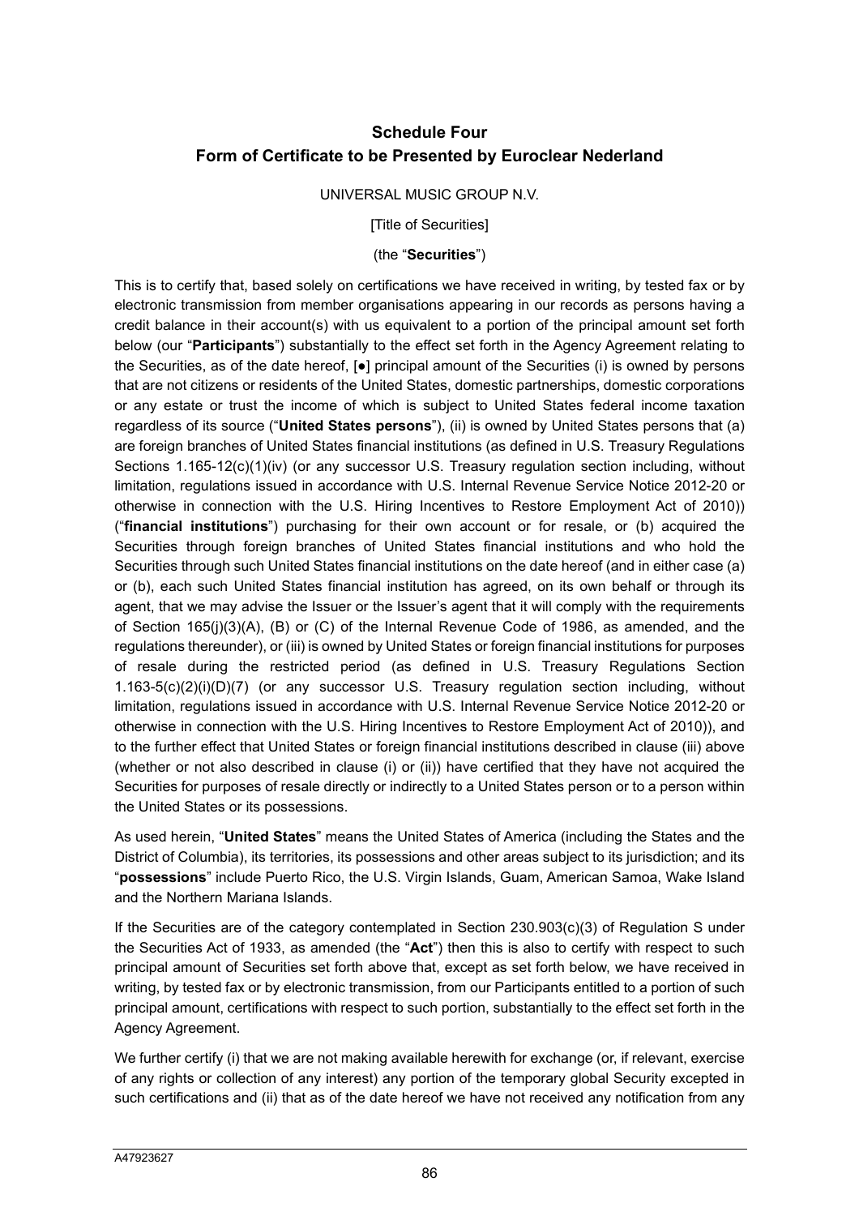## Schedule Four
## Form of Certificate to be Presented by Euroclear Nederland

UNIVERSAL MUSIC GROUP N.V.

[Title of Securities]

(the "**Securities**")

This is to certify that, based solely on certifications we have received in writing, by tested fax or by electronic transmission from member organisations appearing in our records as persons having a credit balance in their account(s) with us equivalent to a portion of the principal amount set forth below (our "**Participants**") substantially to the effect set forth in the Agency Agreement relating to the Securities, as of the date hereof, [●] principal amount of the Securities (i) is owned by persons that are not citizens or residents of the United States, domestic partnerships, domestic corporations or any estate or trust the income of which is subject to United States federal income taxation regardless of its source ("**United States persons**"), (ii) is owned by United States persons that (a) are foreign branches of United States financial institutions (as defined in U.S. Treasury Regulations Sections 1.165-12(c)(1)(iv) (or any successor U.S. Treasury regulation section including, without limitation, regulations issued in accordance with U.S. Internal Revenue Service Notice 2012-20 or otherwise in connection with the U.S. Hiring Incentives to Restore Employment Act of 2010)) ("**financial institutions**") purchasing for their own account or for resale, or (b) acquired the Securities through foreign branches of United States financial institutions and who hold the Securities through such United States financial institutions on the date hereof (and in either case (a) or (b), each such United States financial institution has agreed, on its own behalf or through its agent, that we may advise the Issuer or the Issuer's agent that it will comply with the requirements of Section 165(j)(3)(A), (B) or (C) of the Internal Revenue Code of 1986, as amended, and the regulations thereunder), or (iii) is owned by United States or foreign financial institutions for purposes of resale during the restricted period (as defined in U.S. Treasury Regulations Section 1.163-5(c)(2)(i)(D)(7) (or any successor U.S. Treasury regulation section including, without limitation, regulations issued in accordance with U.S. Internal Revenue Service Notice 2012-20 or otherwise in connection with the U.S. Hiring Incentives to Restore Employment Act of 2010)), and to the further effect that United States or foreign financial institutions described in clause (iii) above (whether or not also described in clause (i) or (ii)) have certified that they have not acquired the Securities for purposes of resale directly or indirectly to a United States person or to a person within the United States or its possessions.

As used herein, "**United States**" means the United States of America (including the States and the District of Columbia), its territories, its possessions and other areas subject to its jurisdiction; and its "**possessions**" include Puerto Rico, the U.S. Virgin Islands, Guam, American Samoa, Wake Island and the Northern Mariana Islands.

If the Securities are of the category contemplated in Section 230.903(c)(3) of Regulation S under the Securities Act of 1933, as amended (the "**Act**") then this is also to certify with respect to such principal amount of Securities set forth above that, except as set forth below, we have received in writing, by tested fax or by electronic transmission, from our Participants entitled to a portion of such principal amount, certifications with respect to such portion, substantially to the effect set forth in the Agency Agreement.

We further certify (i) that we are not making available herewith for exchange (or, if relevant, exercise of any rights or collection of any interest) any portion of the temporary global Security excepted in such certifications and (ii) that as of the date hereof we have not received any notification from any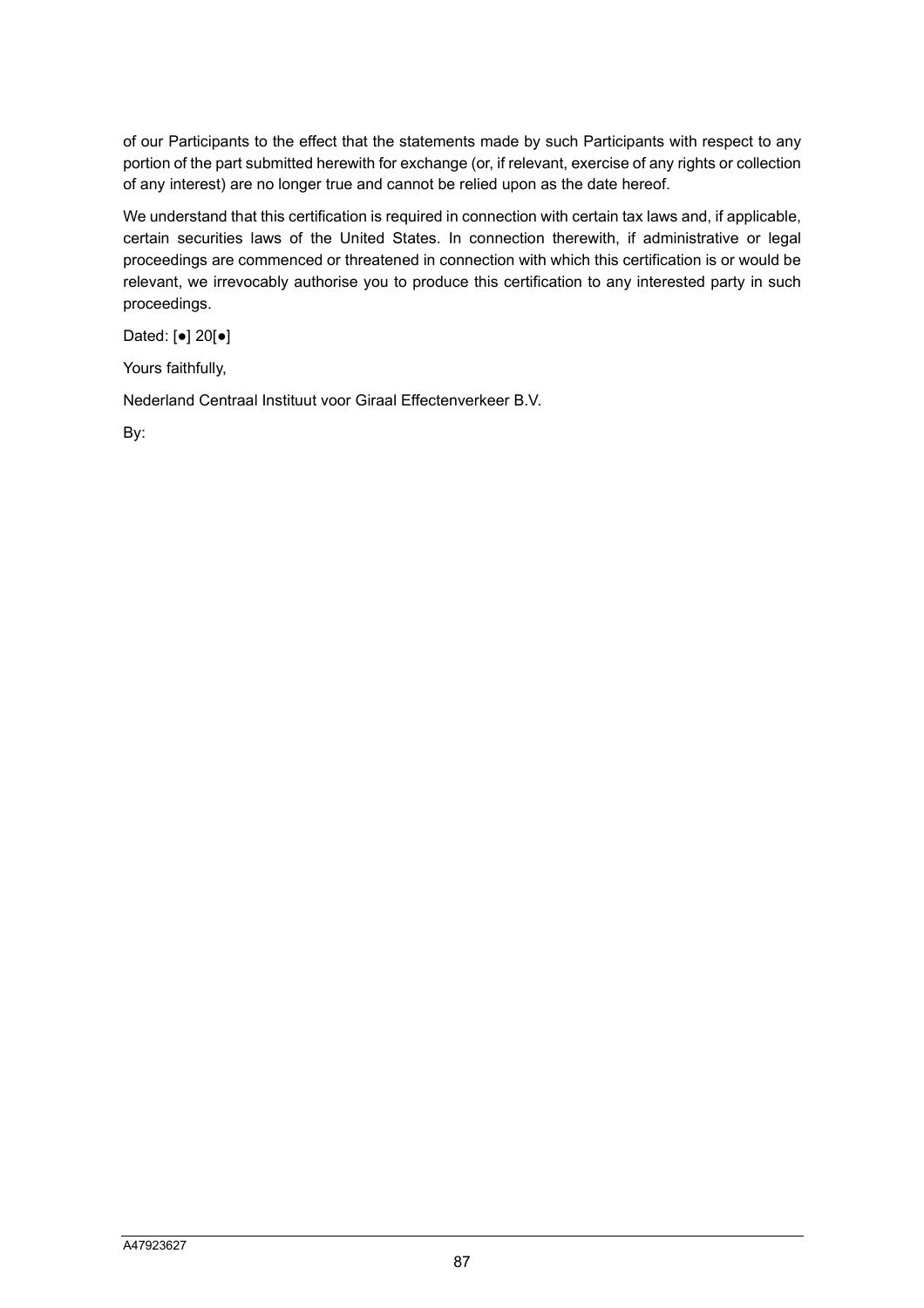of our Participants to the effect that the statements made by such Participants with respect to any portion of the part submitted herewith for exchange (or, if relevant, exercise of any rights or collection of any interest) are no longer true and cannot be relied upon as the date hereof.

We understand that this certification is required in connection with certain tax laws and, if applicable, certain securities laws of the United States. In connection therewith, if administrative or legal proceedings are commenced or threatened in connection with which this certification is or would be relevant, we irrevocably authorise you to produce this certification to any interested party in such proceedings.

Dated: [●] 20[●]

Yours faithfully,

Nederland Centraal Instituut voor Giraal Effectenverkeer B.V.

By: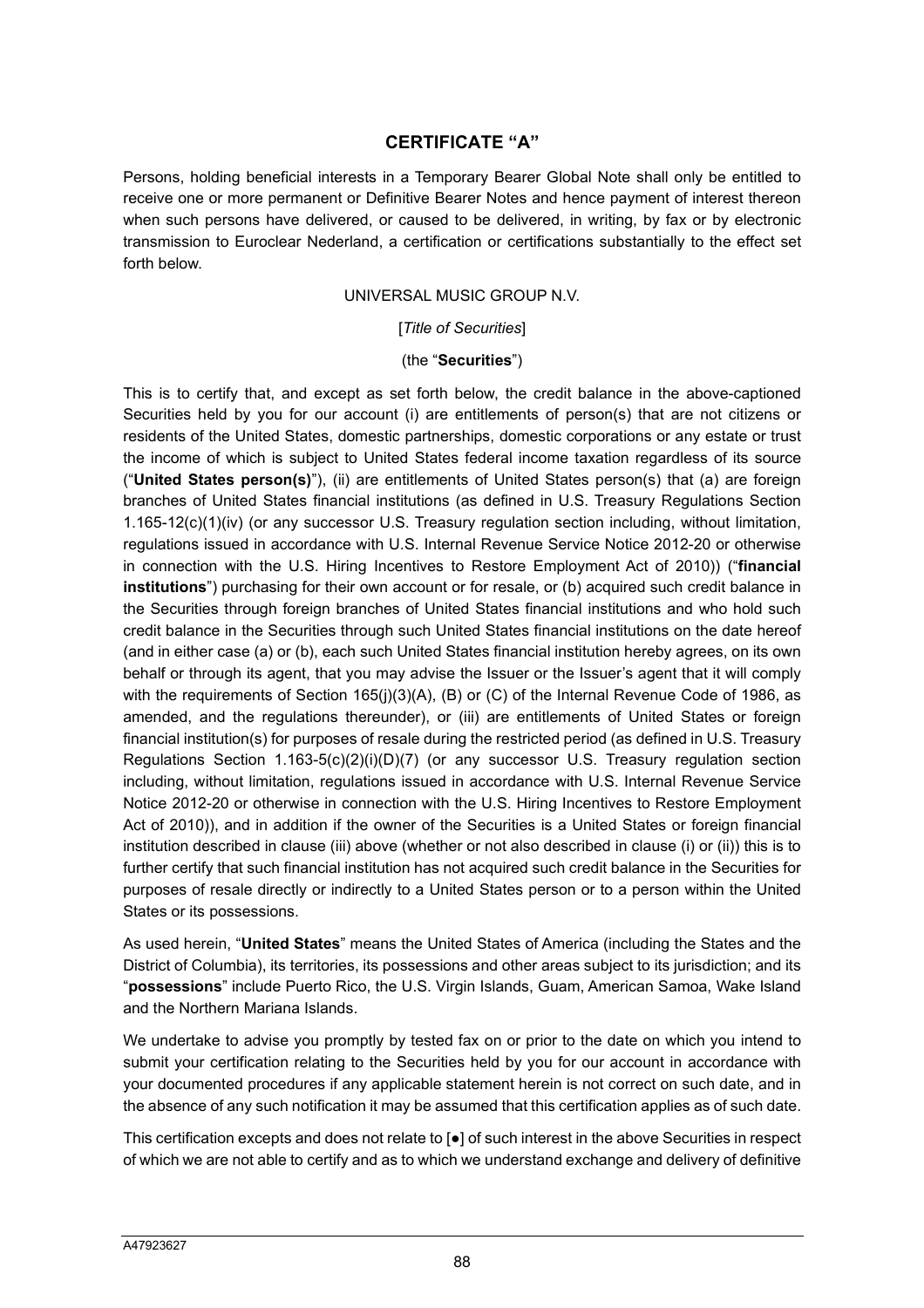## CERTIFICATE "A"

Persons, holding beneficial interests in a Temporary Bearer Global Note shall only be entitled to receive one or more permanent or Definitive Bearer Notes and hence payment of interest thereon when such persons have delivered, or caused to be delivered, in writing, by fax or by electronic transmission to Euroclear Nederland, a certification or certifications substantially to the effect set forth below.

UNIVERSAL MUSIC GROUP N.V.

[*Title of Securities*]

(the "**Securities**")

This is to certify that, and except as set forth below, the credit balance in the above-captioned Securities held by you for our account (i) are entitlements of person(s) that are not citizens or residents of the United States, domestic partnerships, domestic corporations or any estate or trust the income of which is subject to United States federal income taxation regardless of its source ("**United States person(s)**"), (ii) are entitlements of United States person(s) that (a) are foreign branches of United States financial institutions (as defined in U.S. Treasury Regulations Section 1.165-12(c)(1)(iv) (or any successor U.S. Treasury regulation section including, without limitation, regulations issued in accordance with U.S. Internal Revenue Service Notice 2012-20 or otherwise in connection with the U.S. Hiring Incentives to Restore Employment Act of 2010)) ("**financial institutions**") purchasing for their own account or for resale, or (b) acquired such credit balance in the Securities through foreign branches of United States financial institutions and who hold such credit balance in the Securities through such United States financial institutions on the date hereof (and in either case (a) or (b), each such United States financial institution hereby agrees, on its own behalf or through its agent, that you may advise the Issuer or the Issuer's agent that it will comply with the requirements of Section 165(j)(3)(A), (B) or (C) of the Internal Revenue Code of 1986, as amended, and the regulations thereunder), or (iii) are entitlements of United States or foreign financial institution(s) for purposes of resale during the restricted period (as defined in U.S. Treasury Regulations Section 1.163-5(c)(2)(i)(D)(7) (or any successor U.S. Treasury regulation section including, without limitation, regulations issued in accordance with U.S. Internal Revenue Service Notice 2012-20 or otherwise in connection with the U.S. Hiring Incentives to Restore Employment Act of 2010)), and in addition if the owner of the Securities is a United States or foreign financial institution described in clause (iii) above (whether or not also described in clause (i) or (ii)) this is to further certify that such financial institution has not acquired such credit balance in the Securities for purposes of resale directly or indirectly to a United States person or to a person within the United States or its possessions.

As used herein, "**United States**" means the United States of America (including the States and the District of Columbia), its territories, its possessions and other areas subject to its jurisdiction; and its "**possessions**" include Puerto Rico, the U.S. Virgin Islands, Guam, American Samoa, Wake Island and the Northern Mariana Islands.

We undertake to advise you promptly by tested fax on or prior to the date on which you intend to submit your certification relating to the Securities held by you for our account in accordance with your documented procedures if any applicable statement herein is not correct on such date, and in the absence of any such notification it may be assumed that this certification applies as of such date.

This certification excepts and does not relate to [●] of such interest in the above Securities in respect of which we are not able to certify and as to which we understand exchange and delivery of definitive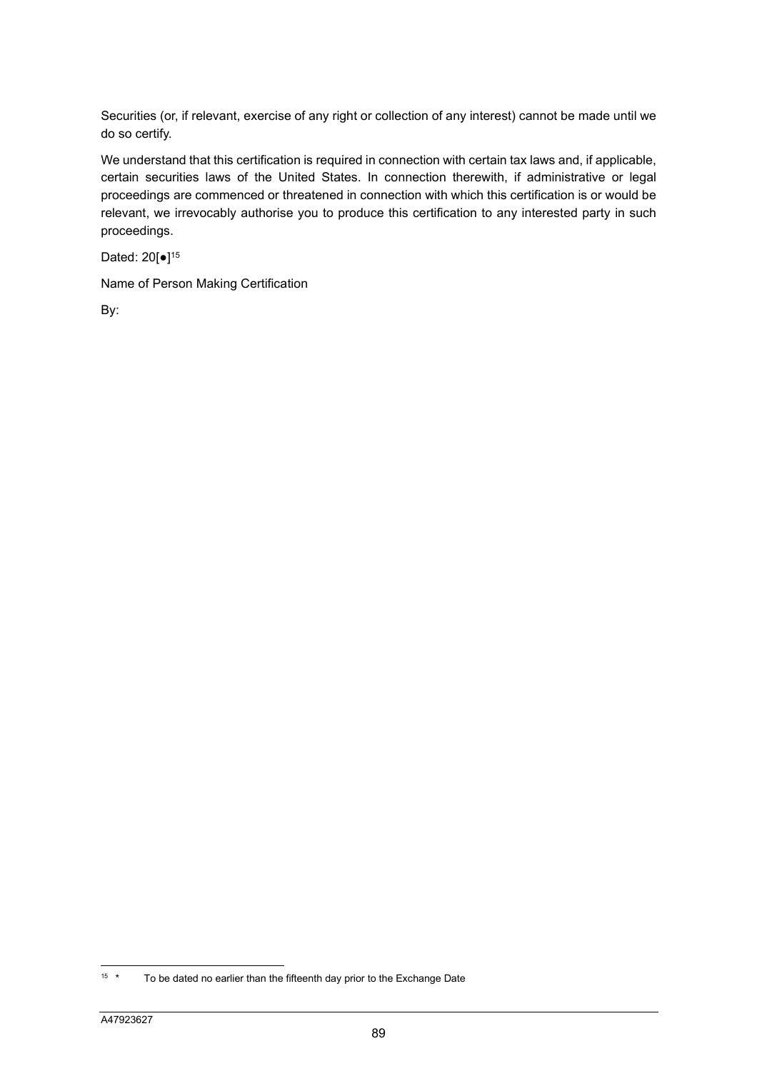Securities (or, if relevant, exercise of any right or collection of any interest) cannot be made until we do so certify.

We understand that this certification is required in connection with certain tax laws and, if applicable, certain securities laws of the United States. In connection therewith, if administrative or legal proceedings are commenced or threatened in connection with which this certification is or would be relevant, we irrevocably authorise you to produce this certification to any interested party in such proceedings.

Dated: 20[●][15]

Name of Person Making Certification

By:

---

[15] * To be dated no earlier than the fifteenth day prior to the Exchange Date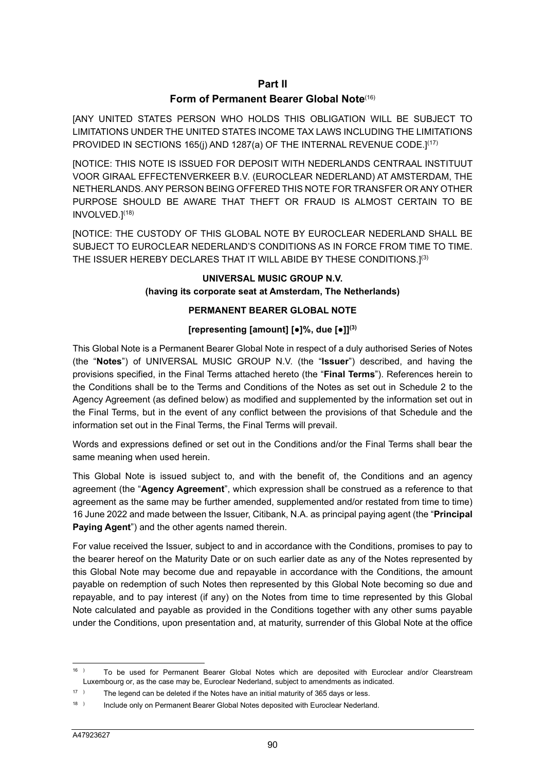## Part II

## Form of Permanent Bearer Global Note[(16)]

[ANY UNITED STATES PERSON WHO HOLDS THIS OBLIGATION WILL BE SUBJECT TO LIMITATIONS UNDER THE UNITED STATES INCOME TAX LAWS INCLUDING THE LIMITATIONS PROVIDED IN SECTIONS 165(j) AND 1287(a) OF THE INTERNAL REVENUE CODE.][(17)]

[NOTICE: THIS NOTE IS ISSUED FOR DEPOSIT WITH NEDERLANDS CENTRAAL INSTITUUT VOOR GIRAAL EFFECTENVERKEER B.V. (EUROCLEAR NEDERLAND) AT AMSTERDAM, THE NETHERLANDS. ANY PERSON BEING OFFERED THIS NOTE FOR TRANSFER OR ANY OTHER PURPOSE SHOULD BE AWARE THAT THEFT OR FRAUD IS ALMOST CERTAIN TO BE INVOLVED.][(18)]

[NOTICE: THE CUSTODY OF THIS GLOBAL NOTE BY EUROCLEAR NEDERLAND SHALL BE SUBJECT TO EUROCLEAR NEDERLAND'S CONDITIONS AS IN FORCE FROM TIME TO TIME. THE ISSUER HEREBY DECLARES THAT IT WILL ABIDE BY THESE CONDITIONS.][(3)]

**UNIVERSAL MUSIC GROUP N.V.**
**(having its corporate seat at Amsterdam, The Netherlands)**

**PERMANENT BEARER GLOBAL NOTE**

**[representing [amount] [●]%, due [●]][(3)]**

This Global Note is a Permanent Bearer Global Note in respect of a duly authorised Series of Notes (the "**Notes**") of UNIVERSAL MUSIC GROUP N.V. (the "**Issuer**") described, and having the provisions specified, in the Final Terms attached hereto (the "**Final Terms**"). References herein to the Conditions shall be to the Terms and Conditions of the Notes as set out in Schedule 2 to the Agency Agreement (as defined below) as modified and supplemented by the information set out in the Final Terms, but in the event of any conflict between the provisions of that Schedule and the information set out in the Final Terms, the Final Terms will prevail.

Words and expressions defined or set out in the Conditions and/or the Final Terms shall bear the same meaning when used herein.

This Global Note is issued subject to, and with the benefit of, the Conditions and an agency agreement (the "**Agency Agreement**", which expression shall be construed as a reference to that agreement as the same may be further amended, supplemented and/or restated from time to time) 16 June 2022 and made between the Issuer, Citibank, N.A. as principal paying agent (the "**Principal Paying Agent**") and the other agents named therein.

For value received the Issuer, subject to and in accordance with the Conditions, promises to pay to the bearer hereof on the Maturity Date or on such earlier date as any of the Notes represented by this Global Note may become due and repayable in accordance with the Conditions, the amount payable on redemption of such Notes then represented by this Global Note becoming so due and repayable, and to pay interest (if any) on the Notes from time to time represented by this Global Note calculated and payable as provided in the Conditions together with any other sums payable under the Conditions, upon presentation and, at maturity, surrender of this Global Note at the office

---

16 ) To be used for Permanent Bearer Global Notes which are deposited with Euroclear and/or Clearstream Luxembourg or, as the case may be, Euroclear Nederland, subject to amendments as indicated.

17 ) The legend can be deleted if the Notes have an initial maturity of 365 days or less.

18 ) Include only on Permanent Bearer Global Notes deposited with Euroclear Nederland.

A47923627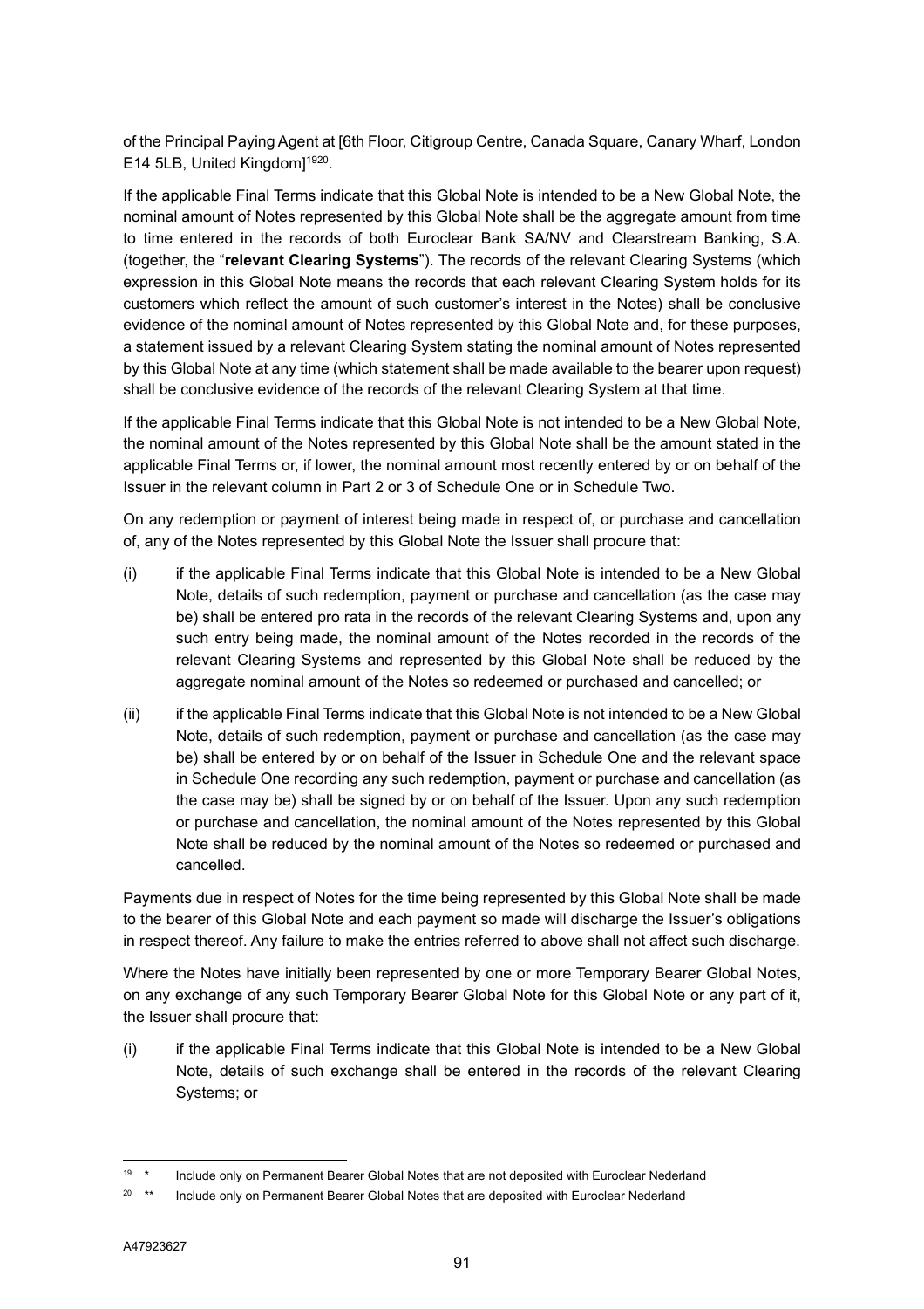of the Principal Paying Agent at [6th Floor, Citigroup Centre, Canada Square, Canary Wharf, London E14 5LB, United Kingdom][19][20].

If the applicable Final Terms indicate that this Global Note is intended to be a New Global Note, the nominal amount of Notes represented by this Global Note shall be the aggregate amount from time to time entered in the records of both Euroclear Bank SA/NV and Clearstream Banking, S.A. (together, the "**relevant Clearing Systems**"). The records of the relevant Clearing Systems (which expression in this Global Note means the records that each relevant Clearing System holds for its customers which reflect the amount of such customer's interest in the Notes) shall be conclusive evidence of the nominal amount of Notes represented by this Global Note and, for these purposes, a statement issued by a relevant Clearing System stating the nominal amount of Notes represented by this Global Note at any time (which statement shall be made available to the bearer upon request) shall be conclusive evidence of the records of the relevant Clearing System at that time.

If the applicable Final Terms indicate that this Global Note is not intended to be a New Global Note, the nominal amount of the Notes represented by this Global Note shall be the amount stated in the applicable Final Terms or, if lower, the nominal amount most recently entered by or on behalf of the Issuer in the relevant column in Part 2 or 3 of Schedule One or in Schedule Two.

On any redemption or payment of interest being made in respect of, or purchase and cancellation of, any of the Notes represented by this Global Note the Issuer shall procure that:

(i) if the applicable Final Terms indicate that this Global Note is intended to be a New Global Note, details of such redemption, payment or purchase and cancellation (as the case may be) shall be entered pro rata in the records of the relevant Clearing Systems and, upon any such entry being made, the nominal amount of the Notes recorded in the records of the relevant Clearing Systems and represented by this Global Note shall be reduced by the aggregate nominal amount of the Notes so redeemed or purchased and cancelled; or

(ii) if the applicable Final Terms indicate that this Global Note is not intended to be a New Global Note, details of such redemption, payment or purchase and cancellation (as the case may be) shall be entered by or on behalf of the Issuer in Schedule One and the relevant space in Schedule One recording any such redemption, payment or purchase and cancellation (as the case may be) shall be signed by or on behalf of the Issuer. Upon any such redemption or purchase and cancellation, the nominal amount of the Notes represented by this Global Note shall be reduced by the nominal amount of the Notes so redeemed or purchased and cancelled.

Payments due in respect of Notes for the time being represented by this Global Note shall be made to the bearer of this Global Note and each payment so made will discharge the Issuer's obligations in respect thereof. Any failure to make the entries referred to above shall not affect such discharge.

Where the Notes have initially been represented by one or more Temporary Bearer Global Notes, on any exchange of any such Temporary Bearer Global Note for this Global Note or any part of it, the Issuer shall procure that:

(i) if the applicable Final Terms indicate that this Global Note is intended to be a New Global Note, details of such exchange shall be entered in the records of the relevant Clearing Systems; or

---

[19] * Include only on Permanent Bearer Global Notes that are not deposited with Euroclear Nederland

[20] ** Include only on Permanent Bearer Global Notes that are deposited with Euroclear Nederland

A47923627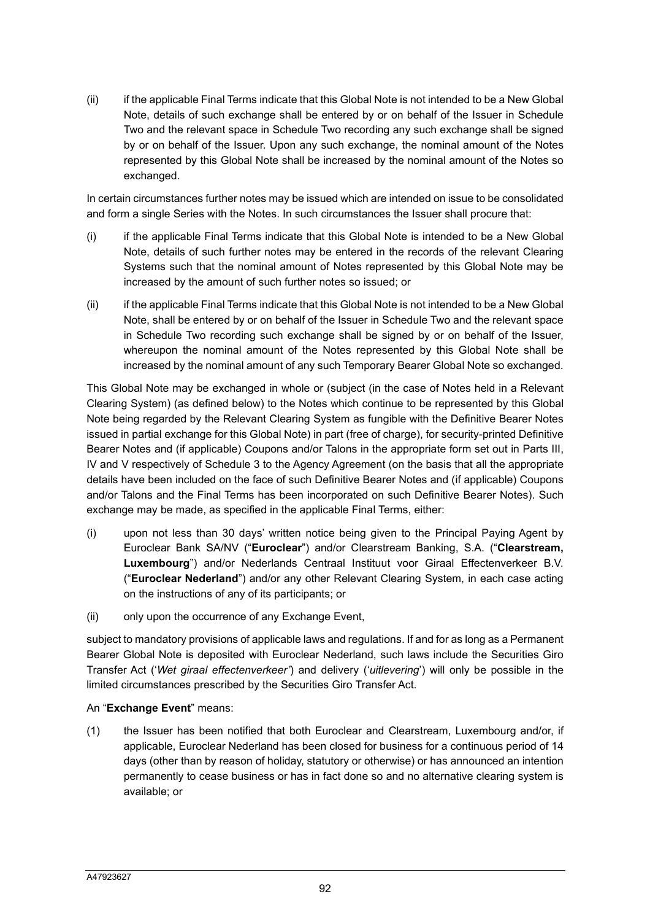(ii) if the applicable Final Terms indicate that this Global Note is not intended to be a New Global Note, details of such exchange shall be entered by or on behalf of the Issuer in Schedule Two and the relevant space in Schedule Two recording any such exchange shall be signed by or on behalf of the Issuer. Upon any such exchange, the nominal amount of the Notes represented by this Global Note shall be increased by the nominal amount of the Notes so exchanged.

In certain circumstances further notes may be issued which are intended on issue to be consolidated and form a single Series with the Notes. In such circumstances the Issuer shall procure that:

(i) if the applicable Final Terms indicate that this Global Note is intended to be a New Global Note, details of such further notes may be entered in the records of the relevant Clearing Systems such that the nominal amount of Notes represented by this Global Note may be increased by the amount of such further notes so issued; or

(ii) if the applicable Final Terms indicate that this Global Note is not intended to be a New Global Note, shall be entered by or on behalf of the Issuer in Schedule Two and the relevant space in Schedule Two recording such exchange shall be signed by or on behalf of the Issuer, whereupon the nominal amount of the Notes represented by this Global Note shall be increased by the nominal amount of any such Temporary Bearer Global Note so exchanged.

This Global Note may be exchanged in whole or (subject (in the case of Notes held in a Relevant Clearing System) (as defined below) to the Notes which continue to be represented by this Global Note being regarded by the Relevant Clearing System as fungible with the Definitive Bearer Notes issued in partial exchange for this Global Note) in part (free of charge), for security-printed Definitive Bearer Notes and (if applicable) Coupons and/or Talons in the appropriate form set out in Parts III, IV and V respectively of Schedule 3 to the Agency Agreement (on the basis that all the appropriate details have been included on the face of such Definitive Bearer Notes and (if applicable) Coupons and/or Talons and the Final Terms has been incorporated on such Definitive Bearer Notes). Such exchange may be made, as specified in the applicable Final Terms, either:

(i) upon not less than 30 days' written notice being given to the Principal Paying Agent by Euroclear Bank SA/NV ("**Euroclear**") and/or Clearstream Banking, S.A. ("**Clearstream, Luxembourg**") and/or Nederlands Centraal Instituut voor Giraal Effectenverkeer B.V. ("**Euroclear Nederland**") and/or any other Relevant Clearing System, in each case acting on the instructions of any of its participants; or

(ii) only upon the occurrence of any Exchange Event,

subject to mandatory provisions of applicable laws and regulations. If and for as long as a Permanent Bearer Global Note is deposited with Euroclear Nederland, such laws include the Securities Giro Transfer Act ('*Wet giraal effectenverkeer'*) and delivery ('*uitlevering*') will only be possible in the limited circumstances prescribed by the Securities Giro Transfer Act.

An "**Exchange Event**" means:

(1) the Issuer has been notified that both Euroclear and Clearstream, Luxembourg and/or, if applicable, Euroclear Nederland has been closed for business for a continuous period of 14 days (other than by reason of holiday, statutory or otherwise) or has announced an intention permanently to cease business or has in fact done so and no alternative clearing system is available; or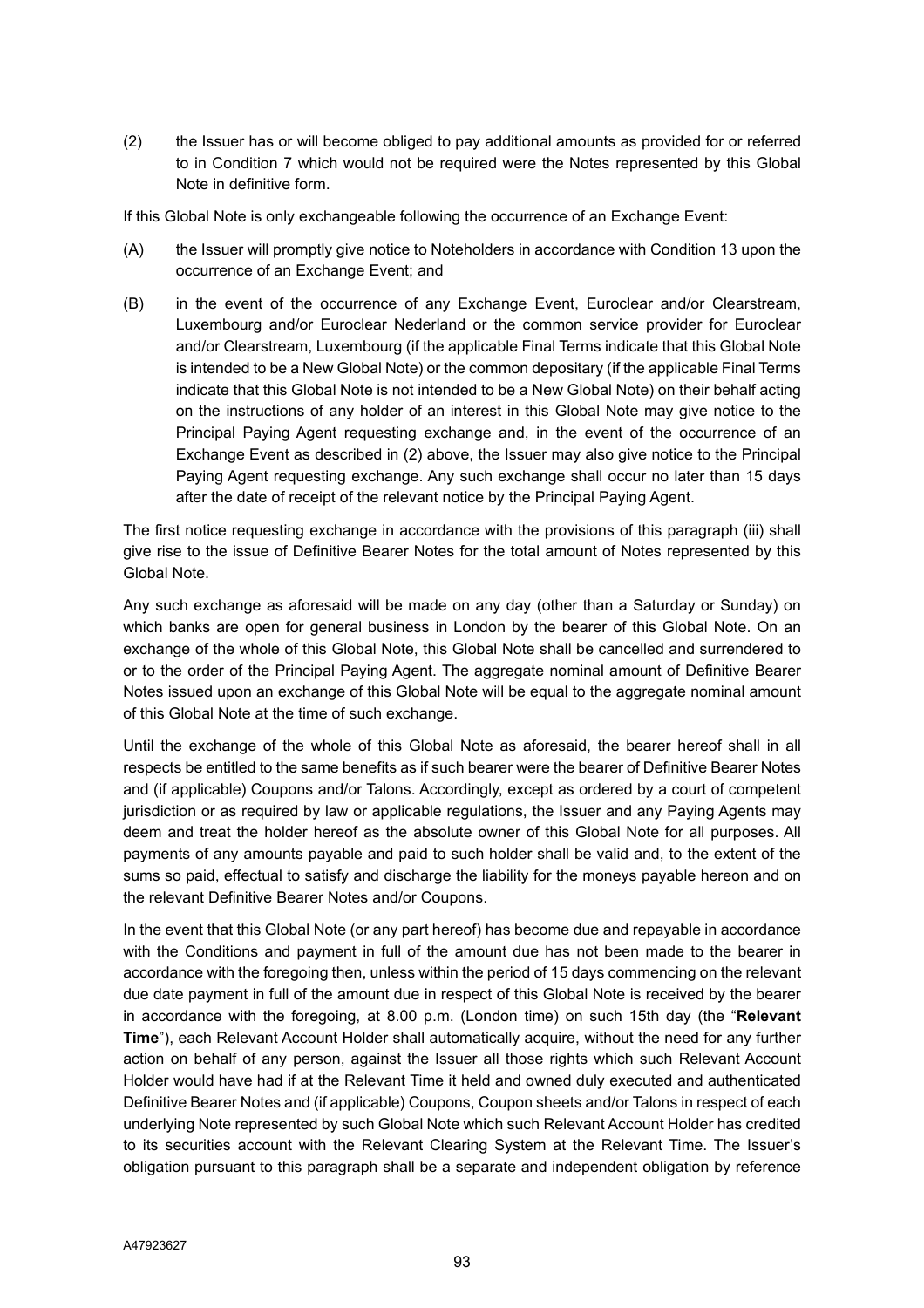(2) the Issuer has or will become obliged to pay additional amounts as provided for or referred to in Condition 7 which would not be required were the Notes represented by this Global Note in definitive form.

If this Global Note is only exchangeable following the occurrence of an Exchange Event:

(A) the Issuer will promptly give notice to Noteholders in accordance with Condition 13 upon the occurrence of an Exchange Event; and

(B) in the event of the occurrence of any Exchange Event, Euroclear and/or Clearstream, Luxembourg and/or Euroclear Nederland or the common service provider for Euroclear and/or Clearstream, Luxembourg (if the applicable Final Terms indicate that this Global Note is intended to be a New Global Note) or the common depositary (if the applicable Final Terms indicate that this Global Note is not intended to be a New Global Note) on their behalf acting on the instructions of any holder of an interest in this Global Note may give notice to the Principal Paying Agent requesting exchange and, in the event of the occurrence of an Exchange Event as described in (2) above, the Issuer may also give notice to the Principal Paying Agent requesting exchange. Any such exchange shall occur no later than 15 days after the date of receipt of the relevant notice by the Principal Paying Agent.

The first notice requesting exchange in accordance with the provisions of this paragraph (iii) shall give rise to the issue of Definitive Bearer Notes for the total amount of Notes represented by this Global Note.

Any such exchange as aforesaid will be made on any day (other than a Saturday or Sunday) on which banks are open for general business in London by the bearer of this Global Note. On an exchange of the whole of this Global Note, this Global Note shall be cancelled and surrendered to or to the order of the Principal Paying Agent. The aggregate nominal amount of Definitive Bearer Notes issued upon an exchange of this Global Note will be equal to the aggregate nominal amount of this Global Note at the time of such exchange.

Until the exchange of the whole of this Global Note as aforesaid, the bearer hereof shall in all respects be entitled to the same benefits as if such bearer were the bearer of Definitive Bearer Notes and (if applicable) Coupons and/or Talons. Accordingly, except as ordered by a court of competent jurisdiction or as required by law or applicable regulations, the Issuer and any Paying Agents may deem and treat the holder hereof as the absolute owner of this Global Note for all purposes. All payments of any amounts payable and paid to such holder shall be valid and, to the extent of the sums so paid, effectual to satisfy and discharge the liability for the moneys payable hereon and on the relevant Definitive Bearer Notes and/or Coupons.

In the event that this Global Note (or any part hereof) has become due and repayable in accordance with the Conditions and payment in full of the amount due has not been made to the bearer in accordance with the foregoing then, unless within the period of 15 days commencing on the relevant due date payment in full of the amount due in respect of this Global Note is received by the bearer in accordance with the foregoing, at 8.00 p.m. (London time) on such 15th day (the "**Relevant Time**"), each Relevant Account Holder shall automatically acquire, without the need for any further action on behalf of any person, against the Issuer all those rights which such Relevant Account Holder would have had if at the Relevant Time it held and owned duly executed and authenticated Definitive Bearer Notes and (if applicable) Coupons, Coupon sheets and/or Talons in respect of each underlying Note represented by such Global Note which such Relevant Account Holder has credited to its securities account with the Relevant Clearing System at the Relevant Time. The Issuer's obligation pursuant to this paragraph shall be a separate and independent obligation by reference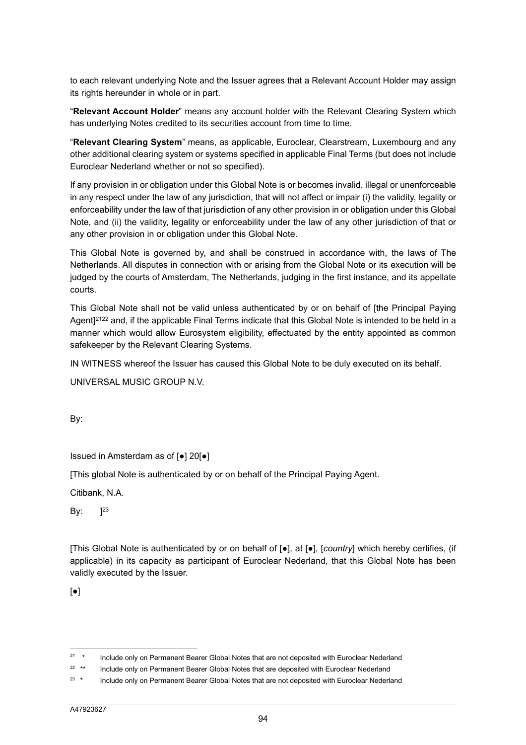to each relevant underlying Note and the Issuer agrees that a Relevant Account Holder may assign its rights hereunder in whole or in part.

"**Relevant Account Holder**" means any account holder with the Relevant Clearing System which has underlying Notes credited to its securities account from time to time.

"**Relevant Clearing System**" means, as applicable, Euroclear, Clearstream, Luxembourg and any other additional clearing system or systems specified in applicable Final Terms (but does not include Euroclear Nederland whether or not so specified).

If any provision in or obligation under this Global Note is or becomes invalid, illegal or unenforceable in any respect under the law of any jurisdiction, that will not affect or impair (i) the validity, legality or enforceability under the law of that jurisdiction of any other provision in or obligation under this Global Note, and (ii) the validity, legality or enforceability under the law of any other jurisdiction of that or any other provision in or obligation under this Global Note.

This Global Note is governed by, and shall be construed in accordance with, the laws of The Netherlands. All disputes in connection with or arising from the Global Note or its execution will be judged by the courts of Amsterdam, The Netherlands, judging in the first instance, and its appellate courts.

This Global Note shall not be valid unless authenticated by or on behalf of [the Principal Paying Agent][21][22] and, if the applicable Final Terms indicate that this Global Note is intended to be held in a manner which would allow Eurosystem eligibility, effectuated by the entity appointed as common safekeeper by the Relevant Clearing Systems.

IN WITNESS whereof the Issuer has caused this Global Note to be duly executed on its behalf.

UNIVERSAL MUSIC GROUP N.V.

By:

Issued in Amsterdam as of [●] 20[●]

[This global Note is authenticated by or on behalf of the Principal Paying Agent.

Citibank, N.A.

By: ][23]

[This Global Note is authenticated by or on behalf of [●], at [●], [*country*] which hereby certifies, (if applicable) in its capacity as participant of Euroclear Nederland, that this Global Note has been validly executed by the Issuer.

[●]

---

[21] * Include only on Permanent Bearer Global Notes that are not deposited with Euroclear Nederland

[22] ** Include only on Permanent Bearer Global Notes that are deposited with Euroclear Nederland

[23] * Include only on Permanent Bearer Global Notes that are not deposited with Euroclear Nederland

A47923627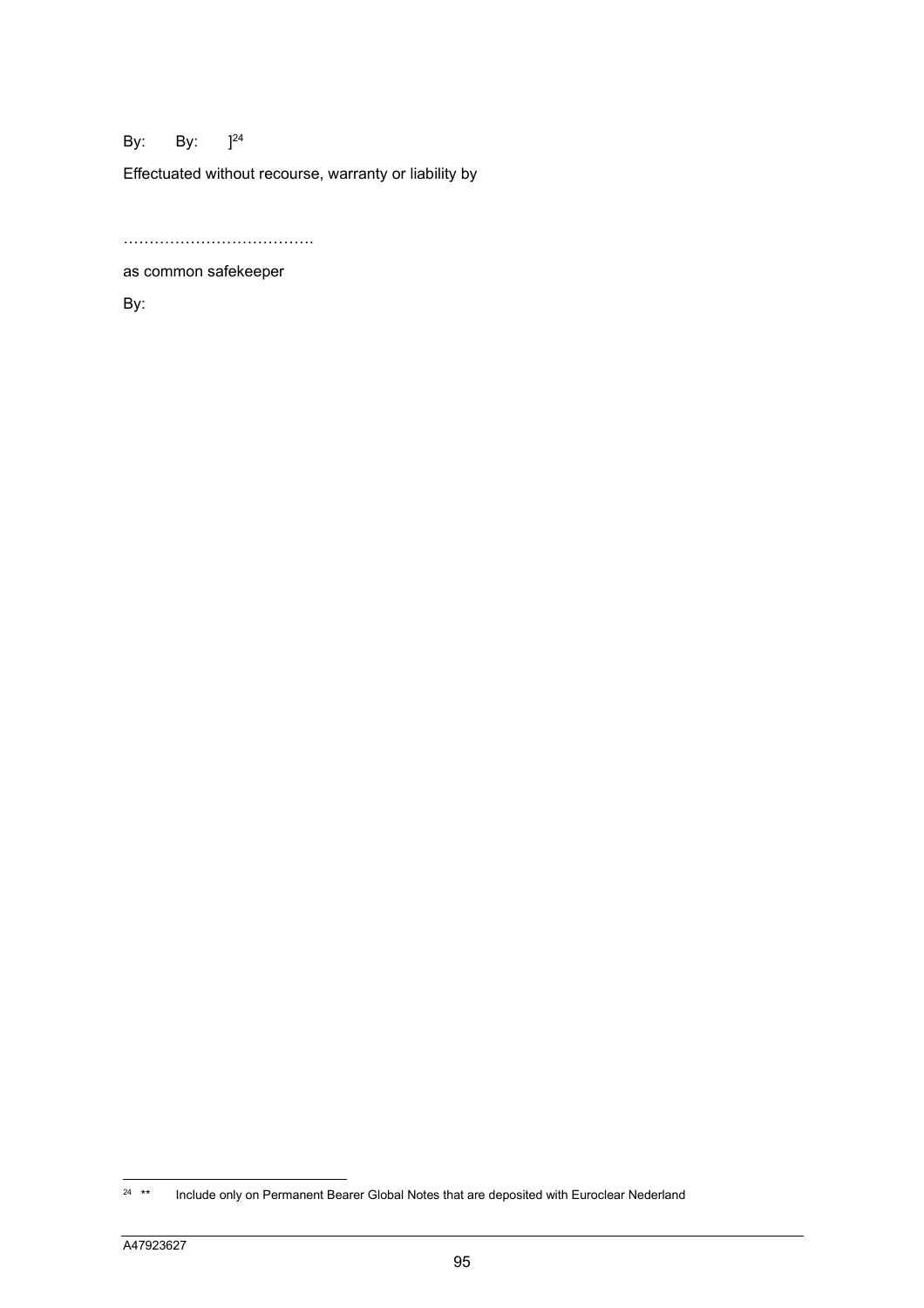By: By: ][24]

Effectuated without recourse, warranty or liability by

……………………………….

as common safekeeper

By:

---

[24] ** Include only on Permanent Bearer Global Notes that are deposited with Euroclear Nederland

A47923627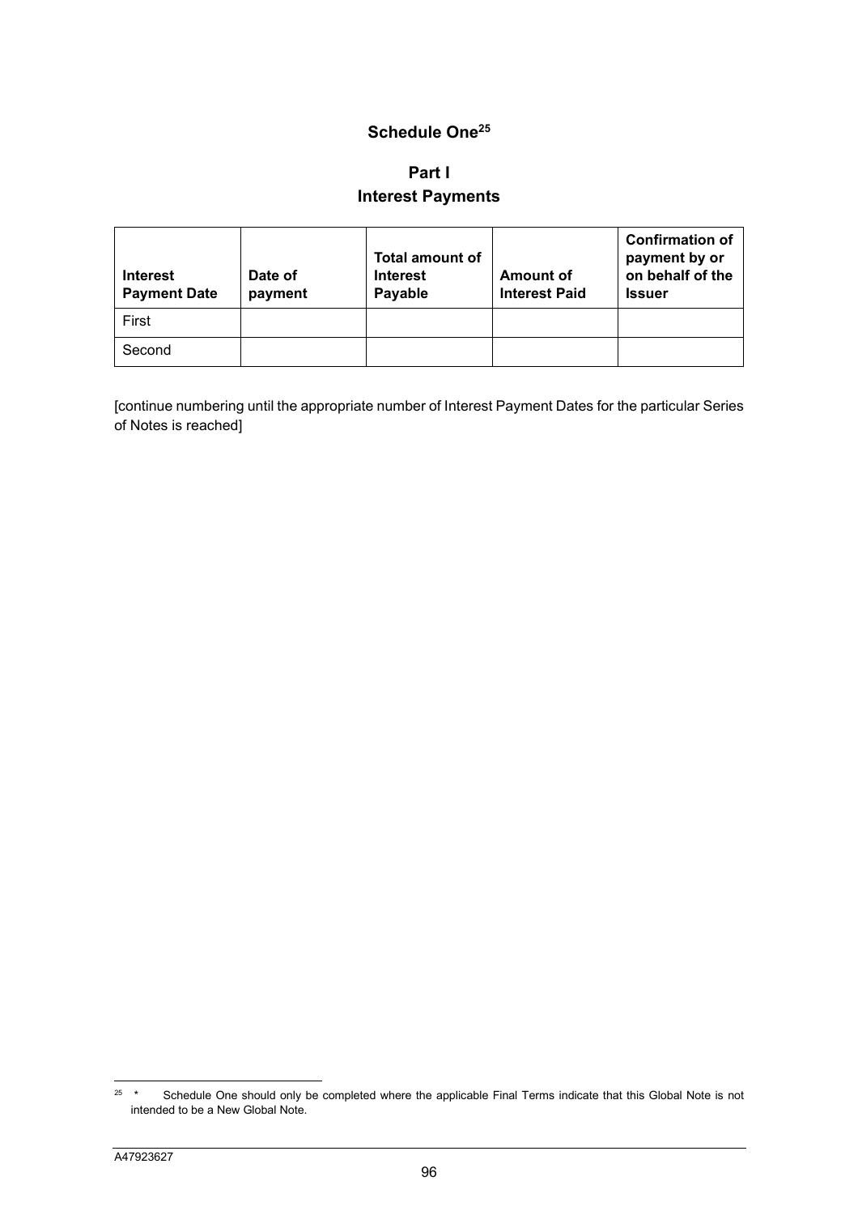# Schedule One[25]

## Part I

## Interest Payments

| Interest Payment Date | Date of payment | Total amount of Interest Payable | Amount of Interest Paid | Confirmation of payment by or on behalf of the Issuer |
|---|---|---|---|---|
| First | | | | |
| Second | | | | |

[continue numbering until the appropriate number of Interest Payment Dates for the particular Series of Notes is reached]

---

[25] * Schedule One should only be completed where the applicable Final Terms indicate that this Global Note is not intended to be a New Global Note.

A47923627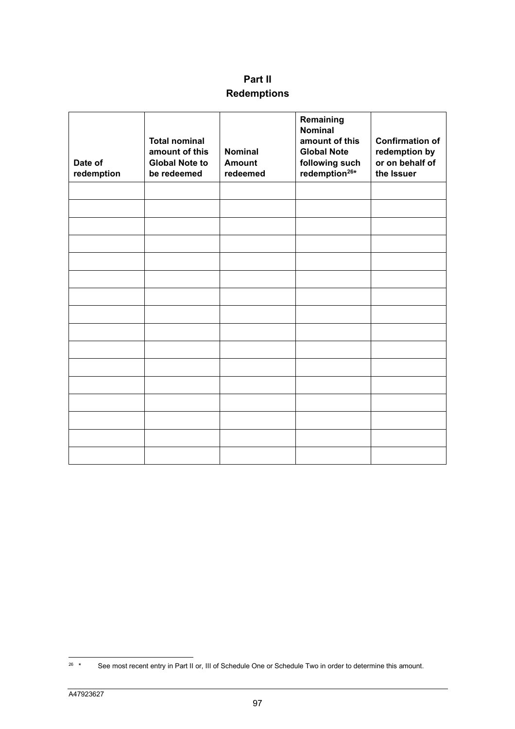# Part II
## Redemptions

| Date of redemption | Total nominal amount of this Global Note to be redeemed | Nominal Amount redeemed | Remaining Nominal amount of this Global Note following such redemption[26]* | Confirmation of redemption by or on behalf of the Issuer |
|---|---|---|---|---|
| | | | | |
| | | | | |
| | | | | |
| | | | | |
| | | | | |
| | | | | |
| | | | | |
| | | | | |
| | | | | |
| | | | | |
| | | | | |
| | | | | |
| | | | | |
| | | | | |
| | | | | |
| | | | | |

[26] * See most recent entry in Part II or, III of Schedule One or Schedule Two in order to determine this amount.

A47923627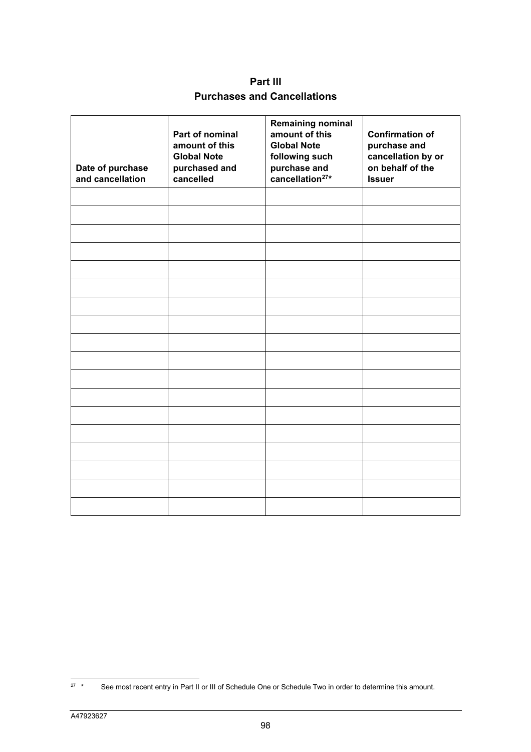# Part III
## Purchases and Cancellations

| Date of purchase and cancellation | Part of nominal amount of this Global Note purchased and cancelled | Remaining nominal amount of this Global Note following such purchase and cancellation[27]* | Confirmation of purchase and cancellation by or on behalf of the Issuer |
|---|---|---|---|
| | | | |
| | | | |
| | | | |
| | | | |
| | | | |
| | | | |
| | | | |
| | | | |
| | | | |
| | | | |
| | | | |
| | | | |
| | | | |
| | | | |
| | | | |
| | | | |
| | | | |
| | | | |

[27] * See most recent entry in Part II or III of Schedule One or Schedule Two in order to determine this amount.

A47923627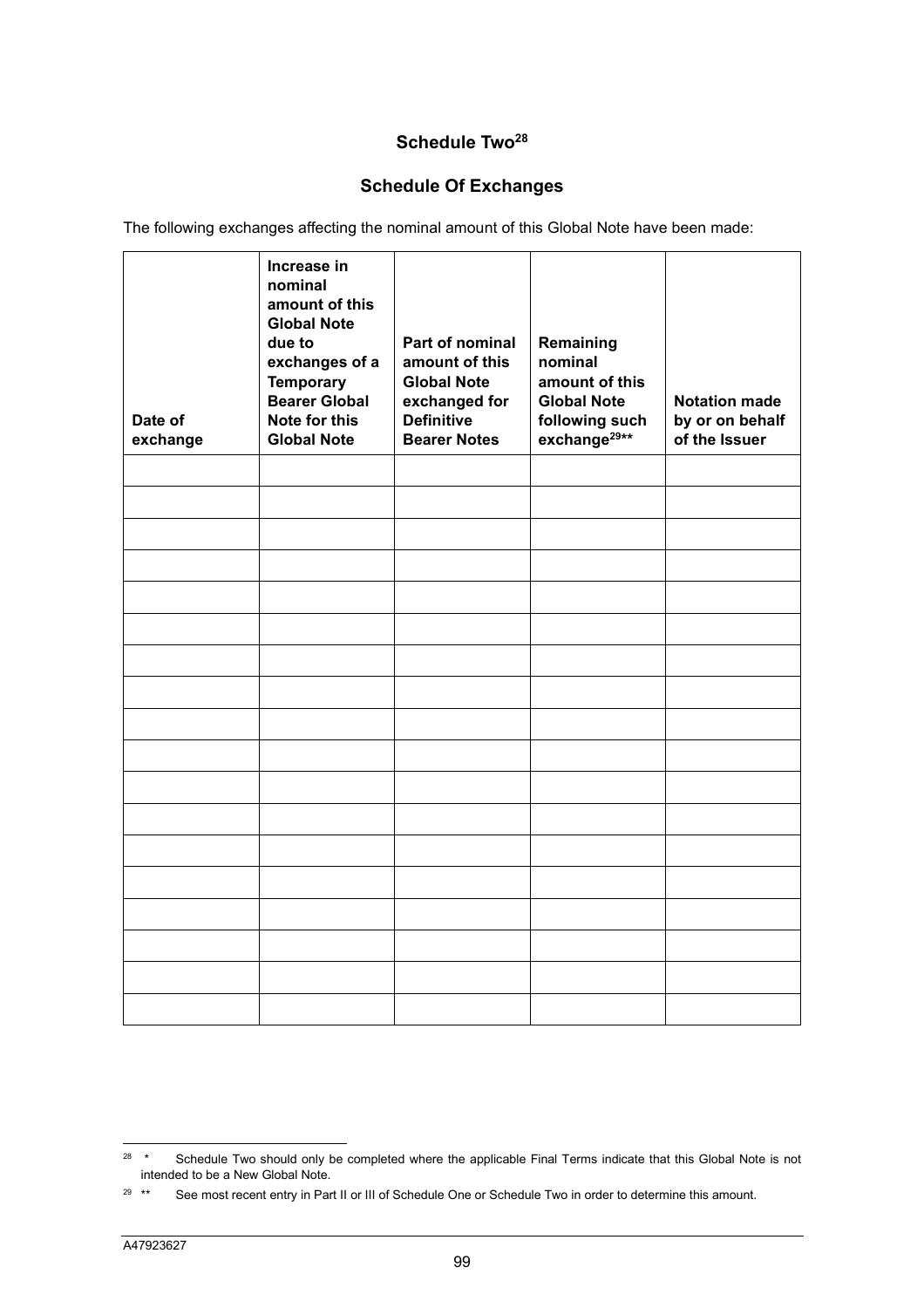## Schedule Two[28]

## Schedule Of Exchanges

The following exchanges affecting the nominal amount of this Global Note have been made:

| Date of exchange | Increase in nominal amount of this Global Note due to exchanges of a Temporary Bearer Global Note for this Global Note | Part of nominal amount of this Global Note exchanged for Definitive Bearer Notes | Remaining nominal amount of this Global Note following such exchange[29]** | Notation made by or on behalf of the Issuer |
|---|---|---|---|---|
| | | | | |
| | | | | |
| | | | | |
| | | | | |
| | | | | |
| | | | | |
| | | | | |
| | | | | |
| | | | | |
| | | | | |
| | | | | |
| | | | | |
| | | | | |
| | | | | |
| | | | | |
| | | | | |
| | | | | |
| | | | | |

[28] * Schedule Two should only be completed where the applicable Final Terms indicate that this Global Note is not intended to be a New Global Note.

[29] ** See most recent entry in Part II or III of Schedule One or Schedule Two in order to determine this amount.

A47923627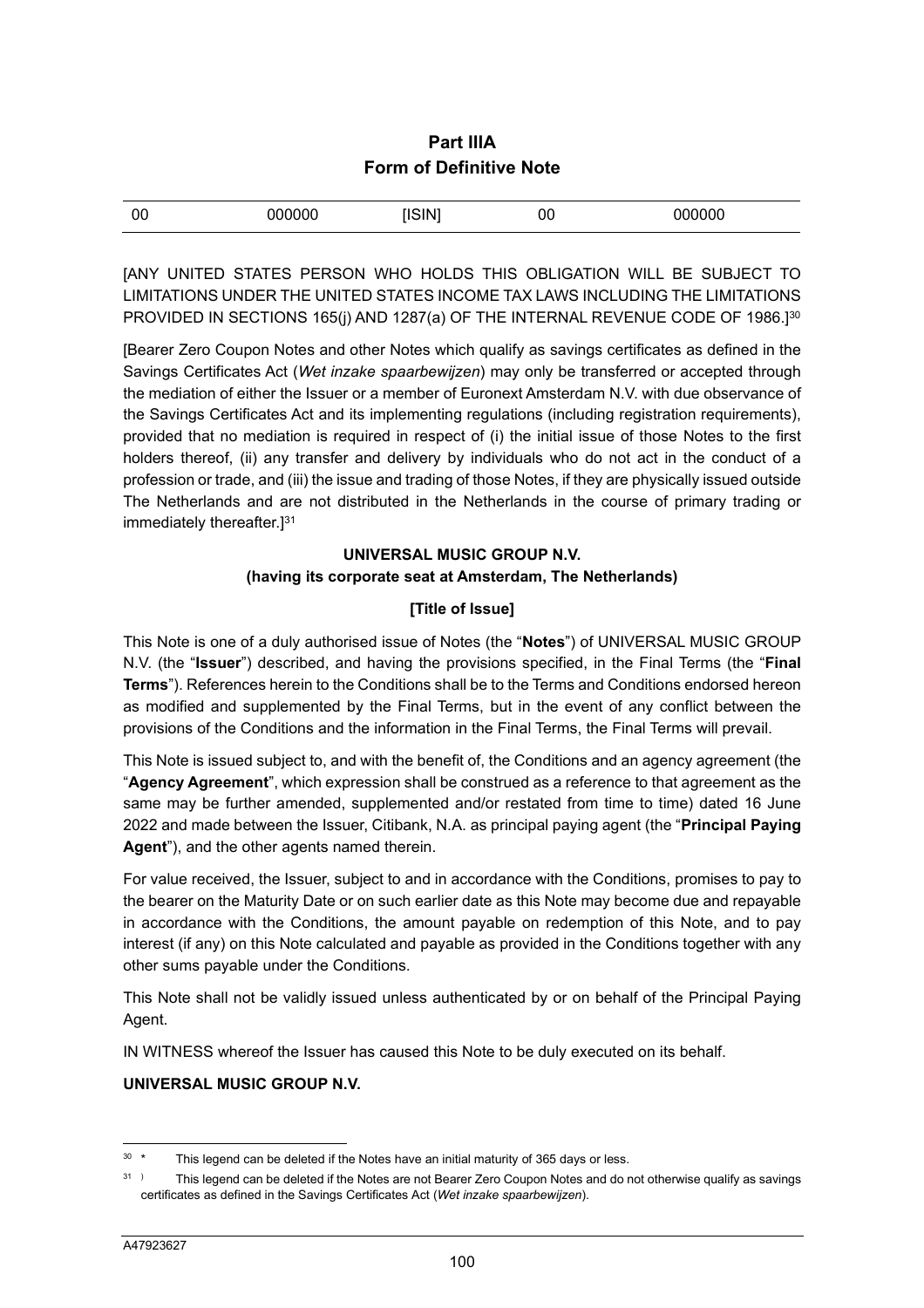# Part IIIA
## Form of Definitive Note

| 00 | 000000 | [ISIN] | 00 | 000000 |
|---|---|---|---|---|

[ANY UNITED STATES PERSON WHO HOLDS THIS OBLIGATION WILL BE SUBJECT TO LIMITATIONS UNDER THE UNITED STATES INCOME TAX LAWS INCLUDING THE LIMITATIONS PROVIDED IN SECTIONS 165(j) AND 1287(a) OF THE INTERNAL REVENUE CODE OF 1986.][30]

[Bearer Zero Coupon Notes and other Notes which qualify as savings certificates as defined in the Savings Certificates Act (*Wet inzake spaarbewijzen*) may only be transferred or accepted through the mediation of either the Issuer or a member of Euronext Amsterdam N.V. with due observance of the Savings Certificates Act and its implementing regulations (including registration requirements), provided that no mediation is required in respect of (i) the initial issue of those Notes to the first holders thereof, (ii) any transfer and delivery by individuals who do not act in the conduct of a profession or trade, and (iii) the issue and trading of those Notes, if they are physically issued outside The Netherlands and are not distributed in the Netherlands in the course of primary trading or immediately thereafter.][31]

**UNIVERSAL MUSIC GROUP N.V.**
**(having its corporate seat at Amsterdam, The Netherlands)**

**[Title of Issue]**

This Note is one of a duly authorised issue of Notes (the "**Notes**") of UNIVERSAL MUSIC GROUP N.V. (the "**Issuer**") described, and having the provisions specified, in the Final Terms (the "**Final Terms**"). References herein to the Conditions shall be to the Terms and Conditions endorsed hereon as modified and supplemented by the Final Terms, but in the event of any conflict between the provisions of the Conditions and the information in the Final Terms, the Final Terms will prevail.

This Note is issued subject to, and with the benefit of, the Conditions and an agency agreement (the "**Agency Agreement**", which expression shall be construed as a reference to that agreement as the same may be further amended, supplemented and/or restated from time to time) dated 16 June 2022 and made between the Issuer, Citibank, N.A. as principal paying agent (the "**Principal Paying Agent**"), and the other agents named therein.

For value received, the Issuer, subject to and in accordance with the Conditions, promises to pay to the bearer on the Maturity Date or on such earlier date as this Note may become due and repayable in accordance with the Conditions, the amount payable on redemption of this Note, and to pay interest (if any) on this Note calculated and payable as provided in the Conditions together with any other sums payable under the Conditions.

This Note shall not be validly issued unless authenticated by or on behalf of the Principal Paying Agent.

IN WITNESS whereof the Issuer has caused this Note to be duly executed on its behalf.

**UNIVERSAL MUSIC GROUP N.V.**

---

[30] * This legend can be deleted if the Notes have an initial maturity of 365 days or less.

[31] ) This legend can be deleted if the Notes are not Bearer Zero Coupon Notes and do not otherwise qualify as savings certificates as defined in the Savings Certificates Act (*Wet inzake spaarbewijzen*).

A47923627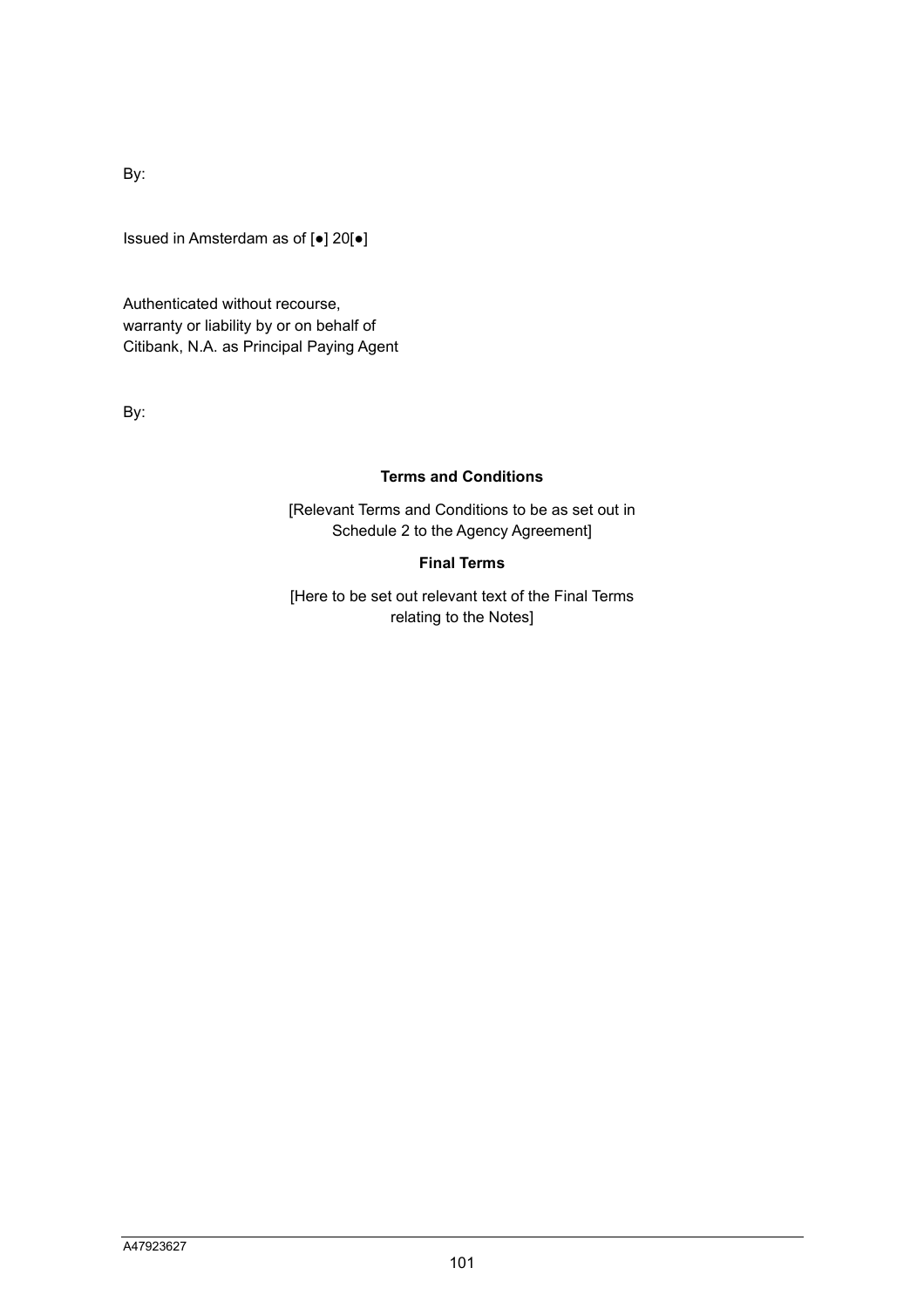By:

Issued in Amsterdam as of [●] 20[●]

Authenticated without recourse,
warranty or liability by or on behalf of
Citibank, N.A. as Principal Paying Agent

By:

**Terms and Conditions**

[Relevant Terms and Conditions to be as set out in Schedule 2 to the Agency Agreement]

**Final Terms**

[Here to be set out relevant text of the Final Terms relating to the Notes]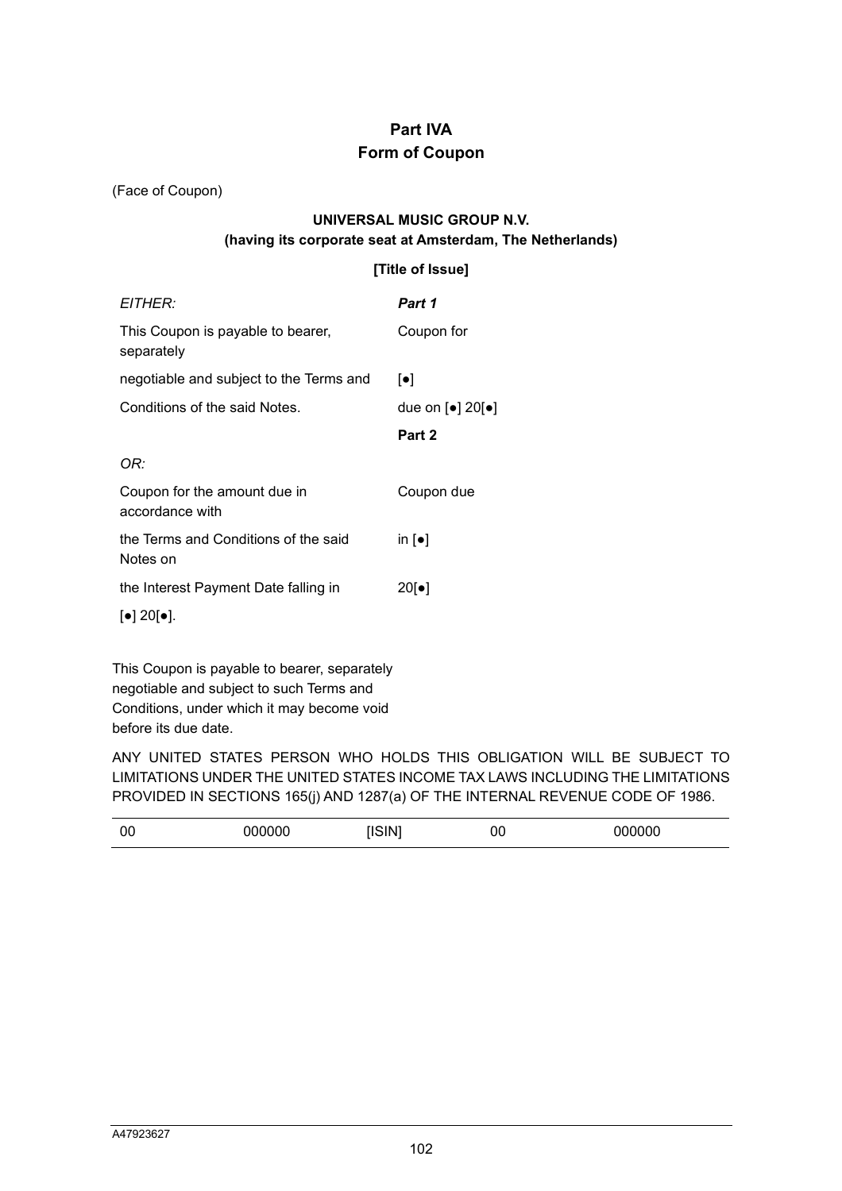# Part IVA
# Form of Coupon

(Face of Coupon)

**UNIVERSAL MUSIC GROUP N.V.**
**(having its corporate seat at Amsterdam, The Netherlands)**

**[Title of Issue]**

| *EITHER:* | ***Part 1*** |
|---|---|
| This Coupon is payable to bearer, separately | Coupon for |
| negotiable and subject to the Terms and | [●] |
| Conditions of the said Notes. | due on [●] 20[●] |
| | **Part 2** |
| *OR:* | |
| Coupon for the amount due in accordance with | Coupon due |
| the Terms and Conditions of the said Notes on | in [●] |
| the Interest Payment Date falling in | 20[●] |
| [●] 20[●]. | |

This Coupon is payable to bearer, separately negotiable and subject to such Terms and Conditions, under which it may become void before its due date.

ANY UNITED STATES PERSON WHO HOLDS THIS OBLIGATION WILL BE SUBJECT TO LIMITATIONS UNDER THE UNITED STATES INCOME TAX LAWS INCLUDING THE LIMITATIONS PROVIDED IN SECTIONS 165(j) AND 1287(a) OF THE INTERNAL REVENUE CODE OF 1986.

| 00 | 000000 | [ISIN] | 00 | 000000 |
|---|---|---|---|---|

A47923627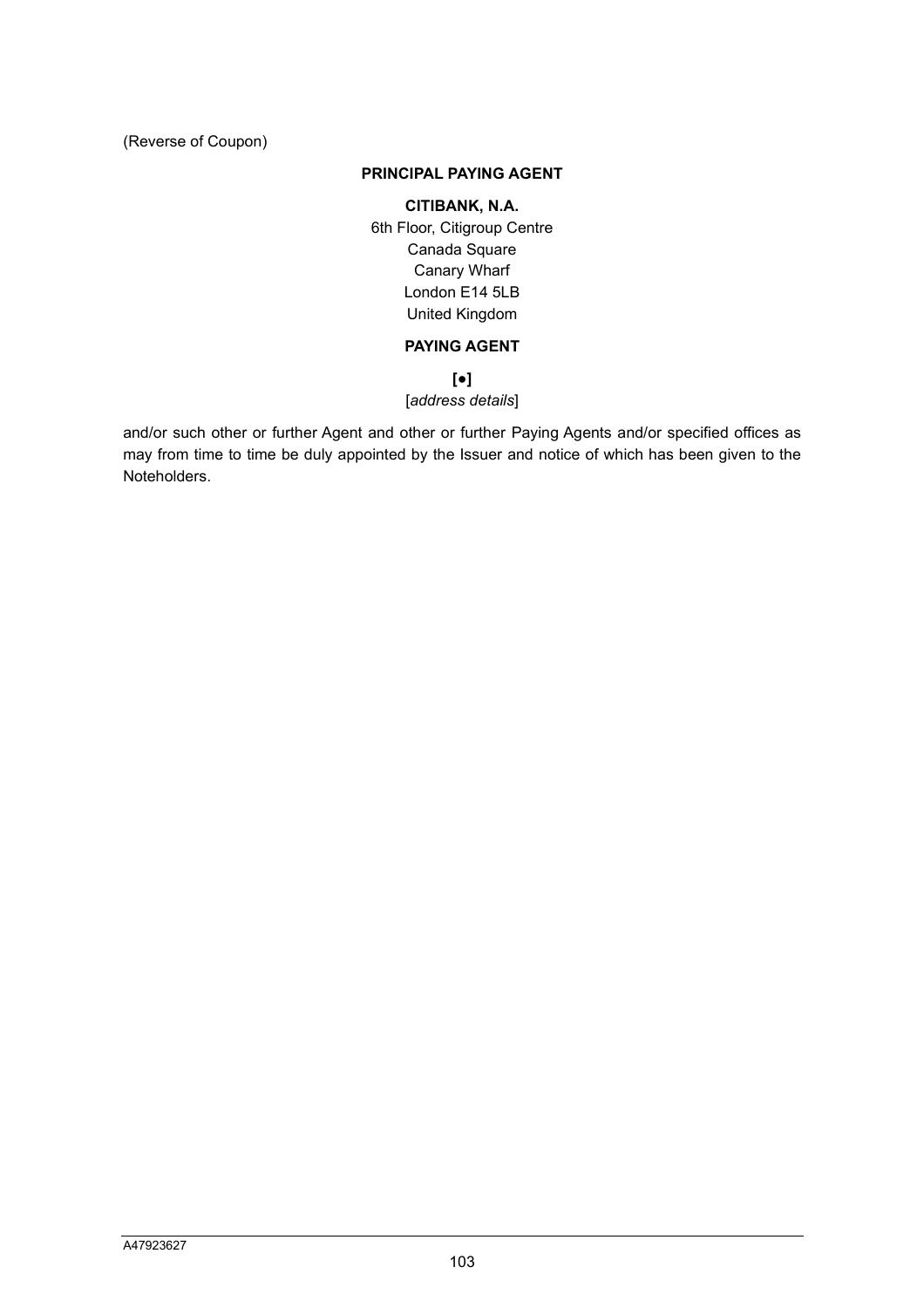(Reverse of Coupon)

**PRINCIPAL PAYING AGENT**

**CITIBANK, N.A.**

6th Floor, Citigroup Centre
Canada Square
Canary Wharf
London E14 5LB
United Kingdom

**PAYING AGENT**

**[•]**

[*address details*]

and/or such other or further Agent and other or further Paying Agents and/or specified offices as may from time to time be duly appointed by the Issuer and notice of which has been given to the Noteholders.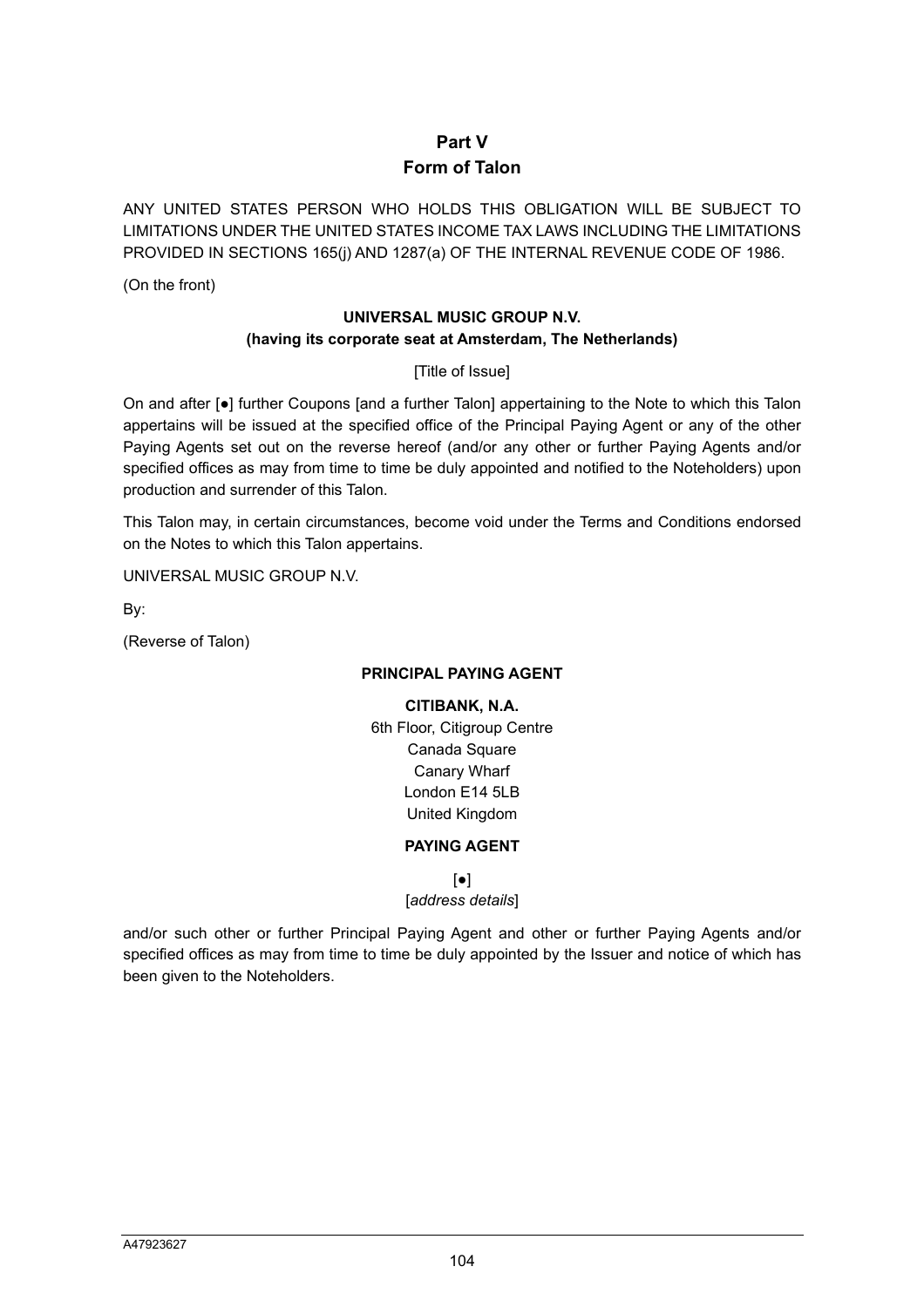# Part V
## Form of Talon

ANY UNITED STATES PERSON WHO HOLDS THIS OBLIGATION WILL BE SUBJECT TO LIMITATIONS UNDER THE UNITED STATES INCOME TAX LAWS INCLUDING THE LIMITATIONS PROVIDED IN SECTIONS 165(j) AND 1287(a) OF THE INTERNAL REVENUE CODE OF 1986.

(On the front)

**UNIVERSAL MUSIC GROUP N.V.**
**(having its corporate seat at Amsterdam, The Netherlands)**

[Title of Issue]

On and after [●] further Coupons [and a further Talon] appertaining to the Note to which this Talon appertains will be issued at the specified office of the Principal Paying Agent or any of the other Paying Agents set out on the reverse hereof (and/or any other or further Paying Agents and/or specified offices as may from time to time be duly appointed and notified to the Noteholders) upon production and surrender of this Talon.

This Talon may, in certain circumstances, become void under the Terms and Conditions endorsed on the Notes to which this Talon appertains.

UNIVERSAL MUSIC GROUP N.V.

By:

(Reverse of Talon)

**PRINCIPAL PAYING AGENT**

**CITIBANK, N.A.**
6th Floor, Citigroup Centre
Canada Square
Canary Wharf
London E14 5LB
United Kingdom

**PAYING AGENT**

[●]
[*address details*]

and/or such other or further Principal Paying Agent and other or further Paying Agents and/or specified offices as may from time to time be duly appointed by the Issuer and notice of which has been given to the Noteholders.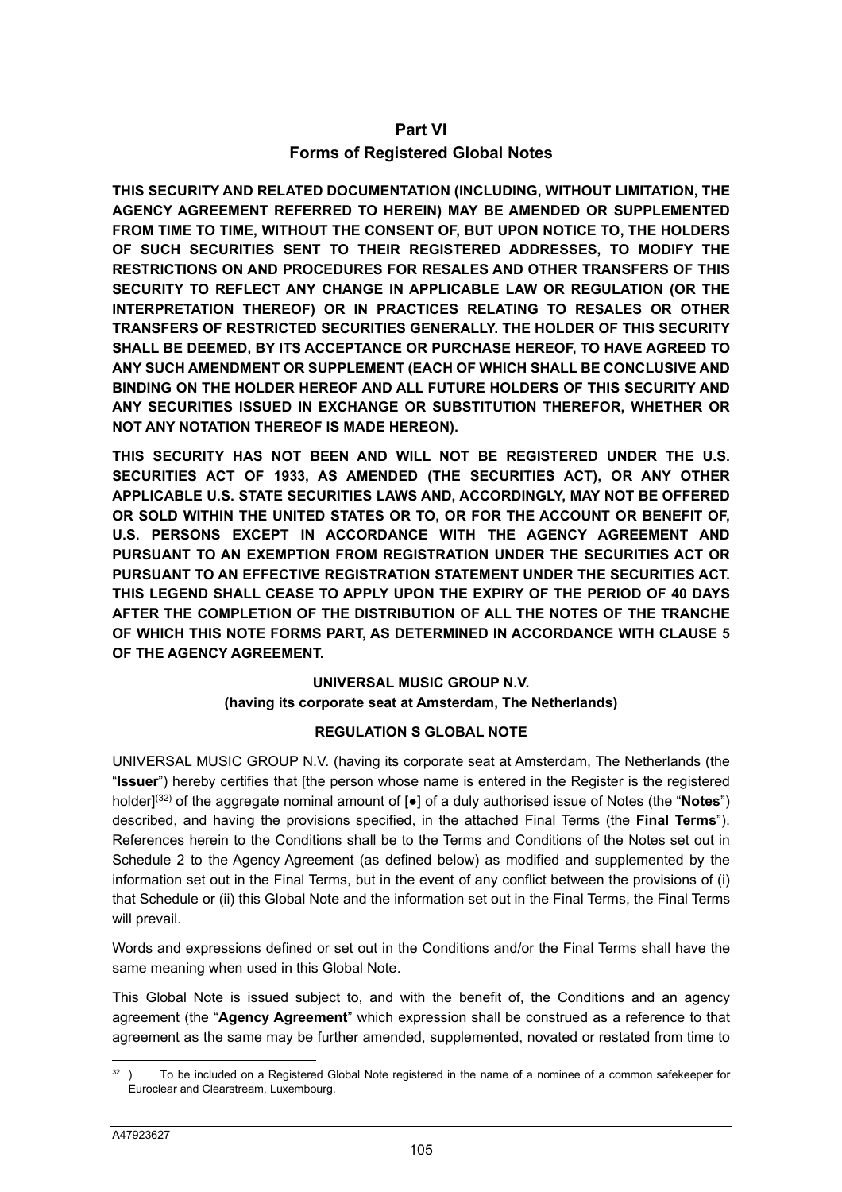# Part VI

## Forms of Registered Global Notes

**THIS SECURITY AND RELATED DOCUMENTATION (INCLUDING, WITHOUT LIMITATION, THE AGENCY AGREEMENT REFERRED TO HEREIN) MAY BE AMENDED OR SUPPLEMENTED FROM TIME TO TIME, WITHOUT THE CONSENT OF, BUT UPON NOTICE TO, THE HOLDERS OF SUCH SECURITIES SENT TO THEIR REGISTERED ADDRESSES, TO MODIFY THE RESTRICTIONS ON AND PROCEDURES FOR RESALES AND OTHER TRANSFERS OF THIS SECURITY TO REFLECT ANY CHANGE IN APPLICABLE LAW OR REGULATION (OR THE INTERPRETATION THEREOF) OR IN PRACTICES RELATING TO RESALES OR OTHER TRANSFERS OF RESTRICTED SECURITIES GENERALLY. THE HOLDER OF THIS SECURITY SHALL BE DEEMED, BY ITS ACCEPTANCE OR PURCHASE HEREOF, TO HAVE AGREED TO ANY SUCH AMENDMENT OR SUPPLEMENT (EACH OF WHICH SHALL BE CONCLUSIVE AND BINDING ON THE HOLDER HEREOF AND ALL FUTURE HOLDERS OF THIS SECURITY AND ANY SECURITIES ISSUED IN EXCHANGE OR SUBSTITUTION THEREFOR, WHETHER OR NOT ANY NOTATION THEREOF IS MADE HEREON).**

**THIS SECURITY HAS NOT BEEN AND WILL NOT BE REGISTERED UNDER THE U.S. SECURITIES ACT OF 1933, AS AMENDED (THE SECURITIES ACT), OR ANY OTHER APPLICABLE U.S. STATE SECURITIES LAWS AND, ACCORDINGLY, MAY NOT BE OFFERED OR SOLD WITHIN THE UNITED STATES OR TO, OR FOR THE ACCOUNT OR BENEFIT OF, U.S. PERSONS EXCEPT IN ACCORDANCE WITH THE AGENCY AGREEMENT AND PURSUANT TO AN EXEMPTION FROM REGISTRATION UNDER THE SECURITIES ACT OR PURSUANT TO AN EFFECTIVE REGISTRATION STATEMENT UNDER THE SECURITIES ACT. THIS LEGEND SHALL CEASE TO APPLY UPON THE EXPIRY OF THE PERIOD OF 40 DAYS AFTER THE COMPLETION OF THE DISTRIBUTION OF ALL THE NOTES OF THE TRANCHE OF WHICH THIS NOTE FORMS PART, AS DETERMINED IN ACCORDANCE WITH CLAUSE 5 OF THE AGENCY AGREEMENT.**

**UNIVERSAL MUSIC GROUP N.V.**
**(having its corporate seat at Amsterdam, The Netherlands)**

**REGULATION S GLOBAL NOTE**

UNIVERSAL MUSIC GROUP N.V. (having its corporate seat at Amsterdam, The Netherlands (the "**Issuer**") hereby certifies that [the person whose name is entered in the Register is the registered holder][32] of the aggregate nominal amount of [●] of a duly authorised issue of Notes (the "**Notes**") described, and having the provisions specified, in the attached Final Terms (the **Final Terms**"). References herein to the Conditions shall be to the Terms and Conditions of the Notes set out in Schedule 2 to the Agency Agreement (as defined below) as modified and supplemented by the information set out in the Final Terms, but in the event of any conflict between the provisions of (i) that Schedule or (ii) this Global Note and the information set out in the Final Terms, the Final Terms will prevail.

Words and expressions defined or set out in the Conditions and/or the Final Terms shall have the same meaning when used in this Global Note.

This Global Note is issued subject to, and with the benefit of, the Conditions and an agency agreement (the "**Agency Agreement**" which expression shall be construed as a reference to that agreement as the same may be further amended, supplemented, novated or restated from time to

---

[32] ) To be included on a Registered Global Note registered in the name of a nominee of a common safekeeper for Euroclear and Clearstream, Luxembourg.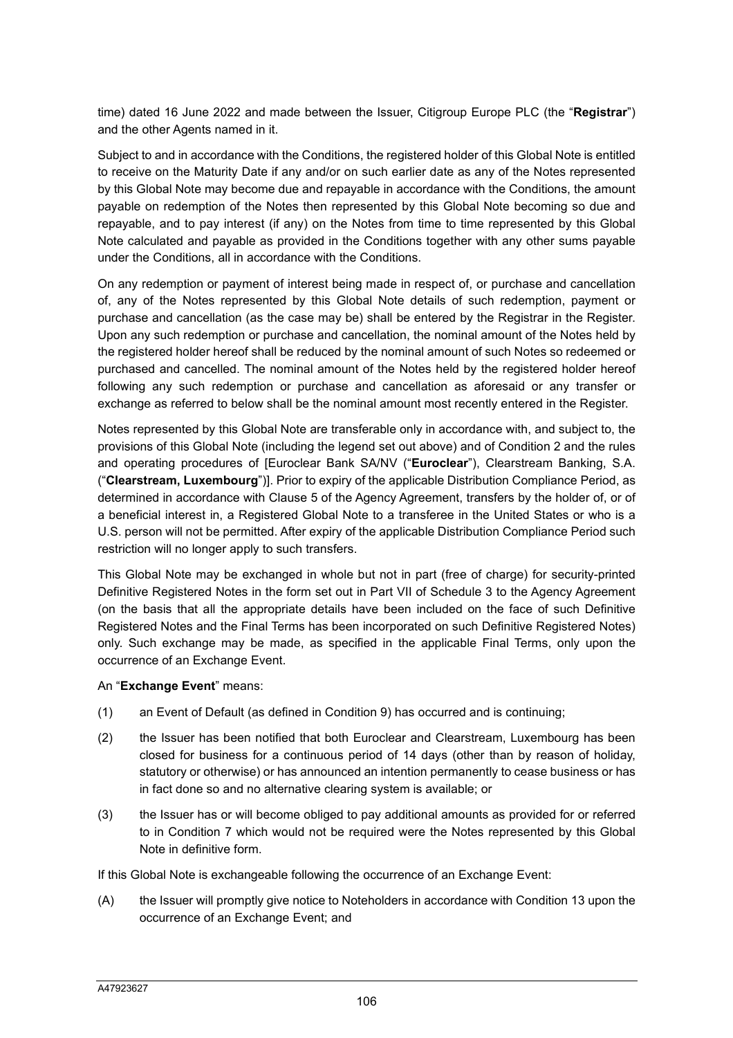time) dated 16 June 2022 and made between the Issuer, Citigroup Europe PLC (the "**Registrar**") and the other Agents named in it.

Subject to and in accordance with the Conditions, the registered holder of this Global Note is entitled to receive on the Maturity Date if any and/or on such earlier date as any of the Notes represented by this Global Note may become due and repayable in accordance with the Conditions, the amount payable on redemption of the Notes then represented by this Global Note becoming so due and repayable, and to pay interest (if any) on the Notes from time to time represented by this Global Note calculated and payable as provided in the Conditions together with any other sums payable under the Conditions, all in accordance with the Conditions.

On any redemption or payment of interest being made in respect of, or purchase and cancellation of, any of the Notes represented by this Global Note details of such redemption, payment or purchase and cancellation (as the case may be) shall be entered by the Registrar in the Register. Upon any such redemption or purchase and cancellation, the nominal amount of the Notes held by the registered holder hereof shall be reduced by the nominal amount of such Notes so redeemed or purchased and cancelled. The nominal amount of the Notes held by the registered holder hereof following any such redemption or purchase and cancellation as aforesaid or any transfer or exchange as referred to below shall be the nominal amount most recently entered in the Register.

Notes represented by this Global Note are transferable only in accordance with, and subject to, the provisions of this Global Note (including the legend set out above) and of Condition 2 and the rules and operating procedures of [Euroclear Bank SA/NV ("**Euroclear**"), Clearstream Banking, S.A. ("**Clearstream, Luxembourg**")]. Prior to expiry of the applicable Distribution Compliance Period, as determined in accordance with Clause 5 of the Agency Agreement, transfers by the holder of, or of a beneficial interest in, a Registered Global Note to a transferee in the United States or who is a U.S. person will not be permitted. After expiry of the applicable Distribution Compliance Period such restriction will no longer apply to such transfers.

This Global Note may be exchanged in whole but not in part (free of charge) for security-printed Definitive Registered Notes in the form set out in Part VII of Schedule 3 to the Agency Agreement (on the basis that all the appropriate details have been included on the face of such Definitive Registered Notes and the Final Terms has been incorporated on such Definitive Registered Notes) only. Such exchange may be made, as specified in the applicable Final Terms, only upon the occurrence of an Exchange Event.

An "**Exchange Event**" means:

(1) an Event of Default (as defined in Condition 9) has occurred and is continuing;

(2) the Issuer has been notified that both Euroclear and Clearstream, Luxembourg has been closed for business for a continuous period of 14 days (other than by reason of holiday, statutory or otherwise) or has announced an intention permanently to cease business or has in fact done so and no alternative clearing system is available; or

(3) the Issuer has or will become obliged to pay additional amounts as provided for or referred to in Condition 7 which would not be required were the Notes represented by this Global Note in definitive form.

If this Global Note is exchangeable following the occurrence of an Exchange Event:

(A) the Issuer will promptly give notice to Noteholders in accordance with Condition 13 upon the occurrence of an Exchange Event; and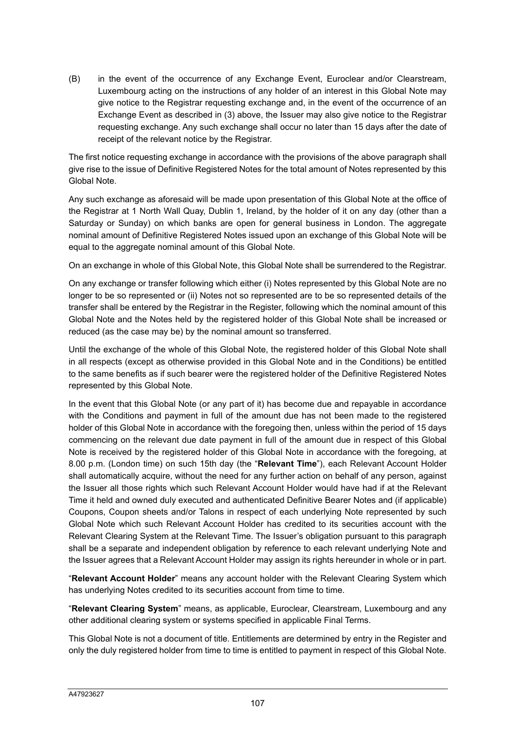(B) in the event of the occurrence of any Exchange Event, Euroclear and/or Clearstream, Luxembourg acting on the instructions of any holder of an interest in this Global Note may give notice to the Registrar requesting exchange and, in the event of the occurrence of an Exchange Event as described in (3) above, the Issuer may also give notice to the Registrar requesting exchange. Any such exchange shall occur no later than 15 days after the date of receipt of the relevant notice by the Registrar.

The first notice requesting exchange in accordance with the provisions of the above paragraph shall give rise to the issue of Definitive Registered Notes for the total amount of Notes represented by this Global Note.

Any such exchange as aforesaid will be made upon presentation of this Global Note at the office of the Registrar at 1 North Wall Quay, Dublin 1, Ireland, by the holder of it on any day (other than a Saturday or Sunday) on which banks are open for general business in London. The aggregate nominal amount of Definitive Registered Notes issued upon an exchange of this Global Note will be equal to the aggregate nominal amount of this Global Note.

On an exchange in whole of this Global Note, this Global Note shall be surrendered to the Registrar.

On any exchange or transfer following which either (i) Notes represented by this Global Note are no longer to be so represented or (ii) Notes not so represented are to be so represented details of the transfer shall be entered by the Registrar in the Register, following which the nominal amount of this Global Note and the Notes held by the registered holder of this Global Note shall be increased or reduced (as the case may be) by the nominal amount so transferred.

Until the exchange of the whole of this Global Note, the registered holder of this Global Note shall in all respects (except as otherwise provided in this Global Note and in the Conditions) be entitled to the same benefits as if such bearer were the registered holder of the Definitive Registered Notes represented by this Global Note.

In the event that this Global Note (or any part of it) has become due and repayable in accordance with the Conditions and payment in full of the amount due has not been made to the registered holder of this Global Note in accordance with the foregoing then, unless within the period of 15 days commencing on the relevant due date payment in full of the amount due in respect of this Global Note is received by the registered holder of this Global Note in accordance with the foregoing, at 8.00 p.m. (London time) on such 15th day (the "**Relevant Time**"), each Relevant Account Holder shall automatically acquire, without the need for any further action on behalf of any person, against the Issuer all those rights which such Relevant Account Holder would have had if at the Relevant Time it held and owned duly executed and authenticated Definitive Bearer Notes and (if applicable) Coupons, Coupon sheets and/or Talons in respect of each underlying Note represented by such Global Note which such Relevant Account Holder has credited to its securities account with the Relevant Clearing System at the Relevant Time. The Issuer's obligation pursuant to this paragraph shall be a separate and independent obligation by reference to each relevant underlying Note and the Issuer agrees that a Relevant Account Holder may assign its rights hereunder in whole or in part.

"**Relevant Account Holder**" means any account holder with the Relevant Clearing System which has underlying Notes credited to its securities account from time to time.

"**Relevant Clearing System**" means, as applicable, Euroclear, Clearstream, Luxembourg and any other additional clearing system or systems specified in applicable Final Terms.

This Global Note is not a document of title. Entitlements are determined by entry in the Register and only the duly registered holder from time to time is entitled to payment in respect of this Global Note.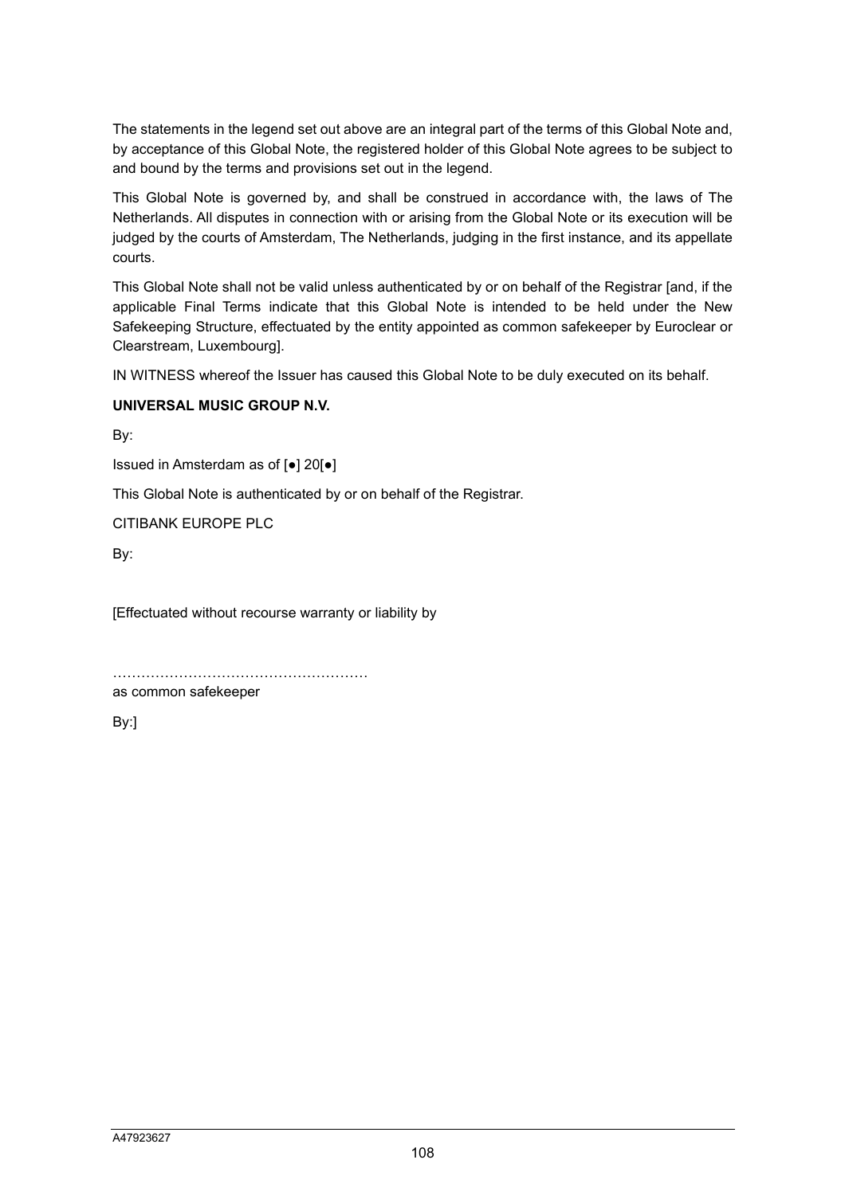The statements in the legend set out above are an integral part of the terms of this Global Note and, by acceptance of this Global Note, the registered holder of this Global Note agrees to be subject to and bound by the terms and provisions set out in the legend.

This Global Note is governed by, and shall be construed in accordance with, the laws of The Netherlands. All disputes in connection with or arising from the Global Note or its execution will be judged by the courts of Amsterdam, The Netherlands, judging in the first instance, and its appellate courts.

This Global Note shall not be valid unless authenticated by or on behalf of the Registrar [and, if the applicable Final Terms indicate that this Global Note is intended to be held under the New Safekeeping Structure, effectuated by the entity appointed as common safekeeper by Euroclear or Clearstream, Luxembourg].

IN WITNESS whereof the Issuer has caused this Global Note to be duly executed on its behalf.

**UNIVERSAL MUSIC GROUP N.V.**

By:

Issued in Amsterdam as of [●] 20[●]

This Global Note is authenticated by or on behalf of the Registrar.

CITIBANK EUROPE PLC

By:

[Effectuated without recourse warranty or liability by

……………………………………………
as common safekeeper

By:]

A47923627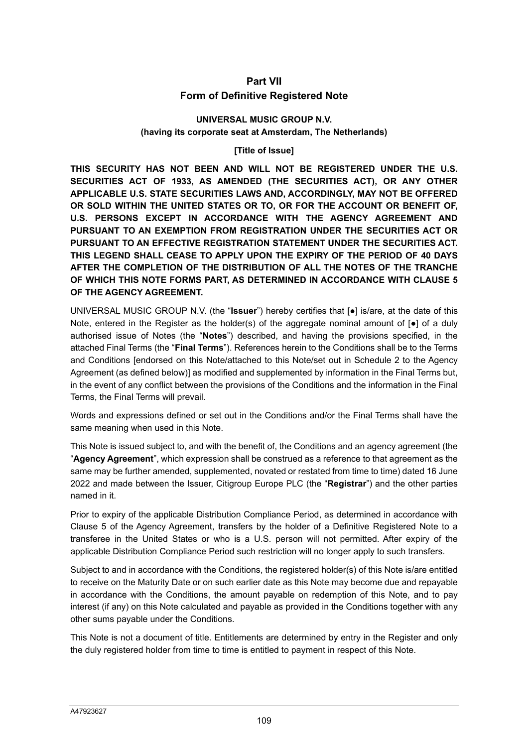# Part VII
# Form of Definitive Registered Note

**UNIVERSAL MUSIC GROUP N.V.**
**(having its corporate seat at Amsterdam, The Netherlands)**

**[Title of Issue]**

**THIS SECURITY HAS NOT BEEN AND WILL NOT BE REGISTERED UNDER THE U.S. SECURITIES ACT OF 1933, AS AMENDED (THE SECURITIES ACT), OR ANY OTHER APPLICABLE U.S. STATE SECURITIES LAWS AND, ACCORDINGLY, MAY NOT BE OFFERED OR SOLD WITHIN THE UNITED STATES OR TO, OR FOR THE ACCOUNT OR BENEFIT OF, U.S. PERSONS EXCEPT IN ACCORDANCE WITH THE AGENCY AGREEMENT AND PURSUANT TO AN EXEMPTION FROM REGISTRATION UNDER THE SECURITIES ACT OR PURSUANT TO AN EFFECTIVE REGISTRATION STATEMENT UNDER THE SECURITIES ACT. THIS LEGEND SHALL CEASE TO APPLY UPON THE EXPIRY OF THE PERIOD OF 40 DAYS AFTER THE COMPLETION OF THE DISTRIBUTION OF ALL THE NOTES OF THE TRANCHE OF WHICH THIS NOTE FORMS PART, AS DETERMINED IN ACCORDANCE WITH CLAUSE 5 OF THE AGENCY AGREEMENT.**

UNIVERSAL MUSIC GROUP N.V. (the "**Issuer**") hereby certifies that [●] is/are, at the date of this Note, entered in the Register as the holder(s) of the aggregate nominal amount of [●] of a duly authorised issue of Notes (the "**Notes**") described, and having the provisions specified, in the attached Final Terms (the "**Final Terms**"). References herein to the Conditions shall be to the Terms and Conditions [endorsed on this Note/attached to this Note/set out in Schedule 2 to the Agency Agreement (as defined below)] as modified and supplemented by information in the Final Terms but, in the event of any conflict between the provisions of the Conditions and the information in the Final Terms, the Final Terms will prevail.

Words and expressions defined or set out in the Conditions and/or the Final Terms shall have the same meaning when used in this Note.

This Note is issued subject to, and with the benefit of, the Conditions and an agency agreement (the "**Agency Agreement**", which expression shall be construed as a reference to that agreement as the same may be further amended, supplemented, novated or restated from time to time) dated 16 June 2022 and made between the Issuer, Citigroup Europe PLC (the "**Registrar**") and the other parties named in it.

Prior to expiry of the applicable Distribution Compliance Period, as determined in accordance with Clause 5 of the Agency Agreement, transfers by the holder of a Definitive Registered Note to a transferee in the United States or who is a U.S. person will not permitted. After expiry of the applicable Distribution Compliance Period such restriction will no longer apply to such transfers.

Subject to and in accordance with the Conditions, the registered holder(s) of this Note is/are entitled to receive on the Maturity Date or on such earlier date as this Note may become due and repayable in accordance with the Conditions, the amount payable on redemption of this Note, and to pay interest (if any) on this Note calculated and payable as provided in the Conditions together with any other sums payable under the Conditions.

This Note is not a document of title. Entitlements are determined by entry in the Register and only the duly registered holder from time to time is entitled to payment in respect of this Note.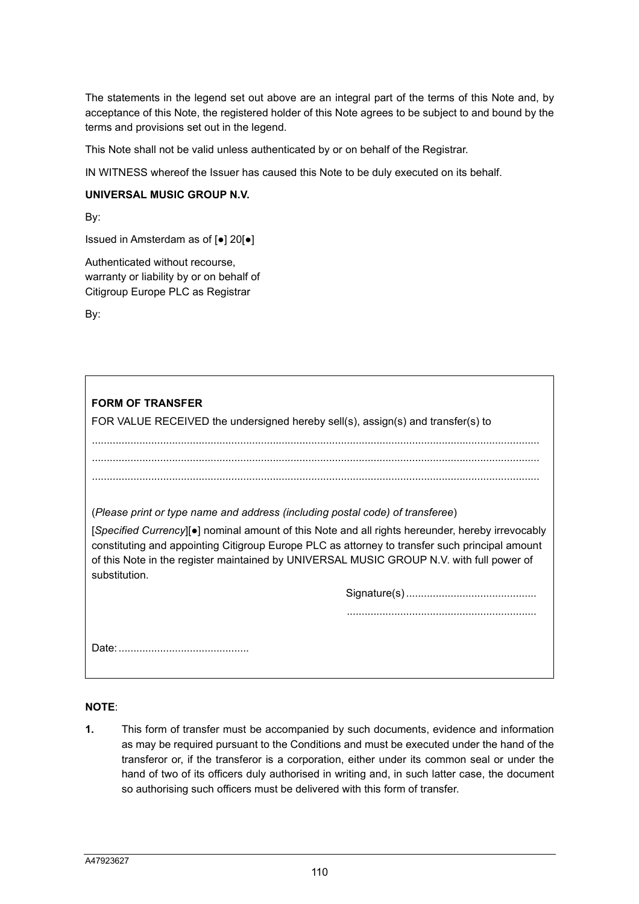The statements in the legend set out above are an integral part of the terms of this Note and, by acceptance of this Note, the registered holder of this Note agrees to be subject to and bound by the terms and provisions set out in the legend.

This Note shall not be valid unless authenticated by or on behalf of the Registrar.

IN WITNESS whereof the Issuer has caused this Note to be duly executed on its behalf.

**UNIVERSAL MUSIC GROUP N.V.**

By:

Issued in Amsterdam as of [●] 20[●]

Authenticated without recourse,
warranty or liability by or on behalf of
Citigroup Europe PLC as Registrar

By:

**FORM OF TRANSFER**

FOR VALUE RECEIVED the undersigned hereby sell(s), assign(s) and transfer(s) to

....................................................................................................................................................
....................................................................................................................................................
....................................................................................................................................................

(*Please print or type name and address (including postal code) of transferee*)

[*Specified Currency*][●] nominal amount of this Note and all rights hereunder, hereby irrevocably constituting and appointing Citigroup Europe PLC as attorney to transfer such principal amount of this Note in the register maintained by UNIVERSAL MUSIC GROUP N.V. with full power of substitution.

Signature(s) ............................................

................................................................

Date: ............................................

**NOTE**:

**1.** This form of transfer must be accompanied by such documents, evidence and information as may be required pursuant to the Conditions and must be executed under the hand of the transferor or, if the transferor is a corporation, either under its common seal or under the hand of two of its officers duly authorised in writing and, in such latter case, the document so authorising such officers must be delivered with this form of transfer.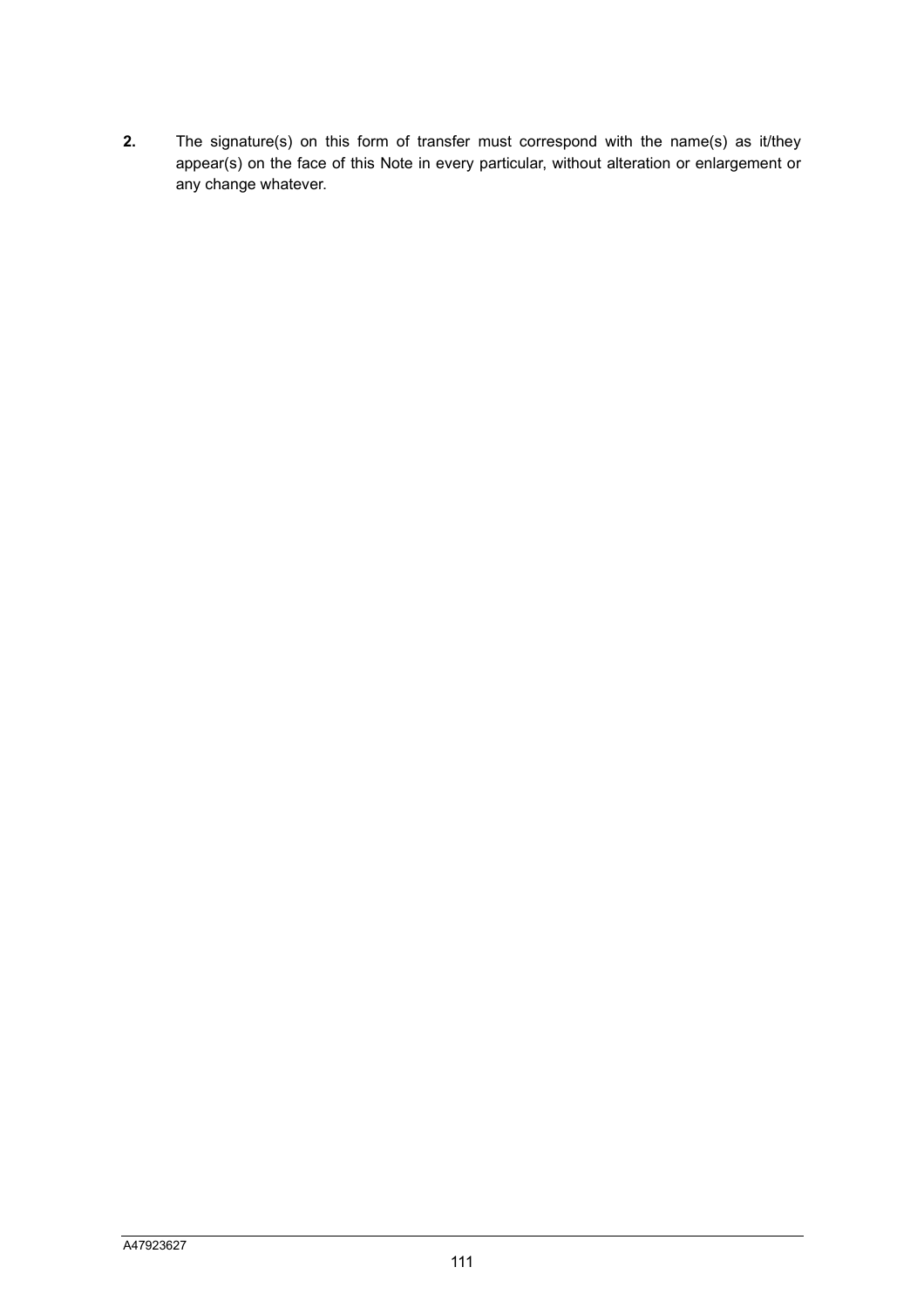**2.** The signature(s) on this form of transfer must correspond with the name(s) as it/they appear(s) on the face of this Note in every particular, without alteration or enlargement or any change whatever.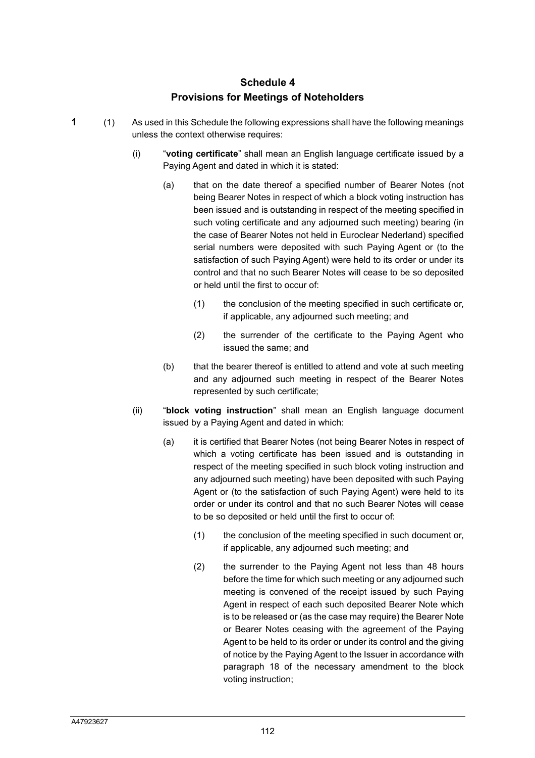# Schedule 4
## Provisions for Meetings of Noteholders

**1** (1) As used in this Schedule the following expressions shall have the following meanings unless the context otherwise requires:

(i) "**voting certificate**" shall mean an English language certificate issued by a Paying Agent and dated in which it is stated:

(a) that on the date thereof a specified number of Bearer Notes (not being Bearer Notes in respect of which a block voting instruction has been issued and is outstanding in respect of the meeting specified in such voting certificate and any adjourned such meeting) bearing (in the case of Bearer Notes not held in Euroclear Nederland) specified serial numbers were deposited with such Paying Agent or (to the satisfaction of such Paying Agent) were held to its order or under its control and that no such Bearer Notes will cease to be so deposited or held until the first to occur of:

(1) the conclusion of the meeting specified in such certificate or, if applicable, any adjourned such meeting; and

(2) the surrender of the certificate to the Paying Agent who issued the same; and

(b) that the bearer thereof is entitled to attend and vote at such meeting and any adjourned such meeting in respect of the Bearer Notes represented by such certificate;

(ii) "**block voting instruction**" shall mean an English language document issued by a Paying Agent and dated in which:

(a) it is certified that Bearer Notes (not being Bearer Notes in respect of which a voting certificate has been issued and is outstanding in respect of the meeting specified in such block voting instruction and any adjourned such meeting) have been deposited with such Paying Agent or (to the satisfaction of such Paying Agent) were held to its order or under its control and that no such Bearer Notes will cease to be so deposited or held until the first to occur of:

(1) the conclusion of the meeting specified in such document or, if applicable, any adjourned such meeting; and

(2) the surrender to the Paying Agent not less than 48 hours before the time for which such meeting or any adjourned such meeting is convened of the receipt issued by such Paying Agent in respect of each such deposited Bearer Note which is to be released or (as the case may require) the Bearer Note or Bearer Notes ceasing with the agreement of the Paying Agent to be held to its order or under its control and the giving of notice by the Paying Agent to the Issuer in accordance with paragraph 18 of the necessary amendment to the block voting instruction;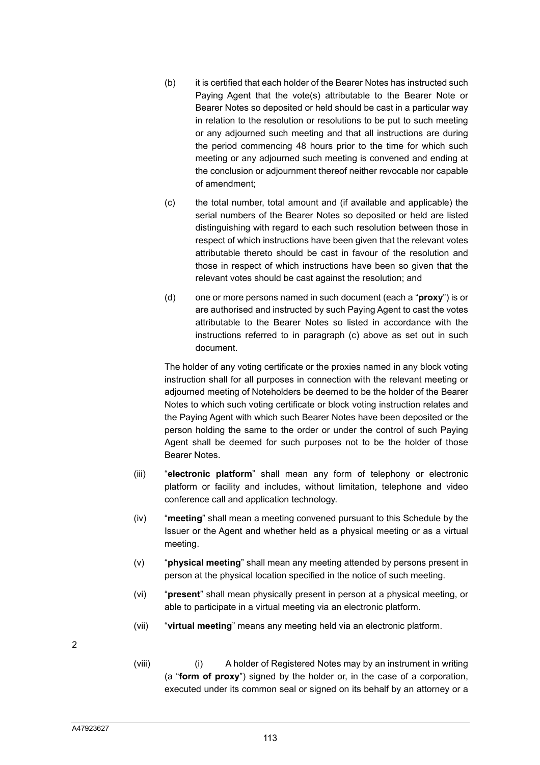(b) it is certified that each holder of the Bearer Notes has instructed such Paying Agent that the vote(s) attributable to the Bearer Note or Bearer Notes so deposited or held should be cast in a particular way in relation to the resolution or resolutions to be put to such meeting or any adjourned such meeting and that all instructions are during the period commencing 48 hours prior to the time for which such meeting or any adjourned such meeting is convened and ending at the conclusion or adjournment thereof neither revocable nor capable of amendment;

(c) the total number, total amount and (if available and applicable) the serial numbers of the Bearer Notes so deposited or held are listed distinguishing with regard to each such resolution between those in respect of which instructions have been given that the relevant votes attributable thereto should be cast in favour of the resolution and those in respect of which instructions have been so given that the relevant votes should be cast against the resolution; and

(d) one or more persons named in such document (each a "**proxy**") is or are authorised and instructed by such Paying Agent to cast the votes attributable to the Bearer Notes so listed in accordance with the instructions referred to in paragraph (c) above as set out in such document.

The holder of any voting certificate or the proxies named in any block voting instruction shall for all purposes in connection with the relevant meeting or adjourned meeting of Noteholders be deemed to be the holder of the Bearer Notes to which such voting certificate or block voting instruction relates and the Paying Agent with which such Bearer Notes have been deposited or the person holding the same to the order or under the control of such Paying Agent shall be deemed for such purposes not to be the holder of those Bearer Notes.

(iii) "**electronic platform**" shall mean any form of telephony or electronic platform or facility and includes, without limitation, telephone and video conference call and application technology.

(iv) "**meeting**" shall mean a meeting convened pursuant to this Schedule by the Issuer or the Agent and whether held as a physical meeting or as a virtual meeting.

(v) "**physical meeting**" shall mean any meeting attended by persons present in person at the physical location specified in the notice of such meeting.

(vi) "**present**" shall mean physically present in person at a physical meeting, or able to participate in a virtual meeting via an electronic platform.

(vii) "**virtual meeting**" means any meeting held via an electronic platform.

2

(viii) (i) A holder of Registered Notes may by an instrument in writing (a "**form of proxy**") signed by the holder or, in the case of a corporation, executed under its common seal or signed on its behalf by an attorney or a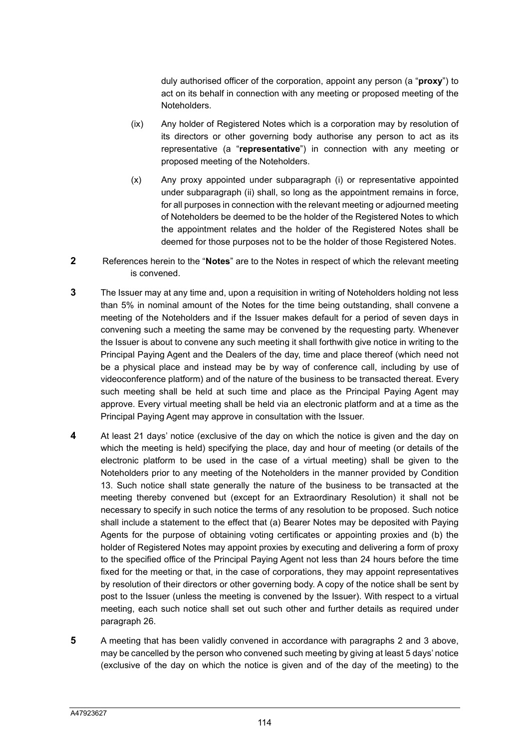duly authorised officer of the corporation, appoint any person (a "**proxy**") to act on its behalf in connection with any meeting or proposed meeting of the Noteholders.

(ix) Any holder of Registered Notes which is a corporation may by resolution of its directors or other governing body authorise any person to act as its representative (a "**representative**") in connection with any meeting or proposed meeting of the Noteholders.

(x) Any proxy appointed under subparagraph (i) or representative appointed under subparagraph (ii) shall, so long as the appointment remains in force, for all purposes in connection with the relevant meeting or adjourned meeting of Noteholders be deemed to be the holder of the Registered Notes to which the appointment relates and the holder of the Registered Notes shall be deemed for those purposes not to be the holder of those Registered Notes.

**2** References herein to the "**Notes**" are to the Notes in respect of which the relevant meeting is convened.

**3** The Issuer may at any time and, upon a requisition in writing of Noteholders holding not less than 5% in nominal amount of the Notes for the time being outstanding, shall convene a meeting of the Noteholders and if the Issuer makes default for a period of seven days in convening such a meeting the same may be convened by the requesting party. Whenever the Issuer is about to convene any such meeting it shall forthwith give notice in writing to the Principal Paying Agent and the Dealers of the day, time and place thereof (which need not be a physical place and instead may be by way of conference call, including by use of videoconference platform) and of the nature of the business to be transacted thereat. Every such meeting shall be held at such time and place as the Principal Paying Agent may approve. Every virtual meeting shall be held via an electronic platform and at a time as the Principal Paying Agent may approve in consultation with the Issuer.

**4** At least 21 days' notice (exclusive of the day on which the notice is given and the day on which the meeting is held) specifying the place, day and hour of meeting (or details of the electronic platform to be used in the case of a virtual meeting) shall be given to the Noteholders prior to any meeting of the Noteholders in the manner provided by Condition 13. Such notice shall state generally the nature of the business to be transacted at the meeting thereby convened but (except for an Extraordinary Resolution) it shall not be necessary to specify in such notice the terms of any resolution to be proposed. Such notice shall include a statement to the effect that (a) Bearer Notes may be deposited with Paying Agents for the purpose of obtaining voting certificates or appointing proxies and (b) the holder of Registered Notes may appoint proxies by executing and delivering a form of proxy to the specified office of the Principal Paying Agent not less than 24 hours before the time fixed for the meeting or that, in the case of corporations, they may appoint representatives by resolution of their directors or other governing body. A copy of the notice shall be sent by post to the Issuer (unless the meeting is convened by the Issuer). With respect to a virtual meeting, each such notice shall set out such other and further details as required under paragraph 26.

**5** A meeting that has been validly convened in accordance with paragraphs 2 and 3 above, may be cancelled by the person who convened such meeting by giving at least 5 days' notice (exclusive of the day on which the notice is given and of the day of the meeting) to the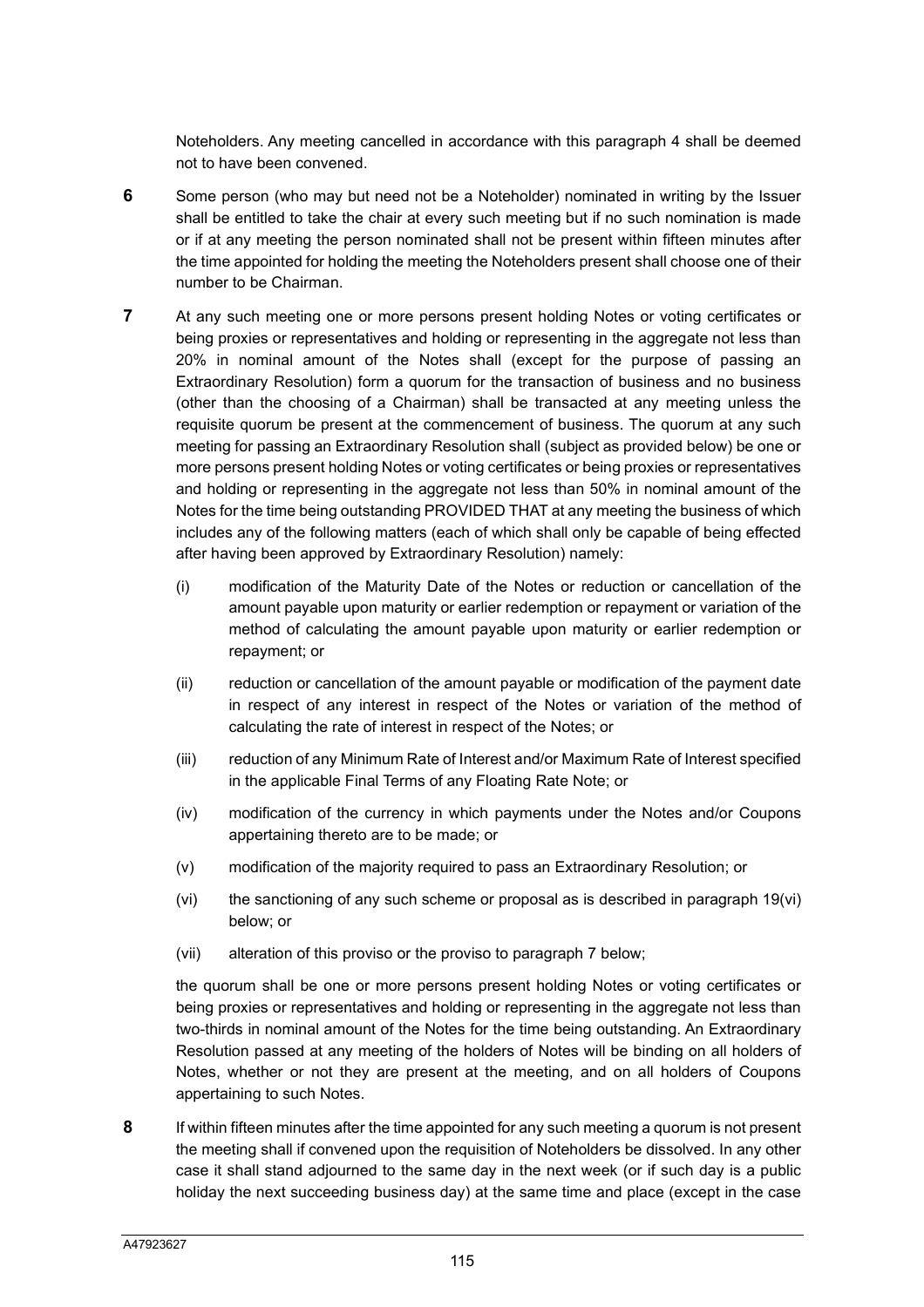Noteholders. Any meeting cancelled in accordance with this paragraph 4 shall be deemed not to have been convened.

**6** Some person (who may but need not be a Noteholder) nominated in writing by the Issuer shall be entitled to take the chair at every such meeting but if no such nomination is made or if at any meeting the person nominated shall not be present within fifteen minutes after the time appointed for holding the meeting the Noteholders present shall choose one of their number to be Chairman.

**7** At any such meeting one or more persons present holding Notes or voting certificates or being proxies or representatives and holding or representing in the aggregate not less than 20% in nominal amount of the Notes shall (except for the purpose of passing an Extraordinary Resolution) form a quorum for the transaction of business and no business (other than the choosing of a Chairman) shall be transacted at any meeting unless the requisite quorum be present at the commencement of business. The quorum at any such meeting for passing an Extraordinary Resolution shall (subject as provided below) be one or more persons present holding Notes or voting certificates or being proxies or representatives and holding or representing in the aggregate not less than 50% in nominal amount of the Notes for the time being outstanding PROVIDED THAT at any meeting the business of which includes any of the following matters (each of which shall only be capable of being effected after having been approved by Extraordinary Resolution) namely:

(i) modification of the Maturity Date of the Notes or reduction or cancellation of the amount payable upon maturity or earlier redemption or repayment or variation of the method of calculating the amount payable upon maturity or earlier redemption or repayment; or

(ii) reduction or cancellation of the amount payable or modification of the payment date in respect of any interest in respect of the Notes or variation of the method of calculating the rate of interest in respect of the Notes; or

(iii) reduction of any Minimum Rate of Interest and/or Maximum Rate of Interest specified in the applicable Final Terms of any Floating Rate Note; or

(iv) modification of the currency in which payments under the Notes and/or Coupons appertaining thereto are to be made; or

(v) modification of the majority required to pass an Extraordinary Resolution; or

(vi) the sanctioning of any such scheme or proposal as is described in paragraph 19(vi) below; or

(vii) alteration of this proviso or the proviso to paragraph 7 below;

the quorum shall be one or more persons present holding Notes or voting certificates or being proxies or representatives and holding or representing in the aggregate not less than two-thirds in nominal amount of the Notes for the time being outstanding. An Extraordinary Resolution passed at any meeting of the holders of Notes will be binding on all holders of Notes, whether or not they are present at the meeting, and on all holders of Coupons appertaining to such Notes.

**8** If within fifteen minutes after the time appointed for any such meeting a quorum is not present the meeting shall if convened upon the requisition of Noteholders be dissolved. In any other case it shall stand adjourned to the same day in the next week (or if such day is a public holiday the next succeeding business day) at the same time and place (except in the case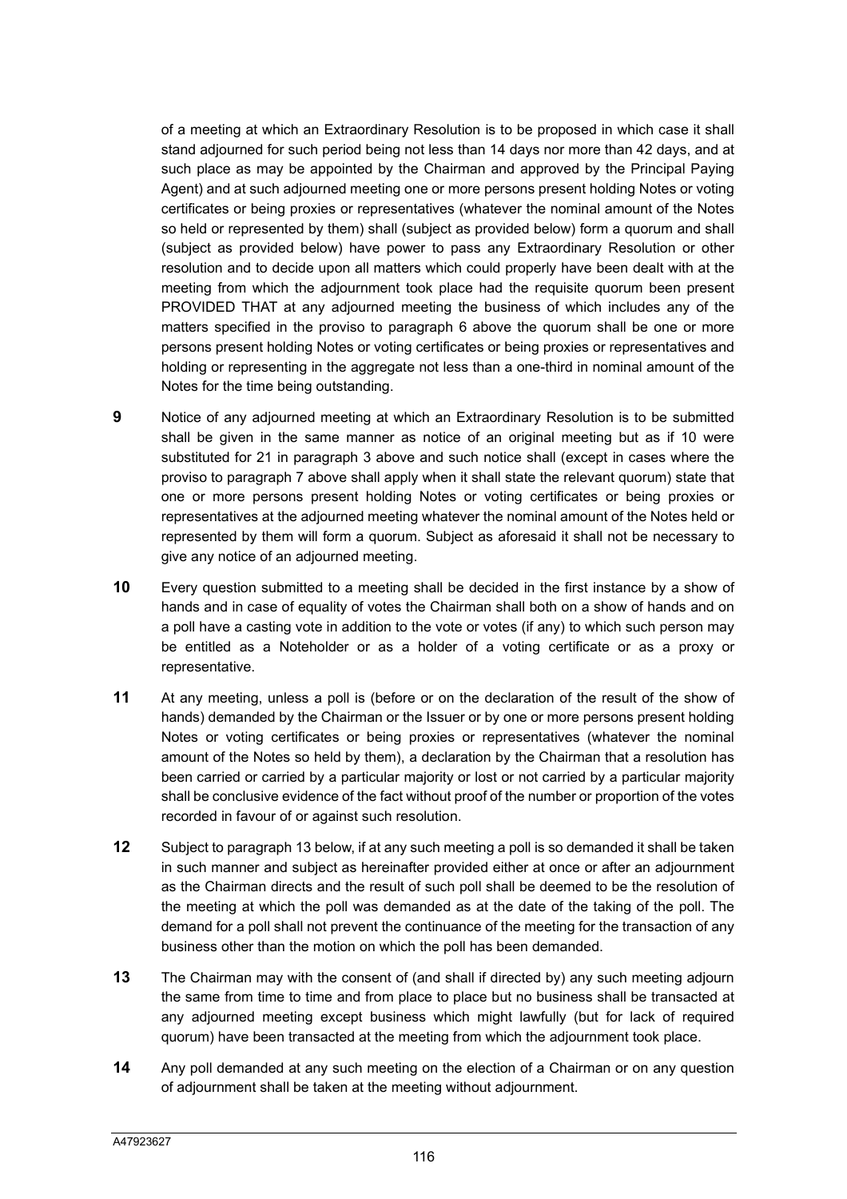of a meeting at which an Extraordinary Resolution is to be proposed in which case it shall stand adjourned for such period being not less than 14 days nor more than 42 days, and at such place as may be appointed by the Chairman and approved by the Principal Paying Agent) and at such adjourned meeting one or more persons present holding Notes or voting certificates or being proxies or representatives (whatever the nominal amount of the Notes so held or represented by them) shall (subject as provided below) form a quorum and shall (subject as provided below) have power to pass any Extraordinary Resolution or other resolution and to decide upon all matters which could properly have been dealt with at the meeting from which the adjournment took place had the requisite quorum been present PROVIDED THAT at any adjourned meeting the business of which includes any of the matters specified in the proviso to paragraph 6 above the quorum shall be one or more persons present holding Notes or voting certificates or being proxies or representatives and holding or representing in the aggregate not less than a one-third in nominal amount of the Notes for the time being outstanding.

**9** Notice of any adjourned meeting at which an Extraordinary Resolution is to be submitted shall be given in the same manner as notice of an original meeting but as if 10 were substituted for 21 in paragraph 3 above and such notice shall (except in cases where the proviso to paragraph 7 above shall apply when it shall state the relevant quorum) state that one or more persons present holding Notes or voting certificates or being proxies or representatives at the adjourned meeting whatever the nominal amount of the Notes held or represented by them will form a quorum. Subject as aforesaid it shall not be necessary to give any notice of an adjourned meeting.

**10** Every question submitted to a meeting shall be decided in the first instance by a show of hands and in case of equality of votes the Chairman shall both on a show of hands and on a poll have a casting vote in addition to the vote or votes (if any) to which such person may be entitled as a Noteholder or as a holder of a voting certificate or as a proxy or representative.

**11** At any meeting, unless a poll is (before or on the declaration of the result of the show of hands) demanded by the Chairman or the Issuer or by one or more persons present holding Notes or voting certificates or being proxies or representatives (whatever the nominal amount of the Notes so held by them), a declaration by the Chairman that a resolution has been carried or carried by a particular majority or lost or not carried by a particular majority shall be conclusive evidence of the fact without proof of the number or proportion of the votes recorded in favour of or against such resolution.

**12** Subject to paragraph 13 below, if at any such meeting a poll is so demanded it shall be taken in such manner and subject as hereinafter provided either at once or after an adjournment as the Chairman directs and the result of such poll shall be deemed to be the resolution of the meeting at which the poll was demanded as at the date of the taking of the poll. The demand for a poll shall not prevent the continuance of the meeting for the transaction of any business other than the motion on which the poll has been demanded.

**13** The Chairman may with the consent of (and shall if directed by) any such meeting adjourn the same from time to time and from place to place but no business shall be transacted at any adjourned meeting except business which might lawfully (but for lack of required quorum) have been transacted at the meeting from which the adjournment took place.

**14** Any poll demanded at any such meeting on the election of a Chairman or on any question of adjournment shall be taken at the meeting without adjournment.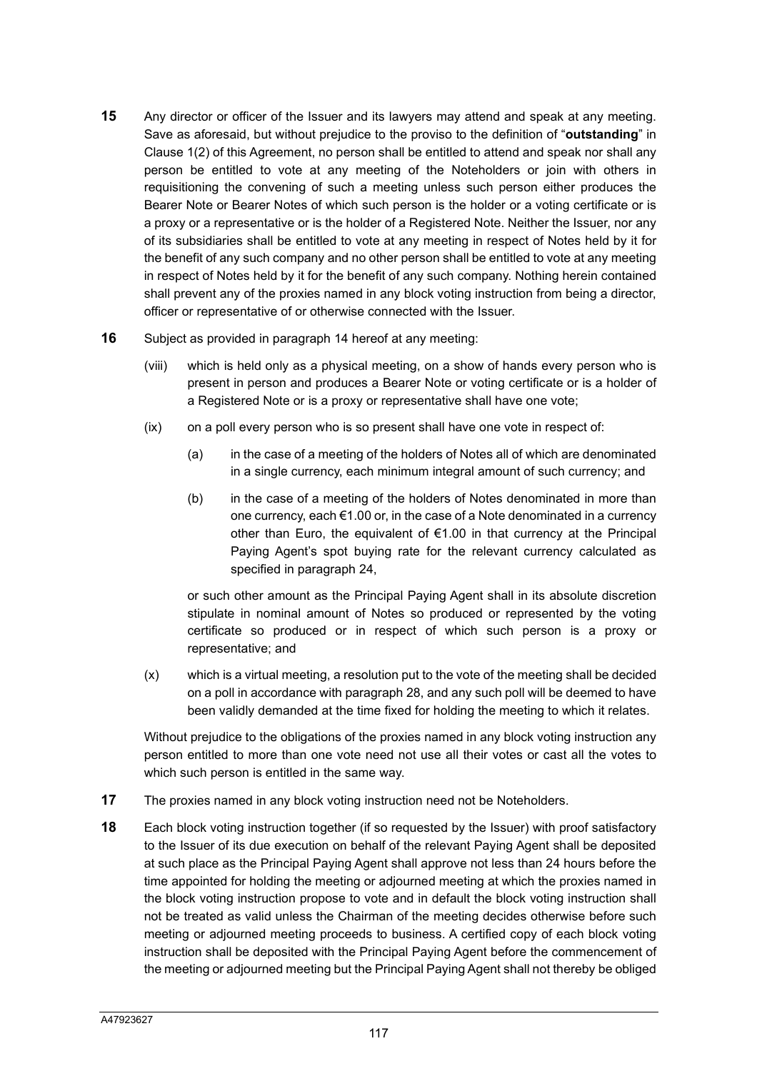**15** Any director or officer of the Issuer and its lawyers may attend and speak at any meeting. Save as aforesaid, but without prejudice to the proviso to the definition of "**outstanding**" in Clause 1(2) of this Agreement, no person shall be entitled to attend and speak nor shall any person be entitled to vote at any meeting of the Noteholders or join with others in requisitioning the convening of such a meeting unless such person either produces the Bearer Note or Bearer Notes of which such person is the holder or a voting certificate or is a proxy or a representative or is the holder of a Registered Note. Neither the Issuer, nor any of its subsidiaries shall be entitled to vote at any meeting in respect of Notes held by it for the benefit of any such company and no other person shall be entitled to vote at any meeting in respect of Notes held by it for the benefit of any such company. Nothing herein contained shall prevent any of the proxies named in any block voting instruction from being a director, officer or representative of or otherwise connected with the Issuer.

**16** Subject as provided in paragraph 14 hereof at any meeting:

(viii) which is held only as a physical meeting, on a show of hands every person who is present in person and produces a Bearer Note or voting certificate or is a holder of a Registered Note or is a proxy or representative shall have one vote;

(ix) on a poll every person who is so present shall have one vote in respect of:

(a) in the case of a meeting of the holders of Notes all of which are denominated in a single currency, each minimum integral amount of such currency; and

(b) in the case of a meeting of the holders of Notes denominated in more than one currency, each €1.00 or, in the case of a Note denominated in a currency other than Euro, the equivalent of €1.00 in that currency at the Principal Paying Agent's spot buying rate for the relevant currency calculated as specified in paragraph 24,

or such other amount as the Principal Paying Agent shall in its absolute discretion stipulate in nominal amount of Notes so produced or represented by the voting certificate so produced or in respect of which such person is a proxy or representative; and

(x) which is a virtual meeting, a resolution put to the vote of the meeting shall be decided on a poll in accordance with paragraph 28, and any such poll will be deemed to have been validly demanded at the time fixed for holding the meeting to which it relates.

Without prejudice to the obligations of the proxies named in any block voting instruction any person entitled to more than one vote need not use all their votes or cast all the votes to which such person is entitled in the same way.

**17** The proxies named in any block voting instruction need not be Noteholders.

**18** Each block voting instruction together (if so requested by the Issuer) with proof satisfactory to the Issuer of its due execution on behalf of the relevant Paying Agent shall be deposited at such place as the Principal Paying Agent shall approve not less than 24 hours before the time appointed for holding the meeting or adjourned meeting at which the proxies named in the block voting instruction propose to vote and in default the block voting instruction shall not be treated as valid unless the Chairman of the meeting decides otherwise before such meeting or adjourned meeting proceeds to business. A certified copy of each block voting instruction shall be deposited with the Principal Paying Agent before the commencement of the meeting or adjourned meeting but the Principal Paying Agent shall not thereby be obliged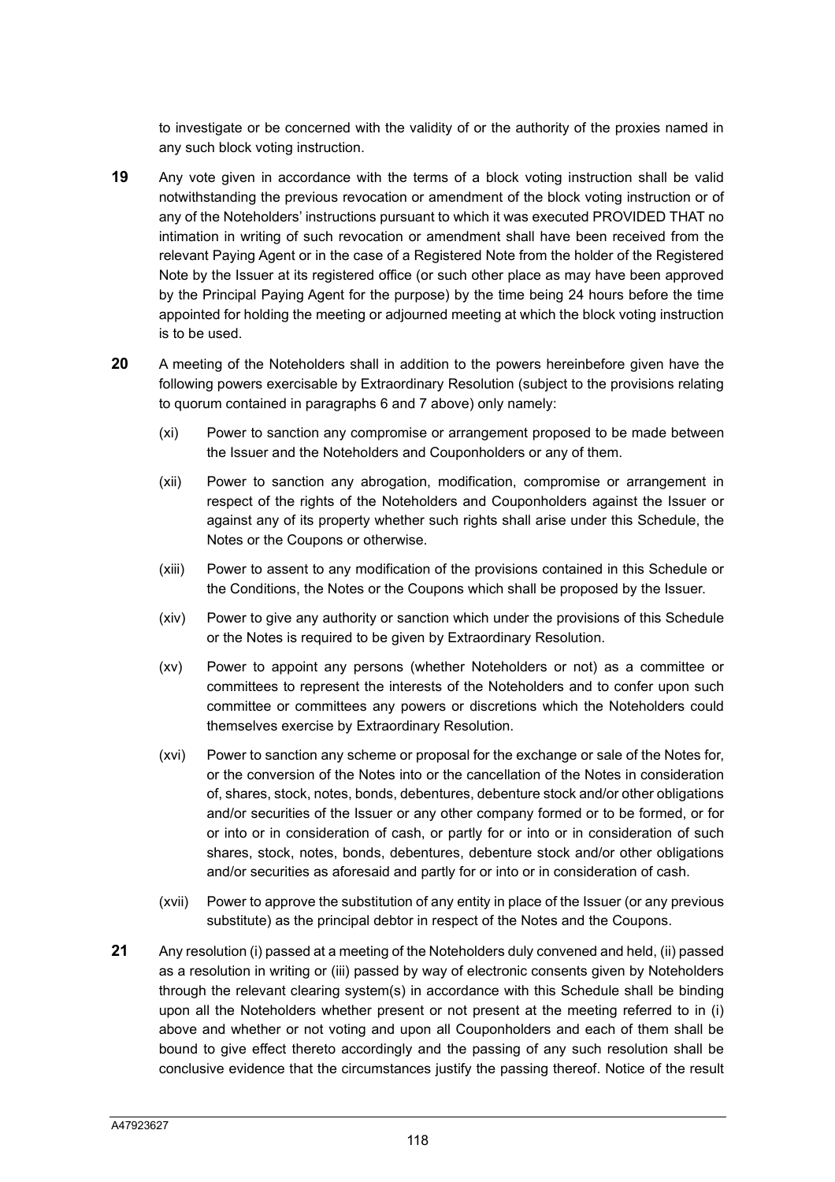to investigate or be concerned with the validity of or the authority of the proxies named in any such block voting instruction.

**19** Any vote given in accordance with the terms of a block voting instruction shall be valid notwithstanding the previous revocation or amendment of the block voting instruction or of any of the Noteholders' instructions pursuant to which it was executed PROVIDED THAT no intimation in writing of such revocation or amendment shall have been received from the relevant Paying Agent or in the case of a Registered Note from the holder of the Registered Note by the Issuer at its registered office (or such other place as may have been approved by the Principal Paying Agent for the purpose) by the time being 24 hours before the time appointed for holding the meeting or adjourned meeting at which the block voting instruction is to be used.

**20** A meeting of the Noteholders shall in addition to the powers hereinbefore given have the following powers exercisable by Extraordinary Resolution (subject to the provisions relating to quorum contained in paragraphs 6 and 7 above) only namely:

(xi) Power to sanction any compromise or arrangement proposed to be made between the Issuer and the Noteholders and Couponholders or any of them.

(xii) Power to sanction any abrogation, modification, compromise or arrangement in respect of the rights of the Noteholders and Couponholders against the Issuer or against any of its property whether such rights shall arise under this Schedule, the Notes or the Coupons or otherwise.

(xiii) Power to assent to any modification of the provisions contained in this Schedule or the Conditions, the Notes or the Coupons which shall be proposed by the Issuer.

(xiv) Power to give any authority or sanction which under the provisions of this Schedule or the Notes is required to be given by Extraordinary Resolution.

(xv) Power to appoint any persons (whether Noteholders or not) as a committee or committees to represent the interests of the Noteholders and to confer upon such committee or committees any powers or discretions which the Noteholders could themselves exercise by Extraordinary Resolution.

(xvi) Power to sanction any scheme or proposal for the exchange or sale of the Notes for, or the conversion of the Notes into or the cancellation of the Notes in consideration of, shares, stock, notes, bonds, debentures, debenture stock and/or other obligations and/or securities of the Issuer or any other company formed or to be formed, or for or into or in consideration of cash, or partly for or into or in consideration of such shares, stock, notes, bonds, debentures, debenture stock and/or other obligations and/or securities as aforesaid and partly for or into or in consideration of cash.

(xvii) Power to approve the substitution of any entity in place of the Issuer (or any previous substitute) as the principal debtor in respect of the Notes and the Coupons.

**21** Any resolution (i) passed at a meeting of the Noteholders duly convened and held, (ii) passed as a resolution in writing or (iii) passed by way of electronic consents given by Noteholders through the relevant clearing system(s) in accordance with this Schedule shall be binding upon all the Noteholders whether present or not present at the meeting referred to in (i) above and whether or not voting and upon all Couponholders and each of them shall be bound to give effect thereto accordingly and the passing of any such resolution shall be conclusive evidence that the circumstances justify the passing thereof. Notice of the result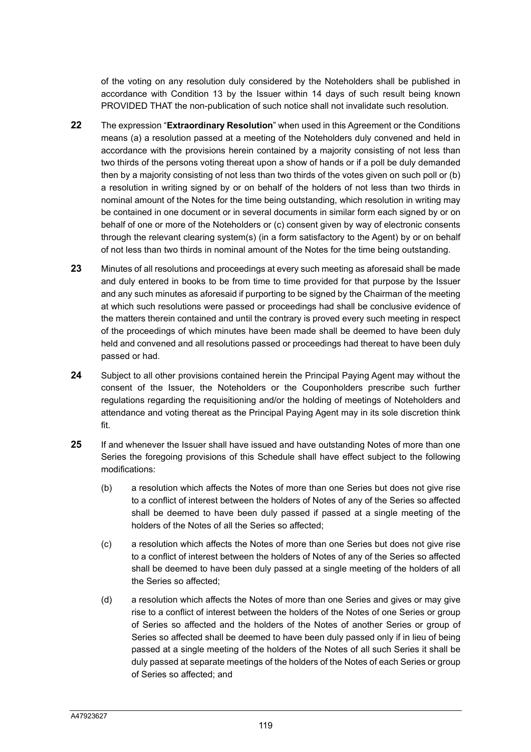of the voting on any resolution duly considered by the Noteholders shall be published in accordance with Condition 13 by the Issuer within 14 days of such result being known PROVIDED THAT the non-publication of such notice shall not invalidate such resolution.

**22** The expression "**Extraordinary Resolution**" when used in this Agreement or the Conditions means (a) a resolution passed at a meeting of the Noteholders duly convened and held in accordance with the provisions herein contained by a majority consisting of not less than two thirds of the persons voting thereat upon a show of hands or if a poll be duly demanded then by a majority consisting of not less than two thirds of the votes given on such poll or (b) a resolution in writing signed by or on behalf of the holders of not less than two thirds in nominal amount of the Notes for the time being outstanding, which resolution in writing may be contained in one document or in several documents in similar form each signed by or on behalf of one or more of the Noteholders or (c) consent given by way of electronic consents through the relevant clearing system(s) (in a form satisfactory to the Agent) by or on behalf of not less than two thirds in nominal amount of the Notes for the time being outstanding.

**23** Minutes of all resolutions and proceedings at every such meeting as aforesaid shall be made and duly entered in books to be from time to time provided for that purpose by the Issuer and any such minutes as aforesaid if purporting to be signed by the Chairman of the meeting at which such resolutions were passed or proceedings had shall be conclusive evidence of the matters therein contained and until the contrary is proved every such meeting in respect of the proceedings of which minutes have been made shall be deemed to have been duly held and convened and all resolutions passed or proceedings had thereat to have been duly passed or had.

**24** Subject to all other provisions contained herein the Principal Paying Agent may without the consent of the Issuer, the Noteholders or the Couponholders prescribe such further regulations regarding the requisitioning and/or the holding of meetings of Noteholders and attendance and voting thereat as the Principal Paying Agent may in its sole discretion think fit.

**25** If and whenever the Issuer shall have issued and have outstanding Notes of more than one Series the foregoing provisions of this Schedule shall have effect subject to the following modifications:

(b) a resolution which affects the Notes of more than one Series but does not give rise to a conflict of interest between the holders of Notes of any of the Series so affected shall be deemed to have been duly passed if passed at a single meeting of the holders of the Notes of all the Series so affected;

(c) a resolution which affects the Notes of more than one Series but does not give rise to a conflict of interest between the holders of Notes of any of the Series so affected shall be deemed to have been duly passed at a single meeting of the holders of all the Series so affected;

(d) a resolution which affects the Notes of more than one Series and gives or may give rise to a conflict of interest between the holders of the Notes of one Series or group of Series so affected and the holders of the Notes of another Series or group of Series so affected shall be deemed to have been duly passed only if in lieu of being passed at a single meeting of the holders of the Notes of all such Series it shall be duly passed at separate meetings of the holders of the Notes of each Series or group of Series so affected; and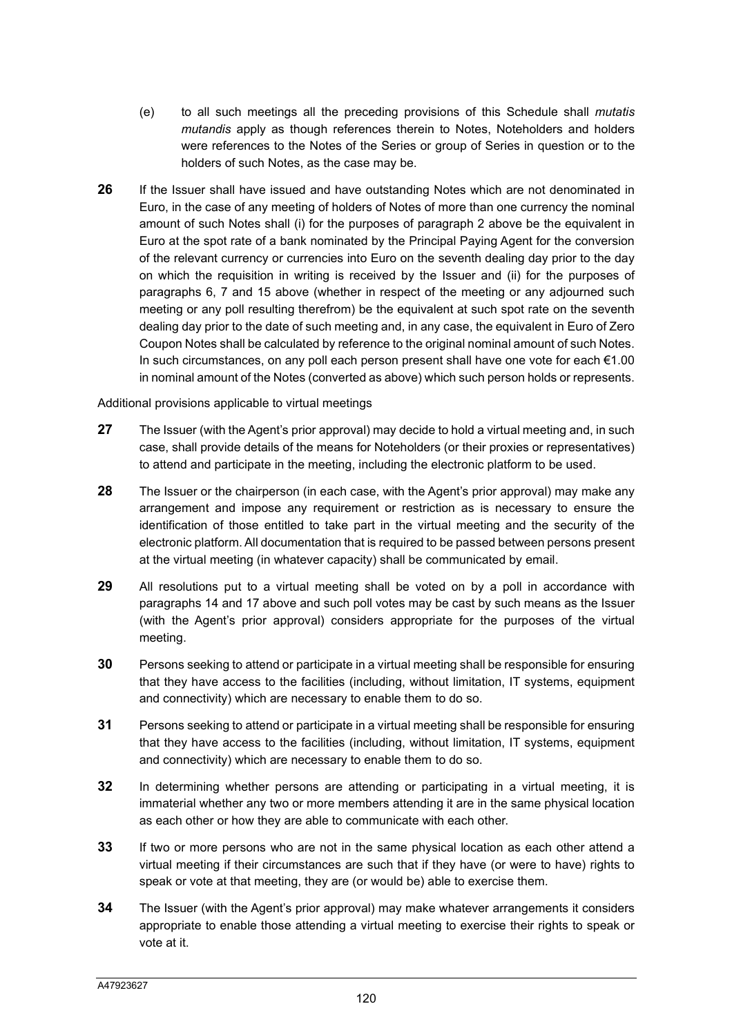(e) to all such meetings all the preceding provisions of this Schedule shall *mutatis mutandis* apply as though references therein to Notes, Noteholders and holders were references to the Notes of the Series or group of Series in question or to the holders of such Notes, as the case may be.

**26** If the Issuer shall have issued and have outstanding Notes which are not denominated in Euro, in the case of any meeting of holders of Notes of more than one currency the nominal amount of such Notes shall (i) for the purposes of paragraph 2 above be the equivalent in Euro at the spot rate of a bank nominated by the Principal Paying Agent for the conversion of the relevant currency or currencies into Euro on the seventh dealing day prior to the day on which the requisition in writing is received by the Issuer and (ii) for the purposes of paragraphs 6, 7 and 15 above (whether in respect of the meeting or any adjourned such meeting or any poll resulting therefrom) be the equivalent at such spot rate on the seventh dealing day prior to the date of such meeting and, in any case, the equivalent in Euro of Zero Coupon Notes shall be calculated by reference to the original nominal amount of such Notes. In such circumstances, on any poll each person present shall have one vote for each €1.00 in nominal amount of the Notes (converted as above) which such person holds or represents.

Additional provisions applicable to virtual meetings

**27** The Issuer (with the Agent's prior approval) may decide to hold a virtual meeting and, in such case, shall provide details of the means for Noteholders (or their proxies or representatives) to attend and participate in the meeting, including the electronic platform to be used.

**28** The Issuer or the chairperson (in each case, with the Agent's prior approval) may make any arrangement and impose any requirement or restriction as is necessary to ensure the identification of those entitled to take part in the virtual meeting and the security of the electronic platform. All documentation that is required to be passed between persons present at the virtual meeting (in whatever capacity) shall be communicated by email.

**29** All resolutions put to a virtual meeting shall be voted on by a poll in accordance with paragraphs 14 and 17 above and such poll votes may be cast by such means as the Issuer (with the Agent's prior approval) considers appropriate for the purposes of the virtual meeting.

**30** Persons seeking to attend or participate in a virtual meeting shall be responsible for ensuring that they have access to the facilities (including, without limitation, IT systems, equipment and connectivity) which are necessary to enable them to do so.

**31** Persons seeking to attend or participate in a virtual meeting shall be responsible for ensuring that they have access to the facilities (including, without limitation, IT systems, equipment and connectivity) which are necessary to enable them to do so.

**32** In determining whether persons are attending or participating in a virtual meeting, it is immaterial whether any two or more members attending it are in the same physical location as each other or how they are able to communicate with each other.

**33** If two or more persons who are not in the same physical location as each other attend a virtual meeting if their circumstances are such that if they have (or were to have) rights to speak or vote at that meeting, they are (or would be) able to exercise them.

**34** The Issuer (with the Agent's prior approval) may make whatever arrangements it considers appropriate to enable those attending a virtual meeting to exercise their rights to speak or vote at it.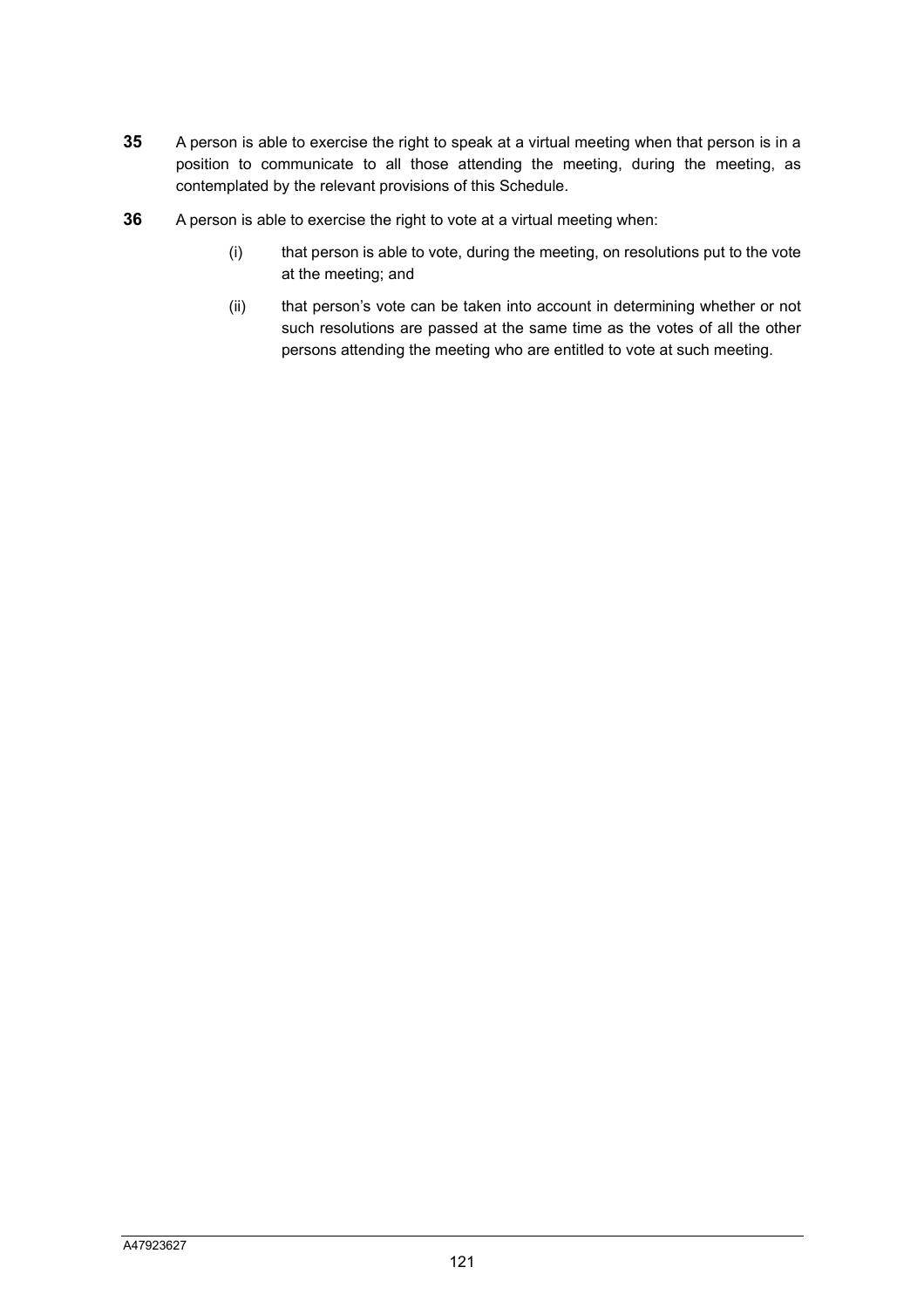**35** A person is able to exercise the right to speak at a virtual meeting when that person is in a position to communicate to all those attending the meeting, during the meeting, as contemplated by the relevant provisions of this Schedule.

**36** A person is able to exercise the right to vote at a virtual meeting when:

(i) that person is able to vote, during the meeting, on resolutions put to the vote at the meeting; and

(ii) that person's vote can be taken into account in determining whether or not such resolutions are passed at the same time as the votes of all the other persons attending the meeting who are entitled to vote at such meeting.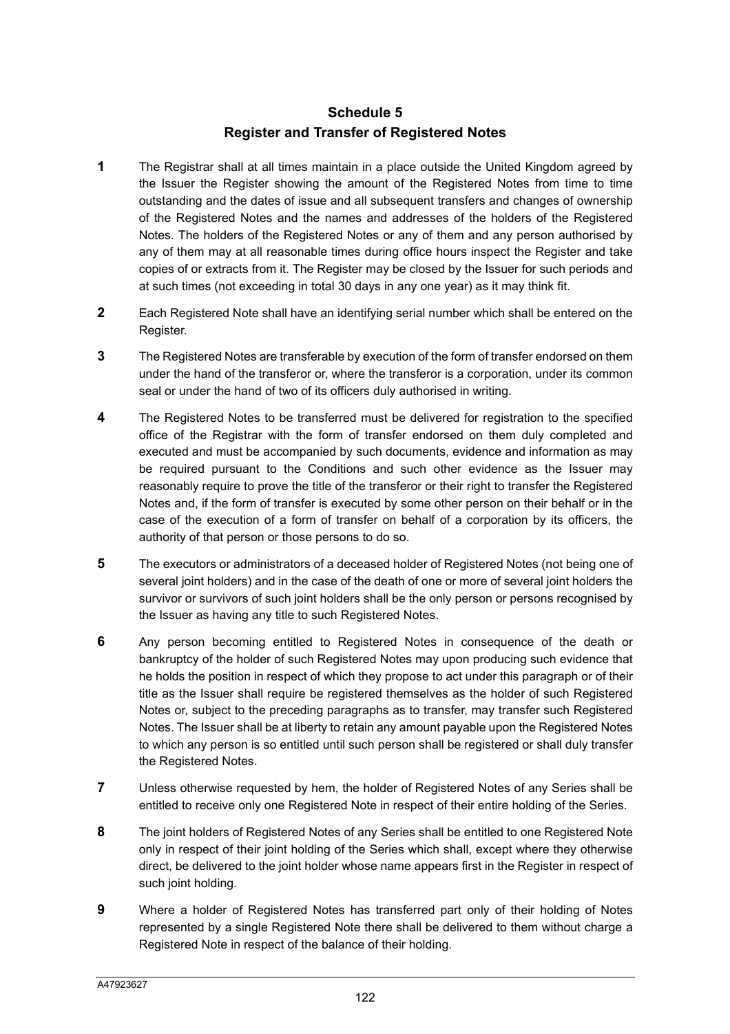# Schedule 5
## Register and Transfer of Registered Notes

**1** The Registrar shall at all times maintain in a place outside the United Kingdom agreed by the Issuer the Register showing the amount of the Registered Notes from time to time outstanding and the dates of issue and all subsequent transfers and changes of ownership of the Registered Notes and the names and addresses of the holders of the Registered Notes. The holders of the Registered Notes or any of them and any person authorised by any of them may at all reasonable times during office hours inspect the Register and take copies of or extracts from it. The Register may be closed by the Issuer for such periods and at such times (not exceeding in total 30 days in any one year) as it may think fit.

**2** Each Registered Note shall have an identifying serial number which shall be entered on the Register.

**3** The Registered Notes are transferable by execution of the form of transfer endorsed on them under the hand of the transferor or, where the transferor is a corporation, under its common seal or under the hand of two of its officers duly authorised in writing.

**4** The Registered Notes to be transferred must be delivered for registration to the specified office of the Registrar with the form of transfer endorsed on them duly completed and executed and must be accompanied by such documents, evidence and information as may be required pursuant to the Conditions and such other evidence as the Issuer may reasonably require to prove the title of the transferor or their right to transfer the Registered Notes and, if the form of transfer is executed by some other person on their behalf or in the case of the execution of a form of transfer on behalf of a corporation by its officers, the authority of that person or those persons to do so.

**5** The executors or administrators of a deceased holder of Registered Notes (not being one of several joint holders) and in the case of the death of one or more of several joint holders the survivor or survivors of such joint holders shall be the only person or persons recognised by the Issuer as having any title to such Registered Notes.

**6** Any person becoming entitled to Registered Notes in consequence of the death or bankruptcy of the holder of such Registered Notes may upon producing such evidence that he holds the position in respect of which they propose to act under this paragraph or of their title as the Issuer shall require be registered themselves as the holder of such Registered Notes or, subject to the preceding paragraphs as to transfer, may transfer such Registered Notes. The Issuer shall be at liberty to retain any amount payable upon the Registered Notes to which any person is so entitled until such person shall be registered or shall duly transfer the Registered Notes.

**7** Unless otherwise requested by hem, the holder of Registered Notes of any Series shall be entitled to receive only one Registered Note in respect of their entire holding of the Series.

**8** The joint holders of Registered Notes of any Series shall be entitled to one Registered Note only in respect of their joint holding of the Series which shall, except where they otherwise direct, be delivered to the joint holder whose name appears first in the Register in respect of such joint holding.

**9** Where a holder of Registered Notes has transferred part only of their holding of Notes represented by a single Registered Note there shall be delivered to them without charge a Registered Note in respect of the balance of their holding.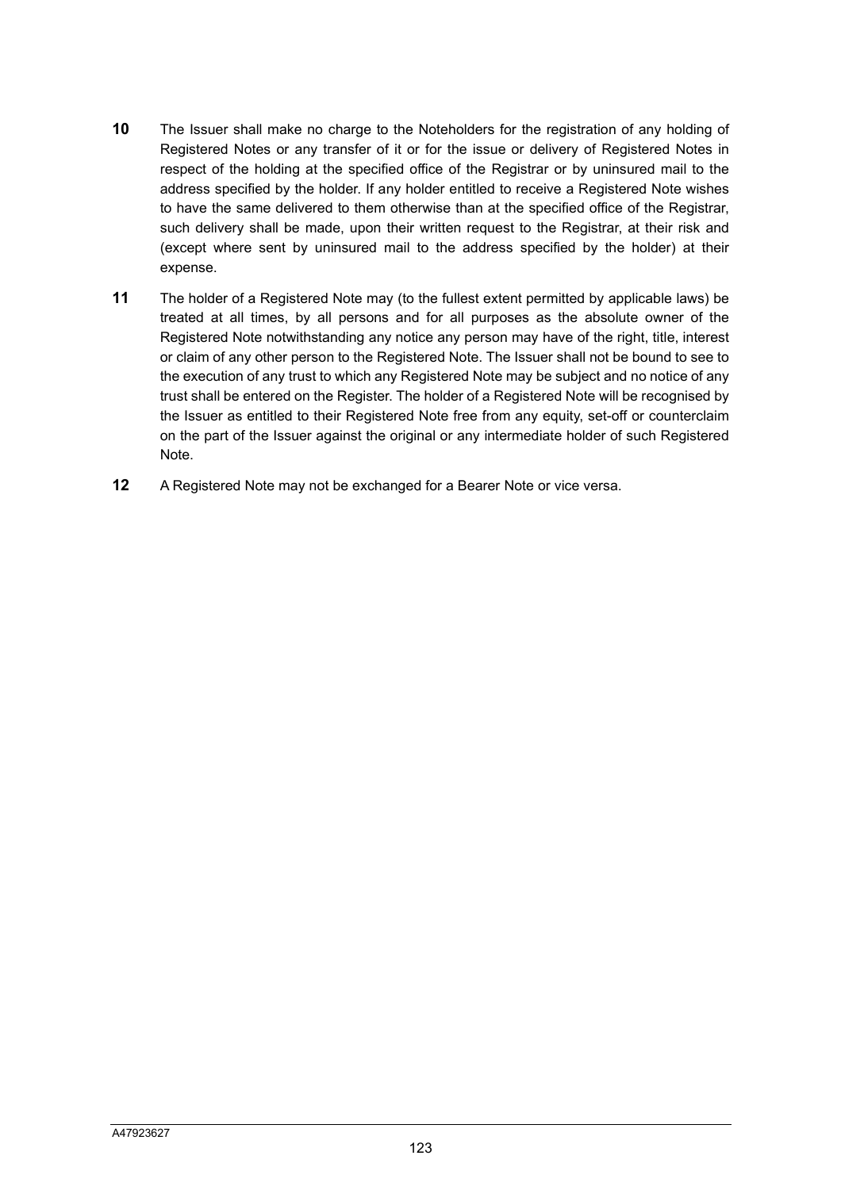**10** The Issuer shall make no charge to the Noteholders for the registration of any holding of Registered Notes or any transfer of it or for the issue or delivery of Registered Notes in respect of the holding at the specified office of the Registrar or by uninsured mail to the address specified by the holder. If any holder entitled to receive a Registered Note wishes to have the same delivered to them otherwise than at the specified office of the Registrar, such delivery shall be made, upon their written request to the Registrar, at their risk and (except where sent by uninsured mail to the address specified by the holder) at their expense.

**11** The holder of a Registered Note may (to the fullest extent permitted by applicable laws) be treated at all times, by all persons and for all purposes as the absolute owner of the Registered Note notwithstanding any notice any person may have of the right, title, interest or claim of any other person to the Registered Note. The Issuer shall not be bound to see to the execution of any trust to which any Registered Note may be subject and no notice of any trust shall be entered on the Register. The holder of a Registered Note will be recognised by the Issuer as entitled to their Registered Note free from any equity, set-off or counterclaim on the part of the Issuer against the original or any intermediate holder of such Registered Note.

**12** A Registered Note may not be exchanged for a Bearer Note or vice versa.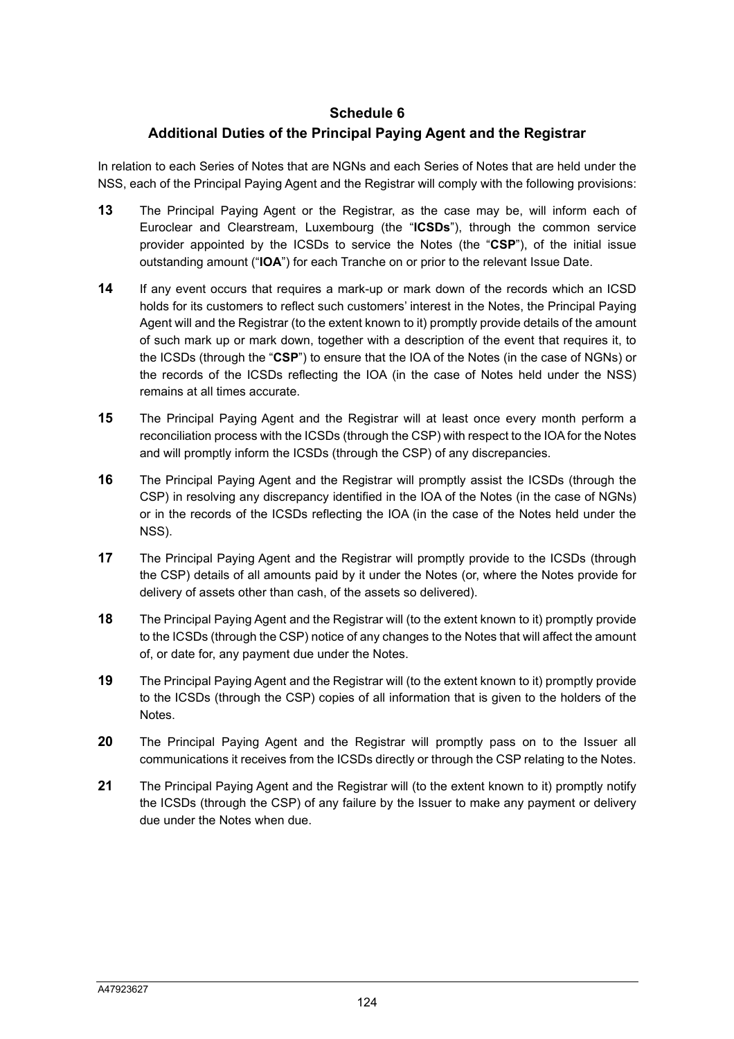## Schedule 6

## Additional Duties of the Principal Paying Agent and the Registrar

In relation to each Series of Notes that are NGNs and each Series of Notes that are held under the NSS, each of the Principal Paying Agent and the Registrar will comply with the following provisions:

**13** The Principal Paying Agent or the Registrar, as the case may be, will inform each of Euroclear and Clearstream, Luxembourg (the "**ICSDs**"), through the common service provider appointed by the ICSDs to service the Notes (the "**CSP**"), of the initial issue outstanding amount ("**IOA**") for each Tranche on or prior to the relevant Issue Date.

**14** If any event occurs that requires a mark-up or mark down of the records which an ICSD holds for its customers to reflect such customers' interest in the Notes, the Principal Paying Agent will and the Registrar (to the extent known to it) promptly provide details of the amount of such mark up or mark down, together with a description of the event that requires it, to the ICSDs (through the "**CSP**") to ensure that the IOA of the Notes (in the case of NGNs) or the records of the ICSDs reflecting the IOA (in the case of Notes held under the NSS) remains at all times accurate.

**15** The Principal Paying Agent and the Registrar will at least once every month perform a reconciliation process with the ICSDs (through the CSP) with respect to the IOA for the Notes and will promptly inform the ICSDs (through the CSP) of any discrepancies.

**16** The Principal Paying Agent and the Registrar will promptly assist the ICSDs (through the CSP) in resolving any discrepancy identified in the IOA of the Notes (in the case of NGNs) or in the records of the ICSDs reflecting the IOA (in the case of the Notes held under the NSS).

**17** The Principal Paying Agent and the Registrar will promptly provide to the ICSDs (through the CSP) details of all amounts paid by it under the Notes (or, where the Notes provide for delivery of assets other than cash, of the assets so delivered).

**18** The Principal Paying Agent and the Registrar will (to the extent known to it) promptly provide to the ICSDs (through the CSP) notice of any changes to the Notes that will affect the amount of, or date for, any payment due under the Notes.

**19** The Principal Paying Agent and the Registrar will (to the extent known to it) promptly provide to the ICSDs (through the CSP) copies of all information that is given to the holders of the Notes.

**20** The Principal Paying Agent and the Registrar will promptly pass on to the Issuer all communications it receives from the ICSDs directly or through the CSP relating to the Notes.

**21** The Principal Paying Agent and the Registrar will (to the extent known to it) promptly notify the ICSDs (through the CSP) of any failure by the Issuer to make any payment or delivery due under the Notes when due.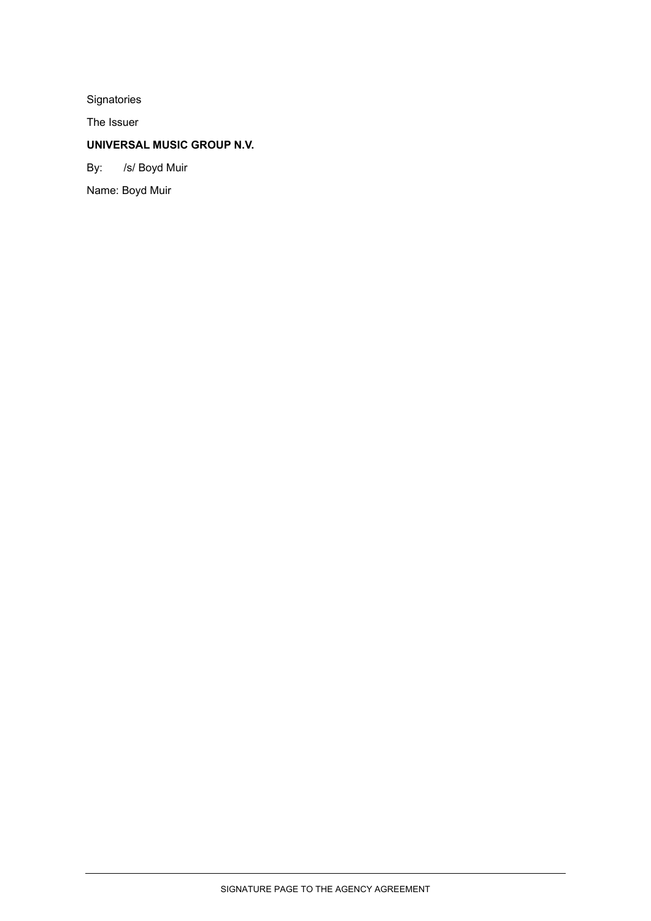Signatories

The Issuer

**UNIVERSAL MUSIC GROUP N.V.**

By: /s/ Boyd Muir

Name: Boyd Muir

SIGNATURE PAGE TO THE AGENCY AGREEMENT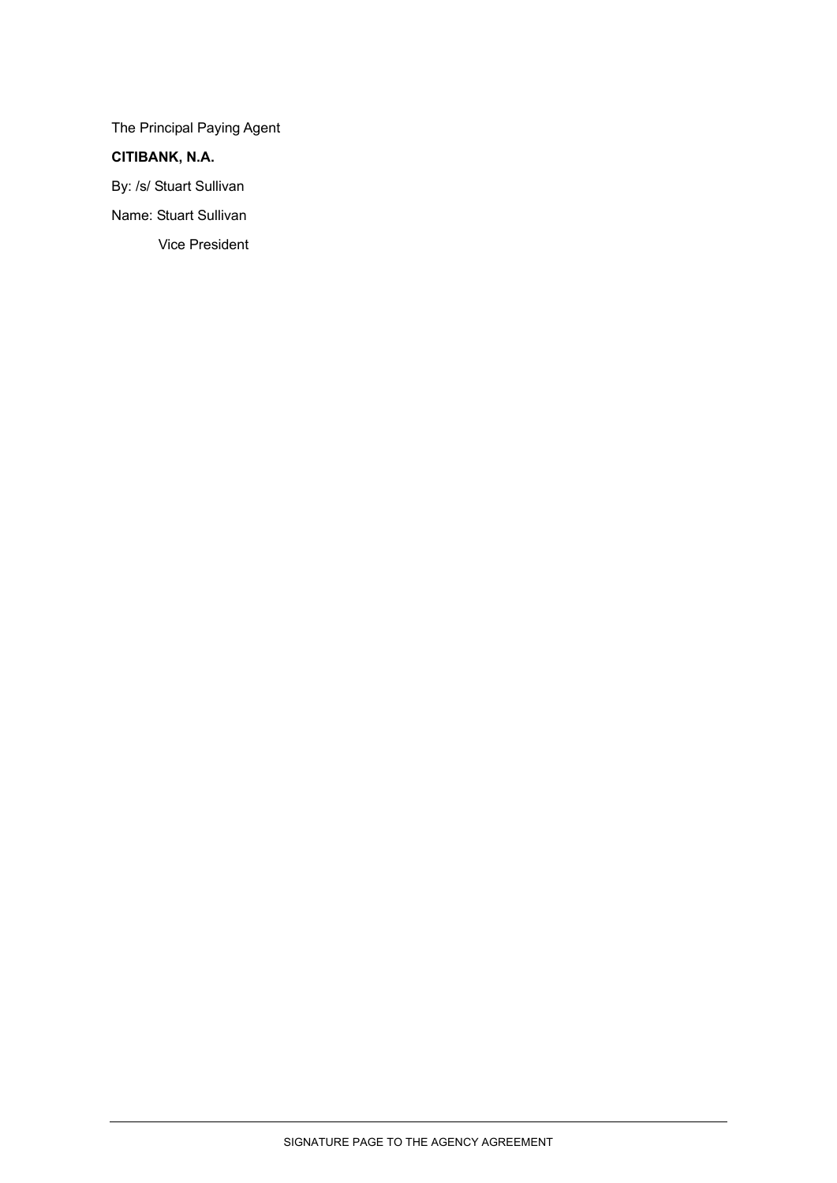The Principal Paying Agent

**CITIBANK, N.A.**

By: /s/ Stuart Sullivan

Name: Stuart Sullivan

Vice President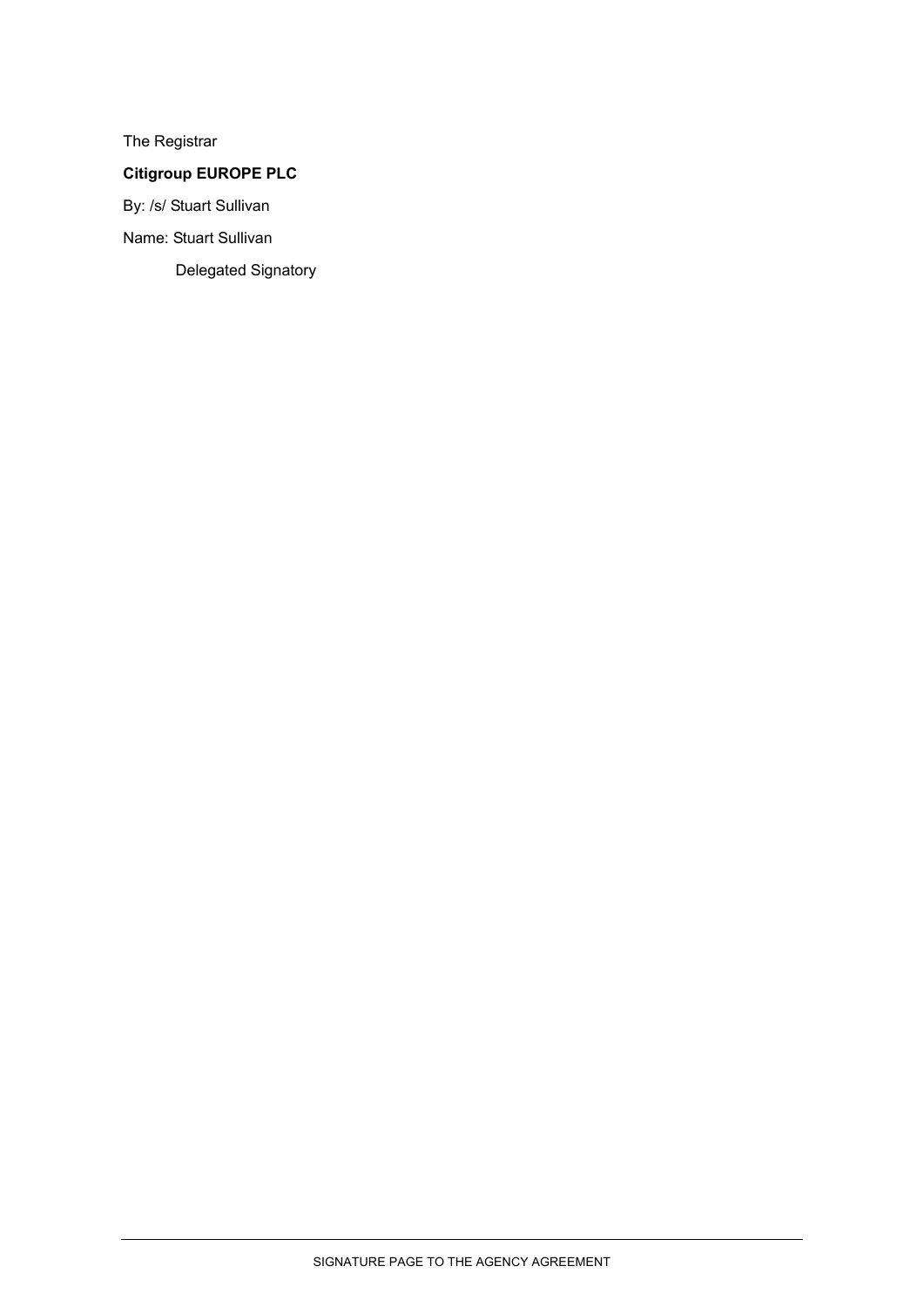The Registrar

**Citigroup EUROPE PLC**

By: /s/ Stuart Sullivan

Name: Stuart Sullivan

Delegated Signatory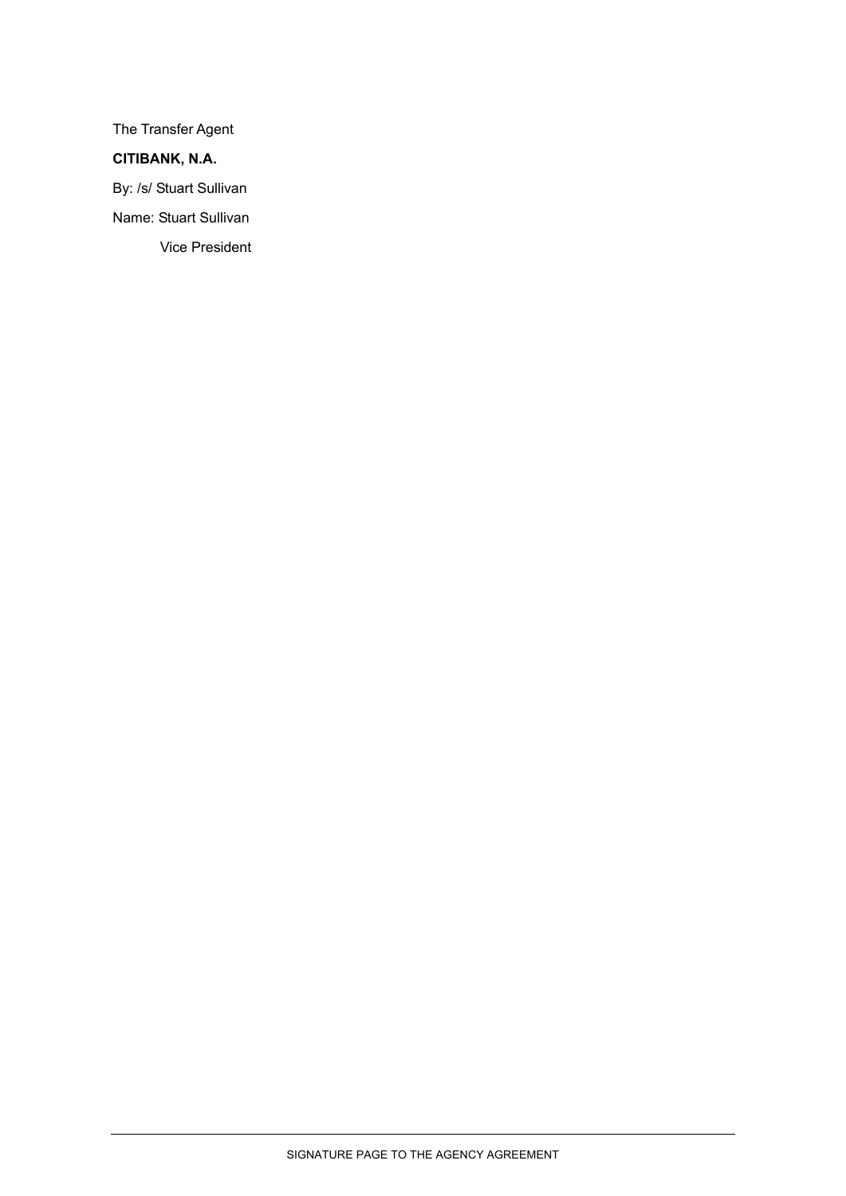The Transfer Agent

**CITIBANK, N.A.**

By: /s/ Stuart Sullivan

Name: Stuart Sullivan

Vice President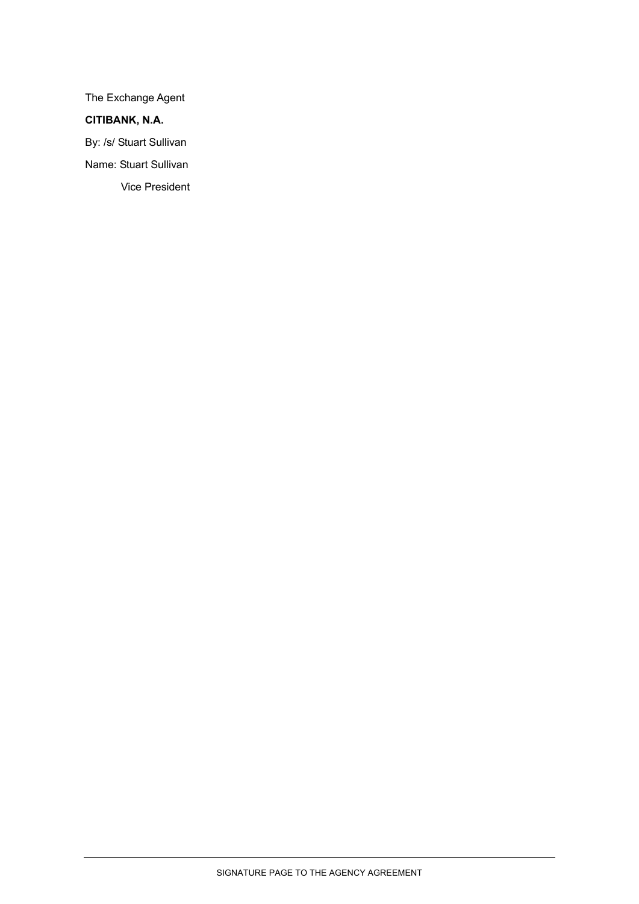The Exchange Agent

**CITIBANK, N.A.**

By: /s/ Stuart Sullivan

Name: Stuart Sullivan

Vice President